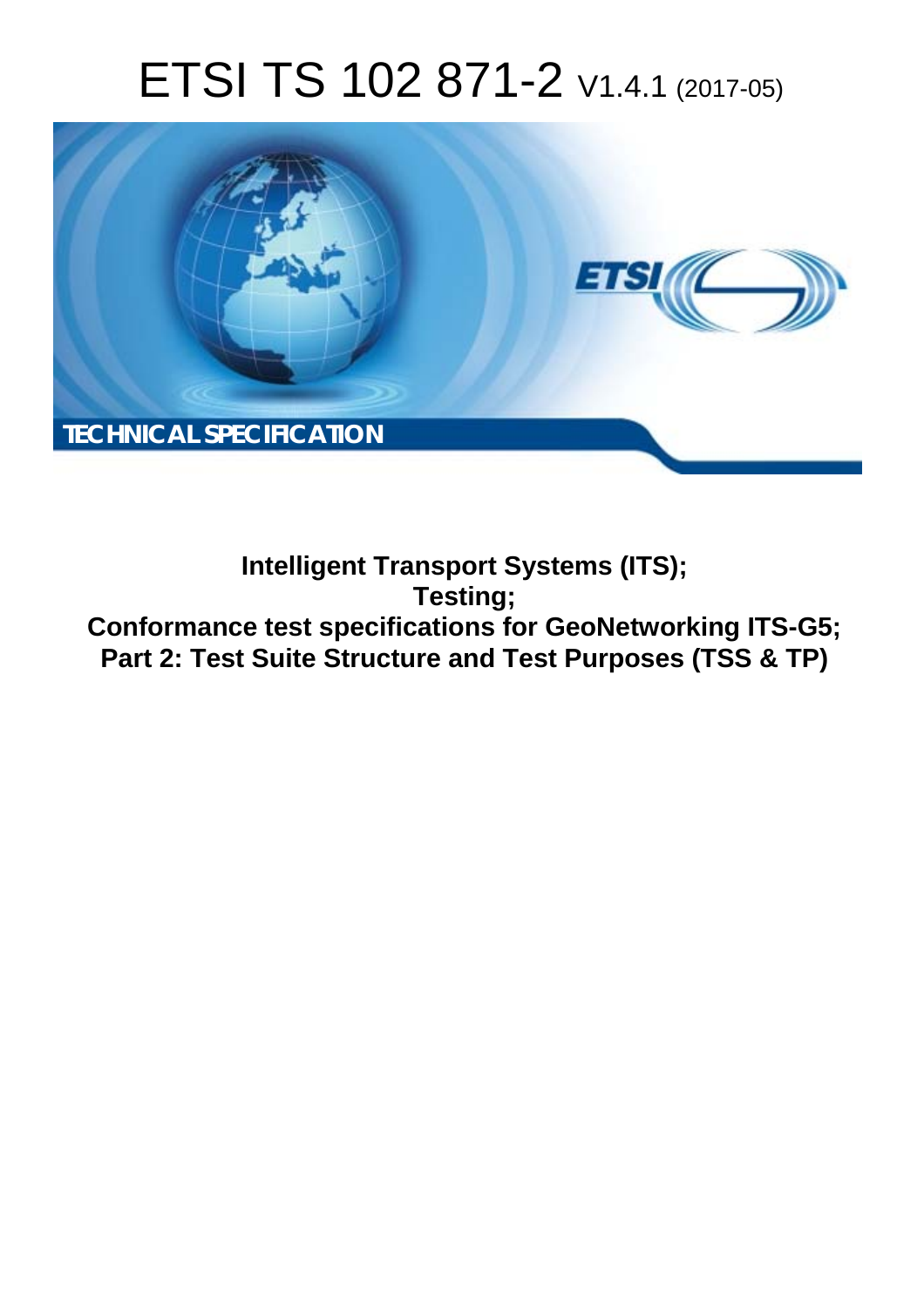# ETSI TS 102 871-2 V1.4.1 (2017-05)

TECHNICAL SPECIFICATION

**Intelligent Transport Systems (ITS);**
**Testing;**
**Conformance test specifications for GeoNetworking ITS-G5;**
**Part 2: Test Suite Structure and Test Purposes (TSS & TP)**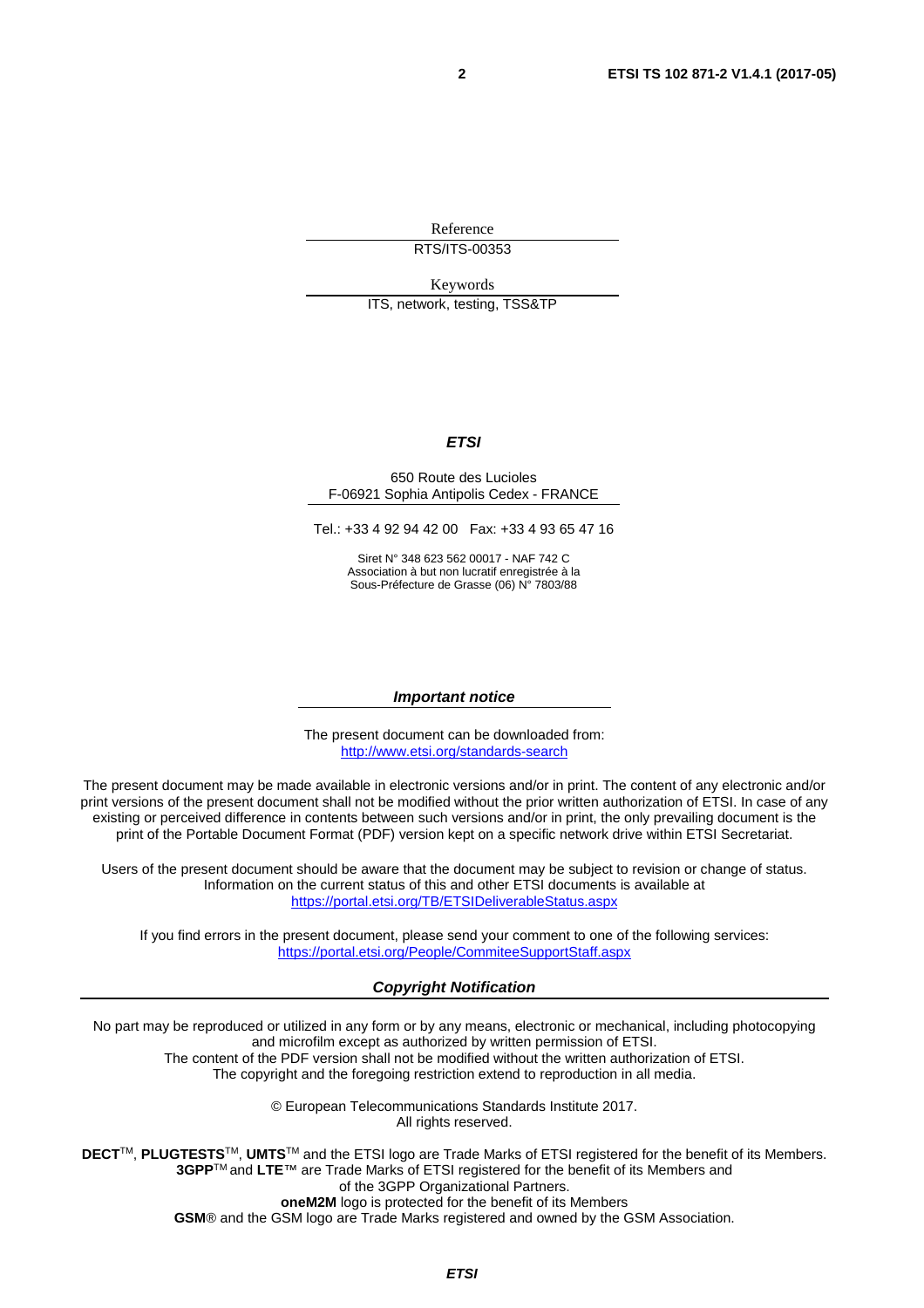Reference

RTS/ITS-00353

Keywords

ITS, network, testing, TSS&TP

***ETSI***

650 Route des Lucioles
F-06921 Sophia Antipolis Cedex - FRANCE

Tel.: +33 4 92 94 42 00 Fax: +33 4 93 65 47 16

Siret N° 348 623 562 00017 - NAF 742 C
Association à but non lucratif enregistrée à la
Sous-Préfecture de Grasse (06) N° 7803/88

***Important notice***

The present document can be downloaded from:
http://www.etsi.org/standards-search

The present document may be made available in electronic versions and/or in print. The content of any electronic and/or print versions of the present document shall not be modified without the prior written authorization of ETSI. In case of any existing or perceived difference in contents between such versions and/or in print, the only prevailing document is the print of the Portable Document Format (PDF) version kept on a specific network drive within ETSI Secretariat.

Users of the present document should be aware that the document may be subject to revision or change of status. Information on the current status of this and other ETSI documents is available at
https://portal.etsi.org/TB/ETSIDeliverableStatus.aspx

If you find errors in the present document, please send your comment to one of the following services:
https://portal.etsi.org/People/CommiteeSupportStaff.aspx

***Copyright Notification***

No part may be reproduced or utilized in any form or by any means, electronic or mechanical, including photocopying and microfilm except as authorized by written permission of ETSI.
The content of the PDF version shall not be modified without the written authorization of ETSI.
The copyright and the foregoing restriction extend to reproduction in all media.

© European Telecommunications Standards Institute 2017.
All rights reserved.

**DECT**™, **PLUGTESTS**™, **UMTS**™ and the ETSI logo are Trade Marks of ETSI registered for the benefit of its Members.
**3GPP**™ and **LTE**™ are Trade Marks of ETSI registered for the benefit of its Members and of the 3GPP Organizational Partners.
**oneM2M** logo is protected for the benefit of its Members
**GSM**® and the GSM logo are Trade Marks registered and owned by the GSM Association.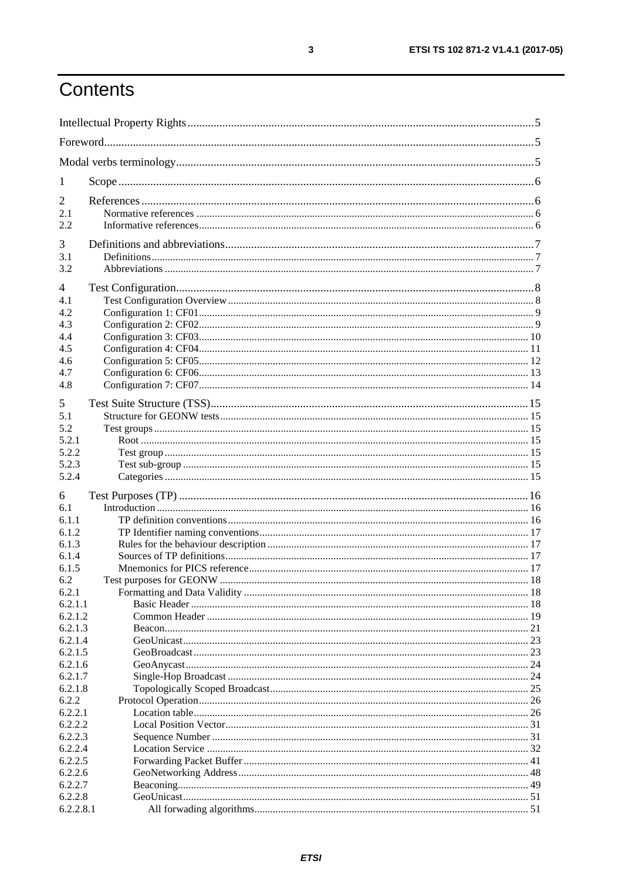# Contents

| | | |
|---|---|---|
| Intellectual Property Rights | | 5 |
| Foreword | | 5 |
| Modal verbs terminology | | 5 |
| 1 | Scope | 6 |
| 2 | References | 6 |
| 2.1 | Normative references | 6 |
| 2.2 | Informative references | 6 |
| 3 | Definitions and abbreviations | 7 |
| 3.1 | Definitions | 7 |
| 3.2 | Abbreviations | 7 |
| 4 | Test Configuration | 8 |
| 4.1 | Test Configuration Overview | 8 |
| 4.2 | Configuration 1: CF01 | 9 |
| 4.3 | Configuration 2: CF02 | 9 |
| 4.4 | Configuration 3: CF03 | 10 |
| 4.5 | Configuration 4: CF04 | 11 |
| 4.6 | Configuration 5: CF05 | 12 |
| 4.7 | Configuration 6: CF06 | 13 |
| 4.8 | Configuration 7: CF07 | 14 |
| 5 | Test Suite Structure (TSS) | 15 |
| 5.1 | Structure for GEONW tests | 15 |
| 5.2 | Test groups | 15 |
| 5.2.1 | Root | 15 |
| 5.2.2 | Test group | 15 |
| 5.2.3 | Test sub-group | 15 |
| 5.2.4 | Categories | 15 |
| 6 | Test Purposes (TP) | 16 |
| 6.1 | Introduction | 16 |
| 6.1.1 | TP definition conventions | 16 |
| 6.1.2 | TP Identifier naming conventions | 17 |
| 6.1.3 | Rules for the behaviour description | 17 |
| 6.1.4 | Sources of TP definitions | 17 |
| 6.1.5 | Mnemonics for PICS reference | 17 |
| 6.2 | Test purposes for GEONW | 18 |
| 6.2.1 | Formatting and Data Validity | 18 |
| 6.2.1.1 | Basic Header | 18 |
| 6.2.1.2 | Common Header | 19 |
| 6.2.1.3 | Beacon | 21 |
| 6.2.1.4 | GeoUnicast | 23 |
| 6.2.1.5 | GeoBroadcast | 23 |
| 6.2.1.6 | GeoAnycast | 24 |
| 6.2.1.7 | Single-Hop Broadcast | 24 |
| 6.2.1.8 | Topologically Scoped Broadcast | 25 |
| 6.2.2 | Protocol Operation | 26 |
| 6.2.2.1 | Location table | 26 |
| 6.2.2.2 | Local Position Vector | 31 |
| 6.2.2.3 | Sequence Number | 31 |
| 6.2.2.4 | Location Service | 32 |
| 6.2.2.5 | Forwarding Packet Buffer | 41 |
| 6.2.2.6 | GeoNetworking Address | 48 |
| 6.2.2.7 | Beaconing | 49 |
| 6.2.2.8 | GeoUnicast | 51 |
| 6.2.2.8.1 | All forwading algorithms | 51 |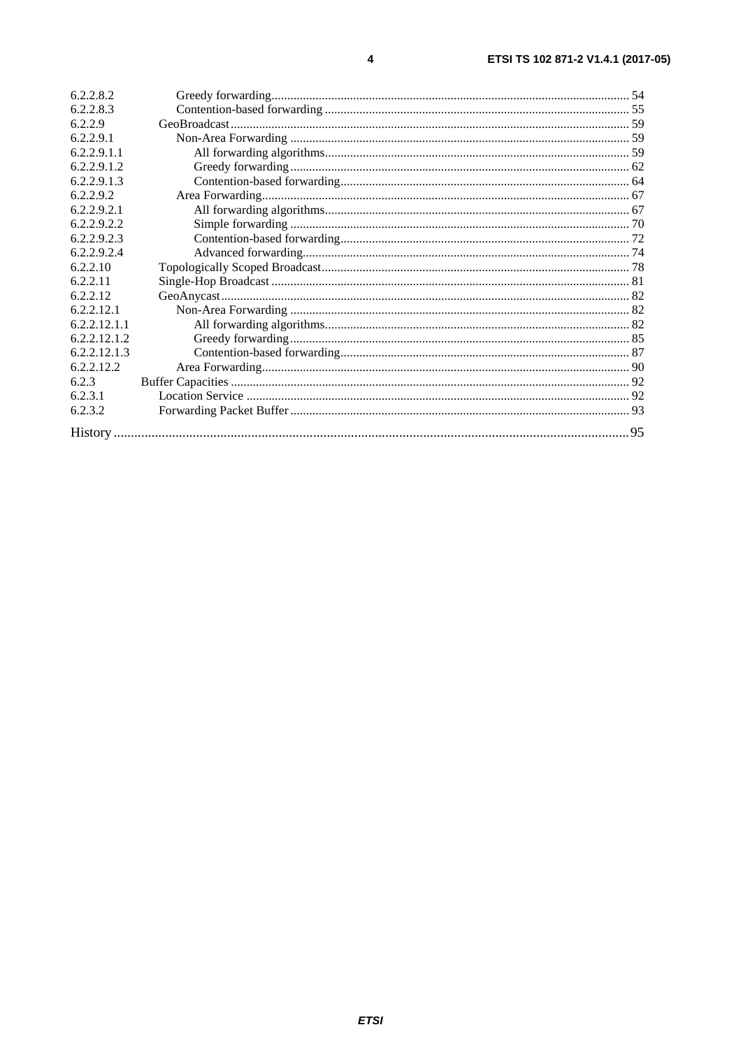6.2.2.8.2 Greedy forwarding ..... 54
6.2.2.8.3 Contention-based forwarding ..... 55
6.2.2.9 GeoBroadcast ..... 59
6.2.2.9.1 Non-Area Forwarding ..... 59
6.2.2.9.1.1 All forwarding algorithms ..... 59
6.2.2.9.1.2 Greedy forwarding ..... 62
6.2.2.9.1.3 Contention-based forwarding ..... 64
6.2.2.9.2 Area Forwarding ..... 67
6.2.2.9.2.1 All forwarding algorithms ..... 67
6.2.2.9.2.2 Simple forwarding ..... 70
6.2.2.9.2.3 Contention-based forwarding ..... 72
6.2.2.9.2.4 Advanced forwarding ..... 74
6.2.2.10 Topologically Scoped Broadcast ..... 78
6.2.2.11 Single-Hop Broadcast ..... 81
6.2.2.12 GeoAnycast ..... 82
6.2.2.12.1 Non-Area Forwarding ..... 82
6.2.2.12.1.1 All forwarding algorithms ..... 82
6.2.2.12.1.2 Greedy forwarding ..... 85
6.2.2.12.1.3 Contention-based forwarding ..... 87
6.2.2.12.2 Area Forwarding ..... 90
6.2.3 Buffer Capacities ..... 92
6.2.3.1 Location Service ..... 92
6.2.3.2 Forwarding Packet Buffer ..... 93

History ..... 95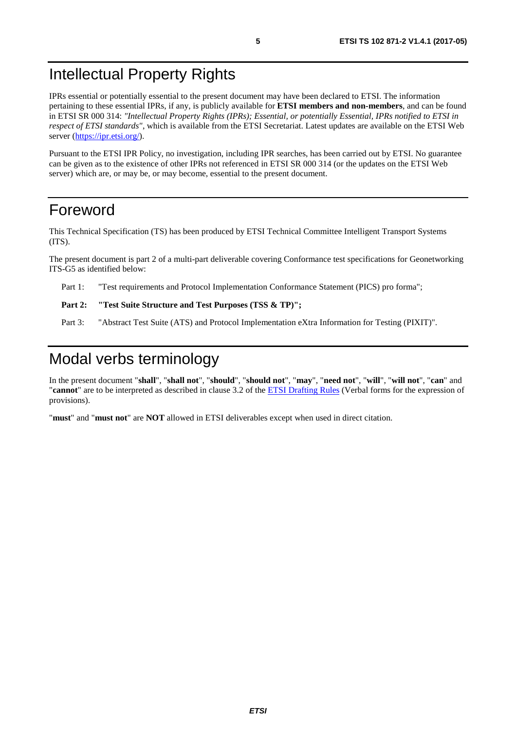# Intellectual Property Rights

IPRs essential or potentially essential to the present document may have been declared to ETSI. The information pertaining to these essential IPRs, if any, is publicly available for **ETSI members and non-members**, and can be found in ETSI SR 000 314: *"Intellectual Property Rights (IPRs); Essential, or potentially Essential, IPRs notified to ETSI in respect of ETSI standards"*, which is available from the ETSI Secretariat. Latest updates are available on the ETSI Web server (https://ipr.etsi.org/).

Pursuant to the ETSI IPR Policy, no investigation, including IPR searches, has been carried out by ETSI. No guarantee can be given as to the existence of other IPRs not referenced in ETSI SR 000 314 (or the updates on the ETSI Web server) which are, or may be, or may become, essential to the present document.

# Foreword

This Technical Specification (TS) has been produced by ETSI Technical Committee Intelligent Transport Systems (ITS).

The present document is part 2 of a multi-part deliverable covering Conformance test specifications for Geonetworking ITS-G5 as identified below:

Part 1: "Test requirements and Protocol Implementation Conformance Statement (PICS) pro forma";

**Part 2: "Test Suite Structure and Test Purposes (TSS & TP)";**

Part 3: "Abstract Test Suite (ATS) and Protocol Implementation eXtra Information for Testing (PIXIT)".

# Modal verbs terminology

In the present document "**shall**", "**shall not**", "**should**", "**should not**", "**may**", "**need not**", "**will**", "**will not**", "**can**" and "**cannot**" are to be interpreted as described in clause 3.2 of the ETSI Drafting Rules (Verbal forms for the expression of provisions).

"**must**" and "**must not**" are **NOT** allowed in ETSI deliverables except when used in direct citation.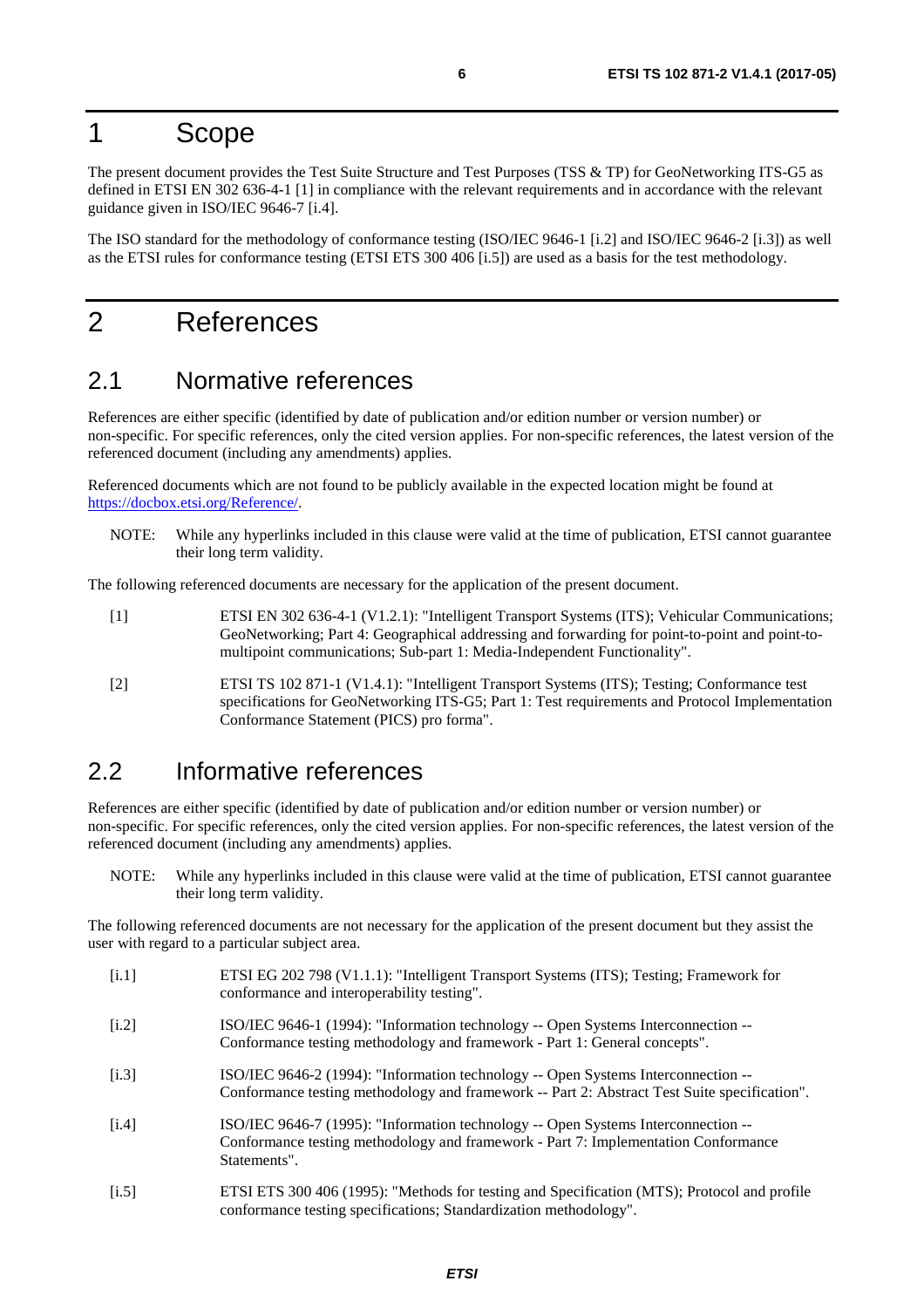# 1 Scope

The present document provides the Test Suite Structure and Test Purposes (TSS & TP) for GeoNetworking ITS-G5 as defined in ETSI EN 302 636-4-1 [1] in compliance with the relevant requirements and in accordance with the relevant guidance given in ISO/IEC 9646-7 [i.4].

The ISO standard for the methodology of conformance testing (ISO/IEC 9646-1 [i.2] and ISO/IEC 9646-2 [i.3]) as well as the ETSI rules for conformance testing (ETSI ETS 300 406 [i.5]) are used as a basis for the test methodology.

# 2 References

## 2.1 Normative references

References are either specific (identified by date of publication and/or edition number or version number) or non-specific. For specific references, only the cited version applies. For non-specific references, the latest version of the referenced document (including any amendments) applies.

Referenced documents which are not found to be publicly available in the expected location might be found at https://docbox.etsi.org/Reference/.

NOTE: While any hyperlinks included in this clause were valid at the time of publication, ETSI cannot guarantee their long term validity.

The following referenced documents are necessary for the application of the present document.

[1] ETSI EN 302 636-4-1 (V1.2.1): "Intelligent Transport Systems (ITS); Vehicular Communications; GeoNetworking; Part 4: Geographical addressing and forwarding for point-to-point and point-to-multipoint communications; Sub-part 1: Media-Independent Functionality".

[2] ETSI TS 102 871-1 (V1.4.1): "Intelligent Transport Systems (ITS); Testing; Conformance test specifications for GeoNetworking ITS-G5; Part 1: Test requirements and Protocol Implementation Conformance Statement (PICS) pro forma".

## 2.2 Informative references

References are either specific (identified by date of publication and/or edition number or version number) or non-specific. For specific references, only the cited version applies. For non-specific references, the latest version of the referenced document (including any amendments) applies.

NOTE: While any hyperlinks included in this clause were valid at the time of publication, ETSI cannot guarantee their long term validity.

The following referenced documents are not necessary for the application of the present document but they assist the user with regard to a particular subject area.

[i.1] ETSI EG 202 798 (V1.1.1): "Intelligent Transport Systems (ITS); Testing; Framework for conformance and interoperability testing".

[i.2] ISO/IEC 9646-1 (1994): "Information technology -- Open Systems Interconnection -- Conformance testing methodology and framework - Part 1: General concepts".

[i.3] ISO/IEC 9646-2 (1994): "Information technology -- Open Systems Interconnection -- Conformance testing methodology and framework -- Part 2: Abstract Test Suite specification".

[i.4] ISO/IEC 9646-7 (1995): "Information technology -- Open Systems Interconnection -- Conformance testing methodology and framework - Part 7: Implementation Conformance Statements".

[i.5] ETSI ETS 300 406 (1995): "Methods for testing and Specification (MTS); Protocol and profile conformance testing specifications; Standardization methodology".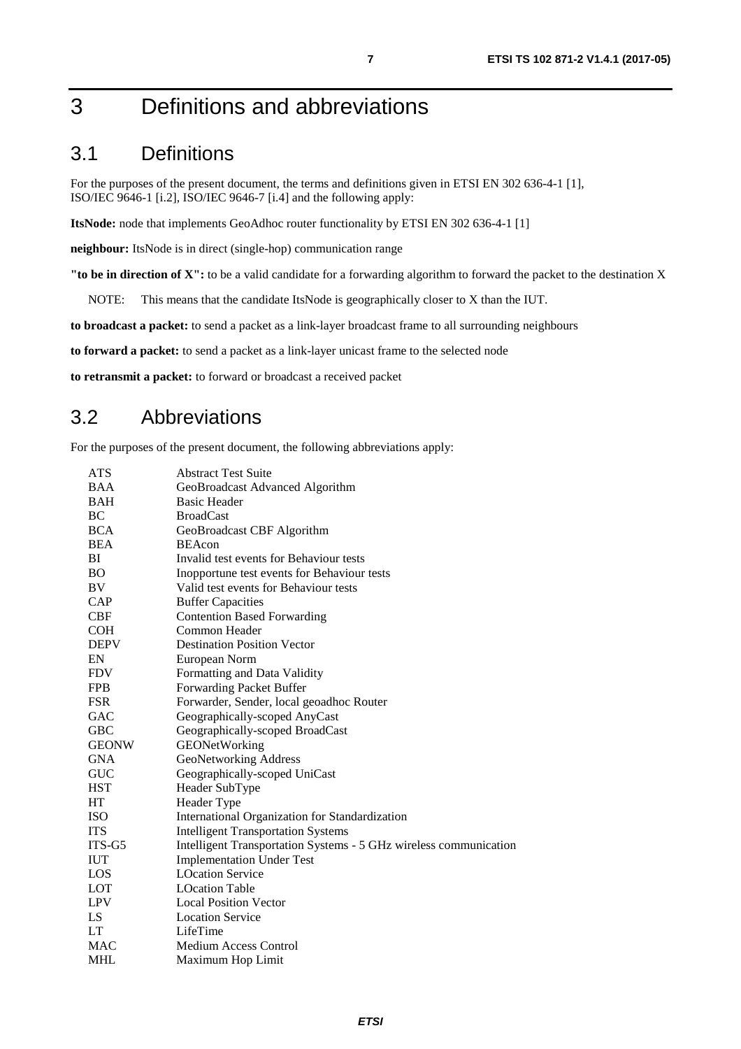# 3 Definitions and abbreviations

## 3.1 Definitions

For the purposes of the present document, the terms and definitions given in ETSI EN 302 636-4-1 [1], ISO/IEC 9646-1 [i.2], ISO/IEC 9646-7 [i.4] and the following apply:

**ItsNode:** node that implements GeoAdhoc router functionality by ETSI EN 302 636-4-1 [1]

**neighbour:** ItsNode is in direct (single-hop) communication range

**"to be in direction of X":** to be a valid candidate for a forwarding algorithm to forward the packet to the destination X

NOTE: This means that the candidate ItsNode is geographically closer to X than the IUT.

**to broadcast a packet:** to send a packet as a link-layer broadcast frame to all surrounding neighbours

**to forward a packet:** to send a packet as a link-layer unicast frame to the selected node

**to retransmit a packet:** to forward or broadcast a received packet

## 3.2 Abbreviations

For the purposes of the present document, the following abbreviations apply:

| | |
|---|---|
| ATS | Abstract Test Suite |
| BAA | GeoBroadcast Advanced Algorithm |
| BAH | Basic Header |
| BC | BroadCast |
| BCA | GeoBroadcast CBF Algorithm |
| BEA | BEAcon |
| BI | Invalid test events for Behaviour tests |
| BO | Inopportune test events for Behaviour tests |
| BV | Valid test events for Behaviour tests |
| CAP | Buffer Capacities |
| CBF | Contention Based Forwarding |
| COH | Common Header |
| DEPV | Destination Position Vector |
| EN | European Norm |
| FDV | Formatting and Data Validity |
| FPB | Forwarding Packet Buffer |
| FSR | Forwarder, Sender, local geoadhoc Router |
| GAC | Geographically-scoped AnyCast |
| GBC | Geographically-scoped BroadCast |
| GEONW | GEONetWorking |
| GNA | GeoNetworking Address |
| GUC | Geographically-scoped UniCast |
| HST | Header SubType |
| HT | Header Type |
| ISO | International Organization for Standardization |
| ITS | Intelligent Transportation Systems |
| ITS-G5 | Intelligent Transportation Systems - 5 GHz wireless communication |
| IUT | Implementation Under Test |
| LOS | LOcation Service |
| LOT | LOcation Table |
| LPV | Local Position Vector |
| LS | Location Service |
| LT | LifeTime |
| MAC | Medium Access Control |
| MHL | Maximum Hop Limit |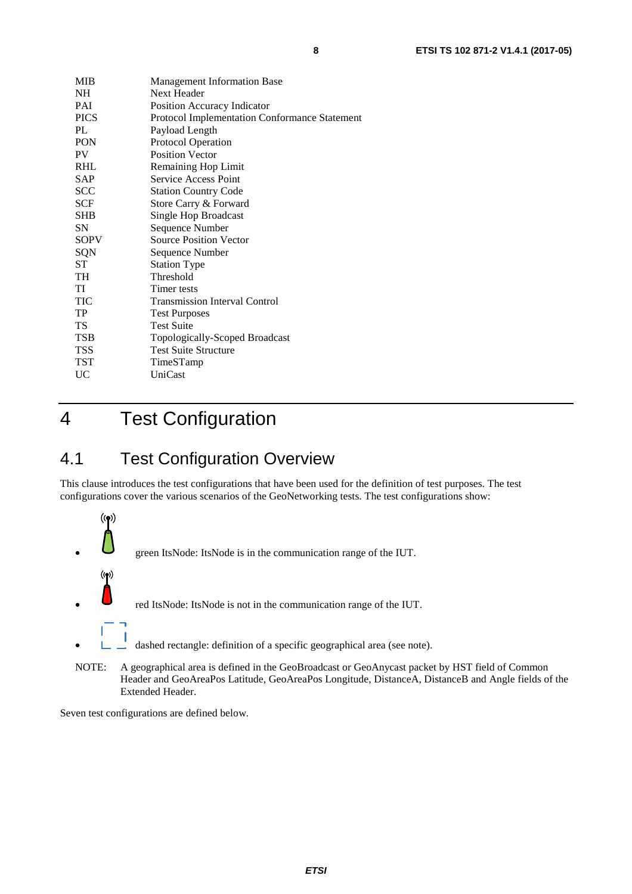| | |
|---|---|
| MIB | Management Information Base |
| NH | Next Header |
| PAI | Position Accuracy Indicator |
| PICS | Protocol Implementation Conformance Statement |
| PL | Payload Length |
| PON | Protocol Operation |
| PV | Position Vector |
| RHL | Remaining Hop Limit |
| SAP | Service Access Point |
| SCC | Station Country Code |
| SCF | Store Carry & Forward |
| SHB | Single Hop Broadcast |
| SN | Sequence Number |
| SOPV | Source Position Vector |
| SQN | Sequence Number |
| ST | Station Type |
| TH | Threshold |
| TI | Timer tests |
| TIC | Transmission Interval Control |
| TP | Test Purposes |
| TS | Test Suite |
| TSB | Topologically-Scoped Broadcast |
| TSS | Test Suite Structure |
| TST | TimeSTamp |
| UC | UniCast |

# 4 Test Configuration

## 4.1 Test Configuration Overview

This clause introduces the test configurations that have been used for the definition of test purposes. The test configurations cover the various scenarios of the GeoNetworking tests. The test configurations show:

- green ItsNode: ItsNode is in the communication range of the IUT.
- red ItsNode: ItsNode is not in the communication range of the IUT.
- dashed rectangle: definition of a specific geographical area (see note).

NOTE: A geographical area is defined in the GeoBroadcast or GeoAnycast packet by HST field of Common Header and GeoAreaPos Latitude, GeoAreaPos Longitude, DistanceA, DistanceB and Angle fields of the Extended Header.

Seven test configurations are defined below.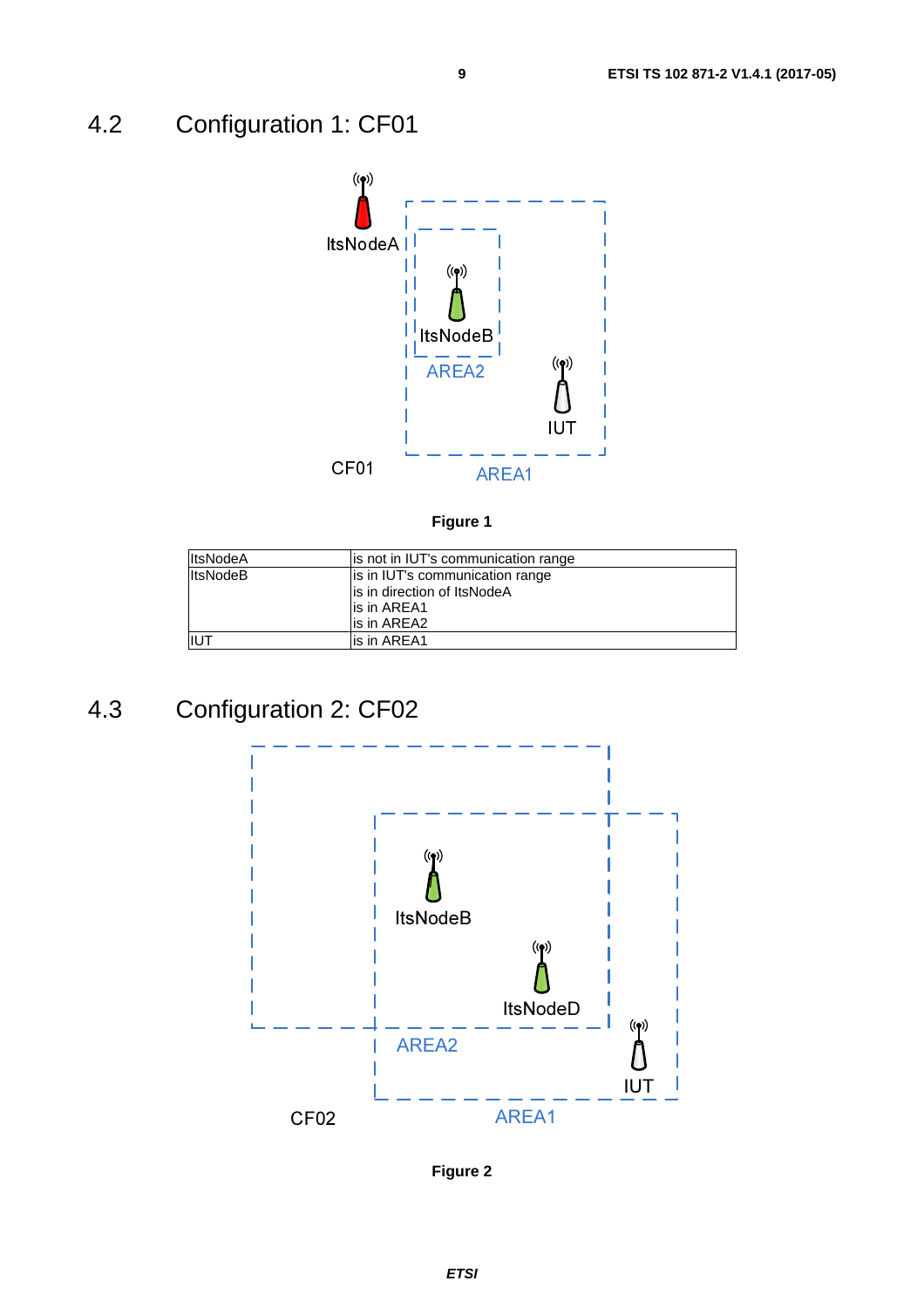## 4.2 Configuration 1: CF01

**Figure 1**

| ItsNodeA | is not in IUT's communication range |
|---|---|
| ItsNodeB | is in IUT's communication range<br>is in direction of ItsNodeA<br>is in AREA1<br>is in AREA2 |
| IUT | is in AREA1 |

## 4.3 Configuration 2: CF02

**Figure 2**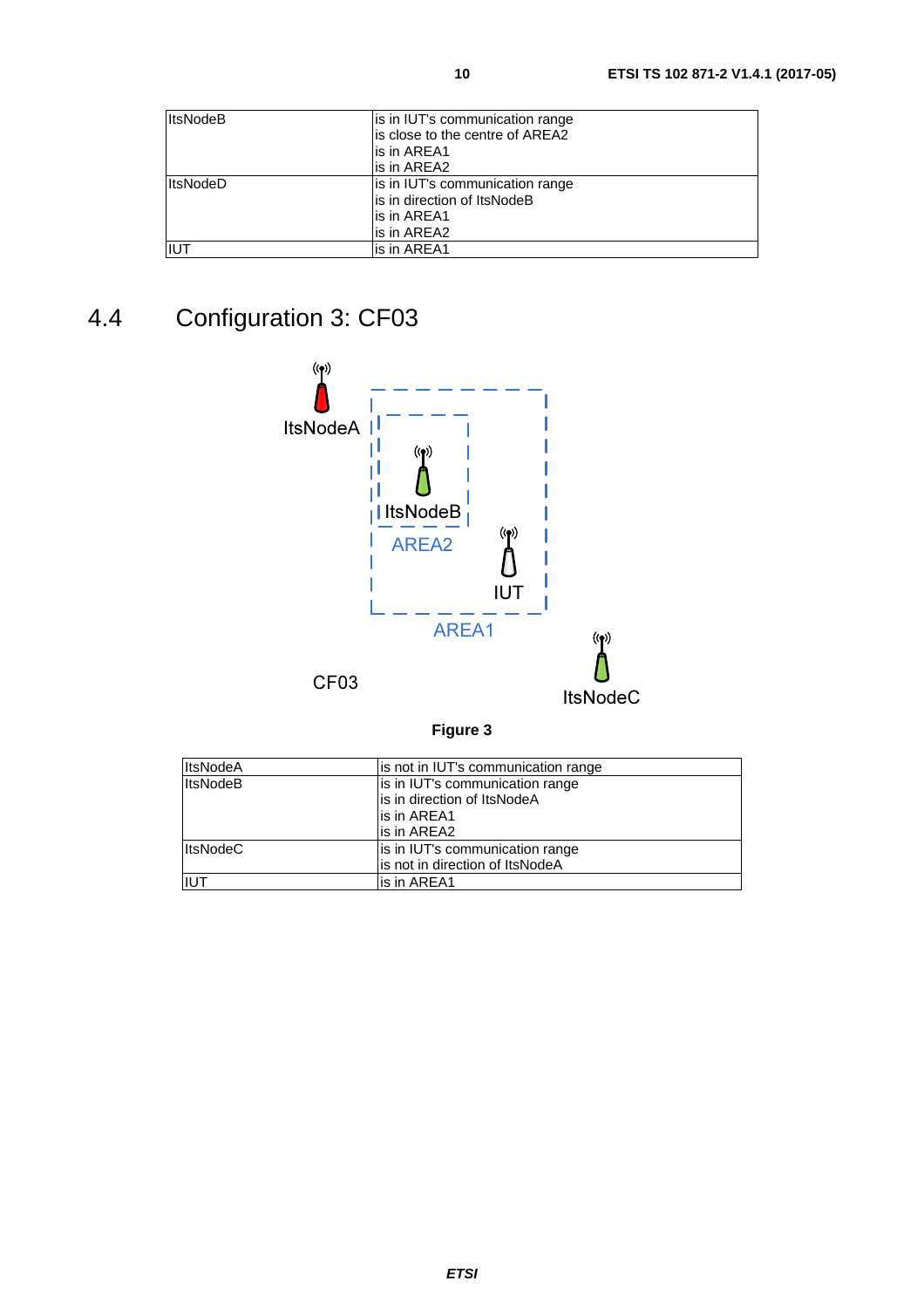| | |
|---|---|
| ItsNodeB | is in IUT's communication range<br>is close to the centre of AREA2<br>is in AREA1<br>is in AREA2 |
| ItsNodeD | is in IUT's communication range<br>is in direction of ItsNodeB<br>is in AREA1<br>is in AREA2 |
| IUT | is in AREA1 |

## 4.4 Configuration 3: CF03

**Figure 3**

| | |
|---|---|
| ItsNodeA | is not in IUT's communication range |
| ItsNodeB | is in IUT's communication range<br>is in direction of ItsNodeA<br>is in AREA1<br>is in AREA2 |
| ItsNodeC | is in IUT's communication range<br>is not in direction of ItsNodeA |
| IUT | is in AREA1 |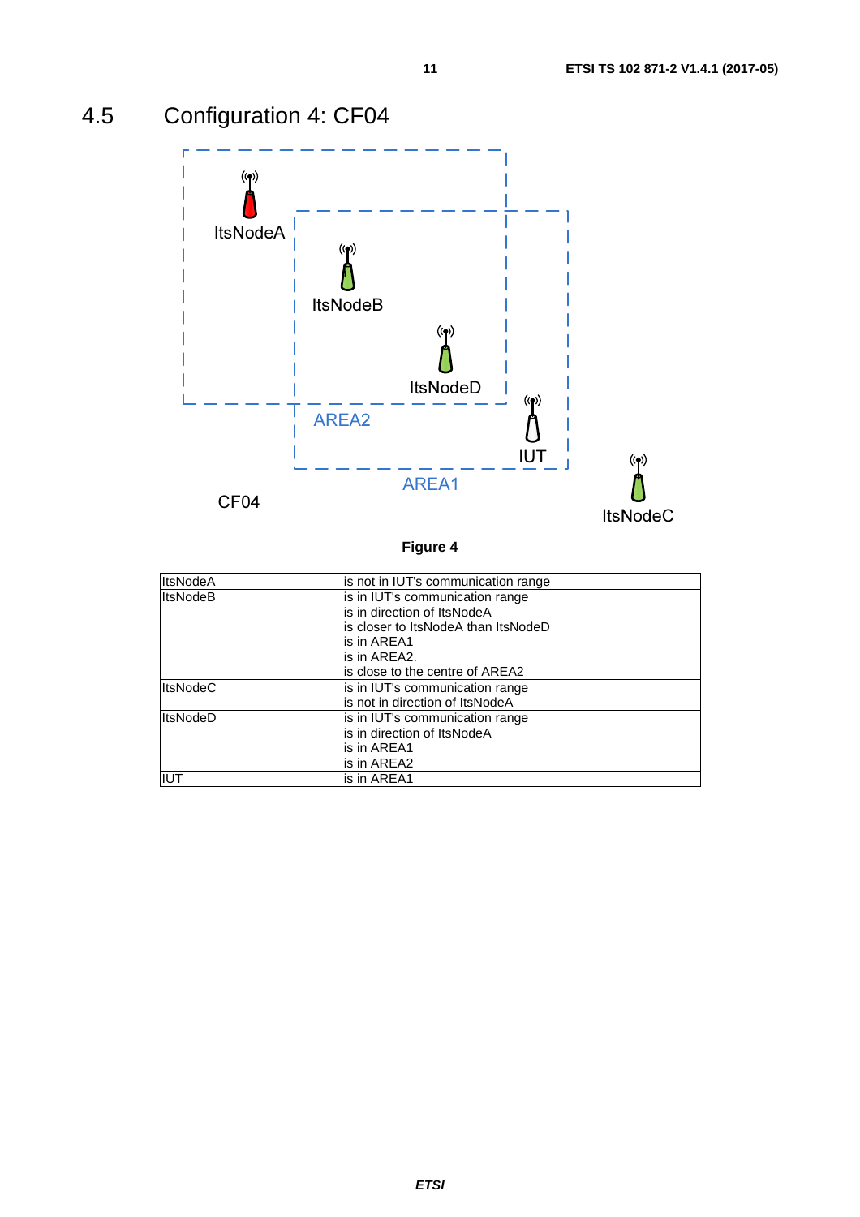## 4.5 Configuration 4: CF04

**Figure 4**

| | |
|---|---|
| ItsNodeA | is not in IUT's communication range |
| ItsNodeB | is in IUT's communication range<br>is in direction of ItsNodeA<br>is closer to ItsNodeA than ItsNodeD<br>is in AREA1<br>is in AREA2.<br>is close to the centre of AREA2 |
| ItsNodeC | is in IUT's communication range<br>is not in direction of ItsNodeA |
| ItsNodeD | is in IUT's communication range<br>is in direction of ItsNodeA<br>is in AREA1<br>is in AREA2 |
| IUT | is in AREA1 |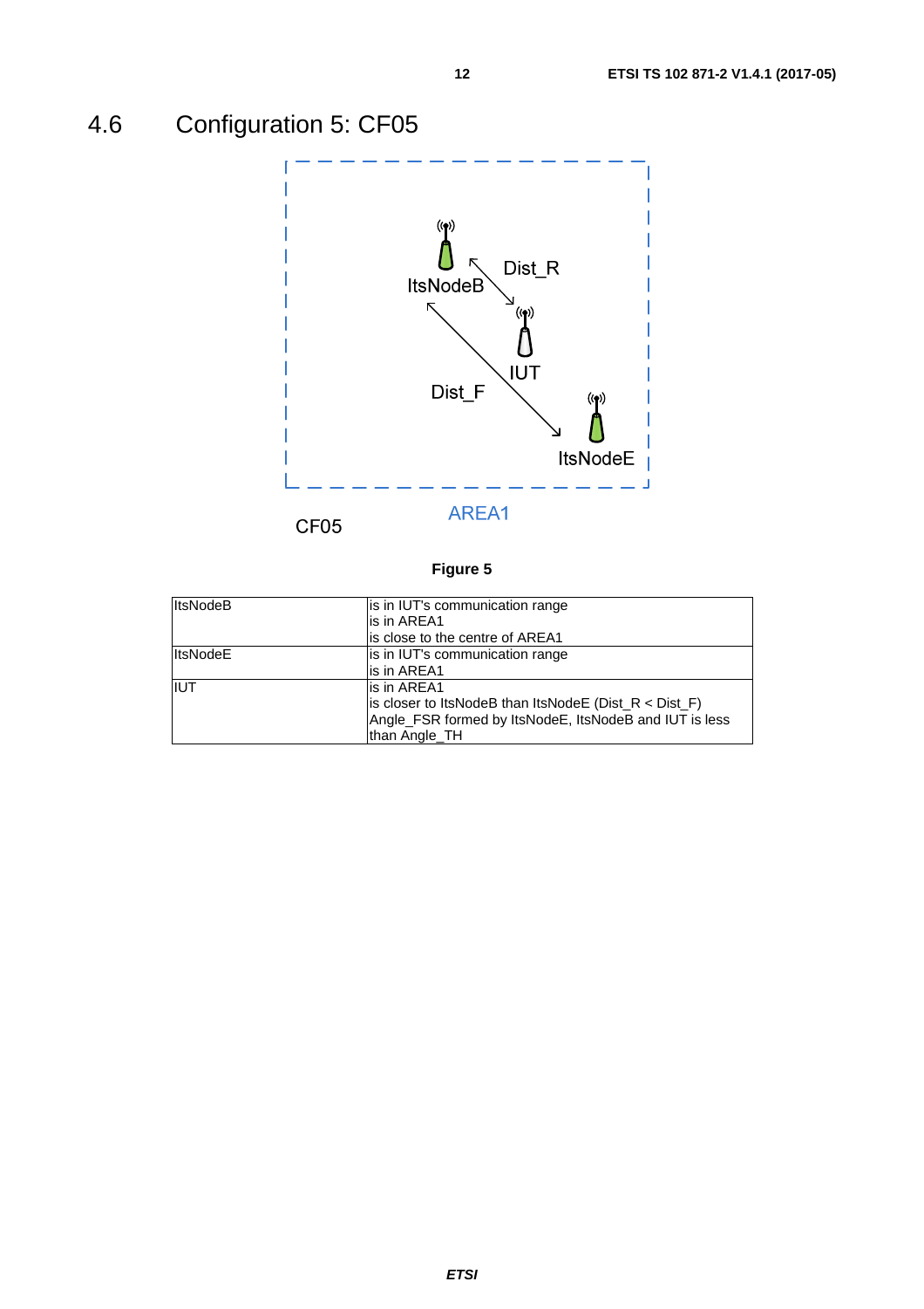## 4.6 Configuration 5: CF05

**Figure 5**

| ItsNodeB | is in IUT's communication range<br>is in AREA1<br>is close to the centre of AREA1 |
|---|---|
| ItsNodeE | is in IUT's communication range<br>is in AREA1 |
| IUT | is in AREA1<br>is closer to ItsNodeB than ItsNodeE (Dist_R < Dist_F)<br>Angle_FSR formed by ItsNodeE, ItsNodeB and IUT is less than Angle_TH |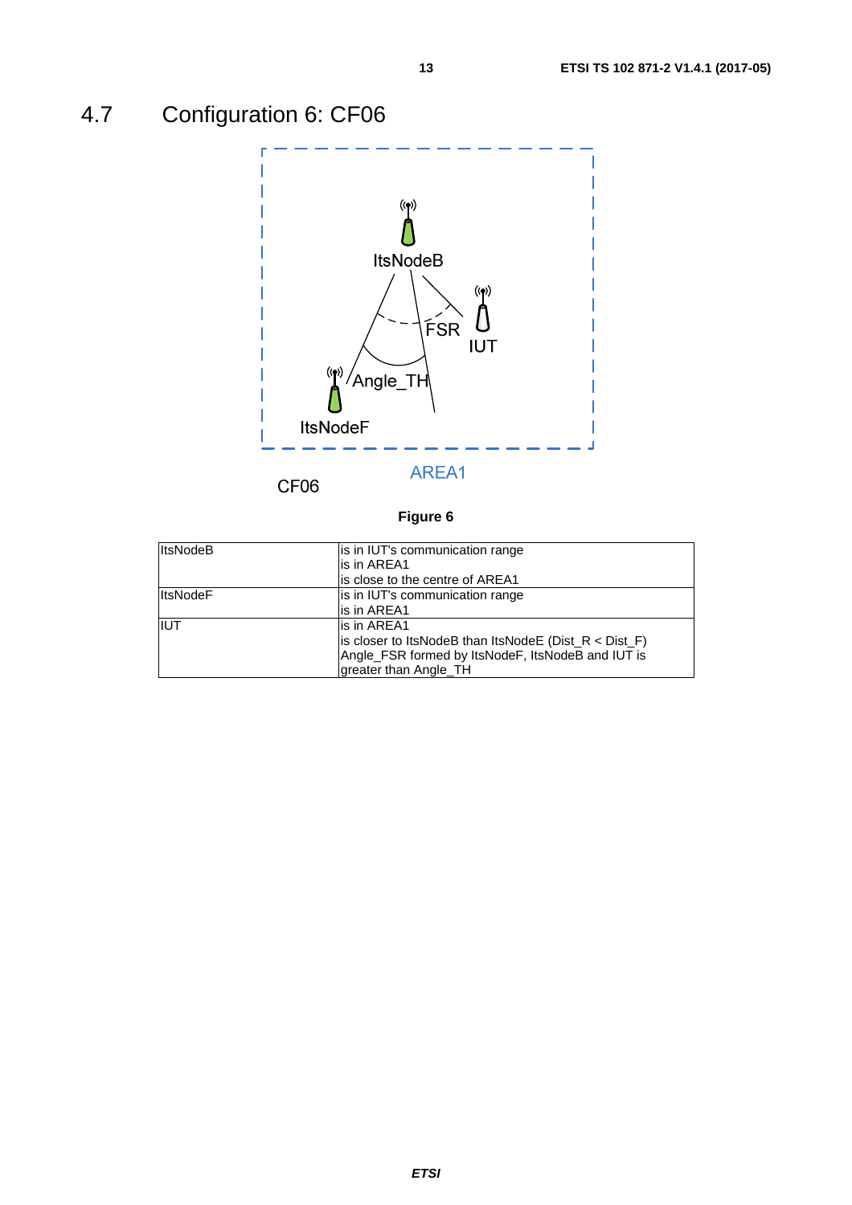## 4.7 Configuration 6: CF06

AREA1

CF06

**Figure 6**

| | |
|---|---|
| ItsNodeB | is in IUT's communication range<br>is in AREA1<br>is close to the centre of AREA1 |
| ItsNodeF | is in IUT's communication range<br>is in AREA1 |
| IUT | is in AREA1<br>is closer to ItsNodeB than ItsNodeE (Dist_R < Dist_F)<br>Angle_FSR formed by ItsNodeF, ItsNodeB and IUT is greater than Angle_TH |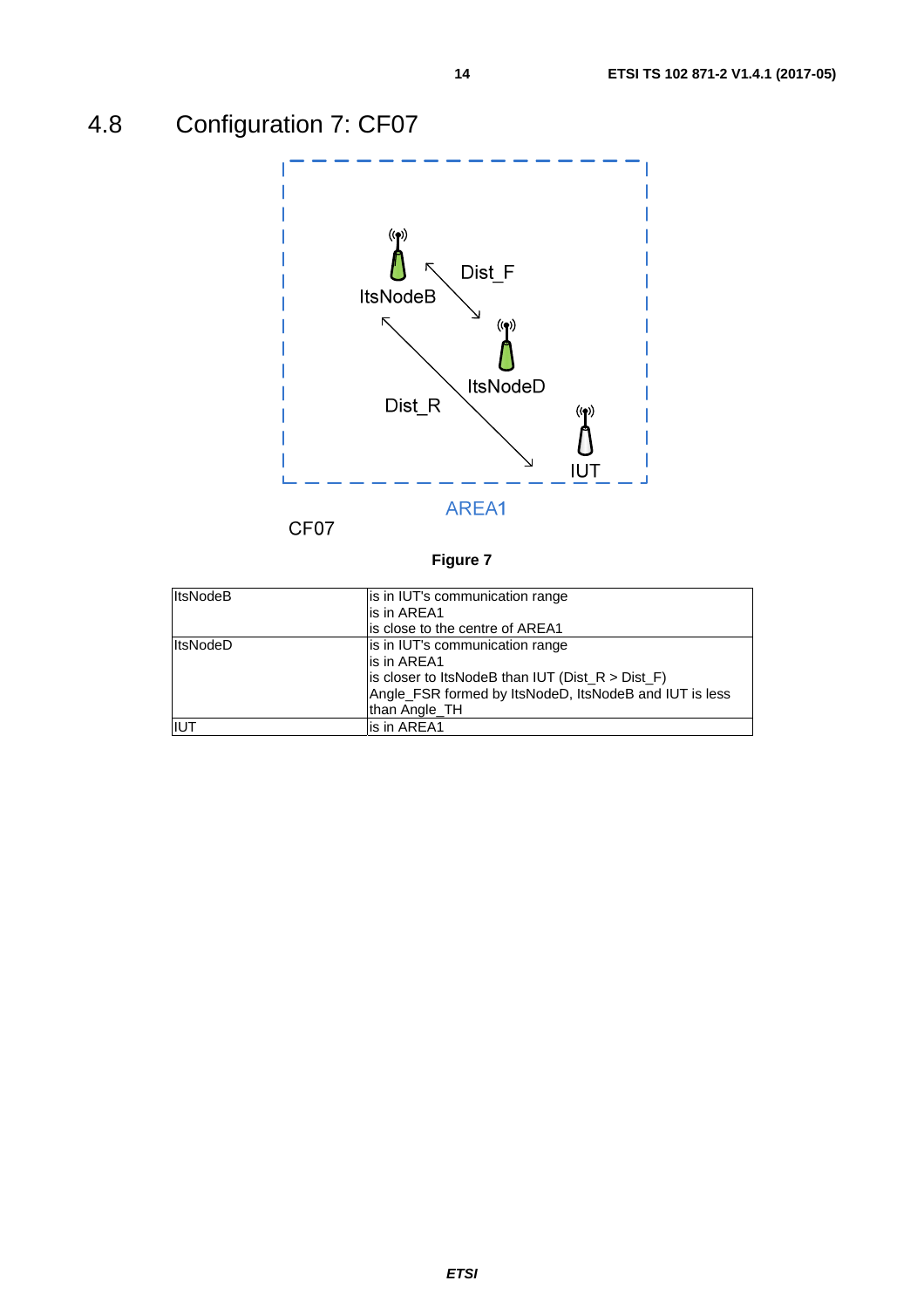## 4.8 Configuration 7: CF07

AREA1

CF07

ItsNodeB

ItsNodeD

IUT

Dist_F

Dist_R

**Figure 7**

| | |
|---|---|
| ItsNodeB | is in IUT's communication range<br>is in AREA1<br>is close to the centre of AREA1 |
| ItsNodeD | is in IUT's communication range<br>is in AREA1<br>is closer to ItsNodeB than IUT (Dist_R > Dist_F)<br>Angle_FSR formed by ItsNodeD, ItsNodeB and IUT is less than Angle_TH |
| IUT | is in AREA1 |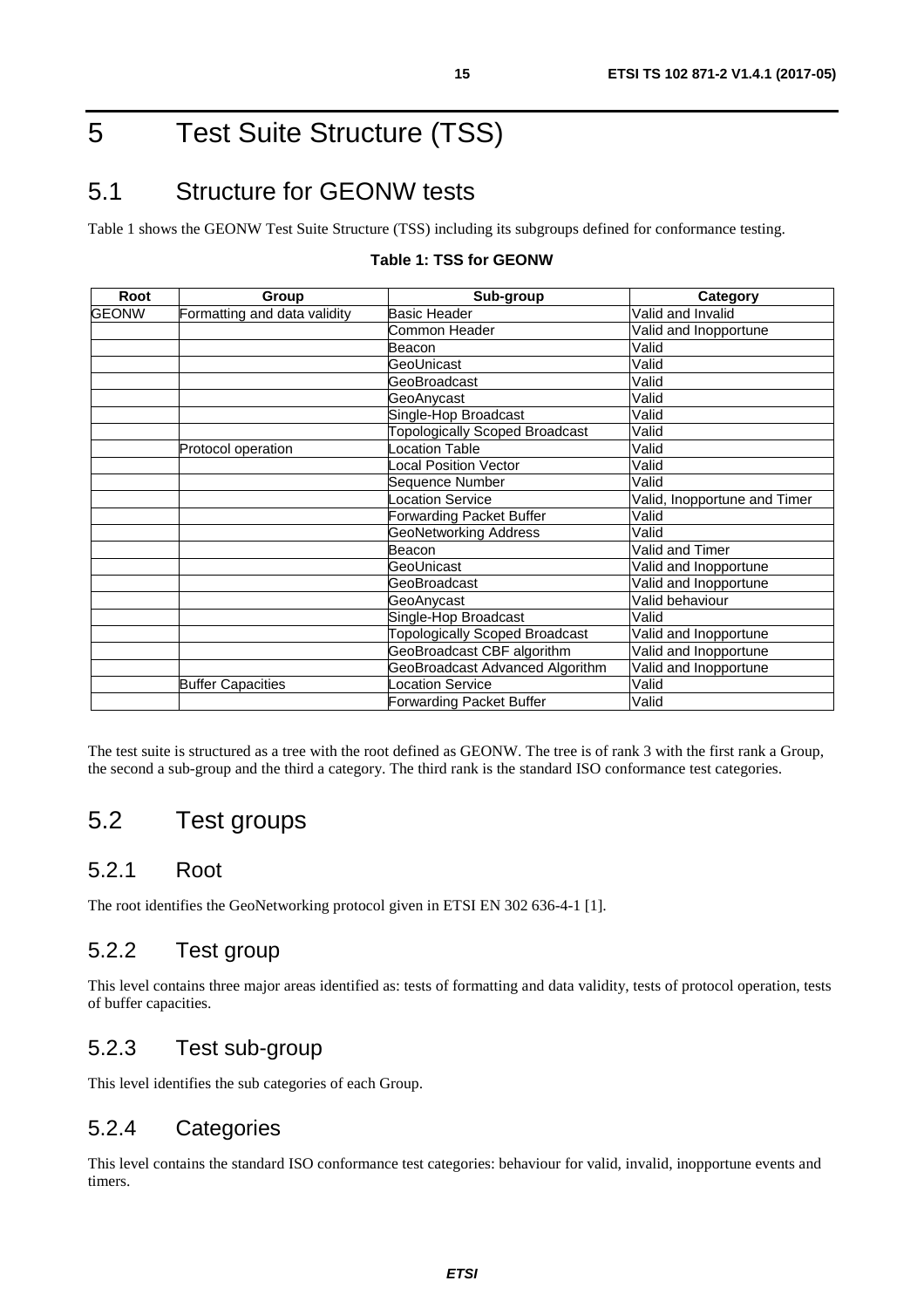# 5 Test Suite Structure (TSS)

## 5.1 Structure for GEONW tests

Table 1 shows the GEONW Test Suite Structure (TSS) including its subgroups defined for conformance testing.

**Table 1: TSS for GEONW**

| Root | Group | Sub-group | Category |
|---|---|---|---|
| GEONW | Formatting and data validity | Basic Header | Valid and Invalid |
| | | Common Header | Valid and Inopportune |
| | | Beacon | Valid |
| | | GeoUnicast | Valid |
| | | GeoBroadcast | Valid |
| | | GeoAnycast | Valid |
| | | Single-Hop Broadcast | Valid |
| | | Topologically Scoped Broadcast | Valid |
| | Protocol operation | Location Table | Valid |
| | | Local Position Vector | Valid |
| | | Sequence Number | Valid |
| | | Location Service | Valid, Inopportune and Timer |
| | | Forwarding Packet Buffer | Valid |
| | | GeoNetworking Address | Valid |
| | | Beacon | Valid and Timer |
| | | GeoUnicast | Valid and Inopportune |
| | | GeoBroadcast | Valid and Inopportune |
| | | GeoAnycast | Valid behaviour |
| | | Single-Hop Broadcast | Valid |
| | | Topologically Scoped Broadcast | Valid and Inopportune |
| | | GeoBroadcast CBF algorithm | Valid and Inopportune |
| | | GeoBroadcast Advanced Algorithm | Valid and Inopportune |
| | Buffer Capacities | Location Service | Valid |
| | | Forwarding Packet Buffer | Valid |

The test suite is structured as a tree with the root defined as GEONW. The tree is of rank 3 with the first rank a Group, the second a sub-group and the third a category. The third rank is the standard ISO conformance test categories.

## 5.2 Test groups

### 5.2.1 Root

The root identifies the GeoNetworking protocol given in ETSI EN 302 636-4-1 [1].

### 5.2.2 Test group

This level contains three major areas identified as: tests of formatting and data validity, tests of protocol operation, tests of buffer capacities.

### 5.2.3 Test sub-group

This level identifies the sub categories of each Group.

### 5.2.4 Categories

This level contains the standard ISO conformance test categories: behaviour for valid, invalid, inopportune events and timers.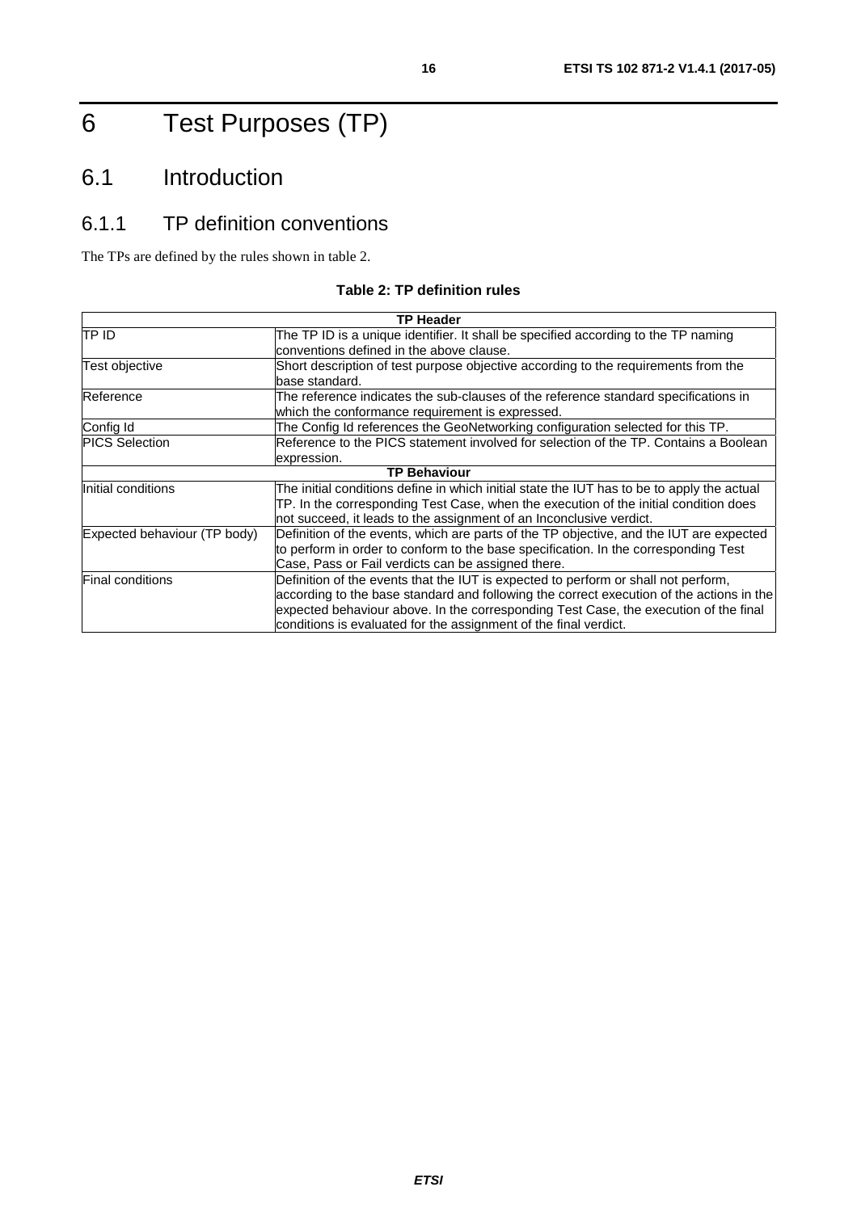# 6 Test Purposes (TP)

## 6.1 Introduction

### 6.1.1 TP definition conventions

The TPs are defined by the rules shown in table 2.

**Table 2: TP definition rules**

| **TP Header** | |
|---|---|
| TP ID | The TP ID is a unique identifier. It shall be specified according to the TP naming conventions defined in the above clause. |
| Test objective | Short description of test purpose objective according to the requirements from the base standard. |
| Reference | The reference indicates the sub-clauses of the reference standard specifications in which the conformance requirement is expressed. |
| Config Id | The Config Id references the GeoNetworking configuration selected for this TP. |
| PICS Selection | Reference to the PICS statement involved for selection of the TP. Contains a Boolean expression. |
| **TP Behaviour** | |
| Initial conditions | The initial conditions define in which initial state the IUT has to be to apply the actual TP. In the corresponding Test Case, when the execution of the initial condition does not succeed, it leads to the assignment of an Inconclusive verdict. |
| Expected behaviour (TP body) | Definition of the events, which are parts of the TP objective, and the IUT are expected to perform in order to conform to the base specification. In the corresponding Test Case, Pass or Fail verdicts can be assigned there. |
| Final conditions | Definition of the events that the IUT is expected to perform or shall not perform, according to the base standard and following the correct execution of the actions in the expected behaviour above. In the corresponding Test Case, the execution of the final conditions is evaluated for the assignment of the final verdict. |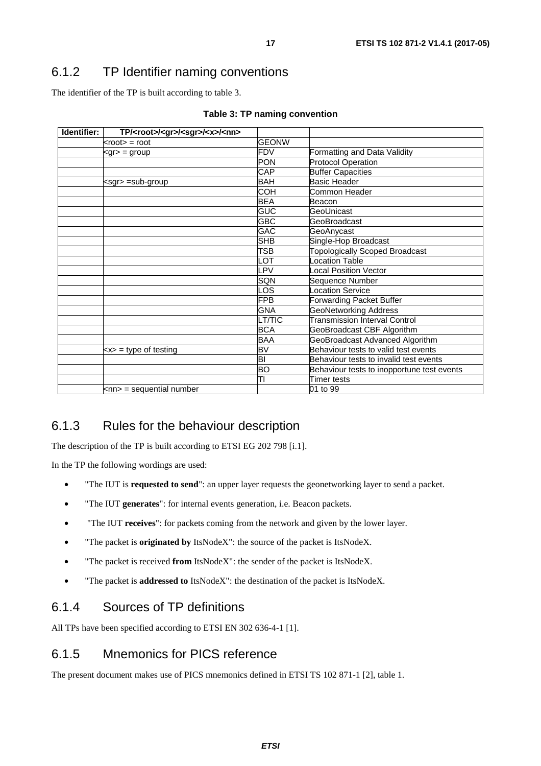## 6.1.2 TP Identifier naming conventions

The identifier of the TP is built according to table 3.

**Table 3: TP naming convention**

| Identifier: | TP/<root>/<gr>/<sgr>/<x>/<nn> | | |
|---|---|---|---|
| | <root> = root | GEONW | |
| | <gr> = group | FDV | Formatting and Data Validity |
| | | PON | Protocol Operation |
| | | CAP | Buffer Capacities |
| | <sgr> =sub-group | BAH | Basic Header |
| | | COH | Common Header |
| | | BEA | Beacon |
| | | GUC | GeoUnicast |
| | | GBC | GeoBroadcast |
| | | GAC | GeoAnycast |
| | | SHB | Single-Hop Broadcast |
| | | TSB | Topologically Scoped Broadcast |
| | | LOT | Location Table |
| | | LPV | Local Position Vector |
| | | SQN | Sequence Number |
| | | LOS | Location Service |
| | | FPB | Forwarding Packet Buffer |
| | | GNA | GeoNetworking Address |
| | | LT/TIC | Transmission Interval Control |
| | | BCA | GeoBroadcast CBF Algorithm |
| | | BAA | GeoBroadcast Advanced Algorithm |
| | <x> = type of testing | BV | Behaviour tests to valid test events |
| | | BI | Behaviour tests to invalid test events |
| | | BO | Behaviour tests to inopportune test events |
| | | TI | Timer tests |
| | <nn> = sequential number | | 01 to 99 |

## 6.1.3 Rules for the behaviour description

The description of the TP is built according to ETSI EG 202 798 [i.1].

In the TP the following wordings are used:

- "The IUT is **requested to send**": an upper layer requests the geonetworking layer to send a packet.
- "The IUT **generates**": for internal events generation, i.e. Beacon packets.
- "The IUT **receives**": for packets coming from the network and given by the lower layer.
- "The packet is **originated by** ItsNodeX": the source of the packet is ItsNodeX.
- "The packet is received **from** ItsNodeX": the sender of the packet is ItsNodeX.
- "The packet is **addressed to** ItsNodeX": the destination of the packet is ItsNodeX.

## 6.1.4 Sources of TP definitions

All TPs have been specified according to ETSI EN 302 636-4-1 [1].

## 6.1.5 Mnemonics for PICS reference

The present document makes use of PICS mnemonics defined in ETSI TS 102 871-1 [2], table 1.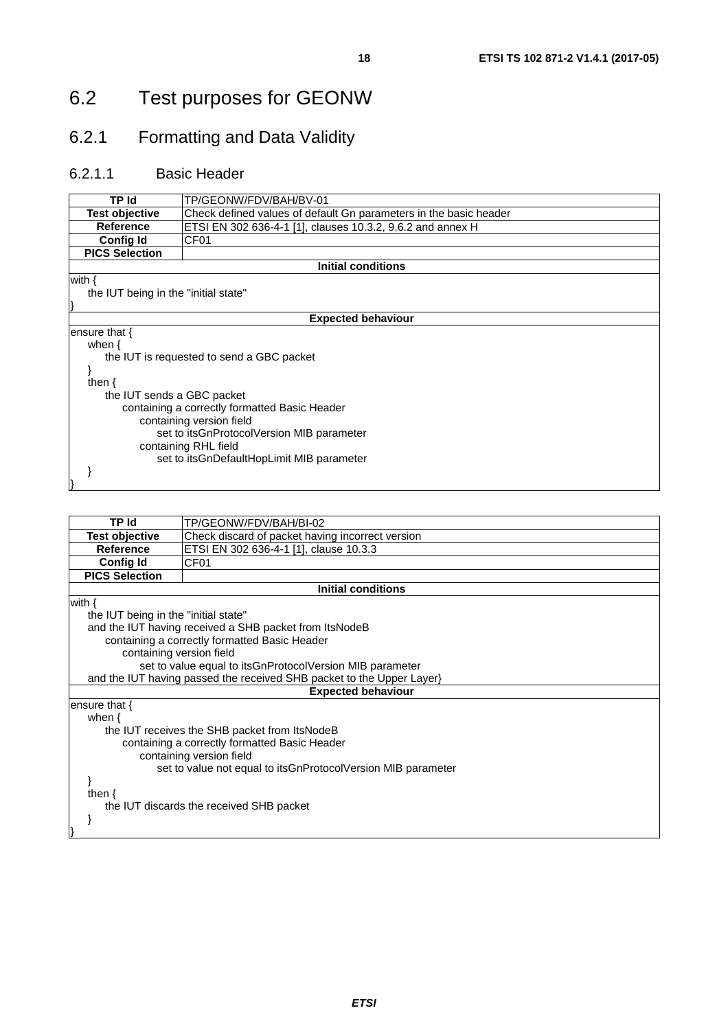## 6.2 Test purposes for GEONW

### 6.2.1 Formatting and Data Validity

#### 6.2.1.1 Basic Header

| TP Id | TP/GEONW/FDV/BAH/BV-01 |
|---|---|
| **Test objective** | Check defined values of default Gn parameters in the basic header |
| **Reference** | ETSI EN 302 636-4-1 [1], clauses 10.3.2, 9.6.2 and annex H |
| **Config Id** | CF01 |
| **PICS Selection** | |
| **Initial conditions** | |
| with {<br>    the IUT being in the "initial state"<br>} | |
| **Expected behaviour** | |
| ensure that {<br>    when {<br>        the IUT is requested to send a GBC packet<br>    }<br>    then {<br>        the IUT sends a GBC packet<br>            containing a correctly formatted Basic Header<br>                containing version field<br>                    set to itsGnProtocolVersion MIB parameter<br>                containing RHL field<br>                    set to itsGnDefaultHopLimit MIB parameter<br>    }<br>} | |

| TP Id | TP/GEONW/FDV/BAH/BI-02 |
|---|---|
| **Test objective** | Check discard of packet having incorrect version |
| **Reference** | ETSI EN 302 636-4-1 [1], clause 10.3.3 |
| **Config Id** | CF01 |
| **PICS Selection** | |
| **Initial conditions** | |
| with {<br>    the IUT being in the "initial state"<br>    and the IUT having received a SHB packet from ItsNodeB<br>        containing a correctly formatted Basic Header<br>            containing version field<br>                set to value equal to itsGnProtocolVersion MIB parameter<br>    and the IUT having passed the received SHB packet to the Upper Layer} | |
| **Expected behaviour** | |
| ensure that {<br>    when {<br>        the IUT receives the SHB packet from ItsNodeB<br>            containing a correctly formatted Basic Header<br>                containing version field<br>                    set to value not equal to itsGnProtocolVersion MIB parameter<br>    }<br>    then {<br>        the IUT discards the received SHB packet<br>    }<br>} | |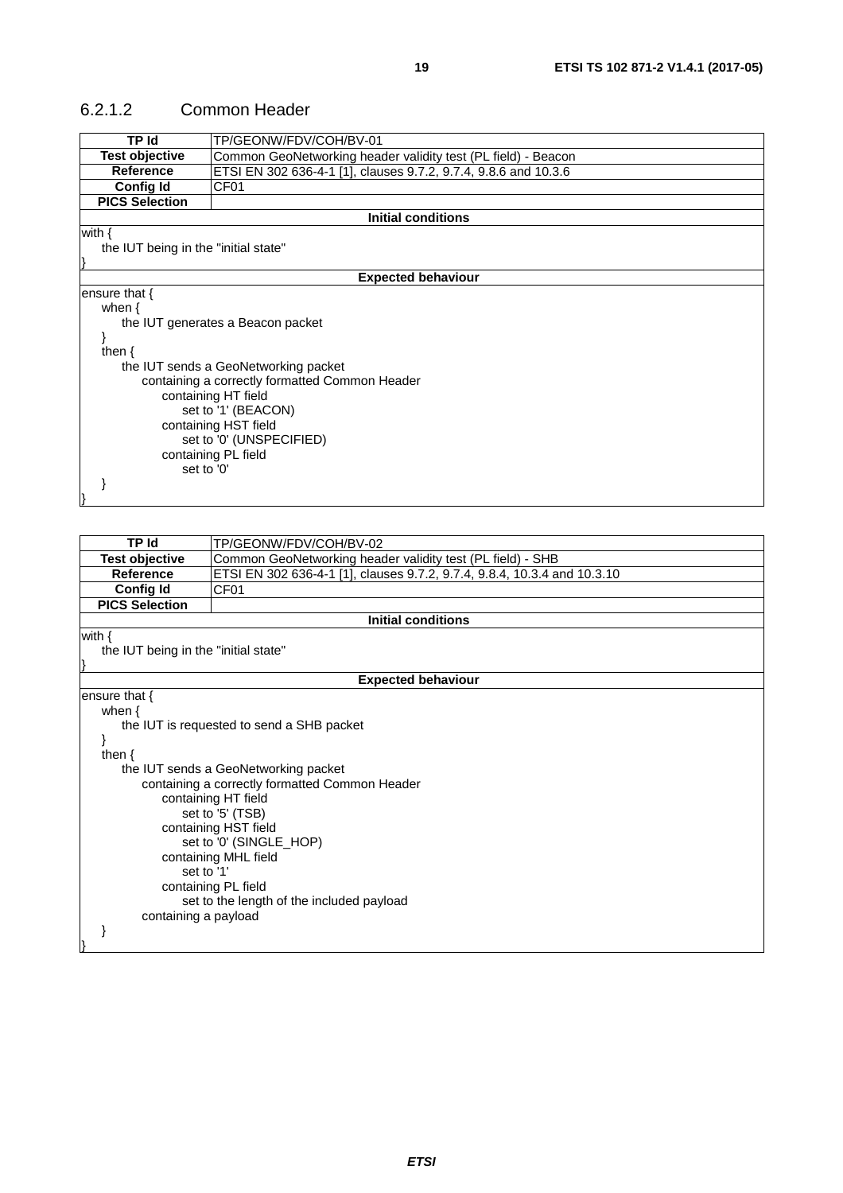### 6.2.1.2 Common Header

| TP Id | TP/GEONW/FDV/COH/BV-01 |
|---|---|
| **Test objective** | Common GeoNetworking header validity test (PL field) - Beacon |
| **Reference** | ETSI EN 302 636-4-1 [1], clauses 9.7.2, 9.7.4, 9.8.6 and 10.3.6 |
| **Config Id** | CF01 |
| **PICS Selection** | |
| **Initial conditions** | |

```
with {
    the IUT being in the "initial state"
}
```

**Expected behaviour**

```
ensure that {
    when {
        the IUT generates a Beacon packet
    }
    then {
        the IUT sends a GeoNetworking packet
            containing a correctly formatted Common Header
                containing HT field
                    set to '1' (BEACON)
                containing HST field
                    set to '0' (UNSPECIFIED)
                containing PL field
                    set to '0'
    }
}
```

| TP Id | TP/GEONW/FDV/COH/BV-02 |
|---|---|
| **Test objective** | Common GeoNetworking header validity test (PL field) - SHB |
| **Reference** | ETSI EN 302 636-4-1 [1], clauses 9.7.2, 9.7.4, 9.8.4, 10.3.4 and 10.3.10 |
| **Config Id** | CF01 |
| **PICS Selection** | |
| **Initial conditions** | |

```
with {
    the IUT being in the "initial state"
}
```

**Expected behaviour**

```
ensure that {
    when {
        the IUT is requested to send a SHB packet
    }
    then {
        the IUT sends a GeoNetworking packet
            containing a correctly formatted Common Header
                containing HT field
                    set to '5' (TSB)
                containing HST field
                    set to '0' (SINGLE_HOP)
                containing MHL field
                    set to '1'
                containing PL field
                    set to the length of the included payload
            containing a payload
    }
}
```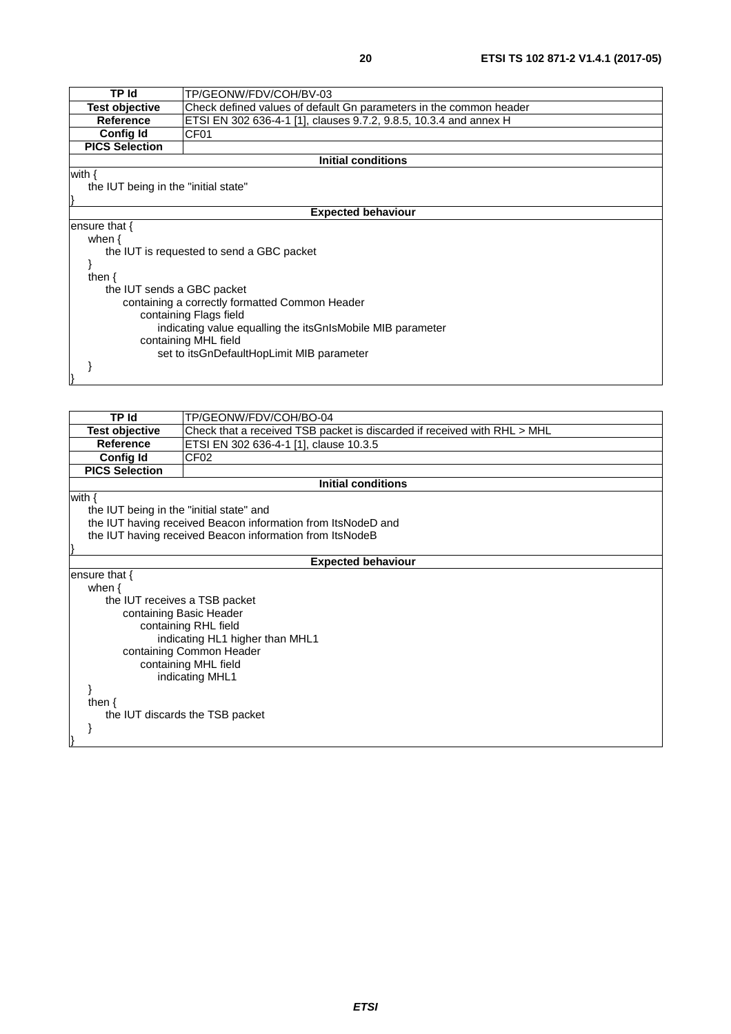| TP Id | TP/GEONW/FDV/COH/BV-03 |
|---|---|
| **Test objective** | Check defined values of default Gn parameters in the common header |
| **Reference** | ETSI EN 302 636-4-1 [1], clauses 9.7.2, 9.8.5, 10.3.4 and annex H |
| **Config Id** | CF01 |
| **PICS Selection** | |
| **Initial conditions** | |
| with {<br>    the IUT being in the "initial state"<br>} | |
| **Expected behaviour** | |
| ensure that {<br>    when {<br>        the IUT is requested to send a GBC packet<br>    }<br>    then {<br>        the IUT sends a GBC packet<br>            containing a correctly formatted Common Header<br>                containing Flags field<br>                    indicating value equalling the itsGnIsMobile MIB parameter<br>                containing MHL field<br>                    set to itsGnDefaultHopLimit MIB parameter<br>    }<br>} | |

| TP Id | TP/GEONW/FDV/COH/BO-04 |
|---|---|
| **Test objective** | Check that a received TSB packet is discarded if received with RHL > MHL |
| **Reference** | ETSI EN 302 636-4-1 [1], clause 10.3.5 |
| **Config Id** | CF02 |
| **PICS Selection** | |
| **Initial conditions** | |
| with {<br>    the IUT being in the "initial state" and<br>    the IUT having received Beacon information from ItsNodeD and<br>    the IUT having received Beacon information from ItsNodeB<br>} | |
| **Expected behaviour** | |
| ensure that {<br>    when {<br>        the IUT receives a TSB packet<br>            containing Basic Header<br>                containing RHL field<br>                    indicating HL1 higher than MHL1<br>            containing Common Header<br>                containing MHL field<br>                    indicating MHL1<br>    }<br>    then {<br>        the IUT discards the TSB packet<br>    }<br>} | |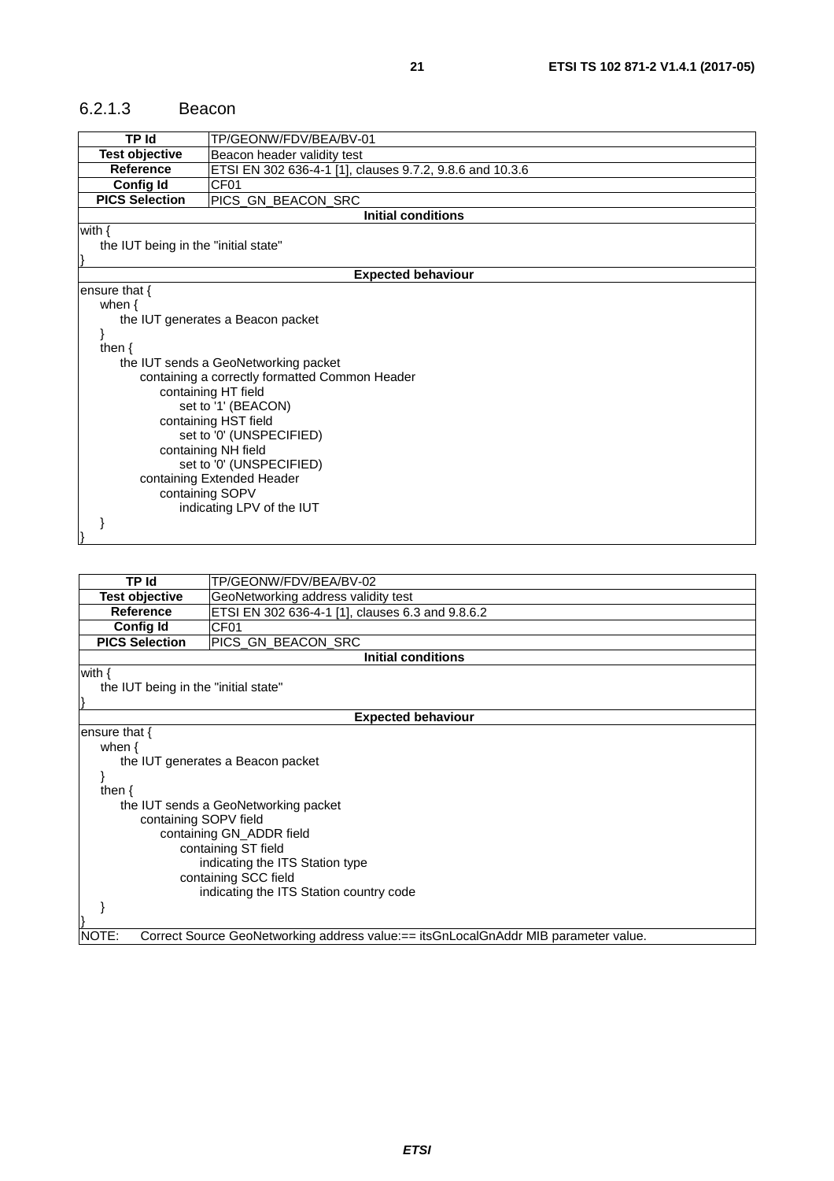### 6.2.1.3 Beacon

| TP Id | TP/GEONW/FDV/BEA/BV-01 |
|---|---|
| **Test objective** | Beacon header validity test |
| **Reference** | ETSI EN 302 636-4-1 [1], clauses 9.7.2, 9.8.6 and 10.3.6 |
| **Config Id** | CF01 |
| **PICS Selection** | PICS_GN_BEACON_SRC |
| **Initial conditions** | |
| with {<br>    the IUT being in the "initial state"<br>} | |
| **Expected behaviour** | |
| ensure that {<br>    when {<br>        the IUT generates a Beacon packet<br>    }<br>    then {<br>        the IUT sends a GeoNetworking packet<br>            containing a correctly formatted Common Header<br>                containing HT field<br>                    set to '1' (BEACON)<br>                containing HST field<br>                    set to '0' (UNSPECIFIED)<br>                containing NH field<br>                    set to '0' (UNSPECIFIED)<br>            containing Extended Header<br>                containing SOPV<br>                    indicating LPV of the IUT<br>    }<br>} | |

| TP Id | TP/GEONW/FDV/BEA/BV-02 |
|---|---|
| **Test objective** | GeoNetworking address validity test |
| **Reference** | ETSI EN 302 636-4-1 [1], clauses 6.3 and 9.8.6.2 |
| **Config Id** | CF01 |
| **PICS Selection** | PICS_GN_BEACON_SRC |
| **Initial conditions** | |
| with {<br>    the IUT being in the "initial state"<br>} | |
| **Expected behaviour** | |
| ensure that {<br>    when {<br>        the IUT generates a Beacon packet<br>    }<br>    then {<br>        the IUT sends a GeoNetworking packet<br>            containing SOPV field<br>                containing GN_ADDR field<br>                    containing ST field<br>                        indicating the ITS Station type<br>                    containing SCC field<br>                        indicating the ITS Station country code<br>    }<br>} | |
| NOTE: Correct Source GeoNetworking address value:== itsGnLocalGnAddr MIB parameter value. | |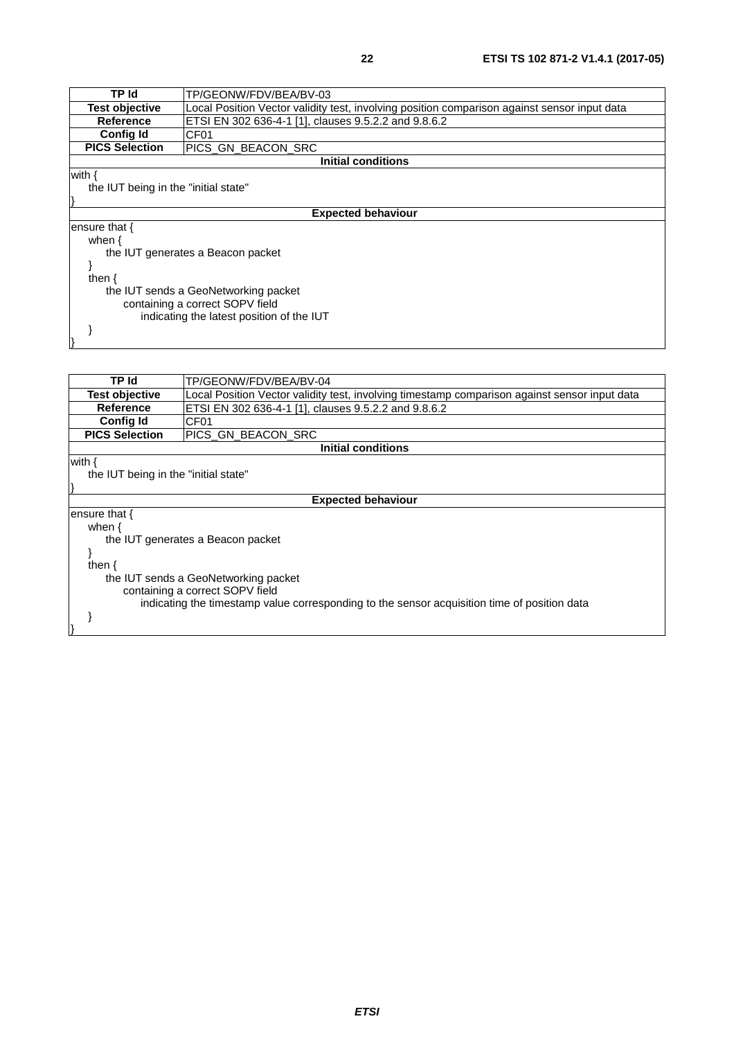| TP Id | TP/GEONW/FDV/BEA/BV-03 |
|---|---|
| **Test objective** | Local Position Vector validity test, involving position comparison against sensor input data |
| **Reference** | ETSI EN 302 636-4-1 [1], clauses 9.5.2.2 and 9.8.6.2 |
| **Config Id** | CF01 |
| **PICS Selection** | PICS_GN_BEACON_SRC |
| **Initial conditions** | |
| with {<br>    the IUT being in the "initial state"<br>} | |
| **Expected behaviour** | |
| ensure that {<br>    when {<br>        the IUT generates a Beacon packet<br>    }<br>    then {<br>        the IUT sends a GeoNetworking packet<br>            containing a correct SOPV field<br>                indicating the latest position of the IUT<br>    }<br>} | |

| TP Id | TP/GEONW/FDV/BEA/BV-04 |
|---|---|
| **Test objective** | Local Position Vector validity test, involving timestamp comparison against sensor input data |
| **Reference** | ETSI EN 302 636-4-1 [1], clauses 9.5.2.2 and 9.8.6.2 |
| **Config Id** | CF01 |
| **PICS Selection** | PICS_GN_BEACON_SRC |
| **Initial conditions** | |
| with {<br>    the IUT being in the "initial state"<br>} | |
| **Expected behaviour** | |
| ensure that {<br>    when {<br>        the IUT generates a Beacon packet<br>    }<br>    then {<br>        the IUT sends a GeoNetworking packet<br>            containing a correct SOPV field<br>                indicating the timestamp value corresponding to the sensor acquisition time of position data<br>    }<br>} | |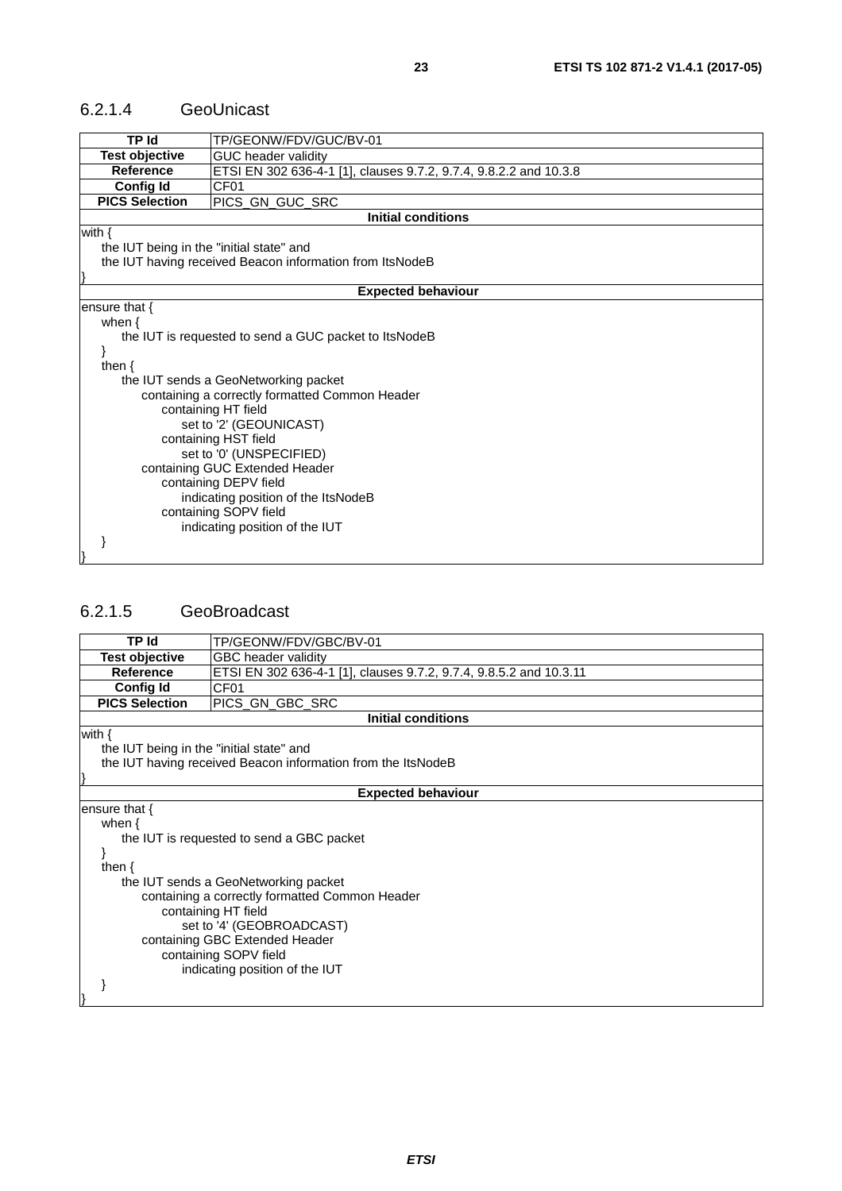### 6.2.1.4 GeoUnicast

| TP Id | TP/GEONW/FDV/GUC/BV-01 |
|---|---|
| **Test objective** | GUC header validity |
| **Reference** | ETSI EN 302 636-4-1 [1], clauses 9.7.2, 9.7.4, 9.8.2.2 and 10.3.8 |
| **Config Id** | CF01 |
| **PICS Selection** | PICS_GN_GUC_SRC |

**Initial conditions**

```
with {
    the IUT being in the "initial state" and
    the IUT having received Beacon information from ItsNodeB
}
```

**Expected behaviour**

```
ensure that {
    when {
        the IUT is requested to send a GUC packet to ItsNodeB
    }
    then {
        the IUT sends a GeoNetworking packet
            containing a correctly formatted Common Header
                containing HT field
                    set to '2' (GEOUNICAST)
                containing HST field
                    set to '0' (UNSPECIFIED)
            containing GUC Extended Header
                containing DEPV field
                    indicating position of the ItsNodeB
                containing SOPV field
                    indicating position of the IUT
    }
}
```

### 6.2.1.5 GeoBroadcast

| TP Id | TP/GEONW/FDV/GBC/BV-01 |
|---|---|
| **Test objective** | GBC header validity |
| **Reference** | ETSI EN 302 636-4-1 [1], clauses 9.7.2, 9.7.4, 9.8.5.2 and 10.3.11 |
| **Config Id** | CF01 |
| **PICS Selection** | PICS_GN_GBC_SRC |

**Initial conditions**

```
with {
    the IUT being in the "initial state" and
    the IUT having received Beacon information from the ItsNodeB
}
```

**Expected behaviour**

```
ensure that {
    when {
        the IUT is requested to send a GBC packet
    }
    then {
        the IUT sends a GeoNetworking packet
            containing a correctly formatted Common Header
                containing HT field
                    set to '4' (GEOBROADCAST)
            containing GBC Extended Header
                containing SOPV field
                    indicating position of the IUT
    }
}
```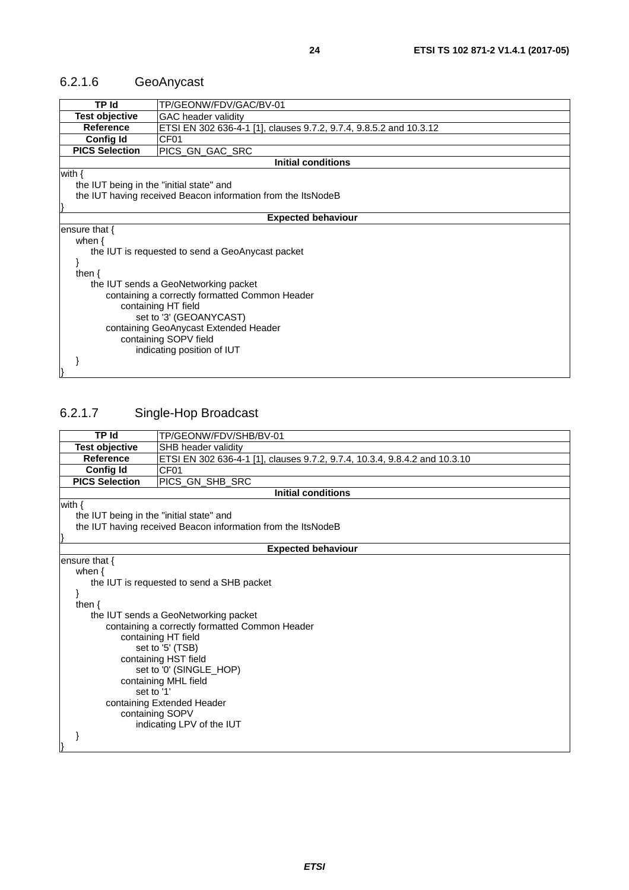### 6.2.1.6 GeoAnycast

| TP Id | TP/GEONW/FDV/GAC/BV-01 |
|---|---|
| **Test objective** | GAC header validity |
| **Reference** | ETSI EN 302 636-4-1 [1], clauses 9.7.2, 9.7.4, 9.8.5.2 and 10.3.12 |
| **Config Id** | CF01 |
| **PICS Selection** | PICS_GN_GAC_SRC |
| **Initial conditions** | |
| with {<br>    the IUT being in the "initial state" and<br>    the IUT having received Beacon information from the ItsNodeB<br>} | |
| **Expected behaviour** | |
| ensure that {<br>    when {<br>        the IUT is requested to send a GeoAnycast packet<br>    }<br>    then {<br>        the IUT sends a GeoNetworking packet<br>            containing a correctly formatted Common Header<br>                containing HT field<br>                    set to '3' (GEOANYCAST)<br>            containing GeoAnycast Extended Header<br>                containing SOPV field<br>                    indicating position of IUT<br>    }<br>} | |

### 6.2.1.7 Single-Hop Broadcast

| TP Id | TP/GEONW/FDV/SHB/BV-01 |
|---|---|
| **Test objective** | SHB header validity |
| **Reference** | ETSI EN 302 636-4-1 [1], clauses 9.7.2, 9.7.4, 10.3.4, 9.8.4.2 and 10.3.10 |
| **Config Id** | CF01 |
| **PICS Selection** | PICS_GN_SHB_SRC |
| **Initial conditions** | |
| with {<br>    the IUT being in the "initial state" and<br>    the IUT having received Beacon information from the ItsNodeB<br>} | |
| **Expected behaviour** | |
| ensure that {<br>    when {<br>        the IUT is requested to send a SHB packet<br>    }<br>    then {<br>        the IUT sends a GeoNetworking packet<br>            containing a correctly formatted Common Header<br>                containing HT field<br>                    set to '5' (TSB)<br>                containing HST field<br>                    set to '0' (SINGLE_HOP)<br>                containing MHL field<br>                    set to '1'<br>            containing Extended Header<br>                containing SOPV<br>                    indicating LPV of the IUT<br>    }<br>} | |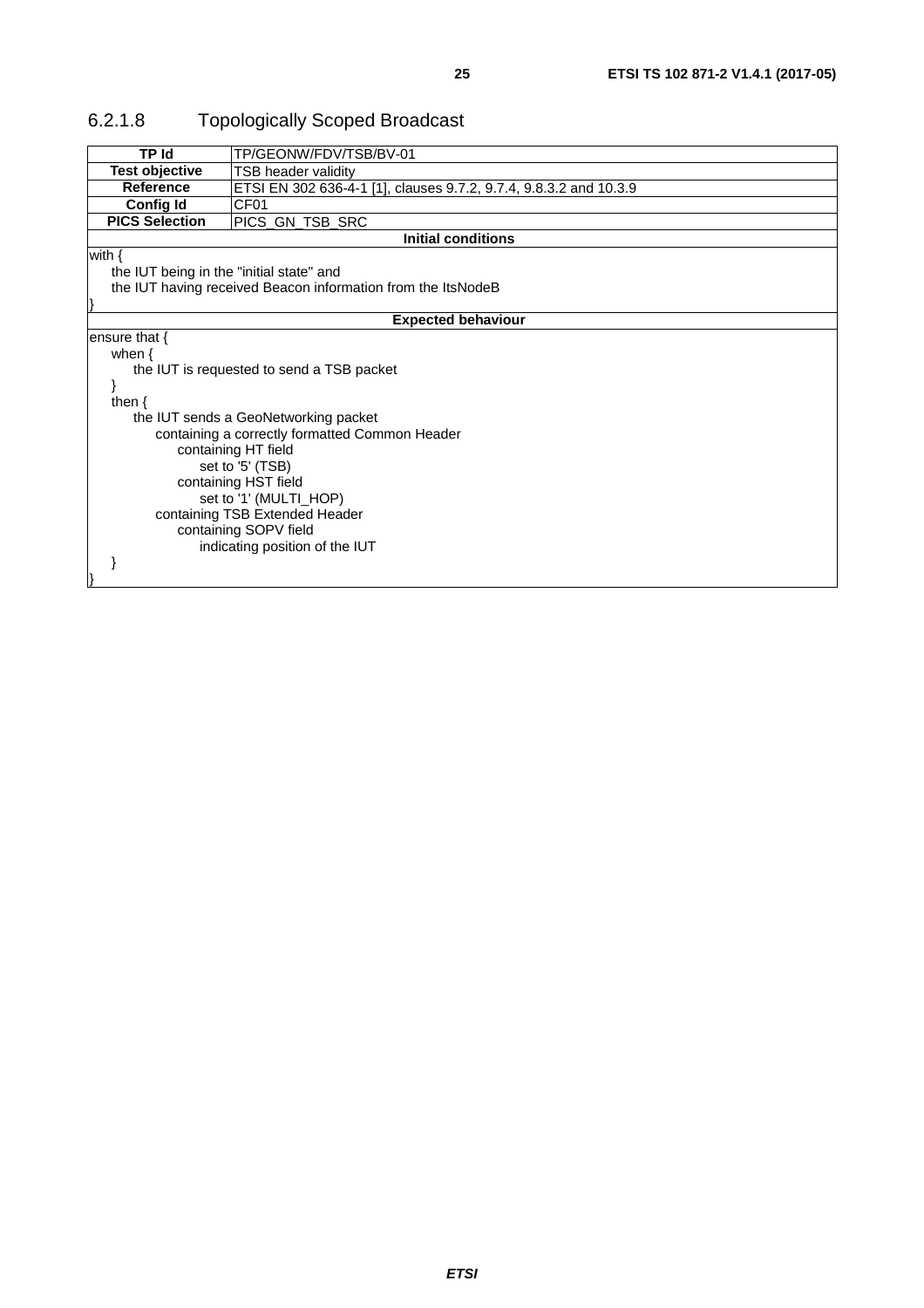### 6.2.1.8 Topologically Scoped Broadcast

| TP Id | TP/GEONW/FDV/TSB/BV-01 |
|---|---|
| **Test objective** | TSB header validity |
| **Reference** | ETSI EN 302 636-4-1 [1], clauses 9.7.2, 9.7.4, 9.8.3.2 and 10.3.9 |
| **Config Id** | CF01 |
| **PICS Selection** | PICS_GN_TSB_SRC |
| **Initial conditions** | |
| with {<br>    the IUT being in the "initial state" and<br>    the IUT having received Beacon information from the ItsNodeB<br>} | |
| **Expected behaviour** | |
| ensure that {<br>    when {<br>        the IUT is requested to send a TSB packet<br>    }<br>    then {<br>        the IUT sends a GeoNetworking packet<br>            containing a correctly formatted Common Header<br>                containing HT field<br>                    set to '5' (TSB)<br>                containing HST field<br>                    set to '1' (MULTI_HOP)<br>            containing TSB Extended Header<br>                containing SOPV field<br>                    indicating position of the IUT<br>    }<br>} | |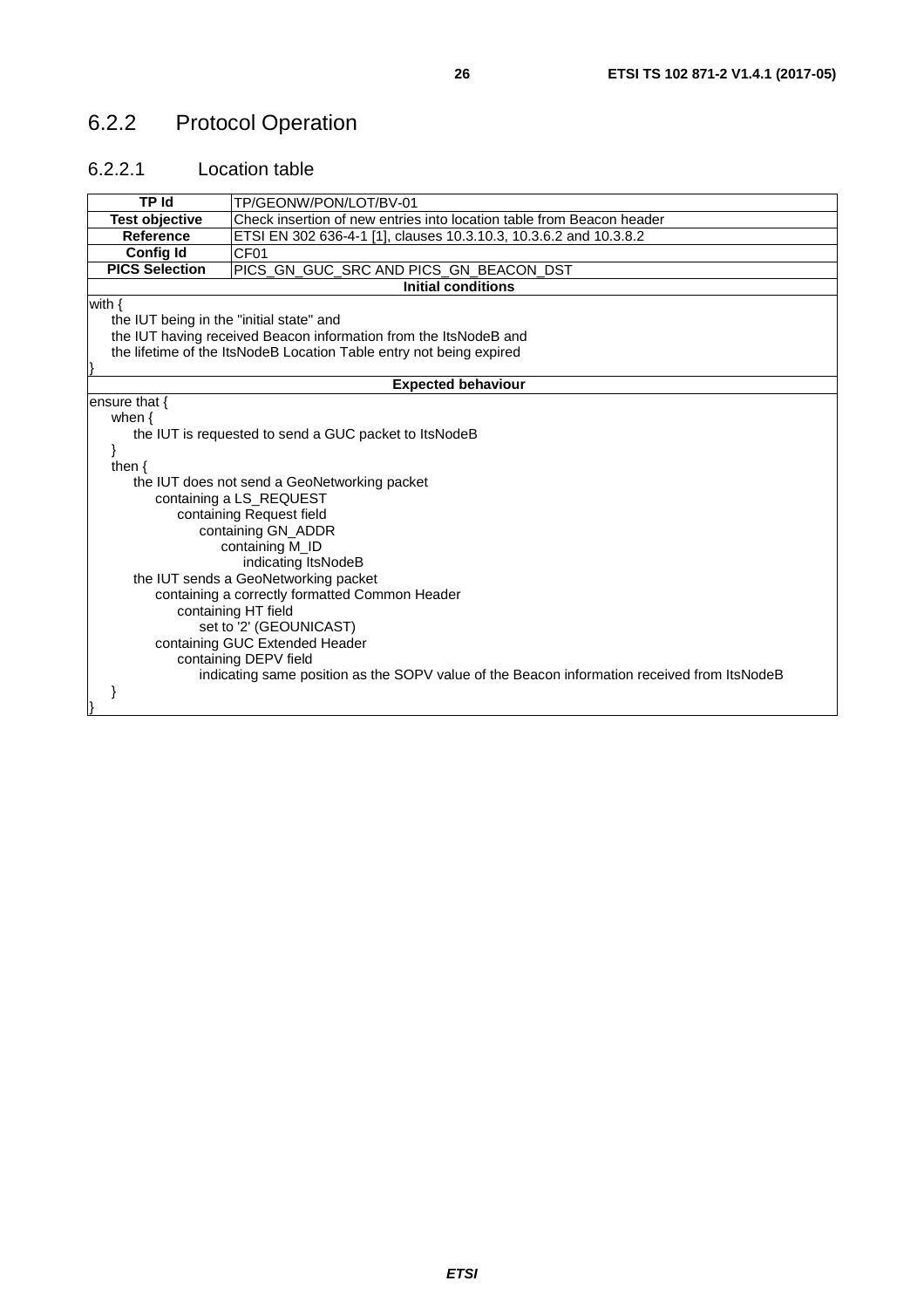## 6.2.2 Protocol Operation

### 6.2.2.1 Location table

| **TP Id** | TP/GEONW/PON/LOT/BV-01 |
|---|---|
| **Test objective** | Check insertion of new entries into location table from Beacon header |
| **Reference** | ETSI EN 302 636-4-1 [1], clauses 10.3.10.3, 10.3.6.2 and 10.3.8.2 |
| **Config Id** | CF01 |
| **PICS Selection** | PICS_GN_GUC_SRC AND PICS_GN_BEACON_DST |
| **Initial conditions** | |
| with {<br>&nbsp;&nbsp;&nbsp;&nbsp;the IUT being in the "initial state" and<br>&nbsp;&nbsp;&nbsp;&nbsp;the IUT having received Beacon information from the ItsNodeB and<br>&nbsp;&nbsp;&nbsp;&nbsp;the lifetime of the ItsNodeB Location Table entry not being expired<br>} | |
| **Expected behaviour** | |
| ensure that {<br>&nbsp;&nbsp;&nbsp;&nbsp;when {<br>&nbsp;&nbsp;&nbsp;&nbsp;&nbsp;&nbsp;&nbsp;&nbsp;the IUT is requested to send a GUC packet to ItsNodeB<br>&nbsp;&nbsp;&nbsp;&nbsp;}<br>&nbsp;&nbsp;&nbsp;&nbsp;then {<br>&nbsp;&nbsp;&nbsp;&nbsp;&nbsp;&nbsp;&nbsp;&nbsp;the IUT does not send a GeoNetworking packet<br>&nbsp;&nbsp;&nbsp;&nbsp;&nbsp;&nbsp;&nbsp;&nbsp;&nbsp;&nbsp;&nbsp;&nbsp;containing a LS_REQUEST<br>&nbsp;&nbsp;&nbsp;&nbsp;&nbsp;&nbsp;&nbsp;&nbsp;&nbsp;&nbsp;&nbsp;&nbsp;&nbsp;&nbsp;&nbsp;&nbsp;containing Request field<br>&nbsp;&nbsp;&nbsp;&nbsp;&nbsp;&nbsp;&nbsp;&nbsp;&nbsp;&nbsp;&nbsp;&nbsp;&nbsp;&nbsp;&nbsp;&nbsp;&nbsp;&nbsp;&nbsp;&nbsp;containing GN_ADDR<br>&nbsp;&nbsp;&nbsp;&nbsp;&nbsp;&nbsp;&nbsp;&nbsp;&nbsp;&nbsp;&nbsp;&nbsp;&nbsp;&nbsp;&nbsp;&nbsp;&nbsp;&nbsp;&nbsp;&nbsp;&nbsp;&nbsp;&nbsp;&nbsp;containing M_ID<br>&nbsp;&nbsp;&nbsp;&nbsp;&nbsp;&nbsp;&nbsp;&nbsp;&nbsp;&nbsp;&nbsp;&nbsp;&nbsp;&nbsp;&nbsp;&nbsp;&nbsp;&nbsp;&nbsp;&nbsp;&nbsp;&nbsp;&nbsp;&nbsp;&nbsp;&nbsp;&nbsp;&nbsp;indicating ItsNodeB<br>&nbsp;&nbsp;&nbsp;&nbsp;&nbsp;&nbsp;&nbsp;&nbsp;the IUT sends a GeoNetworking packet<br>&nbsp;&nbsp;&nbsp;&nbsp;&nbsp;&nbsp;&nbsp;&nbsp;&nbsp;&nbsp;&nbsp;&nbsp;containing a correctly formatted Common Header<br>&nbsp;&nbsp;&nbsp;&nbsp;&nbsp;&nbsp;&nbsp;&nbsp;&nbsp;&nbsp;&nbsp;&nbsp;&nbsp;&nbsp;&nbsp;&nbsp;containing HT field<br>&nbsp;&nbsp;&nbsp;&nbsp;&nbsp;&nbsp;&nbsp;&nbsp;&nbsp;&nbsp;&nbsp;&nbsp;&nbsp;&nbsp;&nbsp;&nbsp;&nbsp;&nbsp;&nbsp;&nbsp;set to '2' (GEOUNICAST)<br>&nbsp;&nbsp;&nbsp;&nbsp;&nbsp;&nbsp;&nbsp;&nbsp;&nbsp;&nbsp;&nbsp;&nbsp;containing GUC Extended Header<br>&nbsp;&nbsp;&nbsp;&nbsp;&nbsp;&nbsp;&nbsp;&nbsp;&nbsp;&nbsp;&nbsp;&nbsp;&nbsp;&nbsp;&nbsp;&nbsp;containing DEPV field<br>&nbsp;&nbsp;&nbsp;&nbsp;&nbsp;&nbsp;&nbsp;&nbsp;&nbsp;&nbsp;&nbsp;&nbsp;&nbsp;&nbsp;&nbsp;&nbsp;&nbsp;&nbsp;&nbsp;&nbsp;indicating same position as the SOPV value of the Beacon information received from ItsNodeB<br>&nbsp;&nbsp;&nbsp;&nbsp;}<br>} | |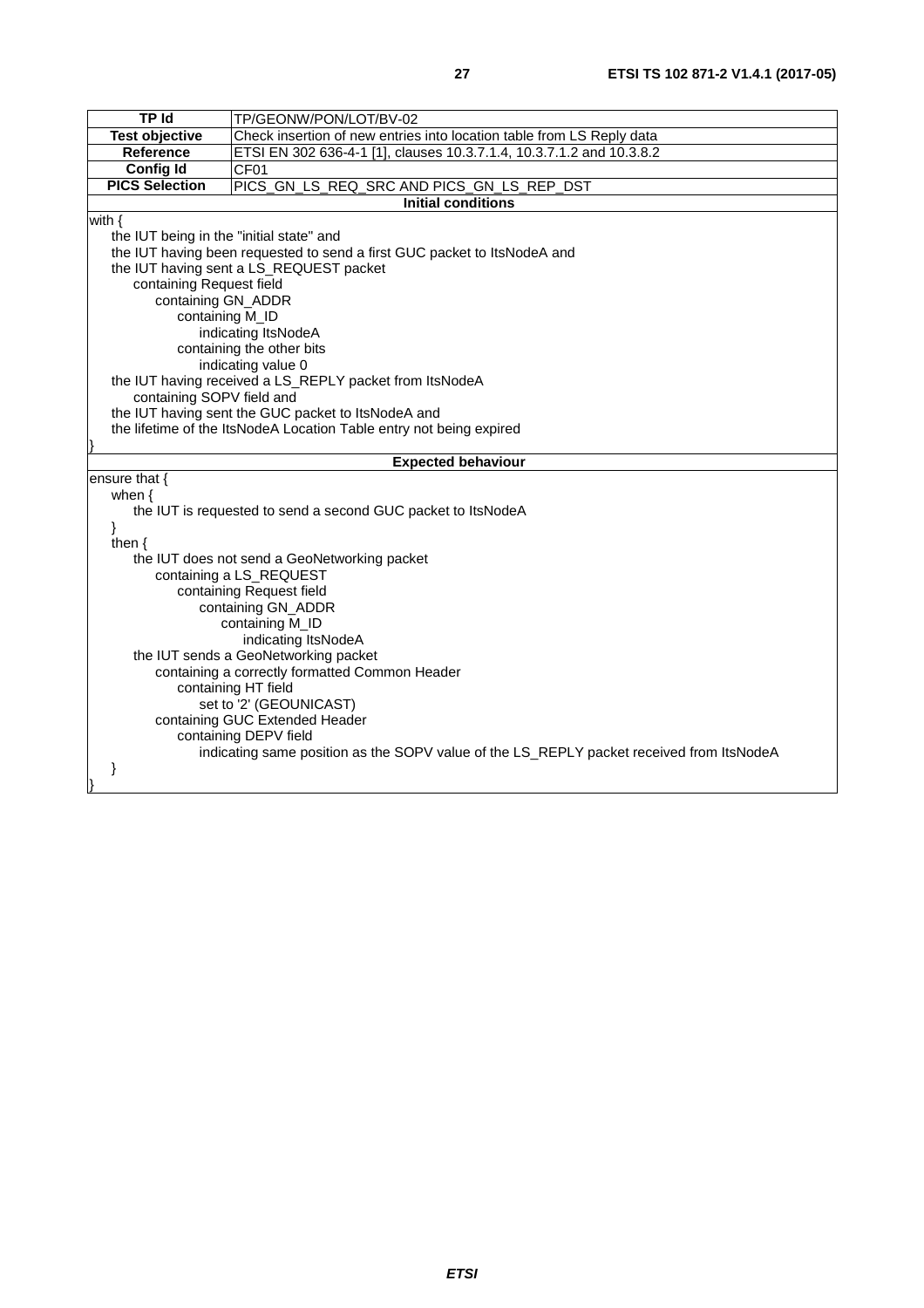| TP Id | TP/GEONW/PON/LOT/BV-02 |
|---|---|
| **Test objective** | Check insertion of new entries into location table from LS Reply data |
| **Reference** | ETSI EN 302 636-4-1 [1], clauses 10.3.7.1.4, 10.3.7.1.2 and 10.3.8.2 |
| **Config Id** | CF01 |
| **PICS Selection** | PICS_GN_LS_REQ_SRC AND PICS_GN_LS_REP_DST |
| **Initial conditions** | |
| with {<br>&nbsp;&nbsp;&nbsp;&nbsp;the IUT being in the "initial state" and<br>&nbsp;&nbsp;&nbsp;&nbsp;the IUT having been requested to send a first GUC packet to ItsNodeA and<br>&nbsp;&nbsp;&nbsp;&nbsp;the IUT having sent a LS_REQUEST packet<br>&nbsp;&nbsp;&nbsp;&nbsp;&nbsp;&nbsp;&nbsp;&nbsp;containing Request field<br>&nbsp;&nbsp;&nbsp;&nbsp;&nbsp;&nbsp;&nbsp;&nbsp;&nbsp;&nbsp;&nbsp;&nbsp;containing GN_ADDR<br>&nbsp;&nbsp;&nbsp;&nbsp;&nbsp;&nbsp;&nbsp;&nbsp;&nbsp;&nbsp;&nbsp;&nbsp;&nbsp;&nbsp;&nbsp;&nbsp;containing M_ID<br>&nbsp;&nbsp;&nbsp;&nbsp;&nbsp;&nbsp;&nbsp;&nbsp;&nbsp;&nbsp;&nbsp;&nbsp;&nbsp;&nbsp;&nbsp;&nbsp;&nbsp;&nbsp;&nbsp;&nbsp;indicating ItsNodeA<br>&nbsp;&nbsp;&nbsp;&nbsp;&nbsp;&nbsp;&nbsp;&nbsp;&nbsp;&nbsp;&nbsp;&nbsp;&nbsp;&nbsp;&nbsp;&nbsp;containing the other bits<br>&nbsp;&nbsp;&nbsp;&nbsp;&nbsp;&nbsp;&nbsp;&nbsp;&nbsp;&nbsp;&nbsp;&nbsp;&nbsp;&nbsp;&nbsp;&nbsp;&nbsp;&nbsp;&nbsp;&nbsp;indicating value 0<br>&nbsp;&nbsp;&nbsp;&nbsp;the IUT having received a LS_REPLY packet from ItsNodeA<br>&nbsp;&nbsp;&nbsp;&nbsp;&nbsp;&nbsp;&nbsp;&nbsp;containing SOPV field and<br>&nbsp;&nbsp;&nbsp;&nbsp;the IUT having sent the GUC packet to ItsNodeA and<br>&nbsp;&nbsp;&nbsp;&nbsp;the lifetime of the ItsNodeA Location Table entry not being expired<br>} | |
| **Expected behaviour** | |
| ensure that {<br>&nbsp;&nbsp;&nbsp;&nbsp;when {<br>&nbsp;&nbsp;&nbsp;&nbsp;&nbsp;&nbsp;&nbsp;&nbsp;the IUT is requested to send a second GUC packet to ItsNodeA<br>&nbsp;&nbsp;&nbsp;&nbsp;}<br>&nbsp;&nbsp;&nbsp;&nbsp;then {<br>&nbsp;&nbsp;&nbsp;&nbsp;&nbsp;&nbsp;&nbsp;&nbsp;the IUT does not send a GeoNetworking packet<br>&nbsp;&nbsp;&nbsp;&nbsp;&nbsp;&nbsp;&nbsp;&nbsp;&nbsp;&nbsp;&nbsp;&nbsp;containing a LS_REQUEST<br>&nbsp;&nbsp;&nbsp;&nbsp;&nbsp;&nbsp;&nbsp;&nbsp;&nbsp;&nbsp;&nbsp;&nbsp;&nbsp;&nbsp;&nbsp;&nbsp;containing Request field<br>&nbsp;&nbsp;&nbsp;&nbsp;&nbsp;&nbsp;&nbsp;&nbsp;&nbsp;&nbsp;&nbsp;&nbsp;&nbsp;&nbsp;&nbsp;&nbsp;&nbsp;&nbsp;&nbsp;&nbsp;containing GN_ADDR<br>&nbsp;&nbsp;&nbsp;&nbsp;&nbsp;&nbsp;&nbsp;&nbsp;&nbsp;&nbsp;&nbsp;&nbsp;&nbsp;&nbsp;&nbsp;&nbsp;&nbsp;&nbsp;&nbsp;&nbsp;&nbsp;&nbsp;&nbsp;&nbsp;containing M_ID<br>&nbsp;&nbsp;&nbsp;&nbsp;&nbsp;&nbsp;&nbsp;&nbsp;&nbsp;&nbsp;&nbsp;&nbsp;&nbsp;&nbsp;&nbsp;&nbsp;&nbsp;&nbsp;&nbsp;&nbsp;&nbsp;&nbsp;&nbsp;&nbsp;&nbsp;&nbsp;&nbsp;&nbsp;indicating ItsNodeA<br>&nbsp;&nbsp;&nbsp;&nbsp;&nbsp;&nbsp;&nbsp;&nbsp;the IUT sends a GeoNetworking packet<br>&nbsp;&nbsp;&nbsp;&nbsp;&nbsp;&nbsp;&nbsp;&nbsp;&nbsp;&nbsp;&nbsp;&nbsp;containing a correctly formatted Common Header<br>&nbsp;&nbsp;&nbsp;&nbsp;&nbsp;&nbsp;&nbsp;&nbsp;&nbsp;&nbsp;&nbsp;&nbsp;&nbsp;&nbsp;&nbsp;&nbsp;containing HT field<br>&nbsp;&nbsp;&nbsp;&nbsp;&nbsp;&nbsp;&nbsp;&nbsp;&nbsp;&nbsp;&nbsp;&nbsp;&nbsp;&nbsp;&nbsp;&nbsp;&nbsp;&nbsp;&nbsp;&nbsp;set to '2' (GEOUNICAST)<br>&nbsp;&nbsp;&nbsp;&nbsp;&nbsp;&nbsp;&nbsp;&nbsp;&nbsp;&nbsp;&nbsp;&nbsp;containing GUC Extended Header<br>&nbsp;&nbsp;&nbsp;&nbsp;&nbsp;&nbsp;&nbsp;&nbsp;&nbsp;&nbsp;&nbsp;&nbsp;&nbsp;&nbsp;&nbsp;&nbsp;containing DEPV field<br>&nbsp;&nbsp;&nbsp;&nbsp;&nbsp;&nbsp;&nbsp;&nbsp;&nbsp;&nbsp;&nbsp;&nbsp;&nbsp;&nbsp;&nbsp;&nbsp;&nbsp;&nbsp;&nbsp;&nbsp;indicating same position as the SOPV value of the LS_REPLY packet received from ItsNodeA<br>&nbsp;&nbsp;&nbsp;&nbsp;}<br>} | |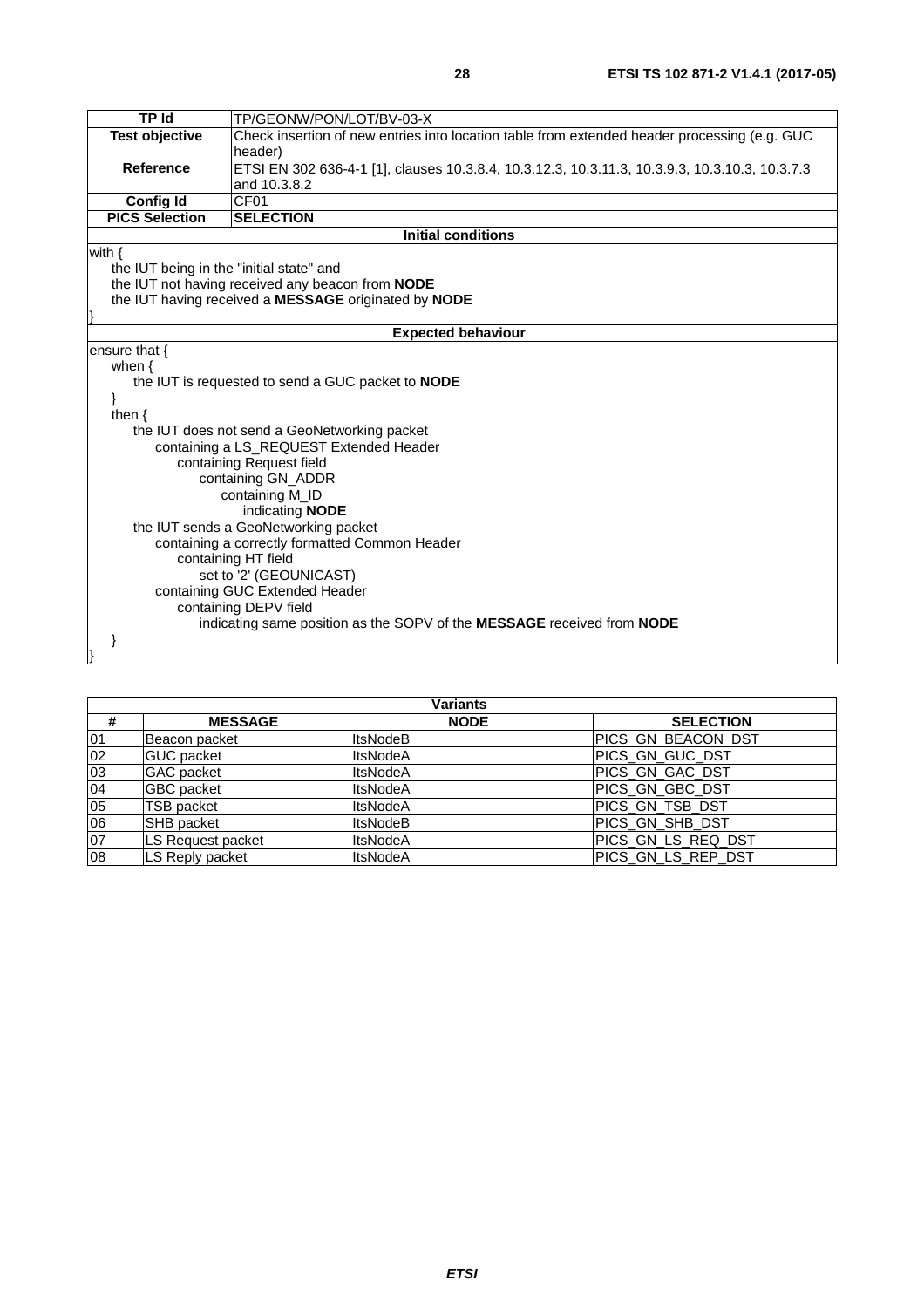| TP Id | TP/GEONW/PON/LOT/BV-03-X |
|---|---|
| **Test objective** | Check insertion of new entries into location table from extended header processing (e.g. GUC header) |
| **Reference** | ETSI EN 302 636-4-1 [1], clauses 10.3.8.4, 10.3.12.3, 10.3.11.3, 10.3.9.3, 10.3.10.3, 10.3.7.3 and 10.3.8.2 |
| **Config Id** | CF01 |
| **PICS Selection** | **SELECTION** |
| **Initial conditions** | |
| with {<br>&nbsp;&nbsp;&nbsp;&nbsp;the IUT being in the "initial state" and<br>&nbsp;&nbsp;&nbsp;&nbsp;the IUT not having received any beacon from **NODE**<br>&nbsp;&nbsp;&nbsp;&nbsp;the IUT having received a **MESSAGE** originated by **NODE**<br>} | |
| **Expected behaviour** | |
| ensure that {<br>&nbsp;&nbsp;&nbsp;&nbsp;when {<br>&nbsp;&nbsp;&nbsp;&nbsp;&nbsp;&nbsp;&nbsp;&nbsp;the IUT is requested to send a GUC packet to **NODE**<br>&nbsp;&nbsp;&nbsp;&nbsp;}<br>&nbsp;&nbsp;&nbsp;&nbsp;then {<br>&nbsp;&nbsp;&nbsp;&nbsp;&nbsp;&nbsp;&nbsp;&nbsp;the IUT does not send a GeoNetworking packet<br>&nbsp;&nbsp;&nbsp;&nbsp;&nbsp;&nbsp;&nbsp;&nbsp;&nbsp;&nbsp;&nbsp;&nbsp;containing a LS_REQUEST Extended Header<br>&nbsp;&nbsp;&nbsp;&nbsp;&nbsp;&nbsp;&nbsp;&nbsp;&nbsp;&nbsp;&nbsp;&nbsp;&nbsp;&nbsp;&nbsp;&nbsp;containing Request field<br>&nbsp;&nbsp;&nbsp;&nbsp;&nbsp;&nbsp;&nbsp;&nbsp;&nbsp;&nbsp;&nbsp;&nbsp;&nbsp;&nbsp;&nbsp;&nbsp;&nbsp;&nbsp;&nbsp;&nbsp;containing GN_ADDR<br>&nbsp;&nbsp;&nbsp;&nbsp;&nbsp;&nbsp;&nbsp;&nbsp;&nbsp;&nbsp;&nbsp;&nbsp;&nbsp;&nbsp;&nbsp;&nbsp;&nbsp;&nbsp;&nbsp;&nbsp;&nbsp;&nbsp;&nbsp;&nbsp;containing M_ID<br>&nbsp;&nbsp;&nbsp;&nbsp;&nbsp;&nbsp;&nbsp;&nbsp;&nbsp;&nbsp;&nbsp;&nbsp;&nbsp;&nbsp;&nbsp;&nbsp;&nbsp;&nbsp;&nbsp;&nbsp;&nbsp;&nbsp;&nbsp;&nbsp;&nbsp;&nbsp;&nbsp;&nbsp;indicating **NODE**<br>&nbsp;&nbsp;&nbsp;&nbsp;&nbsp;&nbsp;&nbsp;&nbsp;the IUT sends a GeoNetworking packet<br>&nbsp;&nbsp;&nbsp;&nbsp;&nbsp;&nbsp;&nbsp;&nbsp;&nbsp;&nbsp;&nbsp;&nbsp;containing a correctly formatted Common Header<br>&nbsp;&nbsp;&nbsp;&nbsp;&nbsp;&nbsp;&nbsp;&nbsp;&nbsp;&nbsp;&nbsp;&nbsp;&nbsp;&nbsp;&nbsp;&nbsp;containing HT field<br>&nbsp;&nbsp;&nbsp;&nbsp;&nbsp;&nbsp;&nbsp;&nbsp;&nbsp;&nbsp;&nbsp;&nbsp;&nbsp;&nbsp;&nbsp;&nbsp;&nbsp;&nbsp;&nbsp;&nbsp;set to '2' (GEOUNICAST)<br>&nbsp;&nbsp;&nbsp;&nbsp;&nbsp;&nbsp;&nbsp;&nbsp;&nbsp;&nbsp;&nbsp;&nbsp;containing GUC Extended Header<br>&nbsp;&nbsp;&nbsp;&nbsp;&nbsp;&nbsp;&nbsp;&nbsp;&nbsp;&nbsp;&nbsp;&nbsp;&nbsp;&nbsp;&nbsp;&nbsp;containing DEPV field<br>&nbsp;&nbsp;&nbsp;&nbsp;&nbsp;&nbsp;&nbsp;&nbsp;&nbsp;&nbsp;&nbsp;&nbsp;&nbsp;&nbsp;&nbsp;&nbsp;&nbsp;&nbsp;&nbsp;&nbsp;indicating same position as the SOPV of the **MESSAGE** received from **NODE**<br>&nbsp;&nbsp;&nbsp;&nbsp;}<br>} | |

| **Variants** | | | |
|---|---|---|---|
| **#** | **MESSAGE** | **NODE** | **SELECTION** |
| 01 | Beacon packet | ItsNodeB | PICS_GN_BEACON_DST |
| 02 | GUC packet | ItsNodeA | PICS_GN_GUC_DST |
| 03 | GAC packet | ItsNodeA | PICS_GN_GAC_DST |
| 04 | GBC packet | ItsNodeA | PICS_GN_GBC_DST |
| 05 | TSB packet | ItsNodeA | PICS_GN_TSB_DST |
| 06 | SHB packet | ItsNodeB | PICS_GN_SHB_DST |
| 07 | LS Request packet | ItsNodeA | PICS_GN_LS_REQ_DST |
| 08 | LS Reply packet | ItsNodeA | PICS_GN_LS_REP_DST |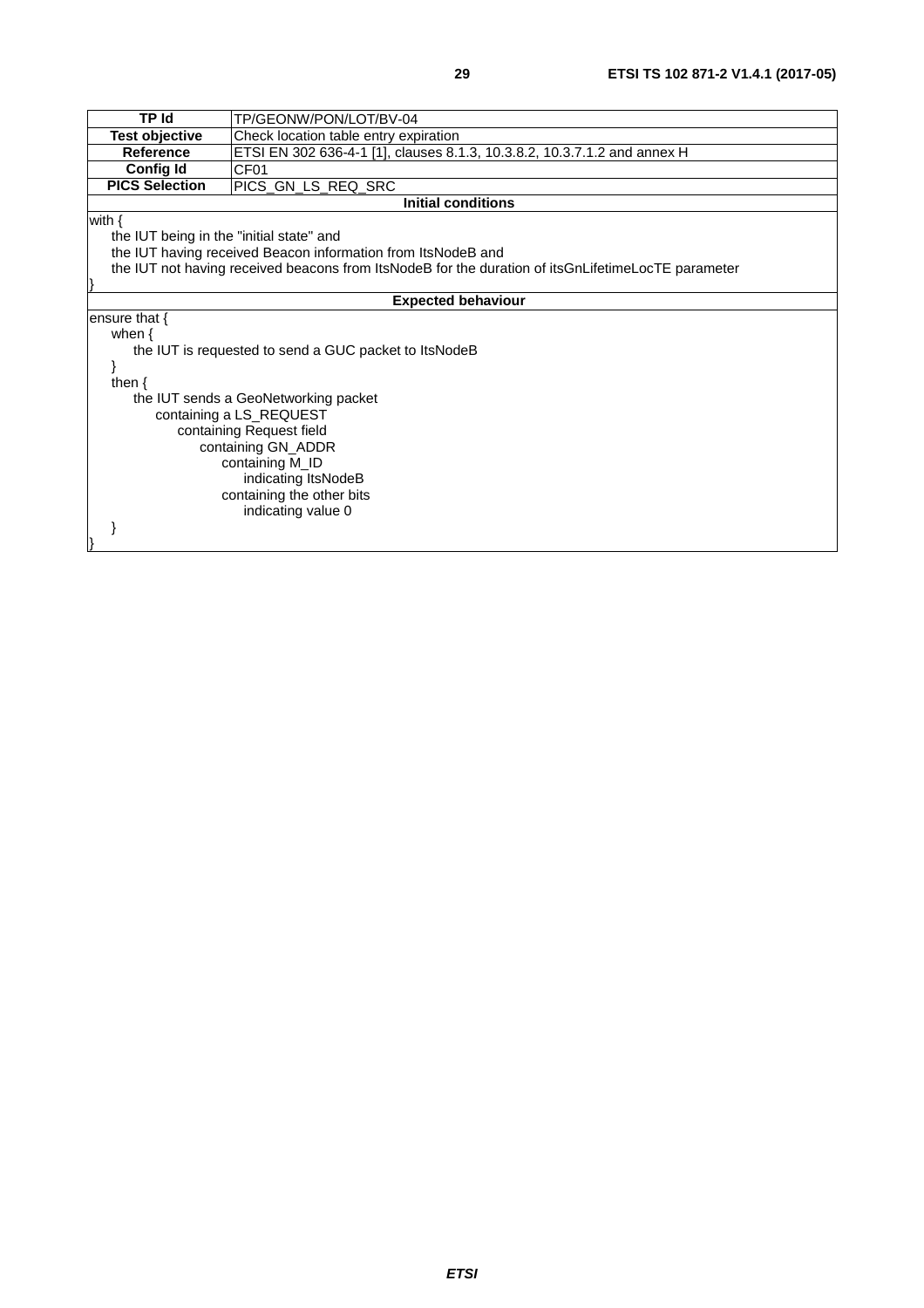| TP Id | TP/GEONW/PON/LOT/BV-04 |
|---|---|
| **Test objective** | Check location table entry expiration |
| **Reference** | ETSI EN 302 636-4-1 [1], clauses 8.1.3, 10.3.8.2, 10.3.7.1.2 and annex H |
| **Config Id** | CF01 |
| **PICS Selection** | PICS_GN_LS_REQ_SRC |
| **Initial conditions** | |
| with {<br>    the IUT being in the "initial state" and<br>    the IUT having received Beacon information from ItsNodeB and<br>    the IUT not having received beacons from ItsNodeB for the duration of itsGnLifetimeLocTE parameter<br>} | |
| **Expected behaviour** | |
| ensure that {<br>    when {<br>        the IUT is requested to send a GUC packet to ItsNodeB<br>    }<br>    then {<br>        the IUT sends a GeoNetworking packet<br>            containing a LS_REQUEST<br>                containing Request field<br>                    containing GN_ADDR<br>                        containing M_ID<br>                            indicating ItsNodeB<br>                        containing the other bits<br>                            indicating value 0<br>    }<br>} | |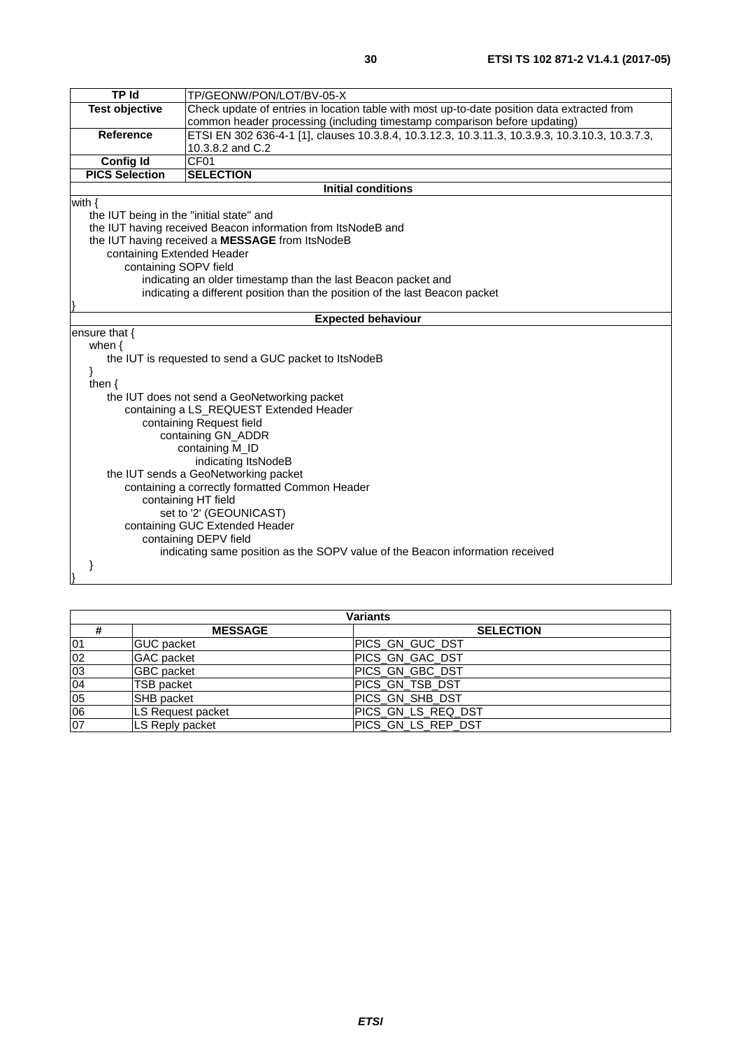| TP Id | TP/GEONW/PON/LOT/BV-05-X |
|---|---|
| **Test objective** | Check update of entries in location table with most up-to-date position data extracted from common header processing (including timestamp comparison before updating) |
| **Reference** | ETSI EN 302 636-4-1 [1], clauses 10.3.8.4, 10.3.12.3, 10.3.11.3, 10.3.9.3, 10.3.10.3, 10.3.7.3, 10.3.8.2 and C.2 |
| **Config Id** | CF01 |
| **PICS Selection** | **SELECTION** |

**Initial conditions**

```
with {
    the IUT being in the "initial state" and
    the IUT having received Beacon information from ItsNodeB and
    the IUT having received a MESSAGE from ItsNodeB
        containing Extended Header
            containing SOPV field
                indicating an older timestamp than the last Beacon packet and
                indicating a different position than the position of the last Beacon packet
}
```

**Expected behaviour**

```
ensure that {
    when {
        the IUT is requested to send a GUC packet to ItsNodeB
    }
    then {
        the IUT does not send a GeoNetworking packet
            containing a LS_REQUEST Extended Header
                containing Request field
                    containing GN_ADDR
                        containing M_ID
                            indicating ItsNodeB
        the IUT sends a GeoNetworking packet
            containing a correctly formatted Common Header
                containing HT field
                    set to '2' (GEOUNICAST)
            containing GUC Extended Header
                containing DEPV field
                    indicating same position as the SOPV value of the Beacon information received
    }
}
```

**Variants**

| # | MESSAGE | SELECTION |
|---|---|---|
| 01 | GUC packet | PICS_GN_GUC_DST |
| 02 | GAC packet | PICS_GN_GAC_DST |
| 03 | GBC packet | PICS_GN_GBC_DST |
| 04 | TSB packet | PICS_GN_TSB_DST |
| 05 | SHB packet | PICS_GN_SHB_DST |
| 06 | LS Request packet | PICS_GN_LS_REQ_DST |
| 07 | LS Reply packet | PICS_GN_LS_REP_DST |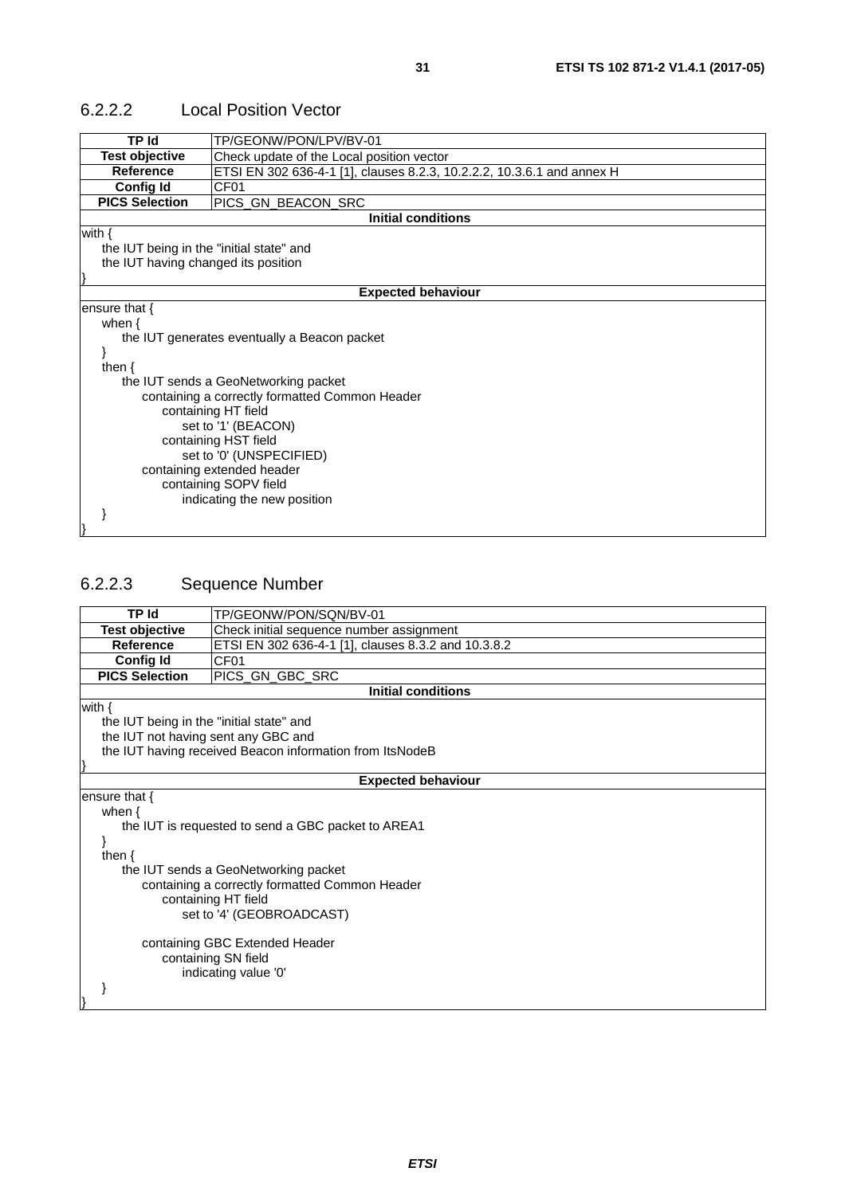### 6.2.2.2 Local Position Vector

| TP Id | TP/GEONW/PON/LPV/BV-01 |
|---|---|
| **Test objective** | Check update of the Local position vector |
| **Reference** | ETSI EN 302 636-4-1 [1], clauses 8.2.3, 10.2.2.2, 10.3.6.1 and annex H |
| **Config Id** | CF01 |
| **PICS Selection** | PICS_GN_BEACON_SRC |
| **Initial conditions** | |

```
with {
    the IUT being in the "initial state" and
    the IUT having changed its position
}
```

**Expected behaviour**

```
ensure that {
    when {
        the IUT generates eventually a Beacon packet
    }
    then {
        the IUT sends a GeoNetworking packet
            containing a correctly formatted Common Header
                containing HT field
                    set to '1' (BEACON)
                containing HST field
                    set to '0' (UNSPECIFIED)
            containing extended header
                containing SOPV field
                    indicating the new position
    }
}
```

### 6.2.2.3 Sequence Number

| TP Id | TP/GEONW/PON/SQN/BV-01 |
|---|---|
| **Test objective** | Check initial sequence number assignment |
| **Reference** | ETSI EN 302 636-4-1 [1], clauses 8.3.2 and 10.3.8.2 |
| **Config Id** | CF01 |
| **PICS Selection** | PICS_GN_GBC_SRC |
| **Initial conditions** | |

```
with {
    the IUT being in the "initial state" and
    the IUT not having sent any GBC and
    the IUT having received Beacon information from ItsNodeB
}
```

**Expected behaviour**

```
ensure that {
    when {
        the IUT is requested to send a GBC packet to AREA1
    }
    then {
        the IUT sends a GeoNetworking packet
            containing a correctly formatted Common Header
                containing HT field
                    set to '4' (GEOBROADCAST)

            containing GBC Extended Header
                containing SN field
                    indicating value '0'
    }
}
```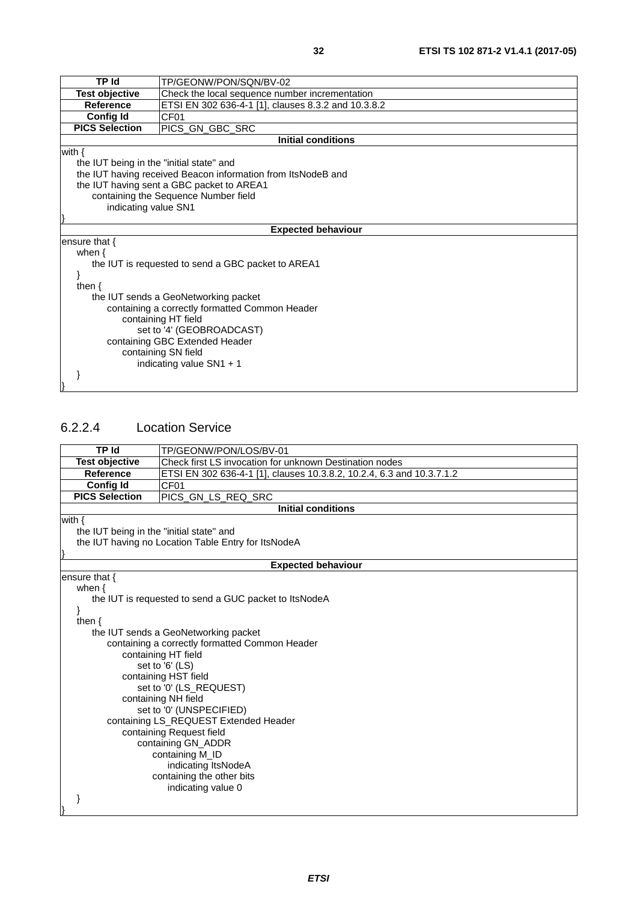| TP Id | TP/GEONW/PON/SQN/BV-02 |
|---|---|
| **Test objective** | Check the local sequence number incrementation |
| **Reference** | ETSI EN 302 636-4-1 [1], clauses 8.3.2 and 10.3.8.2 |
| **Config Id** | CF01 |
| **PICS Selection** | PICS_GN_GBC_SRC |
| **Initial conditions** | |
| with {<br>    the IUT being in the "initial state" and<br>    the IUT having received Beacon information from ItsNodeB and<br>    the IUT having sent a GBC packet to AREA1<br>        containing the Sequence Number field<br>            indicating value SN1<br>} | |
| **Expected behaviour** | |
| ensure that {<br>    when {<br>        the IUT is requested to send a GBC packet to AREA1<br>    }<br>    then {<br>        the IUT sends a GeoNetworking packet<br>            containing a correctly formatted Common Header<br>                containing HT field<br>                    set to '4' (GEOBROADCAST)<br>            containing GBC Extended Header<br>                containing SN field<br>                    indicating value SN1 + 1<br>    }<br>} | |

### 6.2.2.4 Location Service

| TP Id | TP/GEONW/PON/LOS/BV-01 |
|---|---|
| **Test objective** | Check first LS invocation for unknown Destination nodes |
| **Reference** | ETSI EN 302 636-4-1 [1], clauses 10.3.8.2, 10.2.4, 6.3 and 10.3.7.1.2 |
| **Config Id** | CF01 |
| **PICS Selection** | PICS_GN_LS_REQ_SRC |
| **Initial conditions** | |
| with {<br>    the IUT being in the "initial state" and<br>    the IUT having no Location Table Entry for ItsNodeA<br>} | |
| **Expected behaviour** | |
| ensure that {<br>    when {<br>        the IUT is requested to send a GUC packet to ItsNodeA<br>    }<br>    then {<br>        the IUT sends a GeoNetworking packet<br>            containing a correctly formatted Common Header<br>                containing HT field<br>                    set to '6' (LS)<br>                containing HST field<br>                    set to '0' (LS_REQUEST)<br>                containing NH field<br>                    set to '0' (UNSPECIFIED)<br>            containing LS_REQUEST Extended Header<br>                containing Request field<br>                    containing GN_ADDR<br>                        containing M_ID<br>                            indicating ItsNodeA<br>                        containing the other bits<br>                            indicating value 0<br>    }<br>} | |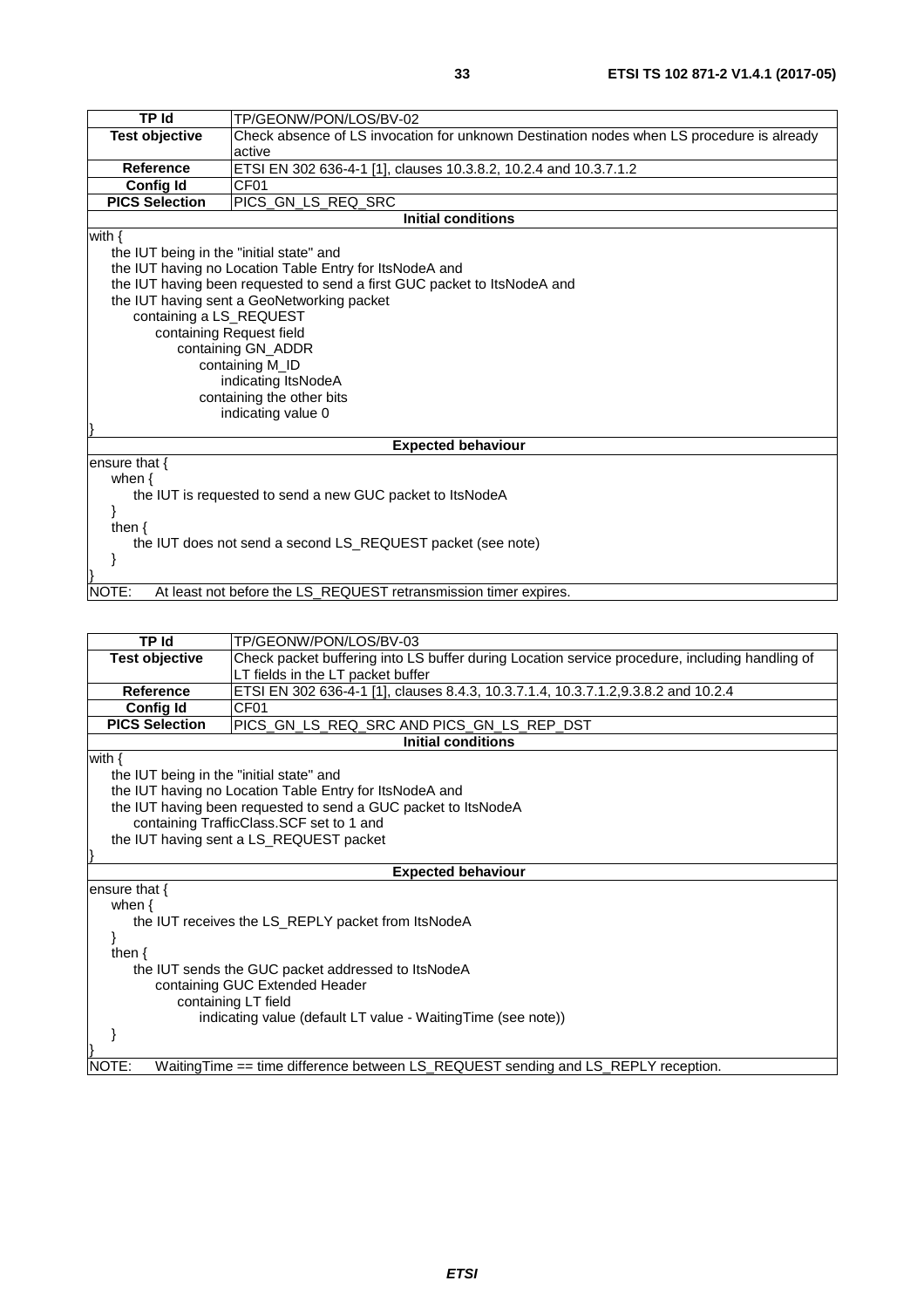| TP Id | TP/GEONW/PON/LOS/BV-02 |
|---|---|
| **Test objective** | Check absence of LS invocation for unknown Destination nodes when LS procedure is already active |
| **Reference** | ETSI EN 302 636-4-1 [1], clauses 10.3.8.2, 10.2.4 and 10.3.7.1.2 |
| **Config Id** | CF01 |
| **PICS Selection** | PICS_GN_LS_REQ_SRC |

**Initial conditions**

```
with {
    the IUT being in the "initial state" and
    the IUT having no Location Table Entry for ItsNodeA and
    the IUT having been requested to send a first GUC packet to ItsNodeA and
    the IUT having sent a GeoNetworking packet
        containing a LS_REQUEST
            containing Request field
                containing GN_ADDR
                    containing M_ID
                        indicating ItsNodeA
                    containing the other bits
                        indicating value 0
}
```

**Expected behaviour**

```
ensure that {
    when {
        the IUT is requested to send a new GUC packet to ItsNodeA
    }
    then {
        the IUT does not send a second LS_REQUEST packet (see note)
    }
}
```

NOTE: At least not before the LS_REQUEST retransmission timer expires.

| TP Id | TP/GEONW/PON/LOS/BV-03 |
|---|---|
| **Test objective** | Check packet buffering into LS buffer during Location service procedure, including handling of LT fields in the LT packet buffer |
| **Reference** | ETSI EN 302 636-4-1 [1], clauses 8.4.3, 10.3.7.1.4, 10.3.7.1.2,9.3.8.2 and 10.2.4 |
| **Config Id** | CF01 |
| **PICS Selection** | PICS_GN_LS_REQ_SRC AND PICS_GN_LS_REP_DST |

**Initial conditions**

```
with {
    the IUT being in the "initial state" and
    the IUT having no Location Table Entry for ItsNodeA and
    the IUT having been requested to send a GUC packet to ItsNodeA
        containing TrafficClass.SCF set to 1 and
    the IUT having sent a LS_REQUEST packet
}
```

**Expected behaviour**

```
ensure that {
    when {
        the IUT receives the LS_REPLY packet from ItsNodeA
    }
    then {
        the IUT sends the GUC packet addressed to ItsNodeA
            containing GUC Extended Header
                containing LT field
                    indicating value (default LT value - WaitingTime (see note))
    }
}
```

NOTE: WaitingTime == time difference between LS_REQUEST sending and LS_REPLY reception.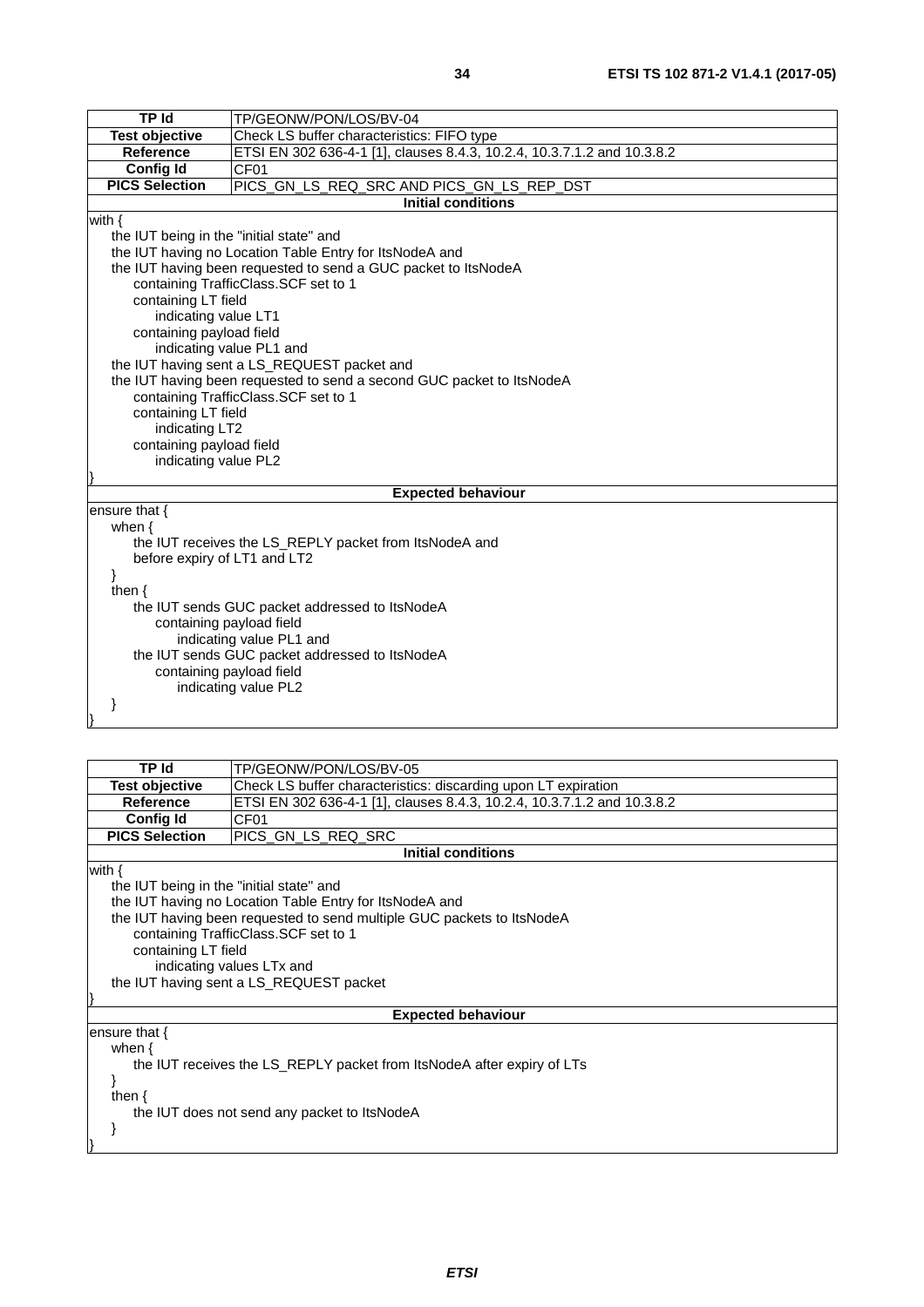| TP Id | TP/GEONW/PON/LOS/BV-04 |
|---|---|
| Test objective | Check LS buffer characteristics: FIFO type |
| Reference | ETSI EN 302 636-4-1 [1], clauses 8.4.3, 10.2.4, 10.3.7.1.2 and 10.3.8.2 |
| Config Id | CF01 |
| PICS Selection | PICS_GN_LS_REQ_SRC AND PICS_GN_LS_REP_DST |
| **Initial conditions** | |
| with {<br>    the IUT being in the "initial state" and<br>    the IUT having no Location Table Entry for ItsNodeA and<br>    the IUT having been requested to send a GUC packet to ItsNodeA<br>        containing TrafficClass.SCF set to 1<br>        containing LT field<br>            indicating value LT1<br>        containing payload field<br>            indicating value PL1 and<br>    the IUT having sent a LS_REQUEST packet and<br>    the IUT having been requested to send a second GUC packet to ItsNodeA<br>        containing TrafficClass.SCF set to 1<br>        containing LT field<br>            indicating LT2<br>        containing payload field<br>            indicating value PL2<br>} | |
| **Expected behaviour** | |
| ensure that {<br>    when {<br>        the IUT receives the LS_REPLY packet from ItsNodeA and<br>        before expiry of LT1 and LT2<br>    }<br>    then {<br>        the IUT sends GUC packet addressed to ItsNodeA<br>            containing payload field<br>                indicating value PL1 and<br>        the IUT sends GUC packet addressed to ItsNodeA<br>            containing payload field<br>                indicating value PL2<br>    }<br>} | |

| TP Id | TP/GEONW/PON/LOS/BV-05 |
|---|---|
| Test objective | Check LS buffer characteristics: discarding upon LT expiration |
| Reference | ETSI EN 302 636-4-1 [1], clauses 8.4.3, 10.2.4, 10.3.7.1.2 and 10.3.8.2 |
| Config Id | CF01 |
| PICS Selection | PICS_GN_LS_REQ_SRC |
| **Initial conditions** | |
| with {<br>    the IUT being in the "initial state" and<br>    the IUT having no Location Table Entry for ItsNodeA and<br>    the IUT having been requested to send multiple GUC packets to ItsNodeA<br>        containing TrafficClass.SCF set to 1<br>        containing LT field<br>            indicating values LTx and<br>    the IUT having sent a LS_REQUEST packet<br>} | |
| **Expected behaviour** | |
| ensure that {<br>    when {<br>        the IUT receives the LS_REPLY packet from ItsNodeA after expiry of LTs<br>    }<br>    then {<br>        the IUT does not send any packet to ItsNodeA<br>    }<br>} | |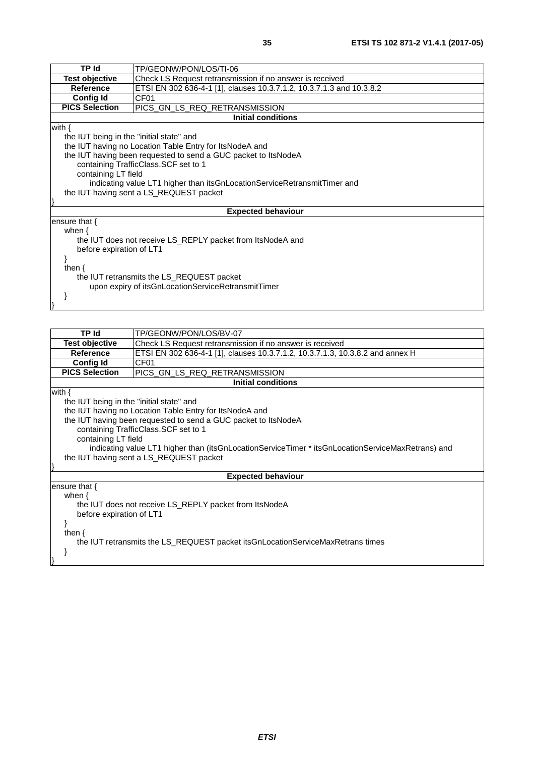| TP Id | TP/GEONW/PON/LOS/TI-06 |
|---|---|
| Test objective | Check LS Request retransmission if no answer is received |
| Reference | ETSI EN 302 636-4-1 [1], clauses 10.3.7.1.2, 10.3.7.1.3 and 10.3.8.2 |
| Config Id | CF01 |
| PICS Selection | PICS_GN_LS_REQ_RETRANSMISSION |
| **Initial conditions** | |
| with {<br>    the IUT being in the "initial state" and<br>    the IUT having no Location Table Entry for ItsNodeA and<br>    the IUT having been requested to send a GUC packet to ItsNodeA<br>        containing TrafficClass.SCF set to 1<br>        containing LT field<br>            indicating value LT1 higher than itsGnLocationServiceRetransmitTimer and<br>    the IUT having sent a LS_REQUEST packet<br>} | |
| **Expected behaviour** | |
| ensure that {<br>    when {<br>        the IUT does not receive LS_REPLY packet from ItsNodeA and<br>        before expiration of LT1<br>    }<br>    then {<br>        the IUT retransmits the LS_REQUEST packet<br>            upon expiry of itsGnLocationServiceRetransmitTimer<br>    }<br>} | |

| TP Id | TP/GEONW/PON/LOS/BV-07 |
|---|---|
| Test objective | Check LS Request retransmission if no answer is received |
| Reference | ETSI EN 302 636-4-1 [1], clauses 10.3.7.1.2, 10.3.7.1.3, 10.3.8.2 and annex H |
| Config Id | CF01 |
| PICS Selection | PICS_GN_LS_REQ_RETRANSMISSION |
| **Initial conditions** | |
| with {<br>    the IUT being in the "initial state" and<br>    the IUT having no Location Table Entry for ItsNodeA and<br>    the IUT having been requested to send a GUC packet to ItsNodeA<br>        containing TrafficClass.SCF set to 1<br>        containing LT field<br>            indicating value LT1 higher than (itsGnLocationServiceTimer * itsGnLocationServiceMaxRetrans) and<br>    the IUT having sent a LS_REQUEST packet<br>} | |
| **Expected behaviour** | |
| ensure that {<br>    when {<br>        the IUT does not receive LS_REPLY packet from ItsNodeA<br>        before expiration of LT1<br>    }<br>    then {<br>        the IUT retransmits the LS_REQUEST packet itsGnLocationServiceMaxRetrans times<br>    }<br>} | |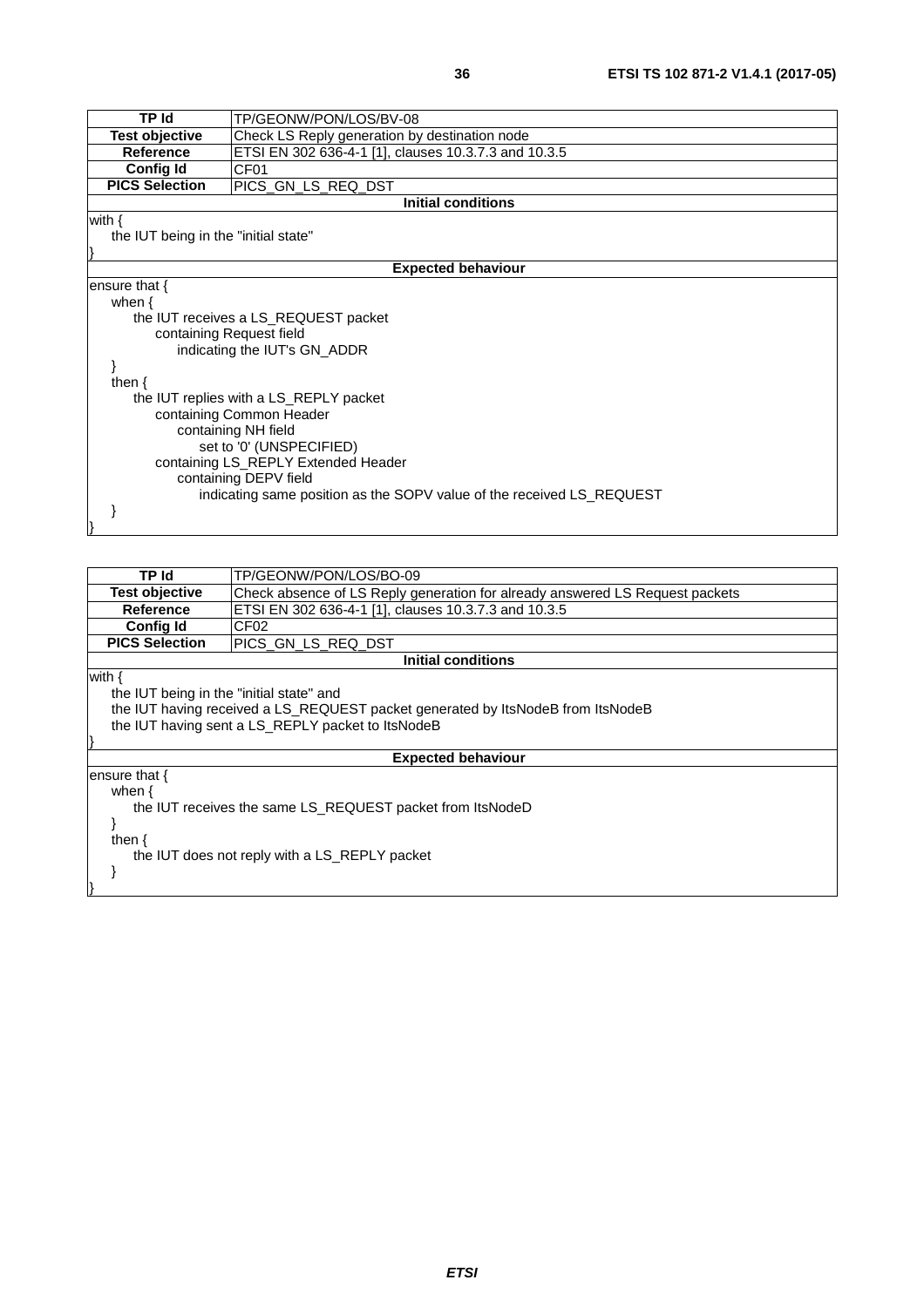| TP Id | TP/GEONW/PON/LOS/BV-08 |
|---|---|
| Test objective | Check LS Reply generation by destination node |
| Reference | ETSI EN 302 636-4-1 [1], clauses 10.3.7.3 and 10.3.5 |
| Config Id | CF01 |
| PICS Selection | PICS_GN_LS_REQ_DST |

**Initial conditions**

```
with {
    the IUT being in the "initial state"
}
```

**Expected behaviour**

```
ensure that {
    when {
        the IUT receives a LS_REQUEST packet
            containing Request field
                indicating the IUT's GN_ADDR
    }
    then {
        the IUT replies with a LS_REPLY packet
            containing Common Header
                containing NH field
                    set to '0' (UNSPECIFIED)
            containing LS_REPLY Extended Header
                containing DEPV field
                    indicating same position as the SOPV value of the received LS_REQUEST
    }
}
```

| TP Id | TP/GEONW/PON/LOS/BO-09 |
|---|---|
| Test objective | Check absence of LS Reply generation for already answered LS Request packets |
| Reference | ETSI EN 302 636-4-1 [1], clauses 10.3.7.3 and 10.3.5 |
| Config Id | CF02 |
| PICS Selection | PICS_GN_LS_REQ_DST |

**Initial conditions**

```
with {
    the IUT being in the "initial state" and
    the IUT having received a LS_REQUEST packet generated by ItsNodeB from ItsNodeB
    the IUT having sent a LS_REPLY packet to ItsNodeB
}
```

**Expected behaviour**

```
ensure that {
    when {
        the IUT receives the same LS_REQUEST packet from ItsNodeD
    }
    then {
        the IUT does not reply with a LS_REPLY packet
    }
}
```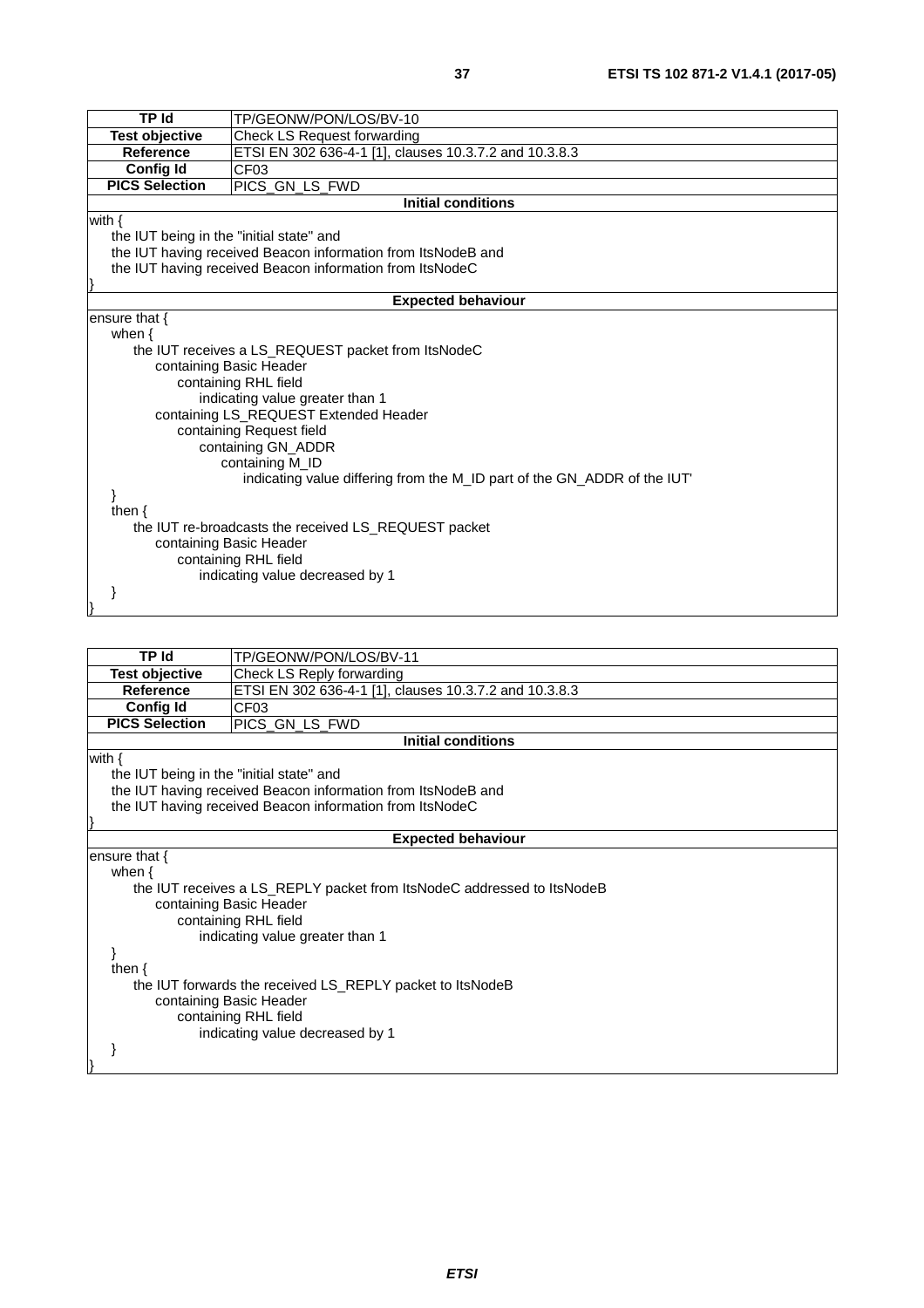| TP Id | TP/GEONW/PON/LOS/BV-10 |
|---|---|
| Test objective | Check LS Request forwarding |
| Reference | ETSI EN 302 636-4-1 [1], clauses 10.3.7.2 and 10.3.8.3 |
| Config Id | CF03 |
| PICS Selection | PICS_GN_LS_FWD |
| **Initial conditions** | |
| with {<br>    the IUT being in the "initial state" and<br>    the IUT having received Beacon information from ItsNodeB and<br>    the IUT having received Beacon information from ItsNodeC<br>} | |
| **Expected behaviour** | |
| ensure that {<br>    when {<br>        the IUT receives a LS_REQUEST packet from ItsNodeC<br>            containing Basic Header<br>                containing RHL field<br>                    indicating value greater than 1<br>            containing LS_REQUEST Extended Header<br>                containing Request field<br>                    containing GN_ADDR<br>                        containing M_ID<br>                            indicating value differing from the M_ID part of the GN_ADDR of the IUT'<br>    }<br>    then {<br>        the IUT re-broadcasts the received LS_REQUEST packet<br>            containing Basic Header<br>                containing RHL field<br>                    indicating value decreased by 1<br>    }<br>} | |

| TP Id | TP/GEONW/PON/LOS/BV-11 |
|---|---|
| Test objective | Check LS Reply forwarding |
| Reference | ETSI EN 302 636-4-1 [1], clauses 10.3.7.2 and 10.3.8.3 |
| Config Id | CF03 |
| PICS Selection | PICS_GN_LS_FWD |
| **Initial conditions** | |
| with {<br>    the IUT being in the "initial state" and<br>    the IUT having received Beacon information from ItsNodeB and<br>    the IUT having received Beacon information from ItsNodeC<br>} | |
| **Expected behaviour** | |
| ensure that {<br>    when {<br>        the IUT receives a LS_REPLY packet from ItsNodeC addressed to ItsNodeB<br>            containing Basic Header<br>                containing RHL field<br>                    indicating value greater than 1<br>    }<br>    then {<br>        the IUT forwards the received LS_REPLY packet to ItsNodeB<br>            containing Basic Header<br>                containing RHL field<br>                    indicating value decreased by 1<br>    }<br>} | |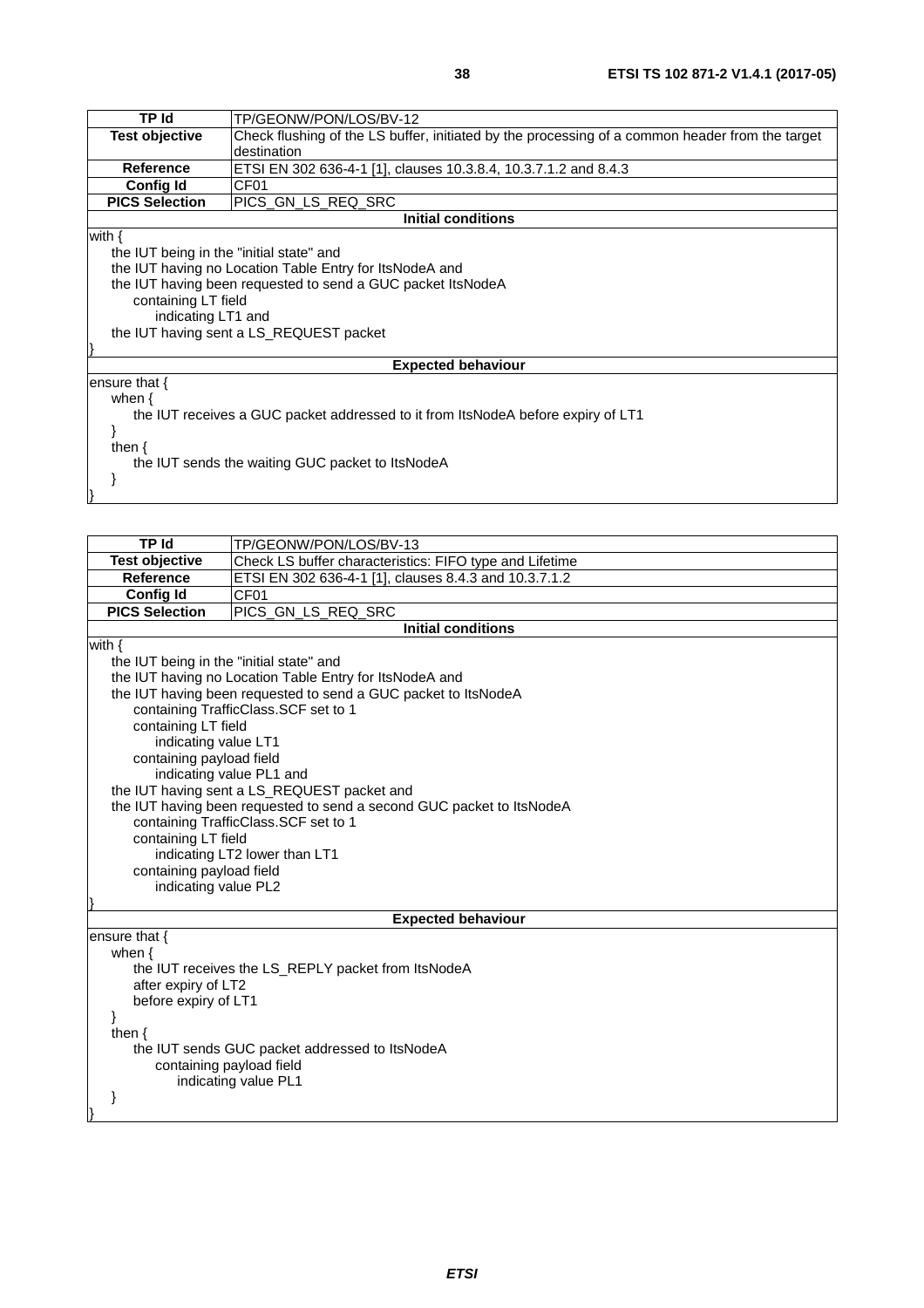| TP Id | TP/GEONW/PON/LOS/BV-12 |
| --- | --- |
| Test objective | Check flushing of the LS buffer, initiated by the processing of a common header from the target destination |
| Reference | ETSI EN 302 636-4-1 [1], clauses 10.3.8.4, 10.3.7.1.2 and 8.4.3 |
| Config Id | CF01 |
| PICS Selection | PICS_GN_LS_REQ_SRC |
| **Initial conditions** | |
| with {<br>the IUT being in the "initial state" and<br>the IUT having no Location Table Entry for ItsNodeA and<br>the IUT having been requested to send a GUC packet ItsNodeA<br>containing LT field<br>indicating LT1 and<br>the IUT having sent a LS_REQUEST packet<br>} | |
| **Expected behaviour** | |
| ensure that {<br>when {<br>the IUT receives a GUC packet addressed to it from ItsNodeA before expiry of LT1<br>}<br>then {<br>the IUT sends the waiting GUC packet to ItsNodeA<br>}<br>} | |

| TP Id | TP/GEONW/PON/LOS/BV-13 |
| --- | --- |
| Test objective | Check LS buffer characteristics: FIFO type and Lifetime |
| Reference | ETSI EN 302 636-4-1 [1], clauses 8.4.3 and 10.3.7.1.2 |
| Config Id | CF01 |
| PICS Selection | PICS_GN_LS_REQ_SRC |
| **Initial conditions** | |
| with {<br>the IUT being in the "initial state" and<br>the IUT having no Location Table Entry for ItsNodeA and<br>the IUT having been requested to send a GUC packet to ItsNodeA<br>containing TrafficClass.SCF set to 1<br>containing LT field<br>indicating value LT1<br>containing payload field<br>indicating value PL1 and<br>the IUT having sent a LS_REQUEST packet and<br>the IUT having been requested to send a second GUC packet to ItsNodeA<br>containing TrafficClass.SCF set to 1<br>containing LT field<br>indicating LT2 lower than LT1<br>containing payload field<br>indicating value PL2<br>} | |
| **Expected behaviour** | |
| ensure that {<br>when {<br>the IUT receives the LS_REPLY packet from ItsNodeA<br>after expiry of LT2<br>before expiry of LT1<br>}<br>then {<br>the IUT sends GUC packet addressed to ItsNodeA<br>containing payload field<br>indicating value PL1<br>}<br>} | |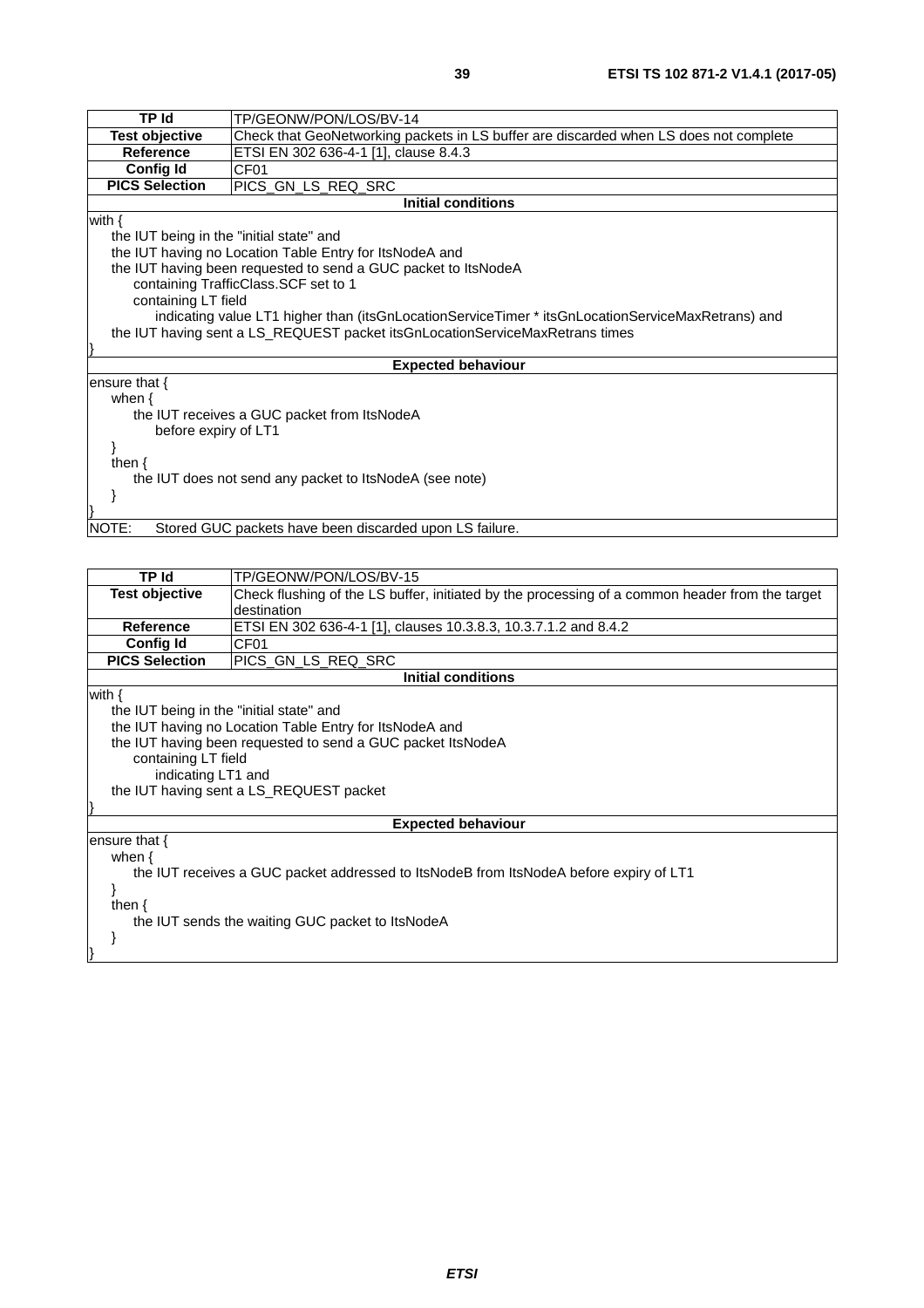| TP Id | TP/GEONW/PON/LOS/BV-14 |
|---|---|
| **Test objective** | Check that GeoNetworking packets in LS buffer are discarded when LS does not complete |
| **Reference** | ETSI EN 302 636-4-1 [1], clause 8.4.3 |
| **Config Id** | CF01 |
| **PICS Selection** | PICS_GN_LS_REQ_SRC |
| **Initial conditions** | |
| with {<br>&nbsp;&nbsp;&nbsp;&nbsp;the IUT being in the "initial state" and<br>&nbsp;&nbsp;&nbsp;&nbsp;the IUT having no Location Table Entry for ItsNodeA and<br>&nbsp;&nbsp;&nbsp;&nbsp;the IUT having been requested to send a GUC packet to ItsNodeA<br>&nbsp;&nbsp;&nbsp;&nbsp;&nbsp;&nbsp;&nbsp;&nbsp;containing TrafficClass.SCF set to 1<br>&nbsp;&nbsp;&nbsp;&nbsp;&nbsp;&nbsp;&nbsp;&nbsp;containing LT field<br>&nbsp;&nbsp;&nbsp;&nbsp;&nbsp;&nbsp;&nbsp;&nbsp;&nbsp;&nbsp;&nbsp;&nbsp;indicating value LT1 higher than (itsGnLocationServiceTimer * itsGnLocationServiceMaxRetrans) and<br>&nbsp;&nbsp;&nbsp;&nbsp;the IUT having sent a LS_REQUEST packet itsGnLocationServiceMaxRetrans times<br>} | |
| **Expected behaviour** | |
| ensure that {<br>&nbsp;&nbsp;&nbsp;&nbsp;when {<br>&nbsp;&nbsp;&nbsp;&nbsp;&nbsp;&nbsp;&nbsp;&nbsp;the IUT receives a GUC packet from ItsNodeA<br>&nbsp;&nbsp;&nbsp;&nbsp;&nbsp;&nbsp;&nbsp;&nbsp;&nbsp;&nbsp;&nbsp;&nbsp;before expiry of LT1<br>&nbsp;&nbsp;&nbsp;&nbsp;}<br>&nbsp;&nbsp;&nbsp;&nbsp;then {<br>&nbsp;&nbsp;&nbsp;&nbsp;&nbsp;&nbsp;&nbsp;&nbsp;the IUT does not send any packet to ItsNodeA (see note)<br>&nbsp;&nbsp;&nbsp;&nbsp;}<br>} | |
| NOTE: Stored GUC packets have been discarded upon LS failure. | |

| TP Id | TP/GEONW/PON/LOS/BV-15 |
|---|---|
| **Test objective** | Check flushing of the LS buffer, initiated by the processing of a common header from the target destination |
| **Reference** | ETSI EN 302 636-4-1 [1], clauses 10.3.8.3, 10.3.7.1.2 and 8.4.2 |
| **Config Id** | CF01 |
| **PICS Selection** | PICS_GN_LS_REQ_SRC |
| **Initial conditions** | |
| with {<br>&nbsp;&nbsp;&nbsp;&nbsp;the IUT being in the "initial state" and<br>&nbsp;&nbsp;&nbsp;&nbsp;the IUT having no Location Table Entry for ItsNodeA and<br>&nbsp;&nbsp;&nbsp;&nbsp;the IUT having been requested to send a GUC packet ItsNodeA<br>&nbsp;&nbsp;&nbsp;&nbsp;&nbsp;&nbsp;&nbsp;&nbsp;containing LT field<br>&nbsp;&nbsp;&nbsp;&nbsp;&nbsp;&nbsp;&nbsp;&nbsp;&nbsp;&nbsp;&nbsp;&nbsp;indicating LT1 and<br>&nbsp;&nbsp;&nbsp;&nbsp;the IUT having sent a LS_REQUEST packet<br>} | |
| **Expected behaviour** | |
| ensure that {<br>&nbsp;&nbsp;&nbsp;&nbsp;when {<br>&nbsp;&nbsp;&nbsp;&nbsp;&nbsp;&nbsp;&nbsp;&nbsp;the IUT receives a GUC packet addressed to ItsNodeB from ItsNodeA before expiry of LT1<br>&nbsp;&nbsp;&nbsp;&nbsp;}<br>&nbsp;&nbsp;&nbsp;&nbsp;then {<br>&nbsp;&nbsp;&nbsp;&nbsp;&nbsp;&nbsp;&nbsp;&nbsp;the IUT sends the waiting GUC packet to ItsNodeA<br>&nbsp;&nbsp;&nbsp;&nbsp;}<br>} | |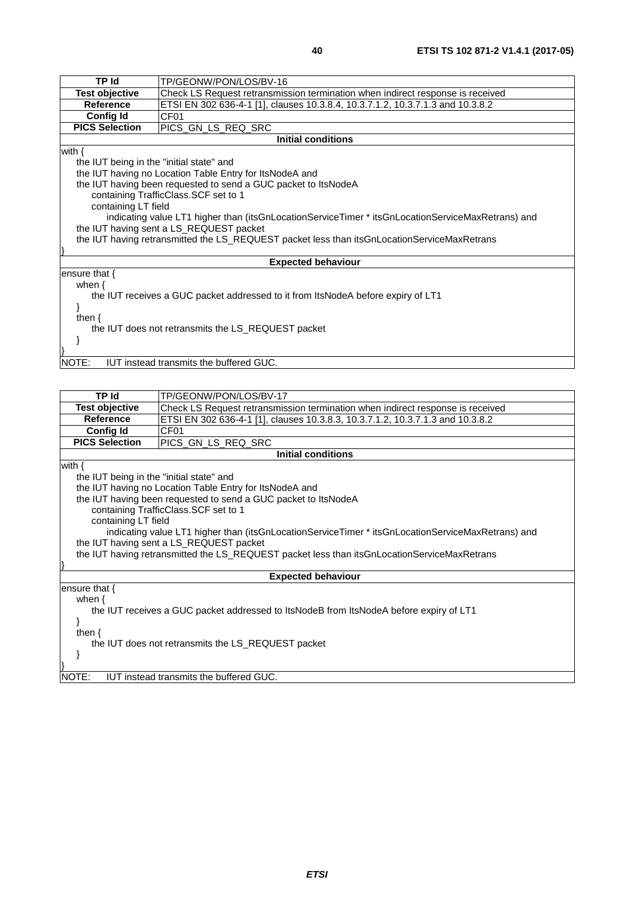| TP Id | TP/GEONW/PON/LOS/BV-16 |
| --- | --- |
| **Test objective** | Check LS Request retransmission termination when indirect response is received |
| **Reference** | ETSI EN 302 636-4-1 [1], clauses 10.3.8.4, 10.3.7.1.2, 10.3.7.1.3 and 10.3.8.2 |
| **Config Id** | CF01 |
| **PICS Selection** | PICS_GN_LS_REQ_SRC |
| **Initial conditions** | |
| with {<br>&nbsp;&nbsp;&nbsp;&nbsp;the IUT being in the "initial state" and<br>&nbsp;&nbsp;&nbsp;&nbsp;the IUT having no Location Table Entry for ItsNodeA and<br>&nbsp;&nbsp;&nbsp;&nbsp;the IUT having been requested to send a GUC packet to ItsNodeA<br>&nbsp;&nbsp;&nbsp;&nbsp;&nbsp;&nbsp;&nbsp;&nbsp;containing TrafficClass.SCF set to 1<br>&nbsp;&nbsp;&nbsp;&nbsp;&nbsp;&nbsp;&nbsp;&nbsp;containing LT field<br>&nbsp;&nbsp;&nbsp;&nbsp;&nbsp;&nbsp;&nbsp;&nbsp;&nbsp;&nbsp;&nbsp;&nbsp;indicating value LT1 higher than (itsGnLocationServiceTimer * itsGnLocationServiceMaxRetrans) and<br>&nbsp;&nbsp;&nbsp;&nbsp;the IUT having sent a LS_REQUEST packet<br>&nbsp;&nbsp;&nbsp;&nbsp;the IUT having retransmitted the LS_REQUEST packet less than itsGnLocationServiceMaxRetrans<br>} | |
| **Expected behaviour** | |
| ensure that {<br>&nbsp;&nbsp;&nbsp;&nbsp;when {<br>&nbsp;&nbsp;&nbsp;&nbsp;&nbsp;&nbsp;&nbsp;&nbsp;the IUT receives a GUC packet addressed to it from ItsNodeA before expiry of LT1<br>&nbsp;&nbsp;&nbsp;&nbsp;}<br>&nbsp;&nbsp;&nbsp;&nbsp;then {<br>&nbsp;&nbsp;&nbsp;&nbsp;&nbsp;&nbsp;&nbsp;&nbsp;the IUT does not retransmits the LS_REQUEST packet<br>&nbsp;&nbsp;&nbsp;&nbsp;}<br>} | |
| NOTE: IUT instead transmits the buffered GUC. | |

| TP Id | TP/GEONW/PON/LOS/BV-17 |
| --- | --- |
| **Test objective** | Check LS Request retransmission termination when indirect response is received |
| **Reference** | ETSI EN 302 636-4-1 [1], clauses 10.3.8.3, 10.3.7.1.2, 10.3.7.1.3 and 10.3.8.2 |
| **Config Id** | CF01 |
| **PICS Selection** | PICS_GN_LS_REQ_SRC |
| **Initial conditions** | |
| with {<br>&nbsp;&nbsp;&nbsp;&nbsp;the IUT being in the "initial state" and<br>&nbsp;&nbsp;&nbsp;&nbsp;the IUT having no Location Table Entry for ItsNodeA and<br>&nbsp;&nbsp;&nbsp;&nbsp;the IUT having been requested to send a GUC packet to ItsNodeA<br>&nbsp;&nbsp;&nbsp;&nbsp;&nbsp;&nbsp;&nbsp;&nbsp;containing TrafficClass.SCF set to 1<br>&nbsp;&nbsp;&nbsp;&nbsp;&nbsp;&nbsp;&nbsp;&nbsp;containing LT field<br>&nbsp;&nbsp;&nbsp;&nbsp;&nbsp;&nbsp;&nbsp;&nbsp;&nbsp;&nbsp;&nbsp;&nbsp;indicating value LT1 higher than (itsGnLocationServiceTimer * itsGnLocationServiceMaxRetrans) and<br>&nbsp;&nbsp;&nbsp;&nbsp;the IUT having sent a LS_REQUEST packet<br>&nbsp;&nbsp;&nbsp;&nbsp;the IUT having retransmitted the LS_REQUEST packet less than itsGnLocationServiceMaxRetrans<br>} | |
| **Expected behaviour** | |
| ensure that {<br>&nbsp;&nbsp;&nbsp;&nbsp;when {<br>&nbsp;&nbsp;&nbsp;&nbsp;&nbsp;&nbsp;&nbsp;&nbsp;the IUT receives a GUC packet addressed to ItsNodeB from ItsNodeA before expiry of LT1<br>&nbsp;&nbsp;&nbsp;&nbsp;}<br>&nbsp;&nbsp;&nbsp;&nbsp;then {<br>&nbsp;&nbsp;&nbsp;&nbsp;&nbsp;&nbsp;&nbsp;&nbsp;the IUT does not retransmits the LS_REQUEST packet<br>&nbsp;&nbsp;&nbsp;&nbsp;}<br>} | |
| NOTE: IUT instead transmits the buffered GUC. | |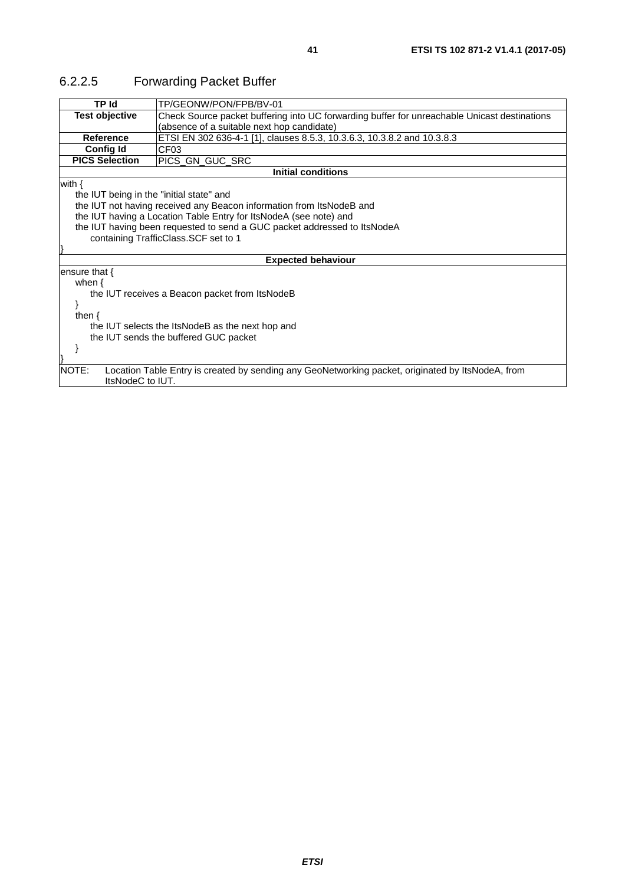### 6.2.2.5 Forwarding Packet Buffer

| TP Id | TP/GEONW/PON/FPB/BV-01 |
|---|---|
| **Test objective** | Check Source packet buffering into UC forwarding buffer for unreachable Unicast destinations (absence of a suitable next hop candidate) |
| **Reference** | ETSI EN 302 636-4-1 [1], clauses 8.5.3, 10.3.6.3, 10.3.8.2 and 10.3.8.3 |
| **Config Id** | CF03 |
| **PICS Selection** | PICS_GN_GUC_SRC |
| **Initial conditions** | |
| with {<br>the IUT being in the "initial state" and<br>the IUT not having received any Beacon information from ItsNodeB and<br>the IUT having a Location Table Entry for ItsNodeA (see note) and<br>the IUT having been requested to send a GUC packet addressed to ItsNodeA<br>containing TrafficClass.SCF set to 1<br>} | |
| **Expected behaviour** | |
| ensure that {<br>when {<br>the IUT receives a Beacon packet from ItsNodeB<br>}<br>then {<br>the IUT selects the ItsNodeB as the next hop and<br>the IUT sends the buffered GUC packet<br>}<br>} | |
| NOTE: Location Table Entry is created by sending any GeoNetworking packet, originated by ItsNodeA, from ItsNodeC to IUT. | |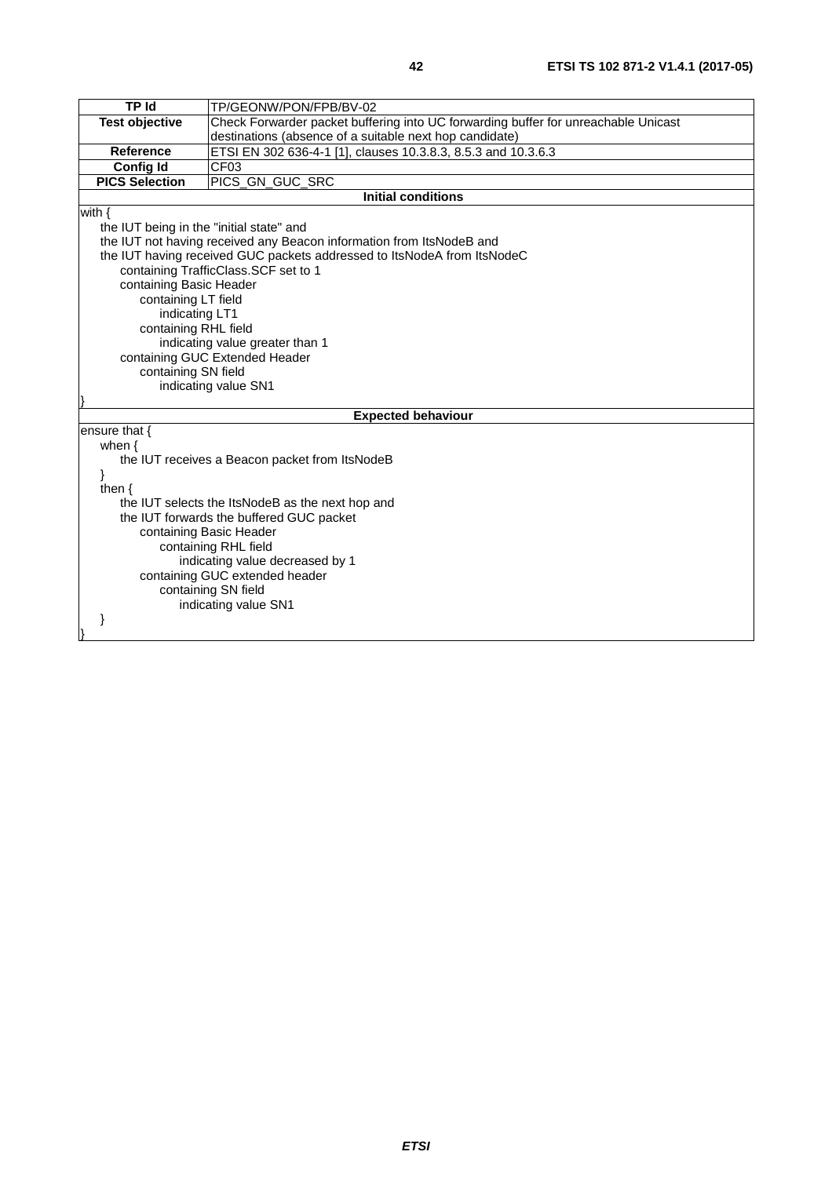| TP Id | TP/GEONW/PON/FPB/BV-02 |
| --- | --- |
| Test objective | Check Forwarder packet buffering into UC forwarding buffer for unreachable Unicast destinations (absence of a suitable next hop candidate) |
| Reference | ETSI EN 302 636-4-1 [1], clauses 10.3.8.3, 8.5.3 and 10.3.6.3 |
| Config Id | CF03 |
| PICS Selection | PICS_GN_GUC_SRC |

**Initial conditions**

```
with {
    the IUT being in the "initial state" and
    the IUT not having received any Beacon information from ItsNodeB and
    the IUT having received GUC packets addressed to ItsNodeA from ItsNodeC
        containing TrafficClass.SCF set to 1
        containing Basic Header
            containing LT field
                indicating LT1
            containing RHL field
                indicating value greater than 1
        containing GUC Extended Header
            containing SN field
                indicating value SN1
}
```

**Expected behaviour**

```
ensure that {
    when {
        the IUT receives a Beacon packet from ItsNodeB
    }
    then {
        the IUT selects the ItsNodeB as the next hop and
        the IUT forwards the buffered GUC packet
            containing Basic Header
                containing RHL field
                    indicating value decreased by 1
            containing GUC extended header
                containing SN field
                    indicating value SN1
    }
}
```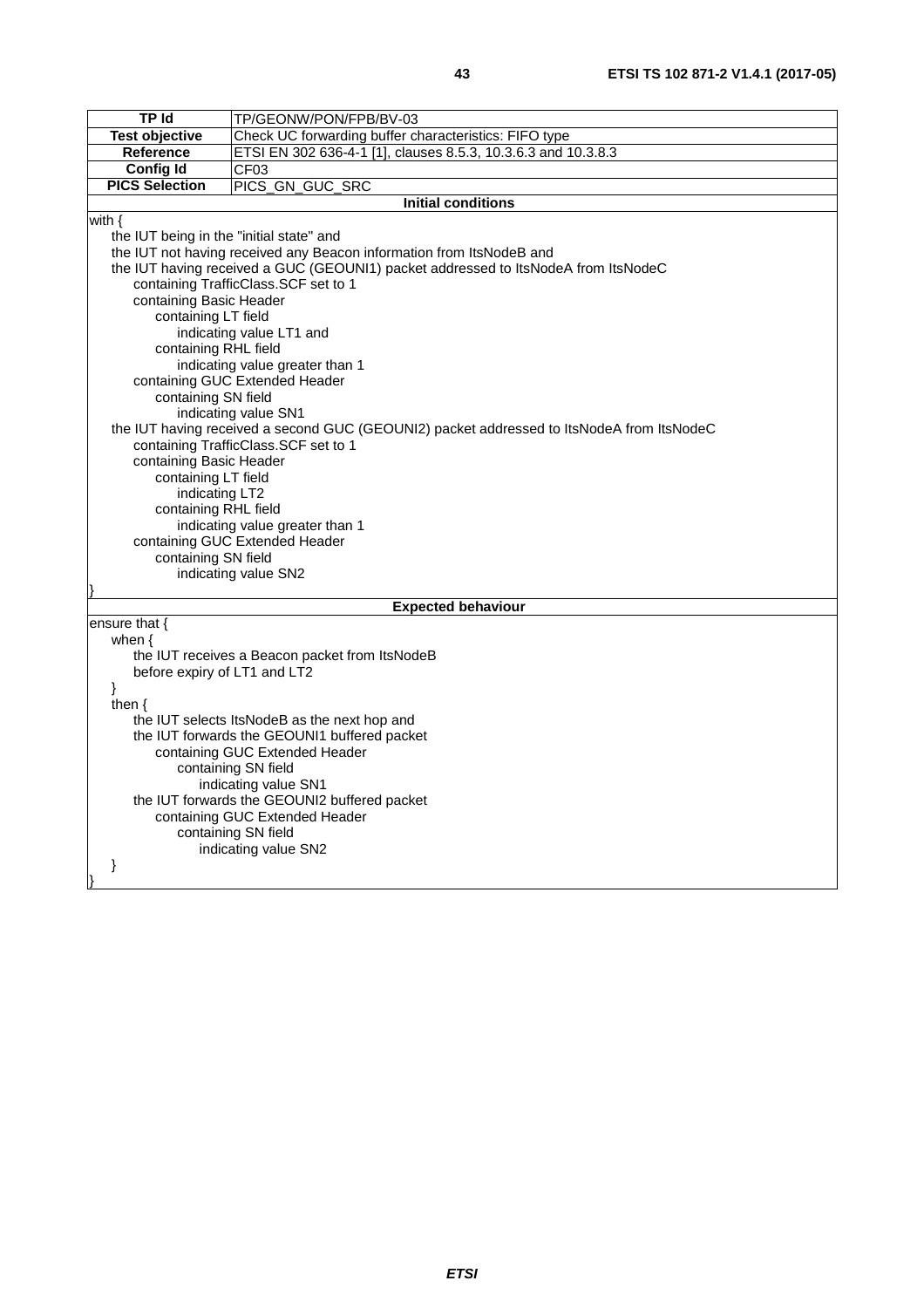| TP Id | TP/GEONW/PON/FPB/BV-03 |
|---|---|
| **Test objective** | Check UC forwarding buffer characteristics: FIFO type |
| **Reference** | ETSI EN 302 636-4-1 [1], clauses 8.5.3, 10.3.6.3 and 10.3.8.3 |
| **Config Id** | CF03 |
| **PICS Selection** | PICS_GN_GUC_SRC |
| **Initial conditions** | |
| with {<br>&nbsp;&nbsp;&nbsp;&nbsp;the IUT being in the "initial state" and<br>&nbsp;&nbsp;&nbsp;&nbsp;the IUT not having received any Beacon information from ItsNodeB and<br>&nbsp;&nbsp;&nbsp;&nbsp;the IUT having received a GUC (GEOUNI1) packet addressed to ItsNodeA from ItsNodeC<br>&nbsp;&nbsp;&nbsp;&nbsp;&nbsp;&nbsp;&nbsp;&nbsp;containing TrafficClass.SCF set to 1<br>&nbsp;&nbsp;&nbsp;&nbsp;&nbsp;&nbsp;&nbsp;&nbsp;containing Basic Header<br>&nbsp;&nbsp;&nbsp;&nbsp;&nbsp;&nbsp;&nbsp;&nbsp;&nbsp;&nbsp;&nbsp;&nbsp;containing LT field<br>&nbsp;&nbsp;&nbsp;&nbsp;&nbsp;&nbsp;&nbsp;&nbsp;&nbsp;&nbsp;&nbsp;&nbsp;&nbsp;&nbsp;&nbsp;&nbsp;indicating value LT1 and<br>&nbsp;&nbsp;&nbsp;&nbsp;&nbsp;&nbsp;&nbsp;&nbsp;&nbsp;&nbsp;&nbsp;&nbsp;containing RHL field<br>&nbsp;&nbsp;&nbsp;&nbsp;&nbsp;&nbsp;&nbsp;&nbsp;&nbsp;&nbsp;&nbsp;&nbsp;&nbsp;&nbsp;&nbsp;&nbsp;indicating value greater than 1<br>&nbsp;&nbsp;&nbsp;&nbsp;&nbsp;&nbsp;&nbsp;&nbsp;containing GUC Extended Header<br>&nbsp;&nbsp;&nbsp;&nbsp;&nbsp;&nbsp;&nbsp;&nbsp;&nbsp;&nbsp;&nbsp;&nbsp;containing SN field<br>&nbsp;&nbsp;&nbsp;&nbsp;&nbsp;&nbsp;&nbsp;&nbsp;&nbsp;&nbsp;&nbsp;&nbsp;&nbsp;&nbsp;&nbsp;&nbsp;indicating value SN1<br>&nbsp;&nbsp;&nbsp;&nbsp;the IUT having received a second GUC (GEOUNI2) packet addressed to ItsNodeA from ItsNodeC<br>&nbsp;&nbsp;&nbsp;&nbsp;&nbsp;&nbsp;&nbsp;&nbsp;containing TrafficClass.SCF set to 1<br>&nbsp;&nbsp;&nbsp;&nbsp;&nbsp;&nbsp;&nbsp;&nbsp;containing Basic Header<br>&nbsp;&nbsp;&nbsp;&nbsp;&nbsp;&nbsp;&nbsp;&nbsp;&nbsp;&nbsp;&nbsp;&nbsp;containing LT field<br>&nbsp;&nbsp;&nbsp;&nbsp;&nbsp;&nbsp;&nbsp;&nbsp;&nbsp;&nbsp;&nbsp;&nbsp;&nbsp;&nbsp;&nbsp;&nbsp;indicating LT2<br>&nbsp;&nbsp;&nbsp;&nbsp;&nbsp;&nbsp;&nbsp;&nbsp;&nbsp;&nbsp;&nbsp;&nbsp;containing RHL field<br>&nbsp;&nbsp;&nbsp;&nbsp;&nbsp;&nbsp;&nbsp;&nbsp;&nbsp;&nbsp;&nbsp;&nbsp;&nbsp;&nbsp;&nbsp;&nbsp;indicating value greater than 1<br>&nbsp;&nbsp;&nbsp;&nbsp;&nbsp;&nbsp;&nbsp;&nbsp;containing GUC Extended Header<br>&nbsp;&nbsp;&nbsp;&nbsp;&nbsp;&nbsp;&nbsp;&nbsp;&nbsp;&nbsp;&nbsp;&nbsp;containing SN field<br>&nbsp;&nbsp;&nbsp;&nbsp;&nbsp;&nbsp;&nbsp;&nbsp;&nbsp;&nbsp;&nbsp;&nbsp;&nbsp;&nbsp;&nbsp;&nbsp;indicating value SN2<br>} | |
| **Expected behaviour** | |
| ensure that {<br>&nbsp;&nbsp;&nbsp;&nbsp;when {<br>&nbsp;&nbsp;&nbsp;&nbsp;&nbsp;&nbsp;&nbsp;&nbsp;the IUT receives a Beacon packet from ItsNodeB<br>&nbsp;&nbsp;&nbsp;&nbsp;&nbsp;&nbsp;&nbsp;&nbsp;before expiry of LT1 and LT2<br>&nbsp;&nbsp;&nbsp;&nbsp;}<br>&nbsp;&nbsp;&nbsp;&nbsp;then {<br>&nbsp;&nbsp;&nbsp;&nbsp;&nbsp;&nbsp;&nbsp;&nbsp;the IUT selects ItsNodeB as the next hop and<br>&nbsp;&nbsp;&nbsp;&nbsp;&nbsp;&nbsp;&nbsp;&nbsp;the IUT forwards the GEOUNI1 buffered packet<br>&nbsp;&nbsp;&nbsp;&nbsp;&nbsp;&nbsp;&nbsp;&nbsp;&nbsp;&nbsp;&nbsp;&nbsp;containing GUC Extended Header<br>&nbsp;&nbsp;&nbsp;&nbsp;&nbsp;&nbsp;&nbsp;&nbsp;&nbsp;&nbsp;&nbsp;&nbsp;&nbsp;&nbsp;&nbsp;&nbsp;containing SN field<br>&nbsp;&nbsp;&nbsp;&nbsp;&nbsp;&nbsp;&nbsp;&nbsp;&nbsp;&nbsp;&nbsp;&nbsp;&nbsp;&nbsp;&nbsp;&nbsp;&nbsp;&nbsp;&nbsp;&nbsp;indicating value SN1<br>&nbsp;&nbsp;&nbsp;&nbsp;&nbsp;&nbsp;&nbsp;&nbsp;the IUT forwards the GEOUNI2 buffered packet<br>&nbsp;&nbsp;&nbsp;&nbsp;&nbsp;&nbsp;&nbsp;&nbsp;&nbsp;&nbsp;&nbsp;&nbsp;containing GUC Extended Header<br>&nbsp;&nbsp;&nbsp;&nbsp;&nbsp;&nbsp;&nbsp;&nbsp;&nbsp;&nbsp;&nbsp;&nbsp;&nbsp;&nbsp;&nbsp;&nbsp;containing SN field<br>&nbsp;&nbsp;&nbsp;&nbsp;&nbsp;&nbsp;&nbsp;&nbsp;&nbsp;&nbsp;&nbsp;&nbsp;&nbsp;&nbsp;&nbsp;&nbsp;&nbsp;&nbsp;&nbsp;&nbsp;indicating value SN2<br>&nbsp;&nbsp;&nbsp;&nbsp;}<br>} | |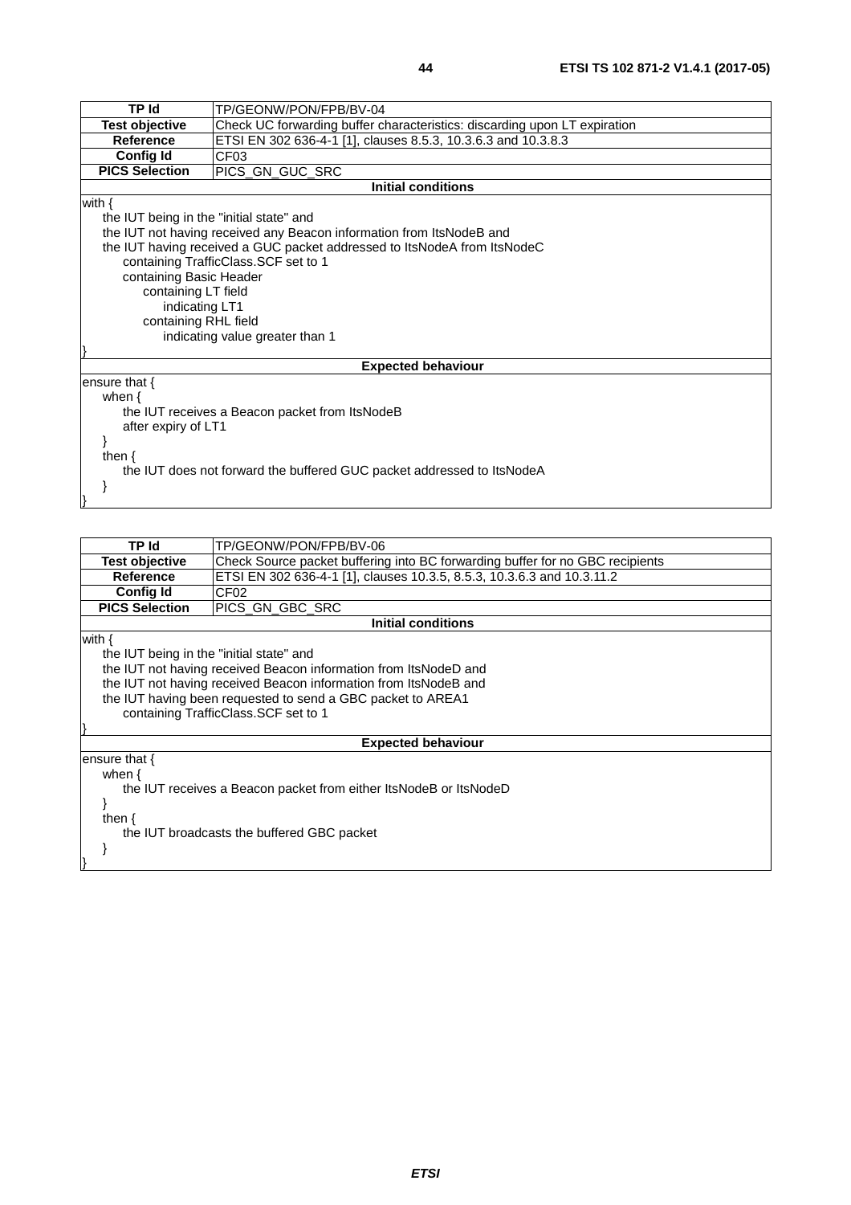| TP Id | TP/GEONW/PON/FPB/BV-04 |
| --- | --- |
| **Test objective** | Check UC forwarding buffer characteristics: discarding upon LT expiration |
| **Reference** | ETSI EN 302 636-4-1 [1], clauses 8.5.3, 10.3.6.3 and 10.3.8.3 |
| **Config Id** | CF03 |
| **PICS Selection** | PICS_GN_GUC_SRC |
| **Initial conditions** | |

```
with {
    the IUT being in the "initial state" and
    the IUT not having received any Beacon information from ItsNodeB and
    the IUT having received a GUC packet addressed to ItsNodeA from ItsNodeC
        containing TrafficClass.SCF set to 1
        containing Basic Header
            containing LT field
                indicating LT1
            containing RHL field
                indicating value greater than 1
}
```

**Expected behaviour**

```
ensure that {
    when {
        the IUT receives a Beacon packet from ItsNodeB
        after expiry of LT1
    }
    then {
        the IUT does not forward the buffered GUC packet addressed to ItsNodeA
    }
}
```

| TP Id | TP/GEONW/PON/FPB/BV-06 |
| --- | --- |
| **Test objective** | Check Source packet buffering into BC forwarding buffer for no GBC recipients |
| **Reference** | ETSI EN 302 636-4-1 [1], clauses 10.3.5, 8.5.3, 10.3.6.3 and 10.3.11.2 |
| **Config Id** | CF02 |
| **PICS Selection** | PICS_GN_GBC_SRC |
| **Initial conditions** | |

```
with {
    the IUT being in the "initial state" and
    the IUT not having received Beacon information from ItsNodeD and
    the IUT not having received Beacon information from ItsNodeB and
    the IUT having been requested to send a GBC packet to AREA1
        containing TrafficClass.SCF set to 1
}
```

**Expected behaviour**

```
ensure that {
    when {
        the IUT receives a Beacon packet from either ItsNodeB or ItsNodeD
    }
    then {
        the IUT broadcasts the buffered GBC packet
    }
}
```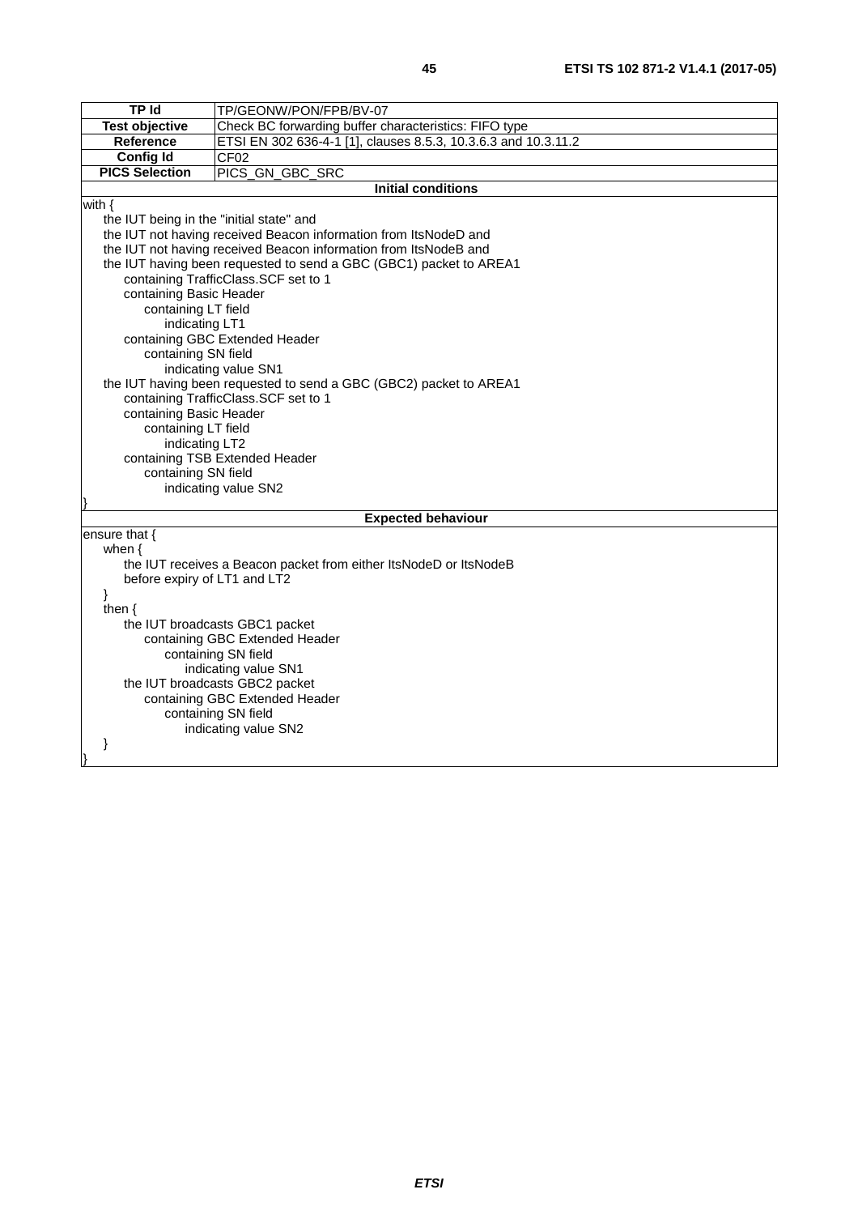| TP Id | TP/GEONW/PON/FPB/BV-07 |
| --- | --- |
| **Test objective** | Check BC forwarding buffer characteristics: FIFO type |
| **Reference** | ETSI EN 302 636-4-1 [1], clauses 8.5.3, 10.3.6.3 and 10.3.11.2 |
| **Config Id** | CF02 |
| **PICS Selection** | PICS_GN_GBC_SRC |

**Initial conditions**

```
with {
    the IUT being in the "initial state" and
    the IUT not having received Beacon information from ItsNodeD and
    the IUT not having received Beacon information from ItsNodeB and
    the IUT having been requested to send a GBC (GBC1) packet to AREA1
        containing TrafficClass.SCF set to 1
        containing Basic Header
            containing LT field
                indicating LT1
        containing GBC Extended Header
            containing SN field
                indicating value SN1
    the IUT having been requested to send a GBC (GBC2) packet to AREA1
        containing TrafficClass.SCF set to 1
        containing Basic Header
            containing LT field
                indicating LT2
        containing TSB Extended Header
            containing SN field
                indicating value SN2
}
```

**Expected behaviour**

```
ensure that {
    when {
        the IUT receives a Beacon packet from either ItsNodeD or ItsNodeB
        before expiry of LT1 and LT2
    }
    then {
        the IUT broadcasts GBC1 packet
            containing GBC Extended Header
                containing SN field
                    indicating value SN1
        the IUT broadcasts GBC2 packet
            containing GBC Extended Header
                containing SN field
                    indicating value SN2
    }
}
```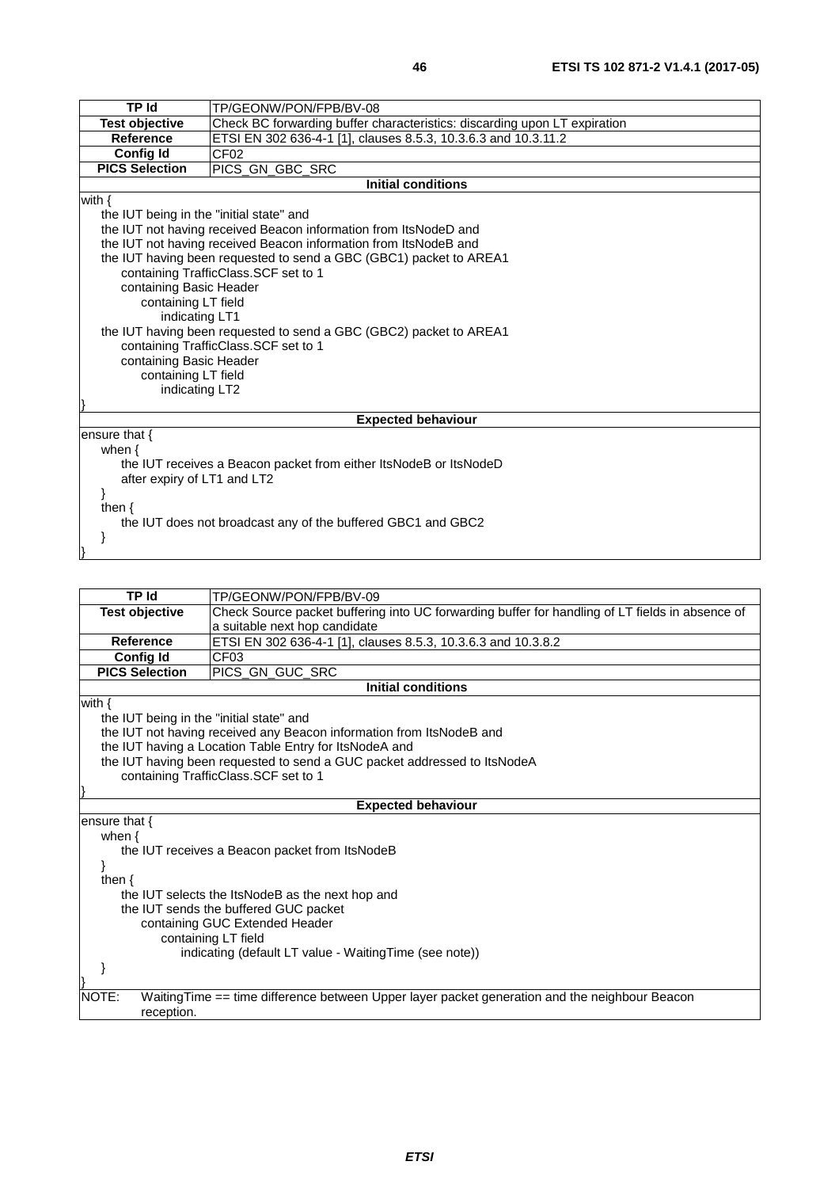| TP Id | TP/GEONW/PON/FPB/BV-08 |
|---|---|
| **Test objective** | Check BC forwarding buffer characteristics: discarding upon LT expiration |
| **Reference** | ETSI EN 302 636-4-1 [1], clauses 8.5.3, 10.3.6.3 and 10.3.11.2 |
| **Config Id** | CF02 |
| **PICS Selection** | PICS_GN_GBC_SRC |

**Initial conditions**

```
with {
    the IUT being in the "initial state" and
    the IUT not having received Beacon information from ItsNodeD and
    the IUT not having received Beacon information from ItsNodeB and
    the IUT having been requested to send a GBC (GBC1) packet to AREA1
        containing TrafficClass.SCF set to 1
        containing Basic Header
            containing LT field
                indicating LT1
    the IUT having been requested to send a GBC (GBC2) packet to AREA1
        containing TrafficClass.SCF set to 1
        containing Basic Header
            containing LT field
                indicating LT2
}
```

**Expected behaviour**

```
ensure that {
    when {
        the IUT receives a Beacon packet from either ItsNodeB or ItsNodeD
        after expiry of LT1 and LT2
    }
    then {
        the IUT does not broadcast any of the buffered GBC1 and GBC2
    }
}
```

| TP Id | TP/GEONW/PON/FPB/BV-09 |
|---|---|
| **Test objective** | Check Source packet buffering into UC forwarding buffer for handling of LT fields in absence of a suitable next hop candidate |
| **Reference** | ETSI EN 302 636-4-1 [1], clauses 8.5.3, 10.3.6.3 and 10.3.8.2 |
| **Config Id** | CF03 |
| **PICS Selection** | PICS_GN_GUC_SRC |

**Initial conditions**

```
with {
    the IUT being in the "initial state" and
    the IUT not having received any Beacon information from ItsNodeB and
    the IUT having a Location Table Entry for ItsNodeA and
    the IUT having been requested to send a GUC packet addressed to ItsNodeA
        containing TrafficClass.SCF set to 1
}
```

**Expected behaviour**

```
ensure that {
    when {
        the IUT receives a Beacon packet from ItsNodeB
    }
    then {
        the IUT selects the ItsNodeB as the next hop and
        the IUT sends the buffered GUC packet
            containing GUC Extended Header
                containing LT field
                    indicating (default LT value - WaitingTime (see note))
    }
}
```

NOTE: WaitingTime == time difference between Upper layer packet generation and the neighbour Beacon reception.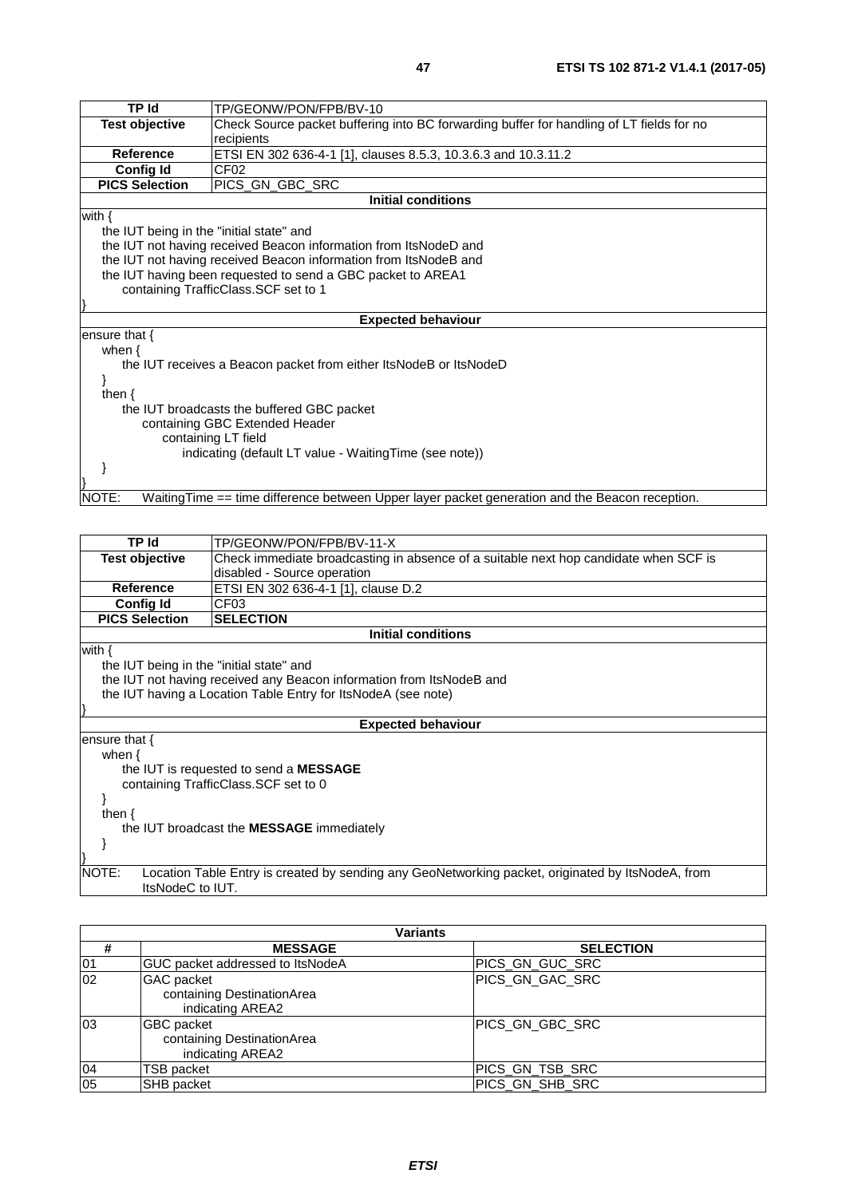| TP Id | TP/GEONW/PON/FPB/BV-10 |
| --- | --- |
| **Test objective** | Check Source packet buffering into BC forwarding buffer for handling of LT fields for no recipients |
| **Reference** | ETSI EN 302 636-4-1 [1], clauses 8.5.3, 10.3.6.3 and 10.3.11.2 |
| **Config Id** | CF02 |
| **PICS Selection** | PICS_GN_GBC_SRC |
| **Initial conditions** | |
| with {<br>the IUT being in the "initial state" and<br>the IUT not having received Beacon information from ItsNodeD and<br>the IUT not having received Beacon information from ItsNodeB and<br>the IUT having been requested to send a GBC packet to AREA1<br>containing TrafficClass.SCF set to 1<br>} | |
| **Expected behaviour** | |
| ensure that {<br>when {<br>the IUT receives a Beacon packet from either ItsNodeB or ItsNodeD<br>}<br>then {<br>the IUT broadcasts the buffered GBC packet<br>containing GBC Extended Header<br>containing LT field<br>indicating (default LT value - WaitingTime (see note))<br>}<br>} | |
| NOTE: WaitingTime == time difference between Upper layer packet generation and the Beacon reception. | |

| TP Id | TP/GEONW/PON/FPB/BV-11-X |
| --- | --- |
| **Test objective** | Check immediate broadcasting in absence of a suitable next hop candidate when SCF is disabled - Source operation |
| **Reference** | ETSI EN 302 636-4-1 [1], clause D.2 |
| **Config Id** | CF03 |
| **PICS Selection** | **SELECTION** |
| **Initial conditions** | |
| with {<br>the IUT being in the "initial state" and<br>the IUT not having received any Beacon information from ItsNodeB and<br>the IUT having a Location Table Entry for ItsNodeA (see note)<br>} | |
| **Expected behaviour** | |
| ensure that {<br>when {<br>the IUT is requested to send a **MESSAGE**<br>containing TrafficClass.SCF set to 0<br>}<br>then {<br>the IUT broadcast the **MESSAGE** immediately<br>}<br>} | |
| NOTE: Location Table Entry is created by sending any GeoNetworking packet, originated by ItsNodeA, from ItsNodeC to IUT. | |

| **Variants** | | |
| --- | --- | --- |
| **#** | **MESSAGE** | **SELECTION** |
| 01 | GUC packet addressed to ItsNodeA | PICS_GN_GUC_SRC |
| 02 | GAC packet<br>containing DestinationArea<br>indicating AREA2 | PICS_GN_GAC_SRC |
| 03 | GBC packet<br>containing DestinationArea<br>indicating AREA2 | PICS_GN_GBC_SRC |
| 04 | TSB packet | PICS_GN_TSB_SRC |
| 05 | SHB packet | PICS_GN_SHB_SRC |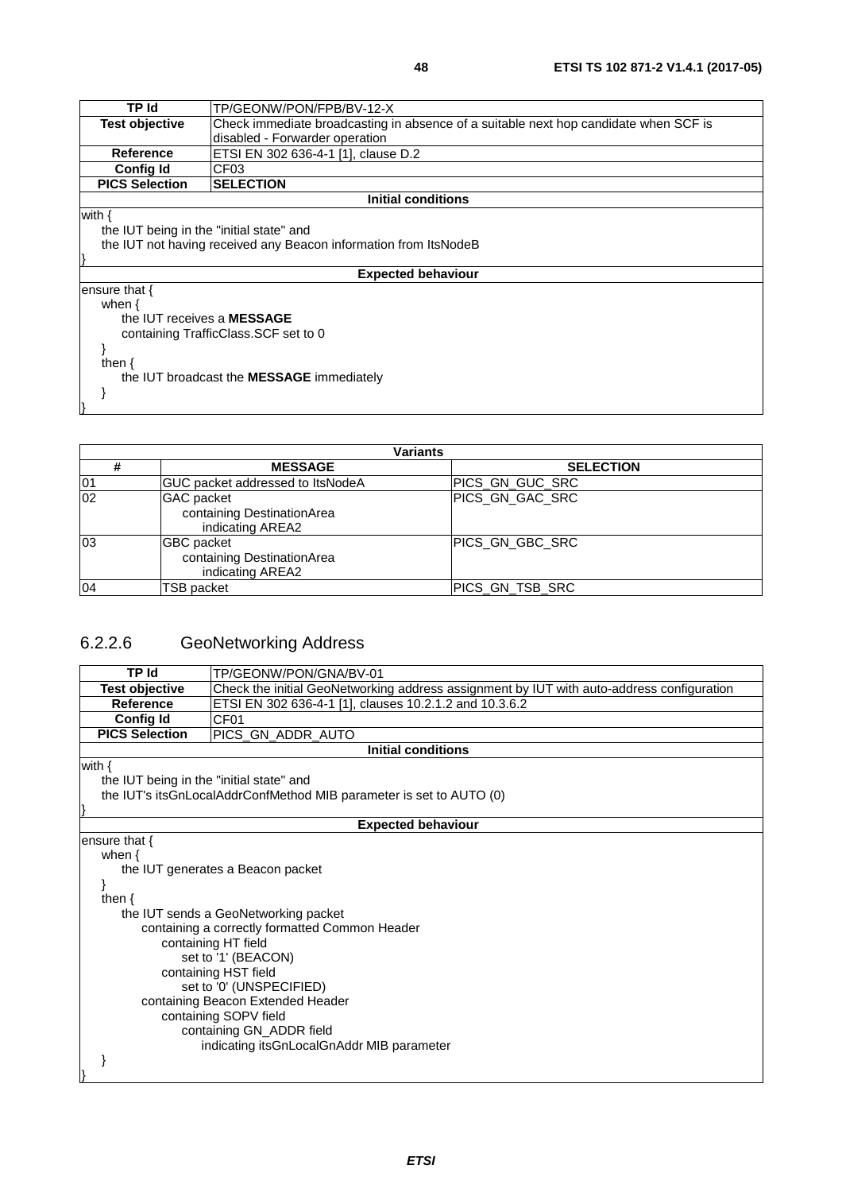| TP Id | TP/GEONW/PON/FPB/BV-12-X |
|---|---|
| **Test objective** | Check immediate broadcasting in absence of a suitable next hop candidate when SCF is disabled - Forwarder operation |
| **Reference** | ETSI EN 302 636-4-1 [1], clause D.2 |
| **Config Id** | CF03 |
| **PICS Selection** | **SELECTION** |

**Initial conditions**

```
with {
    the IUT being in the "initial state" and
    the IUT not having received any Beacon information from ItsNodeB
}
```

**Expected behaviour**

```
ensure that {
    when {
        the IUT receives a MESSAGE
        containing TrafficClass.SCF set to 0
    }
    then {
        the IUT broadcast the MESSAGE immediately
    }
}
```

| Variants | | |
|---|---|---|
| **#** | **MESSAGE** | **SELECTION** |
| 01 | GUC packet addressed to ItsNodeA | PICS_GN_GUC_SRC |
| 02 | GAC packet containing DestinationArea indicating AREA2 | PICS_GN_GAC_SRC |
| 03 | GBC packet containing DestinationArea indicating AREA2 | PICS_GN_GBC_SRC |
| 04 | TSB packet | PICS_GN_TSB_SRC |

### 6.2.2.6 GeoNetworking Address

| TP Id | TP/GEONW/PON/GNA/BV-01 |
|---|---|
| **Test objective** | Check the initial GeoNetworking address assignment by IUT with auto-address configuration |
| **Reference** | ETSI EN 302 636-4-1 [1], clauses 10.2.1.2 and 10.3.6.2 |
| **Config Id** | CF01 |
| **PICS Selection** | PICS_GN_ADDR_AUTO |

**Initial conditions**

```
with {
    the IUT being in the "initial state" and
    the IUT's itsGnLocalAddrConfMethod MIB parameter is set to AUTO (0)
}
```

**Expected behaviour**

```
ensure that {
    when {
        the IUT generates a Beacon packet
    }
    then {
        the IUT sends a GeoNetworking packet
            containing a correctly formatted Common Header
                containing HT field
                    set to '1' (BEACON)
                containing HST field
                    set to '0' (UNSPECIFIED)
            containing Beacon Extended Header
                containing SOPV field
                    containing GN_ADDR field
                        indicating itsGnLocalGnAddr MIB parameter
    }
}
```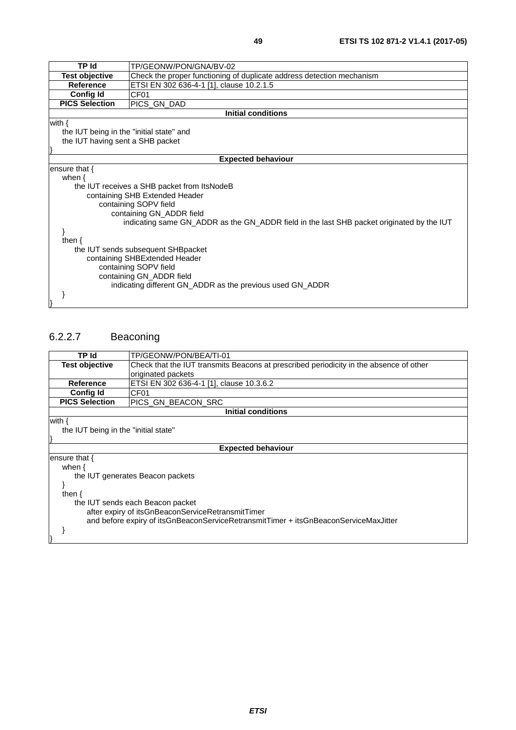| TP Id | TP/GEONW/PON/GNA/BV-02 |
|---|---|
| **Test objective** | Check the proper functioning of duplicate address detection mechanism |
| **Reference** | ETSI EN 302 636-4-1 [1], clause 10.2.1.5 |
| **Config Id** | CF01 |
| **PICS Selection** | PICS_GN_DAD |
| **Initial conditions** | |
| with {<br>    the IUT being in the "initial state" and<br>    the IUT having sent a SHB packet<br>} | |
| **Expected behaviour** | |
| ensure that {<br>    when {<br>        the IUT receives a SHB packet from ItsNodeB<br>            containing SHB Extended Header<br>                containing SOPV field<br>                    containing GN_ADDR field<br>                        indicating same GN_ADDR as the GN_ADDR field in the last SHB packet originated by the IUT<br>    }<br>    then {<br>        the IUT sends subsequent SHBpacket<br>            containing SHBExtended Header<br>                containing SOPV field<br>                containing GN_ADDR field<br>                    indicating different GN_ADDR as the previous used GN_ADDR<br>    }<br>} | |

## 6.2.2.7 Beaconing

| TP Id | TP/GEONW/PON/BEA/TI-01 |
|---|---|
| **Test objective** | Check that the IUT transmits Beacons at prescribed periodicity in the absence of other originated packets |
| **Reference** | ETSI EN 302 636-4-1 [1], clause 10.3.6.2 |
| **Config Id** | CF01 |
| **PICS Selection** | PICS_GN_BEACON_SRC |
| **Initial conditions** | |
| with {<br>    the IUT being in the "initial state"<br>} | |
| **Expected behaviour** | |
| ensure that {<br>    when {<br>        the IUT generates Beacon packets<br>    }<br>    then {<br>        the IUT sends each Beacon packet<br>            after expiry of itsGnBeaconServiceRetransmitTimer<br>            and before expiry of itsGnBeaconServiceRetransmitTimer + itsGnBeaconServiceMaxJitter<br>    }<br>} | |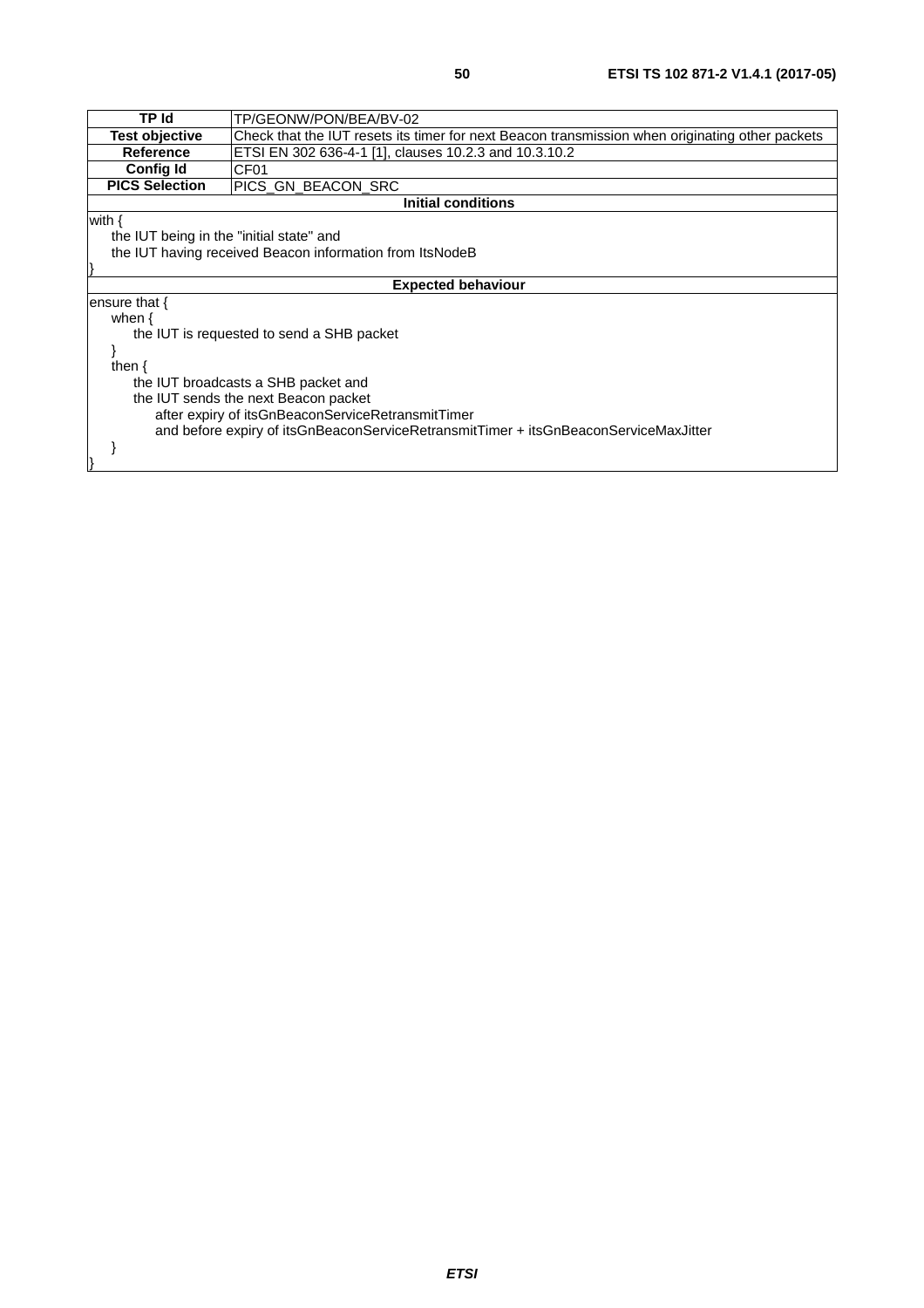| TP Id | TP/GEONW/PON/BEA/BV-02 |
|---|---|
| **Test objective** | Check that the IUT resets its timer for next Beacon transmission when originating other packets |
| **Reference** | ETSI EN 302 636-4-1 [1], clauses 10.2.3 and 10.3.10.2 |
| **Config Id** | CF01 |
| **PICS Selection** | PICS_GN_BEACON_SRC |
| **Initial conditions** | |
| with {<br>&nbsp;&nbsp;&nbsp;&nbsp;the IUT being in the "initial state" and<br>&nbsp;&nbsp;&nbsp;&nbsp;the IUT having received Beacon information from ItsNodeB<br>} | |
| **Expected behaviour** | |
| ensure that {<br>&nbsp;&nbsp;&nbsp;&nbsp;when {<br>&nbsp;&nbsp;&nbsp;&nbsp;&nbsp;&nbsp;&nbsp;&nbsp;the IUT is requested to send a SHB packet<br>&nbsp;&nbsp;&nbsp;&nbsp;}<br>&nbsp;&nbsp;&nbsp;&nbsp;then {<br>&nbsp;&nbsp;&nbsp;&nbsp;&nbsp;&nbsp;&nbsp;&nbsp;the IUT broadcasts a SHB packet and<br>&nbsp;&nbsp;&nbsp;&nbsp;&nbsp;&nbsp;&nbsp;&nbsp;the IUT sends the next Beacon packet<br>&nbsp;&nbsp;&nbsp;&nbsp;&nbsp;&nbsp;&nbsp;&nbsp;&nbsp;&nbsp;&nbsp;&nbsp;after expiry of itsGnBeaconServiceRetransmitTimer<br>&nbsp;&nbsp;&nbsp;&nbsp;&nbsp;&nbsp;&nbsp;&nbsp;&nbsp;&nbsp;&nbsp;&nbsp;and before expiry of itsGnBeaconServiceRetransmitTimer + itsGnBeaconServiceMaxJitter<br>&nbsp;&nbsp;&nbsp;&nbsp;}<br>} | |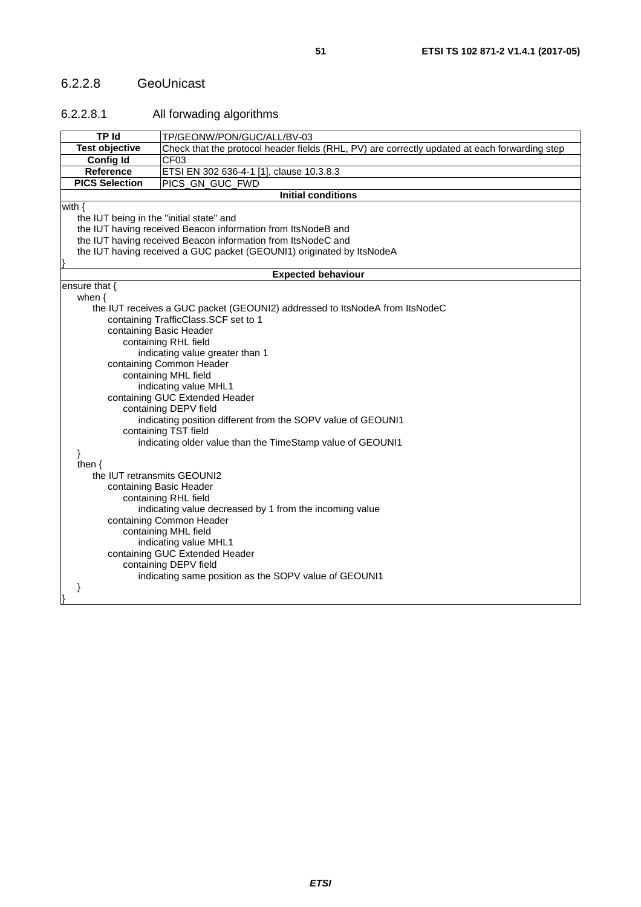### 6.2.2.8 GeoUnicast

#### 6.2.2.8.1 All forwading algorithms

| TP Id | TP/GEONW/PON/GUC/ALL/BV-03 |
|---|---|
| Test objective | Check that the protocol header fields (RHL, PV) are correctly updated at each forwarding step |
| Config Id | CF03 |
| Reference | ETSI EN 302 636-4-1 [1], clause 10.3.8.3 |
| PICS Selection | PICS_GN_GUC_FWD |

**Initial conditions**

```
with {
    the IUT being in the "initial state" and
    the IUT having received Beacon information from ItsNodeB and
    the IUT having received Beacon information from ItsNodeC and
    the IUT having received a GUC packet (GEOUNI1) originated by ItsNodeA
}
```

**Expected behaviour**

```
ensure that {
    when {
        the IUT receives a GUC packet (GEOUNI2) addressed to ItsNodeA from ItsNodeC
            containing TrafficClass.SCF set to 1
            containing Basic Header
                containing RHL field
                    indicating value greater than 1
            containing Common Header
                containing MHL field
                    indicating value MHL1
            containing GUC Extended Header
                containing DEPV field
                    indicating position different from the SOPV value of GEOUNI1
                containing TST field
                    indicating older value than the TimeStamp value of GEOUNI1
    }
    then {
        the IUT retransmits GEOUNI2
            containing Basic Header
                containing RHL field
                    indicating value decreased by 1 from the incoming value
            containing Common Header
                containing MHL field
                    indicating value MHL1
            containing GUC Extended Header
                containing DEPV field
                    indicating same position as the SOPV value of GEOUNI1
    }
}
```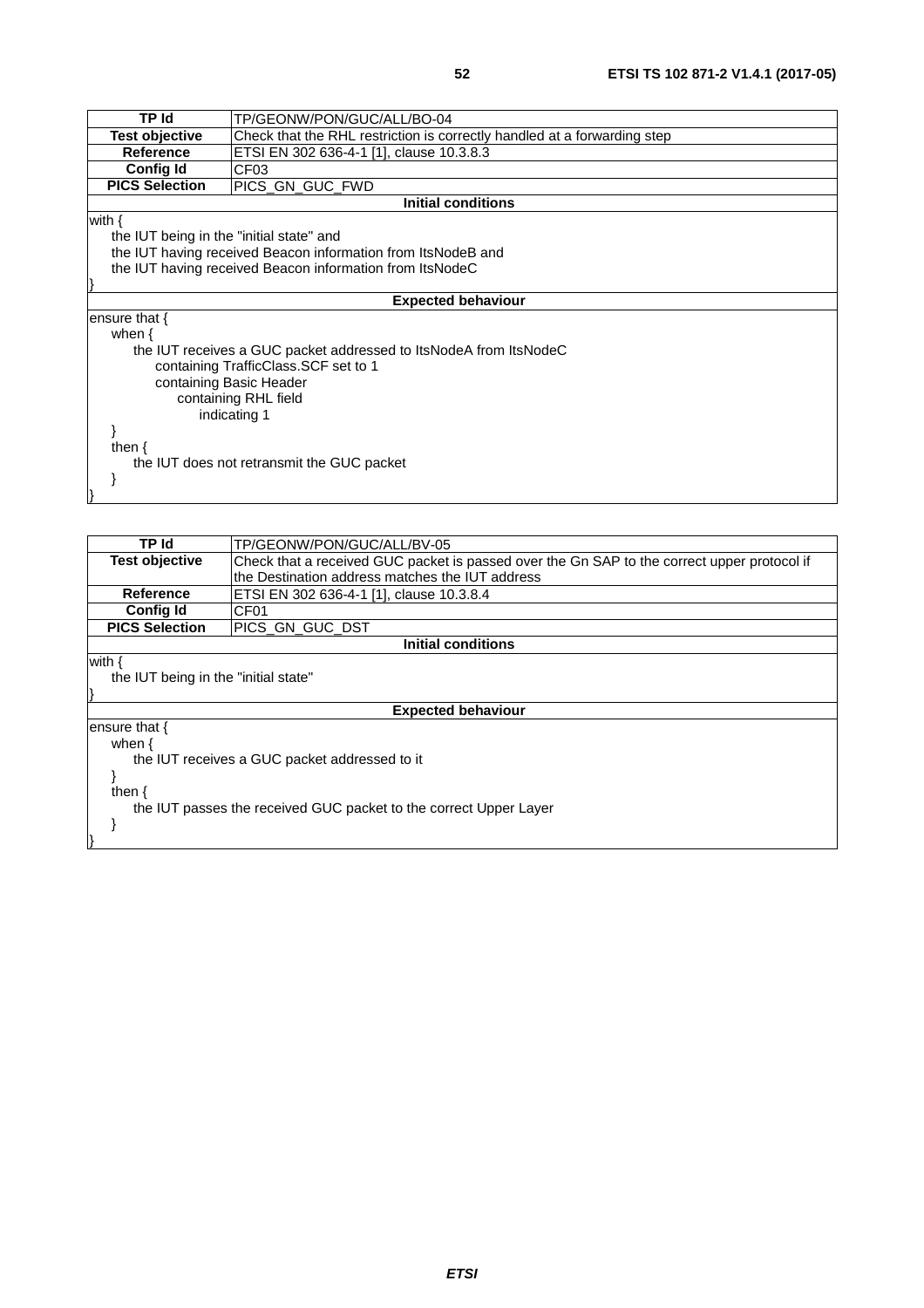| TP Id | TP/GEONW/PON/GUC/ALL/BO-04 |
| --- | --- |
| **Test objective** | Check that the RHL restriction is correctly handled at a forwarding step |
| **Reference** | ETSI EN 302 636-4-1 [1], clause 10.3.8.3 |
| **Config Id** | CF03 |
| **PICS Selection** | PICS_GN_GUC_FWD |
| **Initial conditions** | |
| with {<br>    the IUT being in the "initial state" and<br>    the IUT having received Beacon information from ItsNodeB and<br>    the IUT having received Beacon information from ItsNodeC<br>} | |
| **Expected behaviour** | |
| ensure that {<br>    when {<br>        the IUT receives a GUC packet addressed to ItsNodeA from ItsNodeC<br>            containing TrafficClass.SCF set to 1<br>            containing Basic Header<br>                containing RHL field<br>                    indicating 1<br>    }<br>    then {<br>        the IUT does not retransmit the GUC packet<br>    }<br>} | |

| TP Id | TP/GEONW/PON/GUC/ALL/BV-05 |
| --- | --- |
| **Test objective** | Check that a received GUC packet is passed over the Gn SAP to the correct upper protocol if the Destination address matches the IUT address |
| **Reference** | ETSI EN 302 636-4-1 [1], clause 10.3.8.4 |
| **Config Id** | CF01 |
| **PICS Selection** | PICS_GN_GUC_DST |
| **Initial conditions** | |
| with {<br>    the IUT being in the "initial state"<br>} | |
| **Expected behaviour** | |
| ensure that {<br>    when {<br>        the IUT receives a GUC packet addressed to it<br>    }<br>    then {<br>        the IUT passes the received GUC packet to the correct Upper Layer<br>    }<br>} | |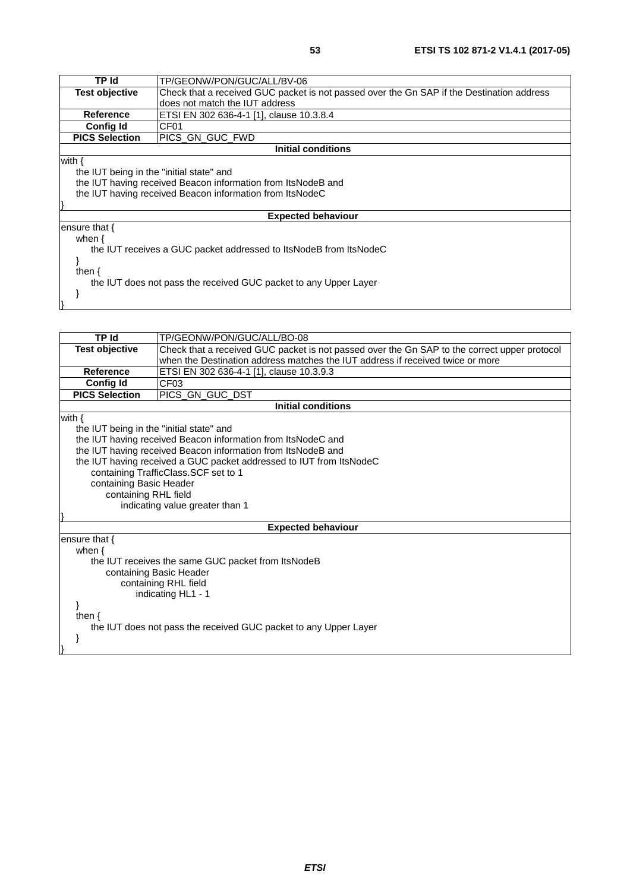| TP Id | TP/GEONW/PON/GUC/ALL/BV-06 |
| --- | --- |
| **Test objective** | Check that a received GUC packet is not passed over the Gn SAP if the Destination address does not match the IUT address |
| **Reference** | ETSI EN 302 636-4-1 [1], clause 10.3.8.4 |
| **Config Id** | CF01 |
| **PICS Selection** | PICS_GN_GUC_FWD |
| **Initial conditions** | |
| with {<br>    the IUT being in the "initial state" and<br>    the IUT having received Beacon information from ItsNodeB and<br>    the IUT having received Beacon information from ItsNodeC<br>} | |
| **Expected behaviour** | |
| ensure that {<br>    when {<br>        the IUT receives a GUC packet addressed to ItsNodeB from ItsNodeC<br>    }<br>    then {<br>        the IUT does not pass the received GUC packet to any Upper Layer<br>    }<br>} | |

| TP Id | TP/GEONW/PON/GUC/ALL/BO-08 |
| --- | --- |
| **Test objective** | Check that a received GUC packet is not passed over the Gn SAP to the correct upper protocol when the Destination address matches the IUT address if received twice or more |
| **Reference** | ETSI EN 302 636-4-1 [1], clause 10.3.9.3 |
| **Config Id** | CF03 |
| **PICS Selection** | PICS_GN_GUC_DST |
| **Initial conditions** | |
| with {<br>    the IUT being in the "initial state" and<br>    the IUT having received Beacon information from ItsNodeC and<br>    the IUT having received Beacon information from ItsNodeB and<br>    the IUT having received a GUC packet addressed to IUT from ItsNodeC<br>        containing TrafficClass.SCF set to 1<br>        containing Basic Header<br>            containing RHL field<br>                indicating value greater than 1<br>} | |
| **Expected behaviour** | |
| ensure that {<br>    when {<br>        the IUT receives the same GUC packet from ItsNodeB<br>            containing Basic Header<br>                containing RHL field<br>                    indicating HL1 - 1<br>    }<br>    then {<br>        the IUT does not pass the received GUC packet to any Upper Layer<br>    }<br>} | |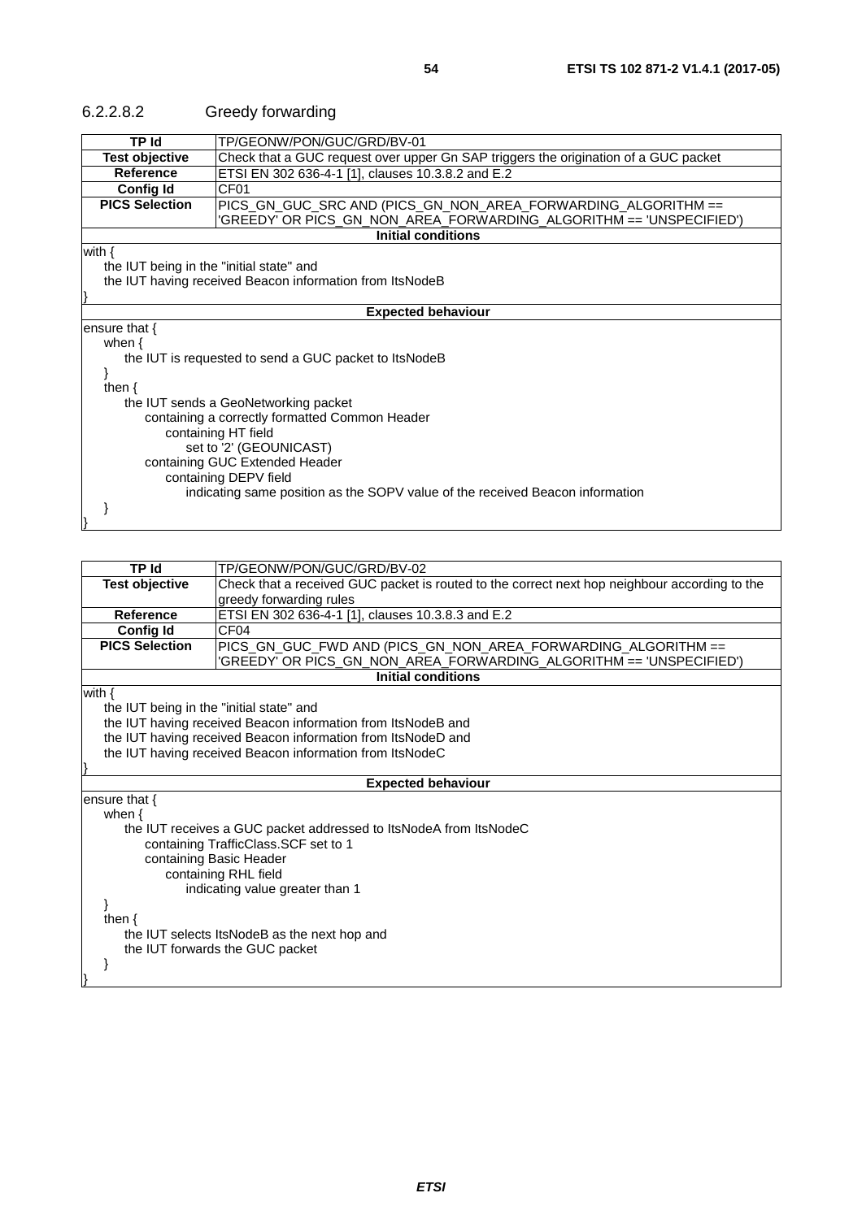#### 6.2.2.8.2 Greedy forwarding

| TP Id | TP/GEONW/PON/GUC/GRD/BV-01 |
|---|---|
| **Test objective** | Check that a GUC request over upper Gn SAP triggers the origination of a GUC packet |
| **Reference** | ETSI EN 302 636-4-1 [1], clauses 10.3.8.2 and E.2 |
| **Config Id** | CF01 |
| **PICS Selection** | PICS_GN_GUC_SRC AND (PICS_GN_NON_AREA_FORWARDING_ALGORITHM == 'GREEDY' OR PICS_GN_NON_AREA_FORWARDING_ALGORITHM == 'UNSPECIFIED') |
| **Initial conditions** | |

```
with {
    the IUT being in the "initial state" and
    the IUT having received Beacon information from ItsNodeB
}
```

**Expected behaviour**

```
ensure that {
    when {
        the IUT is requested to send a GUC packet to ItsNodeB
    }
    then {
        the IUT sends a GeoNetworking packet
            containing a correctly formatted Common Header
                containing HT field
                    set to '2' (GEOUNICAST)
            containing GUC Extended Header
                containing DEPV field
                    indicating same position as the SOPV value of the received Beacon information
    }
}
```

| TP Id | TP/GEONW/PON/GUC/GRD/BV-02 |
|---|---|
| **Test objective** | Check that a received GUC packet is routed to the correct next hop neighbour according to the greedy forwarding rules |
| **Reference** | ETSI EN 302 636-4-1 [1], clauses 10.3.8.3 and E.2 |
| **Config Id** | CF04 |
| **PICS Selection** | PICS_GN_GUC_FWD AND (PICS_GN_NON_AREA_FORWARDING_ALGORITHM == 'GREEDY' OR PICS_GN_NON_AREA_FORWARDING_ALGORITHM == 'UNSPECIFIED') |
| **Initial conditions** | |

```
with {
    the IUT being in the "initial state" and
    the IUT having received Beacon information from ItsNodeB and
    the IUT having received Beacon information from ItsNodeD and
    the IUT having received Beacon information from ItsNodeC
}
```

**Expected behaviour**

```
ensure that {
    when {
        the IUT receives a GUC packet addressed to ItsNodeA from ItsNodeC
            containing TrafficClass.SCF set to 1
            containing Basic Header
                containing RHL field
                    indicating value greater than 1
    }
    then {
        the IUT selects ItsNodeB as the next hop and
        the IUT forwards the GUC packet
    }
}
```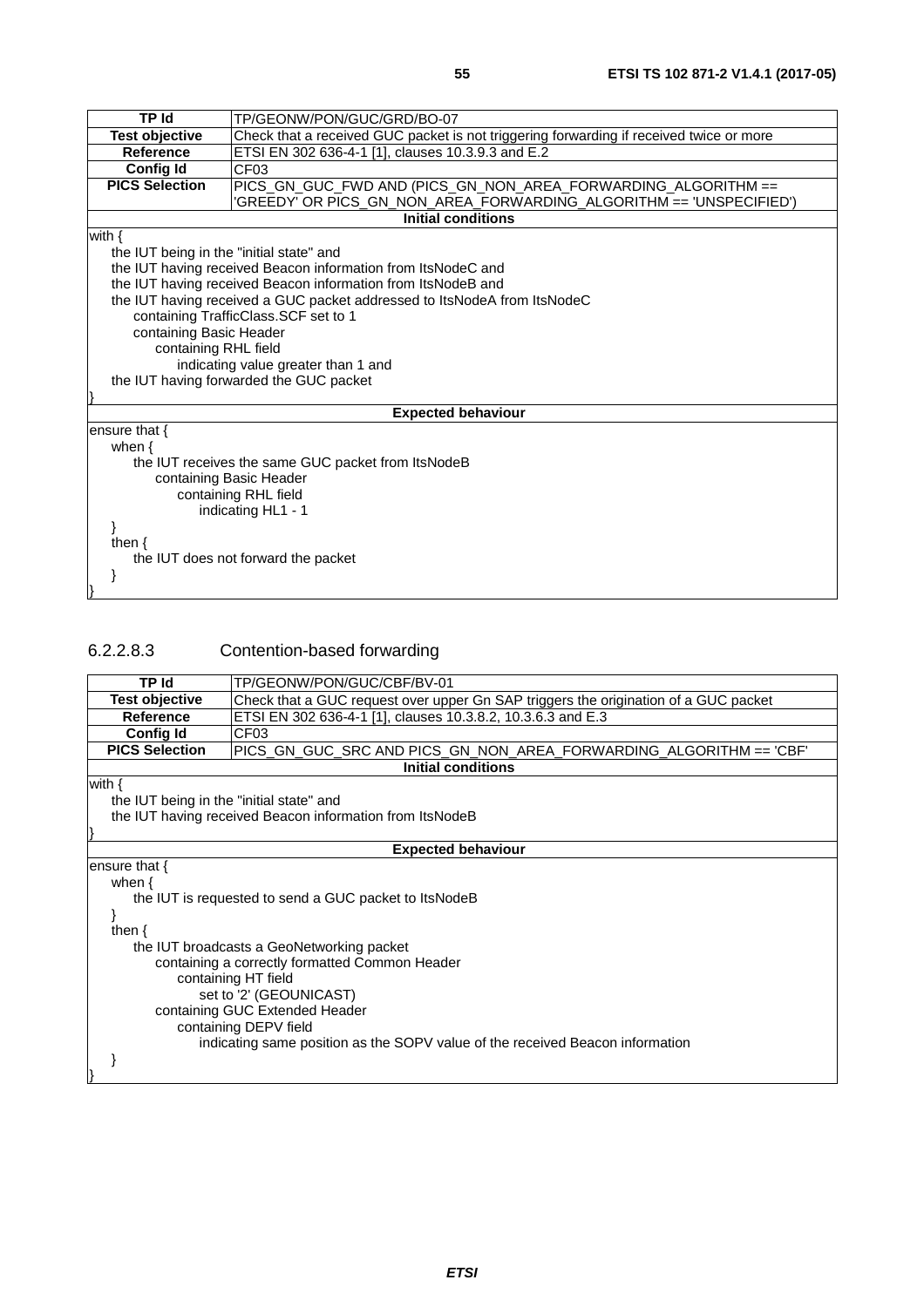| TP Id | TP/GEONW/PON/GUC/GRD/BO-07 |
|---|---|
| **Test objective** | Check that a received GUC packet is not triggering forwarding if received twice or more |
| **Reference** | ETSI EN 302 636-4-1 [1], clauses 10.3.9.3 and E.2 |
| **Config Id** | CF03 |
| **PICS Selection** | PICS_GN_GUC_FWD AND (PICS_GN_NON_AREA_FORWARDING_ALGORITHM == 'GREEDY' OR PICS_GN_NON_AREA_FORWARDING_ALGORITHM == 'UNSPECIFIED') |
| **Initial conditions** | |

```
with {
    the IUT being in the "initial state" and
    the IUT having received Beacon information from ItsNodeC and
    the IUT having received Beacon information from ItsNodeB and
    the IUT having received a GUC packet addressed to ItsNodeA from ItsNodeC
        containing TrafficClass.SCF set to 1
        containing Basic Header
            containing RHL field
                indicating value greater than 1 and
    the IUT having forwarded the GUC packet
}
```

**Expected behaviour**

```
ensure that {
    when {
        the IUT receives the same GUC packet from ItsNodeB
            containing Basic Header
                containing RHL field
                    indicating HL1 - 1
    }
    then {
        the IUT does not forward the packet
    }
}
```

### 6.2.2.8.3 Contention-based forwarding

| TP Id | TP/GEONW/PON/GUC/CBF/BV-01 |
|---|---|
| **Test objective** | Check that a GUC request over upper Gn SAP triggers the origination of a GUC packet |
| **Reference** | ETSI EN 302 636-4-1 [1], clauses 10.3.8.2, 10.3.6.3 and E.3 |
| **Config Id** | CF03 |
| **PICS Selection** | PICS_GN_GUC_SRC AND PICS_GN_NON_AREA_FORWARDING_ALGORITHM == 'CBF' |
| **Initial conditions** | |

```
with {
    the IUT being in the "initial state" and
    the IUT having received Beacon information from ItsNodeB
}
```

**Expected behaviour**

```
ensure that {
    when {
        the IUT is requested to send a GUC packet to ItsNodeB
    }
    then {
        the IUT broadcasts a GeoNetworking packet
            containing a correctly formatted Common Header
                containing HT field
                    set to '2' (GEOUNICAST)
            containing GUC Extended Header
                containing DEPV field
                    indicating same position as the SOPV value of the received Beacon information
    }
}
```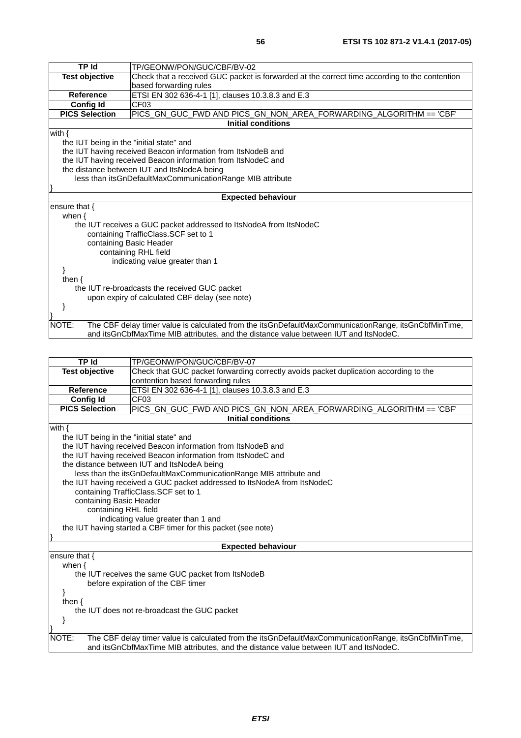| TP Id | TP/GEONW/PON/GUC/CBF/BV-02 |
|---|---|
| **Test objective** | Check that a received GUC packet is forwarded at the correct time according to the contention based forwarding rules |
| **Reference** | ETSI EN 302 636-4-1 [1], clauses 10.3.8.3 and E.3 |
| **Config Id** | CF03 |
| **PICS Selection** | PICS_GN_GUC_FWD AND PICS_GN_NON_AREA_FORWARDING_ALGORITHM == 'CBF' |
| **Initial conditions** | |
| with {<br>&nbsp;&nbsp;&nbsp;&nbsp;the IUT being in the "initial state" and<br>&nbsp;&nbsp;&nbsp;&nbsp;the IUT having received Beacon information from ItsNodeB and<br>&nbsp;&nbsp;&nbsp;&nbsp;the IUT having received Beacon information from ItsNodeC and<br>&nbsp;&nbsp;&nbsp;&nbsp;the distance between IUT and ItsNodeA being<br>&nbsp;&nbsp;&nbsp;&nbsp;&nbsp;&nbsp;&nbsp;&nbsp;less than itsGnDefaultMaxCommunicationRange MIB attribute<br>} | |
| **Expected behaviour** | |
| ensure that {<br>&nbsp;&nbsp;&nbsp;&nbsp;when {<br>&nbsp;&nbsp;&nbsp;&nbsp;&nbsp;&nbsp;&nbsp;&nbsp;the IUT receives a GUC packet addressed to ItsNodeA from ItsNodeC<br>&nbsp;&nbsp;&nbsp;&nbsp;&nbsp;&nbsp;&nbsp;&nbsp;&nbsp;&nbsp;&nbsp;&nbsp;containing TrafficClass.SCF set to 1<br>&nbsp;&nbsp;&nbsp;&nbsp;&nbsp;&nbsp;&nbsp;&nbsp;&nbsp;&nbsp;&nbsp;&nbsp;containing Basic Header<br>&nbsp;&nbsp;&nbsp;&nbsp;&nbsp;&nbsp;&nbsp;&nbsp;&nbsp;&nbsp;&nbsp;&nbsp;&nbsp;&nbsp;&nbsp;&nbsp;containing RHL field<br>&nbsp;&nbsp;&nbsp;&nbsp;&nbsp;&nbsp;&nbsp;&nbsp;&nbsp;&nbsp;&nbsp;&nbsp;&nbsp;&nbsp;&nbsp;&nbsp;&nbsp;&nbsp;&nbsp;&nbsp;indicating value greater than 1<br>&nbsp;&nbsp;&nbsp;&nbsp;}<br>&nbsp;&nbsp;&nbsp;&nbsp;then {<br>&nbsp;&nbsp;&nbsp;&nbsp;&nbsp;&nbsp;&nbsp;&nbsp;the IUT re-broadcasts the received GUC packet<br>&nbsp;&nbsp;&nbsp;&nbsp;&nbsp;&nbsp;&nbsp;&nbsp;&nbsp;&nbsp;&nbsp;&nbsp;upon expiry of calculated CBF delay (see note)<br>&nbsp;&nbsp;&nbsp;&nbsp;}<br>} | |
| NOTE: The CBF delay timer value is calculated from the itsGnDefaultMaxCommunicationRange, itsGnCbfMinTime, and itsGnCbfMaxTime MIB attributes, and the distance value between IUT and ItsNodeC. | |

| TP Id | TP/GEONW/PON/GUC/CBF/BV-07 |
|---|---|
| **Test objective** | Check that GUC packet forwarding correctly avoids packet duplication according to the contention based forwarding rules |
| **Reference** | ETSI EN 302 636-4-1 [1], clauses 10.3.8.3 and E.3 |
| **Config Id** | CF03 |
| **PICS Selection** | PICS_GN_GUC_FWD AND PICS_GN_NON_AREA_FORWARDING_ALGORITHM == 'CBF' |
| **Initial conditions** | |
| with {<br>&nbsp;&nbsp;&nbsp;&nbsp;the IUT being in the "initial state" and<br>&nbsp;&nbsp;&nbsp;&nbsp;the IUT having received Beacon information from ItsNodeB and<br>&nbsp;&nbsp;&nbsp;&nbsp;the IUT having received Beacon information from ItsNodeC and<br>&nbsp;&nbsp;&nbsp;&nbsp;the distance between IUT and ItsNodeA being<br>&nbsp;&nbsp;&nbsp;&nbsp;&nbsp;&nbsp;&nbsp;&nbsp;less than the itsGnDefaultMaxCommunicationRange MIB attribute and<br>&nbsp;&nbsp;&nbsp;&nbsp;the IUT having received a GUC packet addressed to ItsNodeA from ItsNodeC<br>&nbsp;&nbsp;&nbsp;&nbsp;&nbsp;&nbsp;&nbsp;&nbsp;containing TrafficClass.SCF set to 1<br>&nbsp;&nbsp;&nbsp;&nbsp;&nbsp;&nbsp;&nbsp;&nbsp;containing Basic Header<br>&nbsp;&nbsp;&nbsp;&nbsp;&nbsp;&nbsp;&nbsp;&nbsp;&nbsp;&nbsp;&nbsp;&nbsp;containing RHL field<br>&nbsp;&nbsp;&nbsp;&nbsp;&nbsp;&nbsp;&nbsp;&nbsp;&nbsp;&nbsp;&nbsp;&nbsp;&nbsp;&nbsp;&nbsp;&nbsp;indicating value greater than 1 and<br>&nbsp;&nbsp;&nbsp;&nbsp;the IUT having started a CBF timer for this packet (see note)<br>} | |
| **Expected behaviour** | |
| ensure that {<br>&nbsp;&nbsp;&nbsp;&nbsp;when {<br>&nbsp;&nbsp;&nbsp;&nbsp;&nbsp;&nbsp;&nbsp;&nbsp;the IUT receives the same GUC packet from ItsNodeB<br>&nbsp;&nbsp;&nbsp;&nbsp;&nbsp;&nbsp;&nbsp;&nbsp;&nbsp;&nbsp;&nbsp;&nbsp;before expiration of the CBF timer<br>&nbsp;&nbsp;&nbsp;&nbsp;}<br>&nbsp;&nbsp;&nbsp;&nbsp;then {<br>&nbsp;&nbsp;&nbsp;&nbsp;&nbsp;&nbsp;&nbsp;&nbsp;the IUT does not re-broadcast the GUC packet<br>&nbsp;&nbsp;&nbsp;&nbsp;}<br>} | |
| NOTE: The CBF delay timer value is calculated from the itsGnDefaultMaxCommunicationRange, itsGnCbfMinTime, and itsGnCbfMaxTime MIB attributes, and the distance value between IUT and ItsNodeC. | |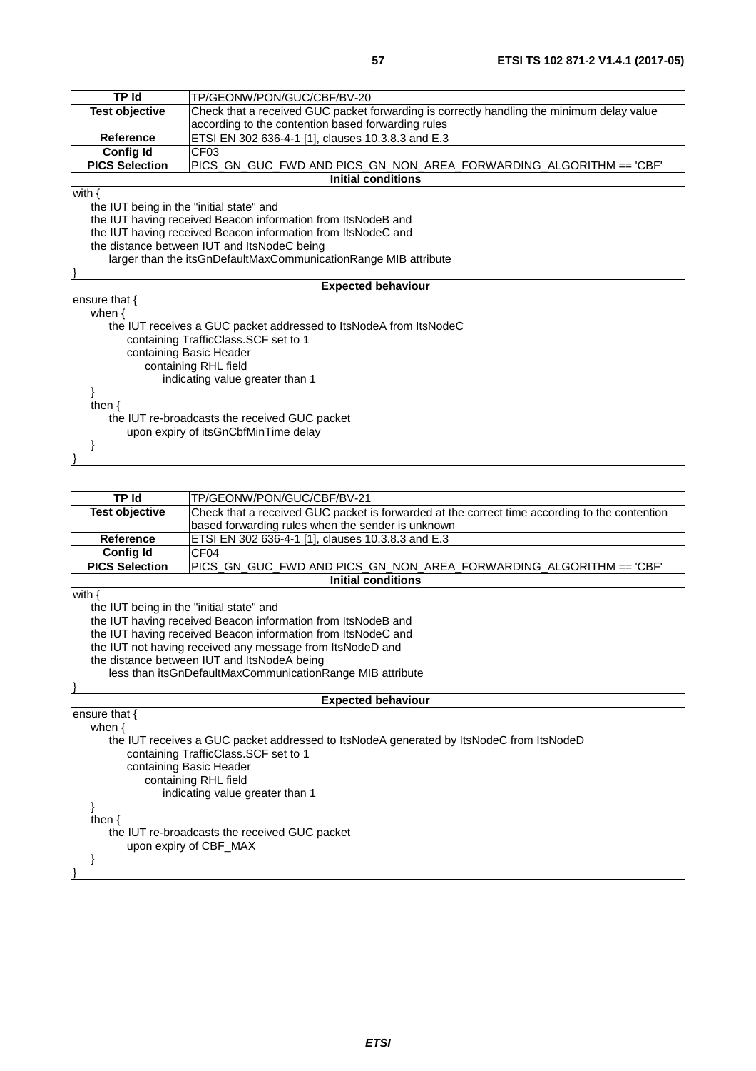| TP Id | TP/GEONW/PON/GUC/CBF/BV-20 |
|---|---|
| Test objective | Check that a received GUC packet forwarding is correctly handling the minimum delay value according to the contention based forwarding rules |
| Reference | ETSI EN 302 636-4-1 [1], clauses 10.3.8.3 and E.3 |
| Config Id | CF03 |
| PICS Selection | PICS_GN_GUC_FWD AND PICS_GN_NON_AREA_FORWARDING_ALGORITHM == 'CBF' |
| **Initial conditions** | |
| with {<br>    the IUT being in the "initial state" and<br>    the IUT having received Beacon information from ItsNodeB and<br>    the IUT having received Beacon information from ItsNodeC and<br>    the distance between IUT and ItsNodeC being<br>        larger than the itsGnDefaultMaxCommunicationRange MIB attribute<br>} | |
| **Expected behaviour** | |
| ensure that {<br>    when {<br>        the IUT receives a GUC packet addressed to ItsNodeA from ItsNodeC<br>            containing TrafficClass.SCF set to 1<br>            containing Basic Header<br>                containing RHL field<br>                    indicating value greater than 1<br>    }<br>    then {<br>        the IUT re-broadcasts the received GUC packet<br>            upon expiry of itsGnCbfMinTime delay<br>    }<br>} | |

| TP Id | TP/GEONW/PON/GUC/CBF/BV-21 |
|---|---|
| Test objective | Check that a received GUC packet is forwarded at the correct time according to the contention based forwarding rules when the sender is unknown |
| Reference | ETSI EN 302 636-4-1 [1], clauses 10.3.8.3 and E.3 |
| Config Id | CF04 |
| PICS Selection | PICS_GN_GUC_FWD AND PICS_GN_NON_AREA_FORWARDING_ALGORITHM == 'CBF' |
| **Initial conditions** | |
| with {<br>    the IUT being in the "initial state" and<br>    the IUT having received Beacon information from ItsNodeB and<br>    the IUT having received Beacon information from ItsNodeC and<br>    the IUT not having received any message from ItsNodeD and<br>    the distance between IUT and ItsNodeA being<br>        less than itsGnDefaultMaxCommunicationRange MIB attribute<br>} | |
| **Expected behaviour** | |
| ensure that {<br>    when {<br>        the IUT receives a GUC packet addressed to ItsNodeA generated by ItsNodeC from ItsNodeD<br>            containing TrafficClass.SCF set to 1<br>            containing Basic Header<br>                containing RHL field<br>                    indicating value greater than 1<br>    }<br>    then {<br>        the IUT re-broadcasts the received GUC packet<br>            upon expiry of CBF_MAX<br>    }<br>} | |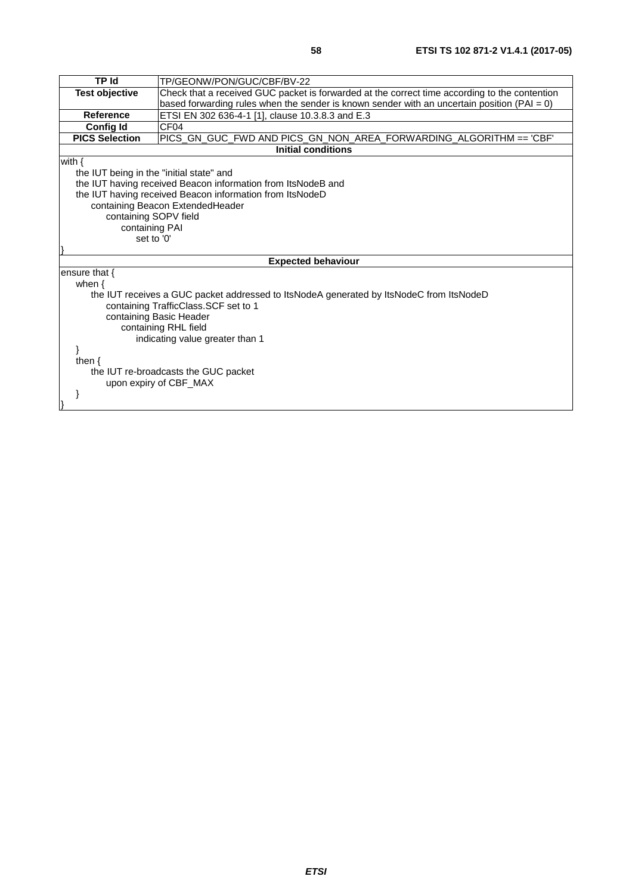| TP Id | TP/GEONW/PON/GUC/CBF/BV-22 |
|---|---|
| **Test objective** | Check that a received GUC packet is forwarded at the correct time according to the contention based forwarding rules when the sender is known sender with an uncertain position (PAI = 0) |
| **Reference** | ETSI EN 302 636-4-1 [1], clause 10.3.8.3 and E.3 |
| **Config Id** | CF04 |
| **PICS Selection** | PICS_GN_GUC_FWD AND PICS_GN_NON_AREA_FORWARDING_ALGORITHM == 'CBF' |
| **Initial conditions** | |

```
with {
    the IUT being in the "initial state" and
    the IUT having received Beacon information from ItsNodeB and
    the IUT having received Beacon information from ItsNodeD
        containing Beacon ExtendedHeader
            containing SOPV field
                containing PAI
                    set to '0'
}
```

**Expected behaviour**

```
ensure that {
    when {
        the IUT receives a GUC packet addressed to ItsNodeA generated by ItsNodeC from ItsNodeD
            containing TrafficClass.SCF set to 1
            containing Basic Header
                containing RHL field
                    indicating value greater than 1
    }
    then {
        the IUT re-broadcasts the GUC packet
            upon expiry of CBF_MAX
    }
}
```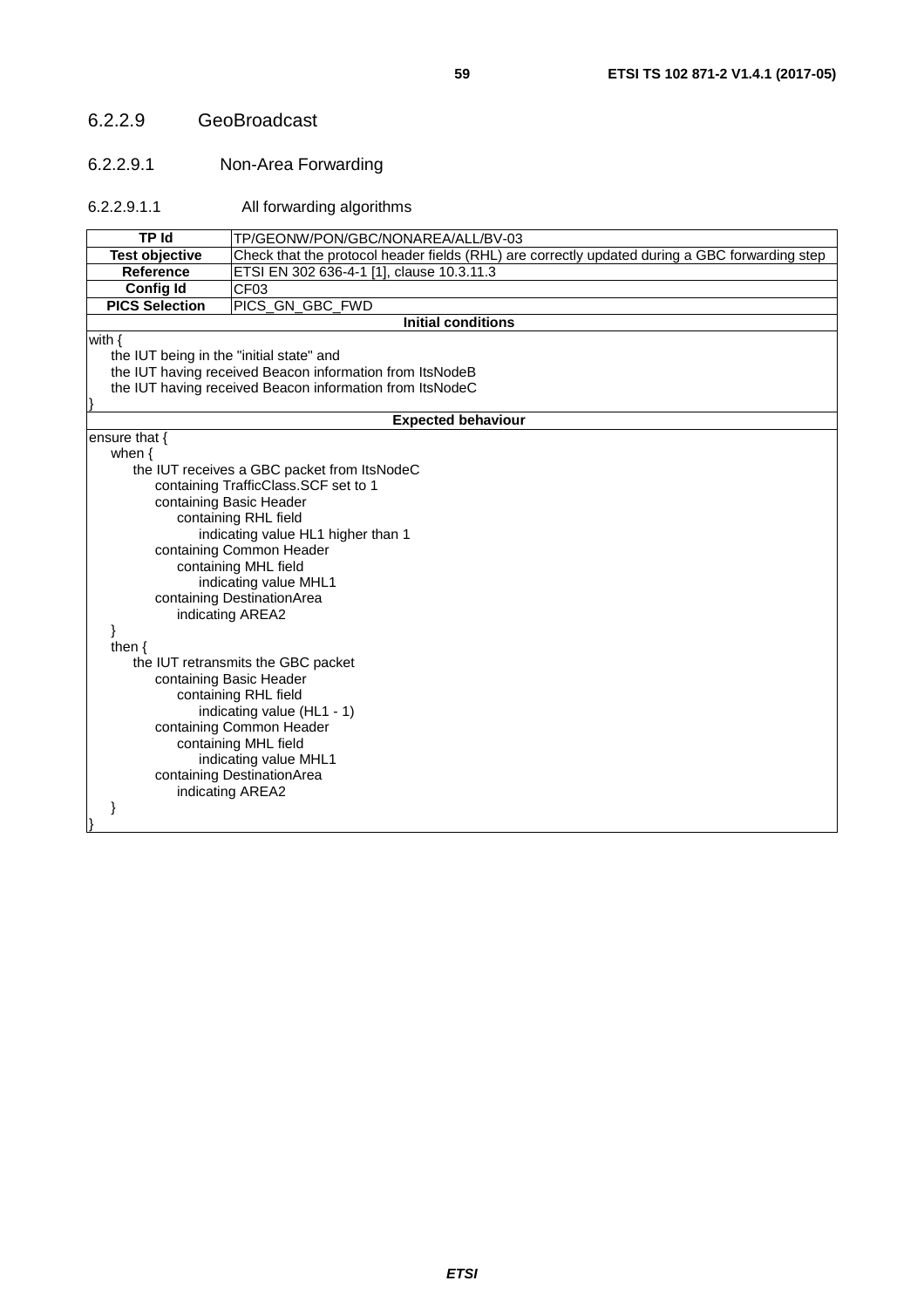### 6.2.2.9 GeoBroadcast

#### 6.2.2.9.1 Non-Area Forwarding

##### 6.2.2.9.1.1 All forwarding algorithms

| **TP Id** | TP/GEONW/PON/GBC/NONAREA/ALL/BV-03 |
|---|---|
| **Test objective** | Check that the protocol header fields (RHL) are correctly updated during a GBC forwarding step |
| **Reference** | ETSI EN 302 636-4-1 [1], clause 10.3.11.3 |
| **Config Id** | CF03 |
| **PICS Selection** | PICS_GN_GBC_FWD |

**Initial conditions**

```
with {
    the IUT being in the "initial state" and
    the IUT having received Beacon information from ItsNodeB
    the IUT having received Beacon information from ItsNodeC
}
```

**Expected behaviour**

```
ensure that {
    when {
        the IUT receives a GBC packet from ItsNodeC
            containing TrafficClass.SCF set to 1
            containing Basic Header
                containing RHL field
                    indicating value HL1 higher than 1
            containing Common Header
                containing MHL field
                    indicating value MHL1
            containing DestinationArea
                indicating AREA2
    }
    then {
        the IUT retransmits the GBC packet
            containing Basic Header
                containing RHL field
                    indicating value (HL1 - 1)
            containing Common Header
                containing MHL field
                    indicating value MHL1
            containing DestinationArea
                indicating AREA2
    }
}
```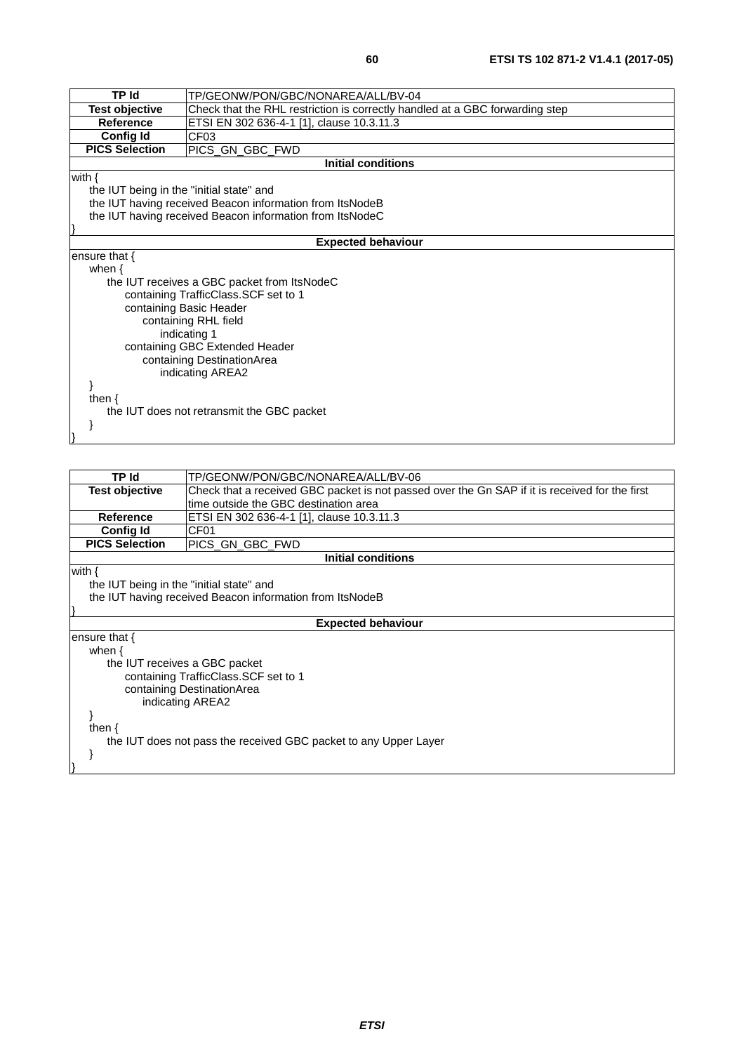| TP Id | TP/GEONW/PON/GBC/NONAREA/ALL/BV-04 |
|---|---|
| Test objective | Check that the RHL restriction is correctly handled at a GBC forwarding step |
| Reference | ETSI EN 302 636-4-1 [1], clause 10.3.11.3 |
| Config Id | CF03 |
| PICS Selection | PICS_GN_GBC_FWD |
| **Initial conditions** | |
| with {<br>the IUT being in the "initial state" and<br>the IUT having received Beacon information from ItsNodeB<br>the IUT having received Beacon information from ItsNodeC<br>} | |
| **Expected behaviour** | |
| ensure that {<br>when {<br>the IUT receives a GBC packet from ItsNodeC<br>containing TrafficClass.SCF set to 1<br>containing Basic Header<br>containing RHL field<br>indicating 1<br>containing GBC Extended Header<br>containing DestinationArea<br>indicating AREA2<br>}<br>then {<br>the IUT does not retransmit the GBC packet<br>}<br>} | |

| TP Id | TP/GEONW/PON/GBC/NONAREA/ALL/BV-06 |
|---|---|
| Test objective | Check that a received GBC packet is not passed over the Gn SAP if it is received for the first time outside the GBC destination area |
| Reference | ETSI EN 302 636-4-1 [1], clause 10.3.11.3 |
| Config Id | CF01 |
| PICS Selection | PICS_GN_GBC_FWD |
| **Initial conditions** | |
| with {<br>the IUT being in the "initial state" and<br>the IUT having received Beacon information from ItsNodeB<br>} | |
| **Expected behaviour** | |
| ensure that {<br>when {<br>the IUT receives a GBC packet<br>containing TrafficClass.SCF set to 1<br>containing DestinationArea<br>indicating AREA2<br>}<br>then {<br>the IUT does not pass the received GBC packet to any Upper Layer<br>}<br>} | |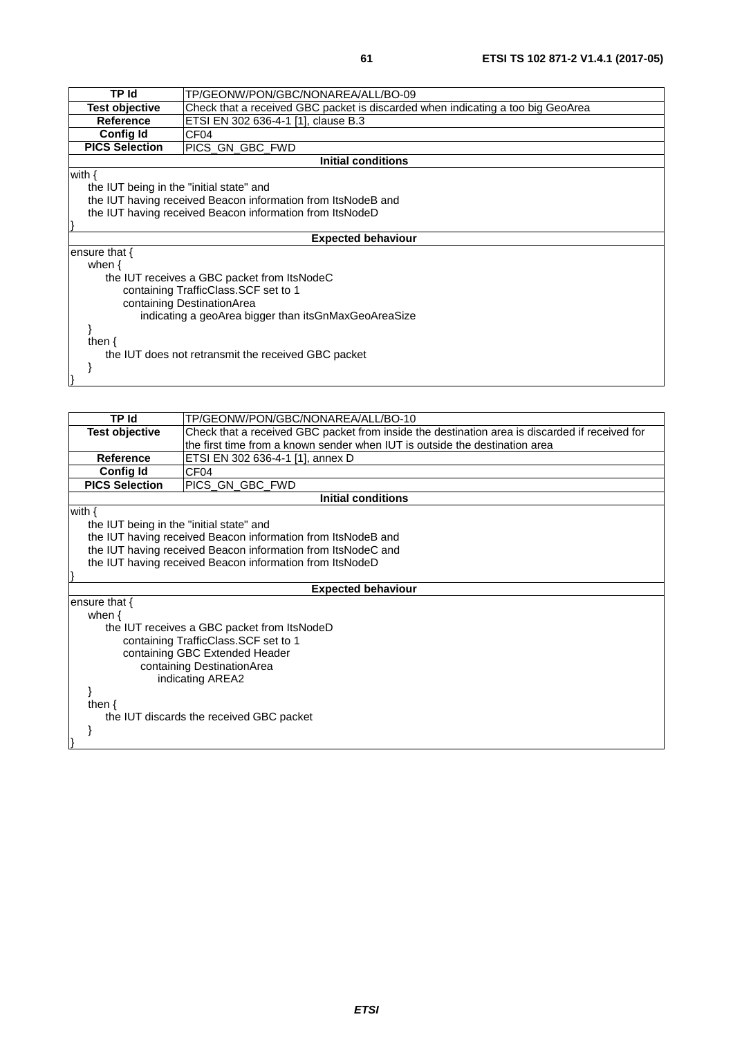| TP Id | TP/GEONW/PON/GBC/NONAREA/ALL/BO-09 |
|---|---|
| **Test objective** | Check that a received GBC packet is discarded when indicating a too big GeoArea |
| **Reference** | ETSI EN 302 636-4-1 [1], clause B.3 |
| **Config Id** | CF04 |
| **PICS Selection** | PICS_GN_GBC_FWD |
| **Initial conditions** | |
| with {<br>&nbsp;&nbsp;&nbsp;&nbsp;the IUT being in the "initial state" and<br>&nbsp;&nbsp;&nbsp;&nbsp;the IUT having received Beacon information from ItsNodeB and<br>&nbsp;&nbsp;&nbsp;&nbsp;the IUT having received Beacon information from ItsNodeD<br>} | |
| **Expected behaviour** | |
| ensure that {<br>&nbsp;&nbsp;&nbsp;&nbsp;when {<br>&nbsp;&nbsp;&nbsp;&nbsp;&nbsp;&nbsp;&nbsp;&nbsp;the IUT receives a GBC packet from ItsNodeC<br>&nbsp;&nbsp;&nbsp;&nbsp;&nbsp;&nbsp;&nbsp;&nbsp;&nbsp;&nbsp;&nbsp;&nbsp;containing TrafficClass.SCF set to 1<br>&nbsp;&nbsp;&nbsp;&nbsp;&nbsp;&nbsp;&nbsp;&nbsp;&nbsp;&nbsp;&nbsp;&nbsp;containing DestinationArea<br>&nbsp;&nbsp;&nbsp;&nbsp;&nbsp;&nbsp;&nbsp;&nbsp;&nbsp;&nbsp;&nbsp;&nbsp;&nbsp;&nbsp;&nbsp;&nbsp;indicating a geoArea bigger than itsGnMaxGeoAreaSize<br>&nbsp;&nbsp;&nbsp;&nbsp;}<br>&nbsp;&nbsp;&nbsp;&nbsp;then {<br>&nbsp;&nbsp;&nbsp;&nbsp;&nbsp;&nbsp;&nbsp;&nbsp;the IUT does not retransmit the received GBC packet<br>&nbsp;&nbsp;&nbsp;&nbsp;}<br>} | |

| TP Id | TP/GEONW/PON/GBC/NONAREA/ALL/BO-10 |
|---|---|
| **Test objective** | Check that a received GBC packet from inside the destination area is discarded if received for the first time from a known sender when IUT is outside the destination area |
| **Reference** | ETSI EN 302 636-4-1 [1], annex D |
| **Config Id** | CF04 |
| **PICS Selection** | PICS_GN_GBC_FWD |
| **Initial conditions** | |
| with {<br>&nbsp;&nbsp;&nbsp;&nbsp;the IUT being in the "initial state" and<br>&nbsp;&nbsp;&nbsp;&nbsp;the IUT having received Beacon information from ItsNodeB and<br>&nbsp;&nbsp;&nbsp;&nbsp;the IUT having received Beacon information from ItsNodeC and<br>&nbsp;&nbsp;&nbsp;&nbsp;the IUT having received Beacon information from ItsNodeD<br>} | |
| **Expected behaviour** | |
| ensure that {<br>&nbsp;&nbsp;&nbsp;&nbsp;when {<br>&nbsp;&nbsp;&nbsp;&nbsp;&nbsp;&nbsp;&nbsp;&nbsp;the IUT receives a GBC packet from ItsNodeD<br>&nbsp;&nbsp;&nbsp;&nbsp;&nbsp;&nbsp;&nbsp;&nbsp;&nbsp;&nbsp;&nbsp;&nbsp;containing TrafficClass.SCF set to 1<br>&nbsp;&nbsp;&nbsp;&nbsp;&nbsp;&nbsp;&nbsp;&nbsp;&nbsp;&nbsp;&nbsp;&nbsp;containing GBC Extended Header<br>&nbsp;&nbsp;&nbsp;&nbsp;&nbsp;&nbsp;&nbsp;&nbsp;&nbsp;&nbsp;&nbsp;&nbsp;&nbsp;&nbsp;&nbsp;&nbsp;containing DestinationArea<br>&nbsp;&nbsp;&nbsp;&nbsp;&nbsp;&nbsp;&nbsp;&nbsp;&nbsp;&nbsp;&nbsp;&nbsp;&nbsp;&nbsp;&nbsp;&nbsp;&nbsp;&nbsp;&nbsp;&nbsp;indicating AREA2<br>&nbsp;&nbsp;&nbsp;&nbsp;}<br>&nbsp;&nbsp;&nbsp;&nbsp;then {<br>&nbsp;&nbsp;&nbsp;&nbsp;&nbsp;&nbsp;&nbsp;&nbsp;the IUT discards the received GBC packet<br>&nbsp;&nbsp;&nbsp;&nbsp;}<br>} | |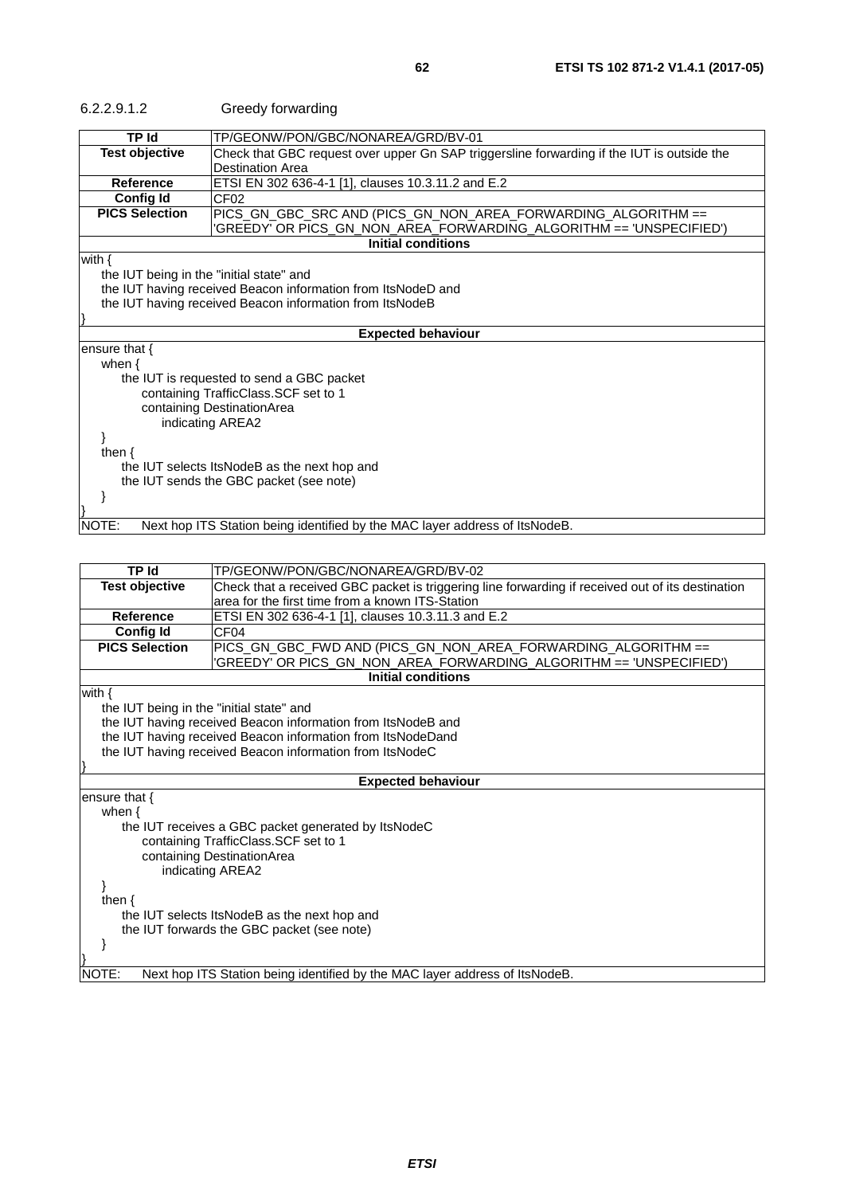#### 6.2.2.9.1.2 Greedy forwarding

| TP Id | TP/GEONW/PON/GBC/NONAREA/GRD/BV-01 |
|---|---|
| **Test objective** | Check that GBC request over upper Gn SAP triggersline forwarding if the IUT is outside the Destination Area |
| **Reference** | ETSI EN 302 636-4-1 [1], clauses 10.3.11.2 and E.2 |
| **Config Id** | CF02 |
| **PICS Selection** | PICS_GN_GBC_SRC AND (PICS_GN_NON_AREA_FORWARDING_ALGORITHM == 'GREEDY' OR PICS_GN_NON_AREA_FORWARDING_ALGORITHM == 'UNSPECIFIED') |
| **Initial conditions** | |

```
with {
    the IUT being in the "initial state" and
    the IUT having received Beacon information from ItsNodeD and
    the IUT having received Beacon information from ItsNodeB
}
```

**Expected behaviour**

```
ensure that {
    when {
        the IUT is requested to send a GBC packet
            containing TrafficClass.SCF set to 1
            containing DestinationArea
                indicating AREA2
    }
    then {
        the IUT selects ItsNodeB as the next hop and
        the IUT sends the GBC packet (see note)
    }
}
```

NOTE: Next hop ITS Station being identified by the MAC layer address of ItsNodeB.

| TP Id | TP/GEONW/PON/GBC/NONAREA/GRD/BV-02 |
|---|---|
| **Test objective** | Check that a received GBC packet is triggering line forwarding if received out of its destination area for the first time from a known ITS-Station |
| **Reference** | ETSI EN 302 636-4-1 [1], clauses 10.3.11.3 and E.2 |
| **Config Id** | CF04 |
| **PICS Selection** | PICS_GN_GBC_FWD AND (PICS_GN_NON_AREA_FORWARDING_ALGORITHM == 'GREEDY' OR PICS_GN_NON_AREA_FORWARDING_ALGORITHM == 'UNSPECIFIED') |
| **Initial conditions** | |

```
with {
    the IUT being in the "initial state" and
    the IUT having received Beacon information from ItsNodeB and
    the IUT having received Beacon information from ItsNodeDand
    the IUT having received Beacon information from ItsNodeC
}
```

**Expected behaviour**

```
ensure that {
    when {
        the IUT receives a GBC packet generated by ItsNodeC
            containing TrafficClass.SCF set to 1
            containing DestinationArea
                indicating AREA2
    }
    then {
        the IUT selects ItsNodeB as the next hop and
        the IUT forwards the GBC packet (see note)
    }
}
```

NOTE: Next hop ITS Station being identified by the MAC layer address of ItsNodeB.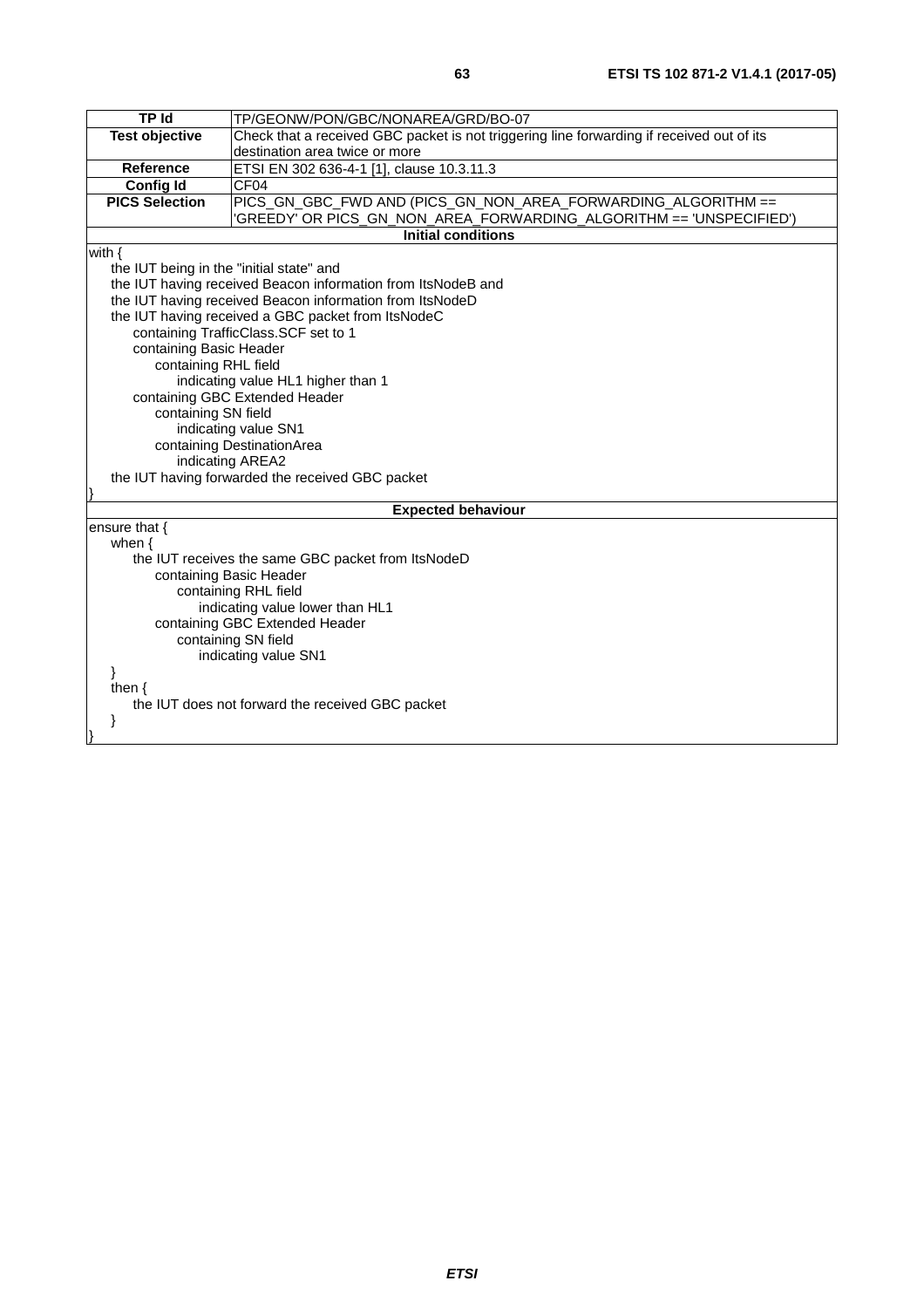| TP Id | TP/GEONW/PON/GBC/NONAREA/GRD/BO-07 |
|---|---|
| **Test objective** | Check that a received GBC packet is not triggering line forwarding if received out of its destination area twice or more |
| **Reference** | ETSI EN 302 636-4-1 [1], clause 10.3.11.3 |
| **Config Id** | CF04 |
| **PICS Selection** | PICS_GN_GBC_FWD AND (PICS_GN_NON_AREA_FORWARDING_ALGORITHM == 'GREEDY' OR PICS_GN_NON_AREA_FORWARDING_ALGORITHM == 'UNSPECIFIED') |

**Initial conditions**

```
with {
    the IUT being in the "initial state" and
    the IUT having received Beacon information from ItsNodeB and
    the IUT having received Beacon information from ItsNodeD
    the IUT having received a GBC packet from ItsNodeC
        containing TrafficClass.SCF set to 1
        containing Basic Header
            containing RHL field
                indicating value HL1 higher than 1
        containing GBC Extended Header
            containing SN field
                indicating value SN1
            containing DestinationArea
                indicating AREA2
    the IUT having forwarded the received GBC packet
}
```

**Expected behaviour**

```
ensure that {
    when {
        the IUT receives the same GBC packet from ItsNodeD
            containing Basic Header
                containing RHL field
                    indicating value lower than HL1
            containing GBC Extended Header
                containing SN field
                    indicating value SN1
    }
    then {
        the IUT does not forward the received GBC packet
    }
}
```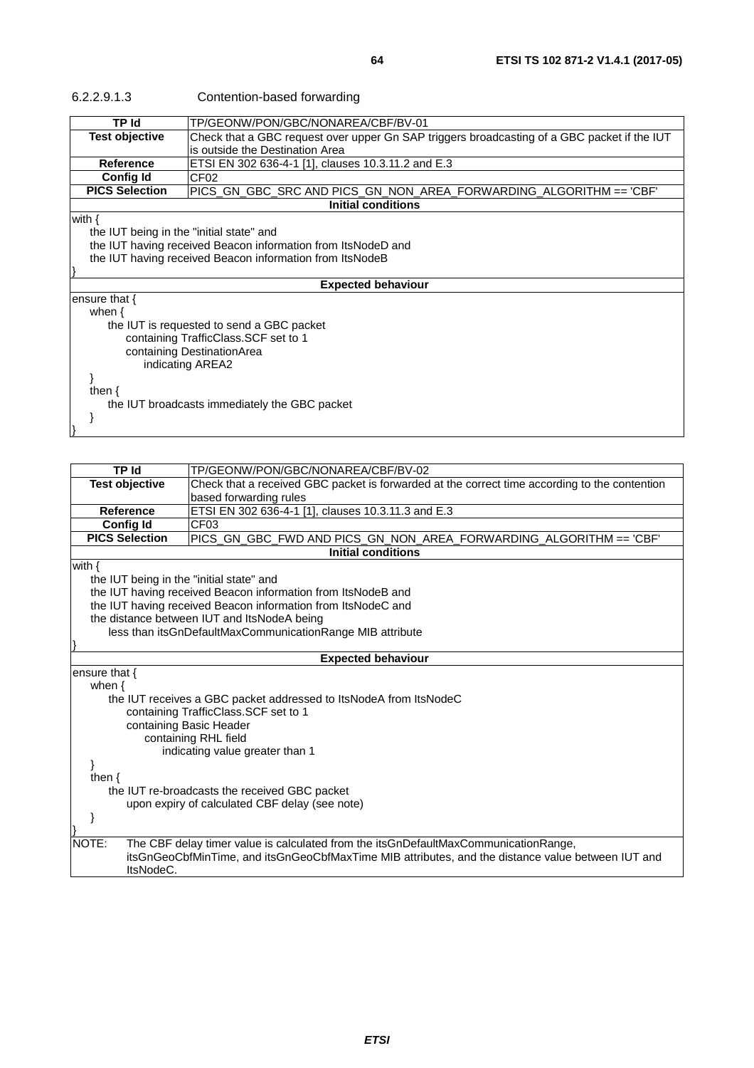#### 6.2.2.9.1.3 Contention-based forwarding

| TP Id | TP/GEONW/PON/GBC/NONAREA/CBF/BV-01 |
|---|---|
| **Test objective** | Check that a GBC request over upper Gn SAP triggers broadcasting of a GBC packet if the IUT is outside the Destination Area |
| **Reference** | ETSI EN 302 636-4-1 [1], clauses 10.3.11.2 and E.3 |
| **Config Id** | CF02 |
| **PICS Selection** | PICS_GN_GBC_SRC AND PICS_GN_NON_AREA_FORWARDING_ALGORITHM == 'CBF' |
| **Initial conditions** | |
| with {<br>    the IUT being in the "initial state" and<br>    the IUT having received Beacon information from ItsNodeD and<br>    the IUT having received Beacon information from ItsNodeB<br>} | |
| **Expected behaviour** | |
| ensure that {<br>    when {<br>        the IUT is requested to send a GBC packet<br>            containing TrafficClass.SCF set to 1<br>            containing DestinationArea<br>                indicating AREA2<br>    }<br>    then {<br>        the IUT broadcasts immediately the GBC packet<br>    }<br>} | |

| TP Id | TP/GEONW/PON/GBC/NONAREA/CBF/BV-02 |
|---|---|
| **Test objective** | Check that a received GBC packet is forwarded at the correct time according to the contention based forwarding rules |
| **Reference** | ETSI EN 302 636-4-1 [1], clauses 10.3.11.3 and E.3 |
| **Config Id** | CF03 |
| **PICS Selection** | PICS_GN_GBC_FWD AND PICS_GN_NON_AREA_FORWARDING_ALGORITHM == 'CBF' |
| **Initial conditions** | |
| with {<br>    the IUT being in the "initial state" and<br>    the IUT having received Beacon information from ItsNodeB and<br>    the IUT having received Beacon information from ItsNodeC and<br>    the distance between IUT and ItsNodeA being<br>        less than itsGnDefaultMaxCommunicationRange MIB attribute<br>} | |
| **Expected behaviour** | |
| ensure that {<br>    when {<br>        the IUT receives a GBC packet addressed to ItsNodeA from ItsNodeC<br>            containing TrafficClass.SCF set to 1<br>            containing Basic Header<br>                containing RHL field<br>                    indicating value greater than 1<br>    }<br>    then {<br>        the IUT re-broadcasts the received GBC packet<br>            upon expiry of calculated CBF delay (see note)<br>    }<br>} | |
| NOTE: The CBF delay timer value is calculated from the itsGnDefaultMaxCommunicationRange, itsGnGeoCbfMinTime, and itsGnGeoCbfMaxTime MIB attributes, and the distance value between IUT and ItsNodeC. | |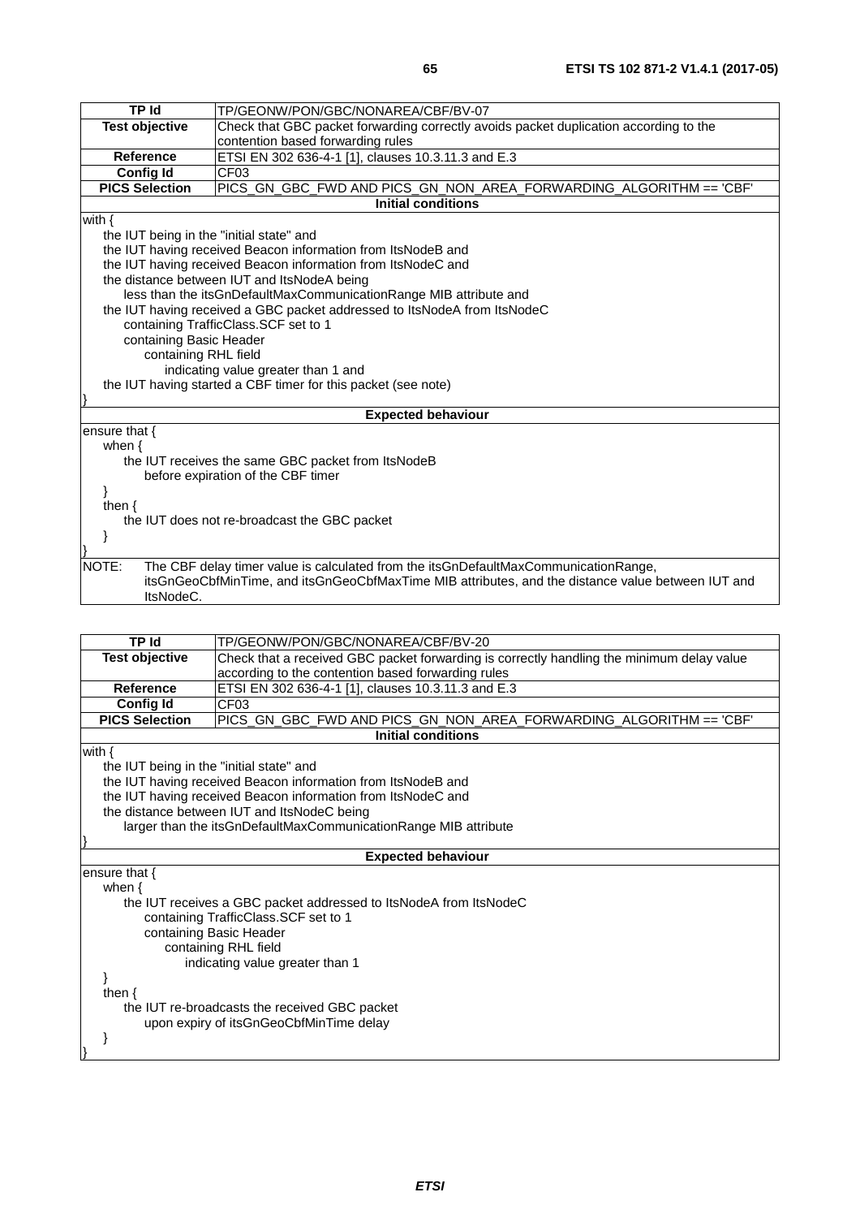| TP Id | TP/GEONW/PON/GBC/NONAREA/CBF/BV-07 |
|---|---|
| **Test objective** | Check that GBC packet forwarding correctly avoids packet duplication according to the contention based forwarding rules |
| **Reference** | ETSI EN 302 636-4-1 [1], clauses 10.3.11.3 and E.3 |
| **Config Id** | CF03 |
| **PICS Selection** | PICS_GN_GBC_FWD AND PICS_GN_NON_AREA_FORWARDING_ALGORITHM == 'CBF' |
| **Initial conditions** | |
| with {<br>&nbsp;&nbsp;&nbsp;&nbsp;the IUT being in the "initial state" and<br>&nbsp;&nbsp;&nbsp;&nbsp;the IUT having received Beacon information from ItsNodeB and<br>&nbsp;&nbsp;&nbsp;&nbsp;the IUT having received Beacon information from ItsNodeC and<br>&nbsp;&nbsp;&nbsp;&nbsp;the distance between IUT and ItsNodeA being<br>&nbsp;&nbsp;&nbsp;&nbsp;&nbsp;&nbsp;&nbsp;&nbsp;less than the itsGnDefaultMaxCommunicationRange MIB attribute and<br>&nbsp;&nbsp;&nbsp;&nbsp;the IUT having received a GBC packet addressed to ItsNodeA from ItsNodeC<br>&nbsp;&nbsp;&nbsp;&nbsp;&nbsp;&nbsp;&nbsp;&nbsp;containing TrafficClass.SCF set to 1<br>&nbsp;&nbsp;&nbsp;&nbsp;&nbsp;&nbsp;&nbsp;&nbsp;containing Basic Header<br>&nbsp;&nbsp;&nbsp;&nbsp;&nbsp;&nbsp;&nbsp;&nbsp;&nbsp;&nbsp;&nbsp;&nbsp;containing RHL field<br>&nbsp;&nbsp;&nbsp;&nbsp;&nbsp;&nbsp;&nbsp;&nbsp;&nbsp;&nbsp;&nbsp;&nbsp;&nbsp;&nbsp;&nbsp;&nbsp;indicating value greater than 1 and<br>&nbsp;&nbsp;&nbsp;&nbsp;the IUT having started a CBF timer for this packet (see note)<br>} | |
| **Expected behaviour** | |
| ensure that {<br>&nbsp;&nbsp;&nbsp;&nbsp;when {<br>&nbsp;&nbsp;&nbsp;&nbsp;&nbsp;&nbsp;&nbsp;&nbsp;the IUT receives the same GBC packet from ItsNodeB<br>&nbsp;&nbsp;&nbsp;&nbsp;&nbsp;&nbsp;&nbsp;&nbsp;&nbsp;&nbsp;&nbsp;&nbsp;before expiration of the CBF timer<br>&nbsp;&nbsp;&nbsp;&nbsp;}<br>&nbsp;&nbsp;&nbsp;&nbsp;then {<br>&nbsp;&nbsp;&nbsp;&nbsp;&nbsp;&nbsp;&nbsp;&nbsp;the IUT does not re-broadcast the GBC packet<br>&nbsp;&nbsp;&nbsp;&nbsp;}<br>} | |
| NOTE: The CBF delay timer value is calculated from the itsGnDefaultMaxCommunicationRange, itsGnGeoCbfMinTime, and itsGnGeoCbfMaxTime MIB attributes, and the distance value between IUT and ItsNodeC. | |

| TP Id | TP/GEONW/PON/GBC/NONAREA/CBF/BV-20 |
|---|---|
| **Test objective** | Check that a received GBC packet forwarding is correctly handling the minimum delay value according to the contention based forwarding rules |
| **Reference** | ETSI EN 302 636-4-1 [1], clauses 10.3.11.3 and E.3 |
| **Config Id** | CF03 |
| **PICS Selection** | PICS_GN_GBC_FWD AND PICS_GN_NON_AREA_FORWARDING_ALGORITHM == 'CBF' |
| **Initial conditions** | |
| with {<br>&nbsp;&nbsp;&nbsp;&nbsp;the IUT being in the "initial state" and<br>&nbsp;&nbsp;&nbsp;&nbsp;the IUT having received Beacon information from ItsNodeB and<br>&nbsp;&nbsp;&nbsp;&nbsp;the IUT having received Beacon information from ItsNodeC and<br>&nbsp;&nbsp;&nbsp;&nbsp;the distance between IUT and ItsNodeC being<br>&nbsp;&nbsp;&nbsp;&nbsp;&nbsp;&nbsp;&nbsp;&nbsp;larger than the itsGnDefaultMaxCommunicationRange MIB attribute<br>} | |
| **Expected behaviour** | |
| ensure that {<br>&nbsp;&nbsp;&nbsp;&nbsp;when {<br>&nbsp;&nbsp;&nbsp;&nbsp;&nbsp;&nbsp;&nbsp;&nbsp;the IUT receives a GBC packet addressed to ItsNodeA from ItsNodeC<br>&nbsp;&nbsp;&nbsp;&nbsp;&nbsp;&nbsp;&nbsp;&nbsp;&nbsp;&nbsp;&nbsp;&nbsp;containing TrafficClass.SCF set to 1<br>&nbsp;&nbsp;&nbsp;&nbsp;&nbsp;&nbsp;&nbsp;&nbsp;&nbsp;&nbsp;&nbsp;&nbsp;containing Basic Header<br>&nbsp;&nbsp;&nbsp;&nbsp;&nbsp;&nbsp;&nbsp;&nbsp;&nbsp;&nbsp;&nbsp;&nbsp;&nbsp;&nbsp;&nbsp;&nbsp;containing RHL field<br>&nbsp;&nbsp;&nbsp;&nbsp;&nbsp;&nbsp;&nbsp;&nbsp;&nbsp;&nbsp;&nbsp;&nbsp;&nbsp;&nbsp;&nbsp;&nbsp;&nbsp;&nbsp;&nbsp;&nbsp;indicating value greater than 1<br>&nbsp;&nbsp;&nbsp;&nbsp;}<br>&nbsp;&nbsp;&nbsp;&nbsp;then {<br>&nbsp;&nbsp;&nbsp;&nbsp;&nbsp;&nbsp;&nbsp;&nbsp;the IUT re-broadcasts the received GBC packet<br>&nbsp;&nbsp;&nbsp;&nbsp;&nbsp;&nbsp;&nbsp;&nbsp;&nbsp;&nbsp;&nbsp;&nbsp;upon expiry of itsGnGeoCbfMinTime delay<br>&nbsp;&nbsp;&nbsp;&nbsp;}<br>} | |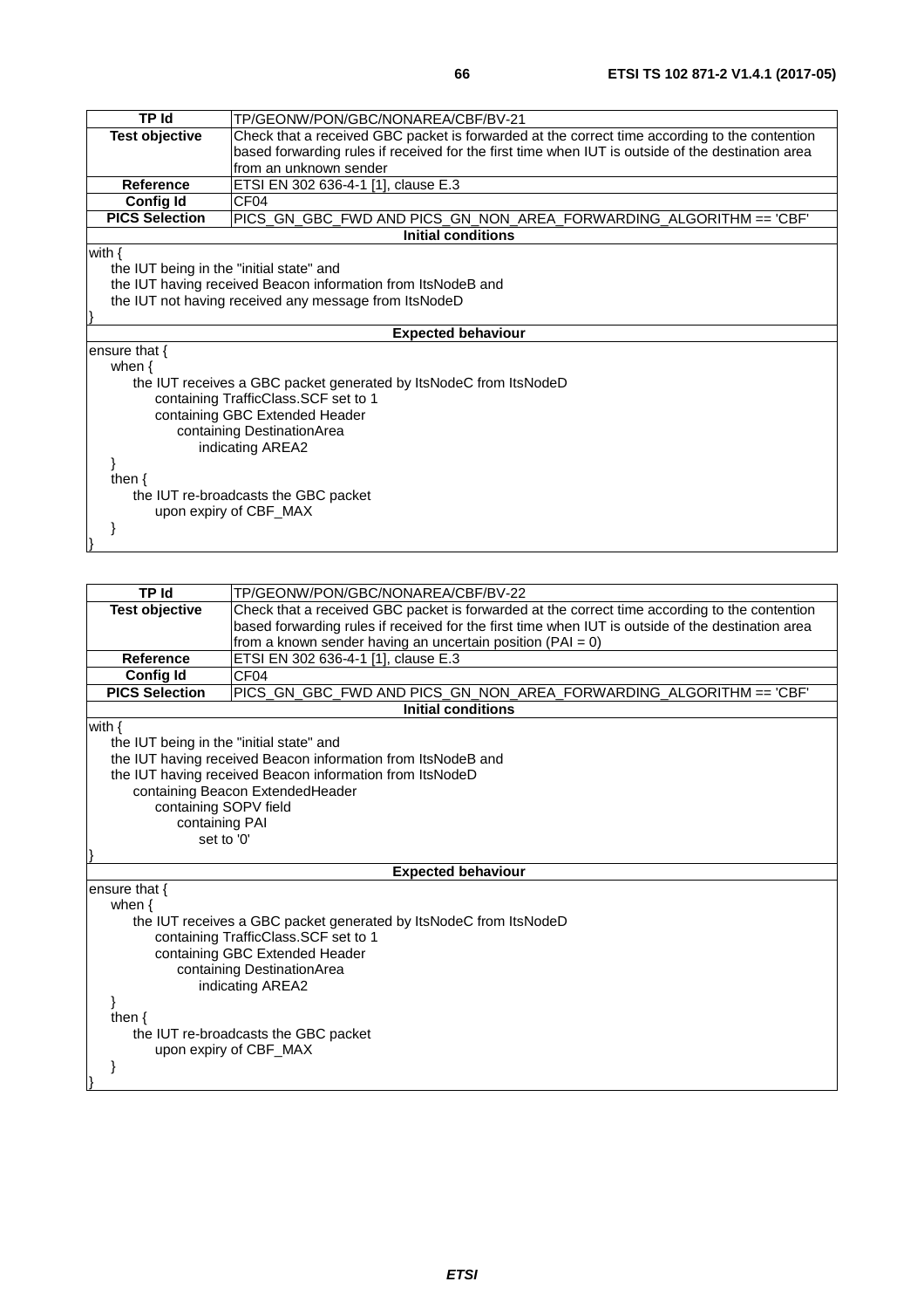| TP Id | TP/GEONW/PON/GBC/NONAREA/CBF/BV-21 |
|---|---|
| **Test objective** | Check that a received GBC packet is forwarded at the correct time according to the contention based forwarding rules if received for the first time when IUT is outside of the destination area from an unknown sender |
| **Reference** | ETSI EN 302 636-4-1 [1], clause E.3 |
| **Config Id** | CF04 |
| **PICS Selection** | PICS_GN_GBC_FWD AND PICS_GN_NON_AREA_FORWARDING_ALGORITHM == 'CBF' |

**Initial conditions**

```
with {
    the IUT being in the "initial state" and
    the IUT having received Beacon information from ItsNodeB and
    the IUT not having received any message from ItsNodeD
}
```

**Expected behaviour**

```
ensure that {
    when {
        the IUT receives a GBC packet generated by ItsNodeC from ItsNodeD
            containing TrafficClass.SCF set to 1
            containing GBC Extended Header
                containing DestinationArea
                    indicating AREA2
    }
    then {
        the IUT re-broadcasts the GBC packet
            upon expiry of CBF_MAX
    }
}
```

| TP Id | TP/GEONW/PON/GBC/NONAREA/CBF/BV-22 |
|---|---|
| **Test objective** | Check that a received GBC packet is forwarded at the correct time according to the contention based forwarding rules if received for the first time when IUT is outside of the destination area from a known sender having an uncertain position (PAI = 0) |
| **Reference** | ETSI EN 302 636-4-1 [1], clause E.3 |
| **Config Id** | CF04 |
| **PICS Selection** | PICS_GN_GBC_FWD AND PICS_GN_NON_AREA_FORWARDING_ALGORITHM == 'CBF' |

**Initial conditions**

```
with {
    the IUT being in the "initial state" and
    the IUT having received Beacon information from ItsNodeB and
    the IUT having received Beacon information from ItsNodeD
        containing Beacon ExtendedHeader
            containing SOPV field
                containing PAI
                    set to '0'
}
```

**Expected behaviour**

```
ensure that {
    when {
        the IUT receives a GBC packet generated by ItsNodeC from ItsNodeD
            containing TrafficClass.SCF set to 1
            containing GBC Extended Header
                containing DestinationArea
                    indicating AREA2
    }
    then {
        the IUT re-broadcasts the GBC packet
            upon expiry of CBF_MAX
    }
}
```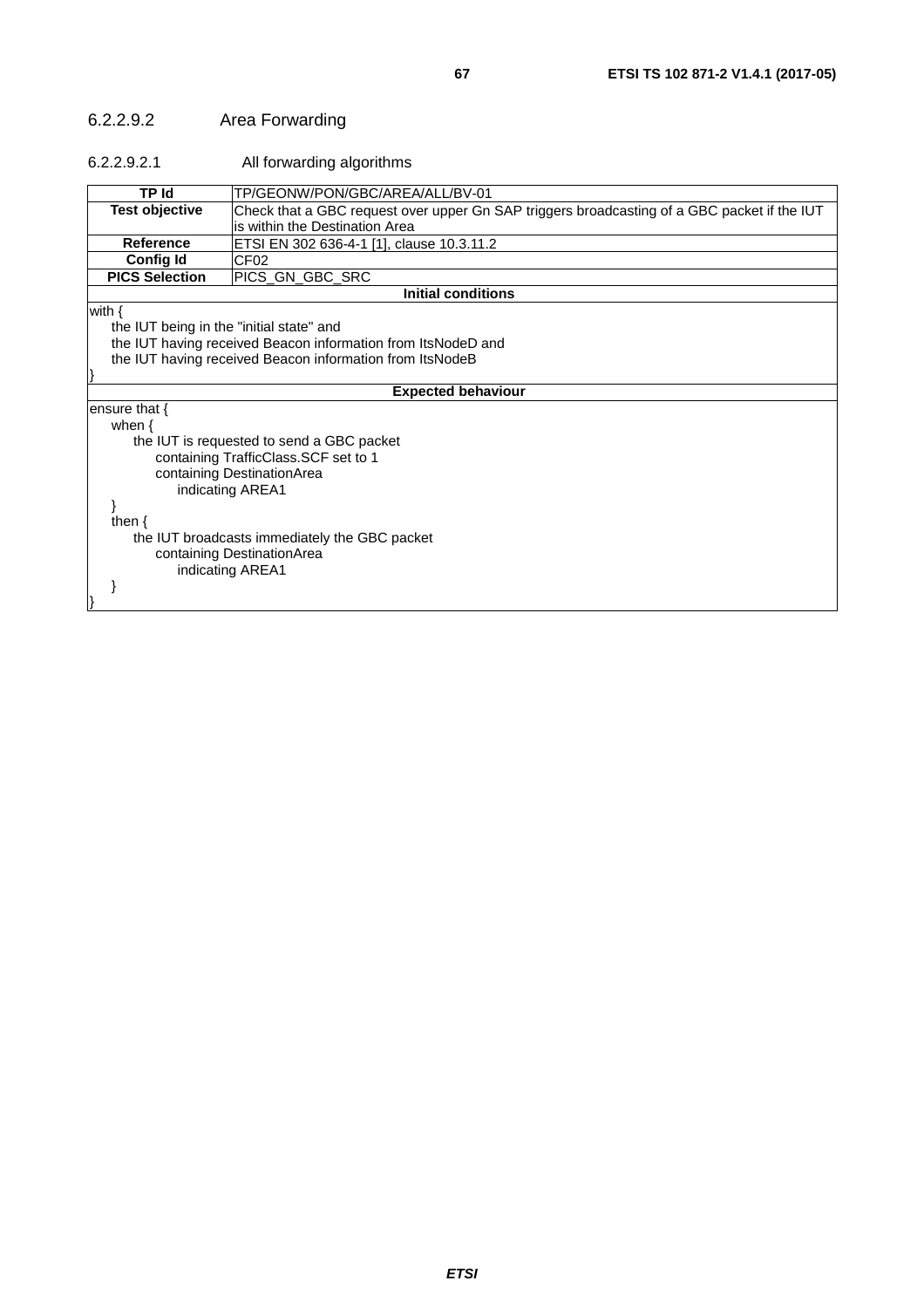### 6.2.2.9.2 Area Forwarding

#### 6.2.2.9.2.1 All forwarding algorithms

| TP Id | TP/GEONW/PON/GBC/AREA/ALL/BV-01 |
|---|---|
| **Test objective** | Check that a GBC request over upper Gn SAP triggers broadcasting of a GBC packet if the IUT is within the Destination Area |
| **Reference** | ETSI EN 302 636-4-1 [1], clause 10.3.11.2 |
| **Config Id** | CF02 |
| **PICS Selection** | PICS_GN_GBC_SRC |
| **Initial conditions** | |

```
with {
    the IUT being in the "initial state" and
    the IUT having received Beacon information from ItsNodeD and
    the IUT having received Beacon information from ItsNodeB
}
```

**Expected behaviour**

```
ensure that {
    when {
        the IUT is requested to send a GBC packet
            containing TrafficClass.SCF set to 1
            containing DestinationArea
                indicating AREA1
    }
    then {
        the IUT broadcasts immediately the GBC packet
            containing DestinationArea
                indicating AREA1
    }
}
```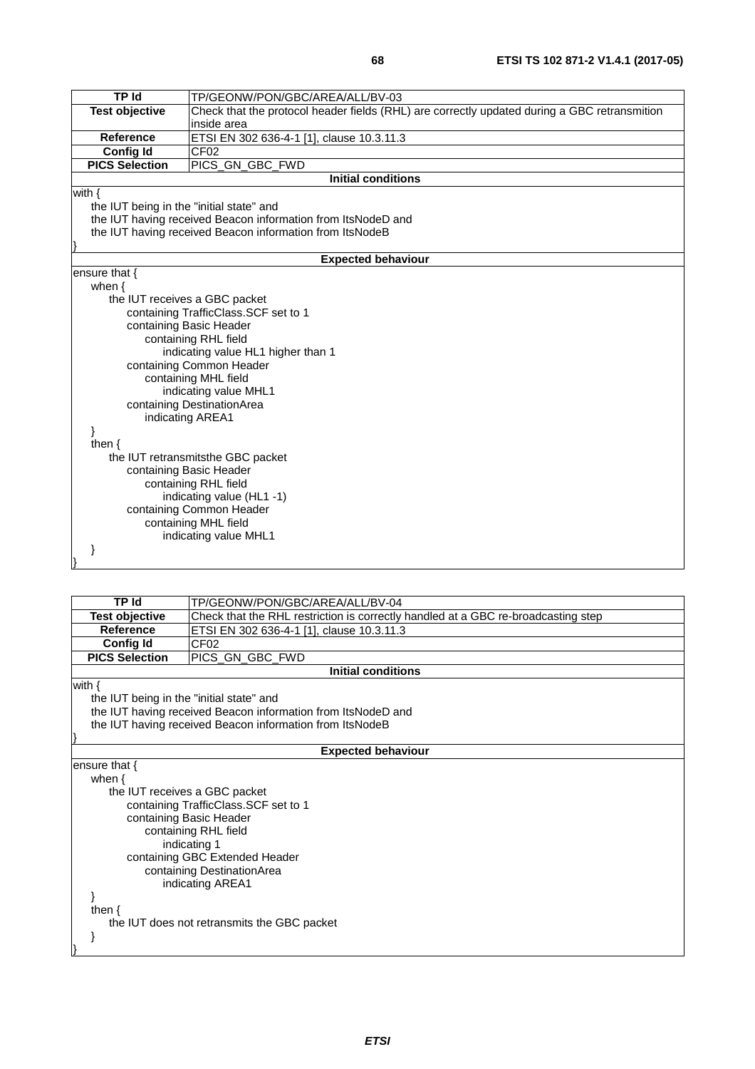| TP Id | TP/GEONW/PON/GBC/AREA/ALL/BV-03 |
|---|---|
| **Test objective** | Check that the protocol header fields (RHL) are correctly updated during a GBC retransmition inside area |
| **Reference** | ETSI EN 302 636-4-1 [1], clause 10.3.11.3 |
| **Config Id** | CF02 |
| **PICS Selection** | PICS_GN_GBC_FWD |
| **Initial conditions** | |
| with {<br>&nbsp;&nbsp;&nbsp;&nbsp;the IUT being in the "initial state" and<br>&nbsp;&nbsp;&nbsp;&nbsp;the IUT having received Beacon information from ItsNodeD and<br>&nbsp;&nbsp;&nbsp;&nbsp;the IUT having received Beacon information from ItsNodeB<br>} | |
| **Expected behaviour** | |
| ensure that {<br>&nbsp;&nbsp;&nbsp;&nbsp;when {<br>&nbsp;&nbsp;&nbsp;&nbsp;&nbsp;&nbsp;&nbsp;&nbsp;the IUT receives a GBC packet<br>&nbsp;&nbsp;&nbsp;&nbsp;&nbsp;&nbsp;&nbsp;&nbsp;&nbsp;&nbsp;&nbsp;&nbsp;containing TrafficClass.SCF set to 1<br>&nbsp;&nbsp;&nbsp;&nbsp;&nbsp;&nbsp;&nbsp;&nbsp;&nbsp;&nbsp;&nbsp;&nbsp;containing Basic Header<br>&nbsp;&nbsp;&nbsp;&nbsp;&nbsp;&nbsp;&nbsp;&nbsp;&nbsp;&nbsp;&nbsp;&nbsp;&nbsp;&nbsp;&nbsp;&nbsp;containing RHL field<br>&nbsp;&nbsp;&nbsp;&nbsp;&nbsp;&nbsp;&nbsp;&nbsp;&nbsp;&nbsp;&nbsp;&nbsp;&nbsp;&nbsp;&nbsp;&nbsp;&nbsp;&nbsp;&nbsp;&nbsp;indicating value HL1 higher than 1<br>&nbsp;&nbsp;&nbsp;&nbsp;&nbsp;&nbsp;&nbsp;&nbsp;&nbsp;&nbsp;&nbsp;&nbsp;containing Common Header<br>&nbsp;&nbsp;&nbsp;&nbsp;&nbsp;&nbsp;&nbsp;&nbsp;&nbsp;&nbsp;&nbsp;&nbsp;&nbsp;&nbsp;&nbsp;&nbsp;containing MHL field<br>&nbsp;&nbsp;&nbsp;&nbsp;&nbsp;&nbsp;&nbsp;&nbsp;&nbsp;&nbsp;&nbsp;&nbsp;&nbsp;&nbsp;&nbsp;&nbsp;&nbsp;&nbsp;&nbsp;&nbsp;indicating value MHL1<br>&nbsp;&nbsp;&nbsp;&nbsp;&nbsp;&nbsp;&nbsp;&nbsp;&nbsp;&nbsp;&nbsp;&nbsp;containing DestinationArea<br>&nbsp;&nbsp;&nbsp;&nbsp;&nbsp;&nbsp;&nbsp;&nbsp;&nbsp;&nbsp;&nbsp;&nbsp;&nbsp;&nbsp;&nbsp;&nbsp;indicating AREA1<br>&nbsp;&nbsp;&nbsp;&nbsp;}<br>&nbsp;&nbsp;&nbsp;&nbsp;then {<br>&nbsp;&nbsp;&nbsp;&nbsp;&nbsp;&nbsp;&nbsp;&nbsp;the IUT retransmitsthe GBC packet<br>&nbsp;&nbsp;&nbsp;&nbsp;&nbsp;&nbsp;&nbsp;&nbsp;&nbsp;&nbsp;&nbsp;&nbsp;containing Basic Header<br>&nbsp;&nbsp;&nbsp;&nbsp;&nbsp;&nbsp;&nbsp;&nbsp;&nbsp;&nbsp;&nbsp;&nbsp;&nbsp;&nbsp;&nbsp;&nbsp;containing RHL field<br>&nbsp;&nbsp;&nbsp;&nbsp;&nbsp;&nbsp;&nbsp;&nbsp;&nbsp;&nbsp;&nbsp;&nbsp;&nbsp;&nbsp;&nbsp;&nbsp;&nbsp;&nbsp;&nbsp;&nbsp;indicating value (HL1 -1)<br>&nbsp;&nbsp;&nbsp;&nbsp;&nbsp;&nbsp;&nbsp;&nbsp;&nbsp;&nbsp;&nbsp;&nbsp;containing Common Header<br>&nbsp;&nbsp;&nbsp;&nbsp;&nbsp;&nbsp;&nbsp;&nbsp;&nbsp;&nbsp;&nbsp;&nbsp;&nbsp;&nbsp;&nbsp;&nbsp;containing MHL field<br>&nbsp;&nbsp;&nbsp;&nbsp;&nbsp;&nbsp;&nbsp;&nbsp;&nbsp;&nbsp;&nbsp;&nbsp;&nbsp;&nbsp;&nbsp;&nbsp;&nbsp;&nbsp;&nbsp;&nbsp;indicating value MHL1<br>&nbsp;&nbsp;&nbsp;&nbsp;}<br>} | |

| TP Id | TP/GEONW/PON/GBC/AREA/ALL/BV-04 |
|---|---|
| **Test objective** | Check that the RHL restriction is correctly handled at a GBC re-broadcasting step |
| **Reference** | ETSI EN 302 636-4-1 [1], clause 10.3.11.3 |
| **Config Id** | CF02 |
| **PICS Selection** | PICS_GN_GBC_FWD |
| **Initial conditions** | |
| with {<br>&nbsp;&nbsp;&nbsp;&nbsp;the IUT being in the "initial state" and<br>&nbsp;&nbsp;&nbsp;&nbsp;the IUT having received Beacon information from ItsNodeD and<br>&nbsp;&nbsp;&nbsp;&nbsp;the IUT having received Beacon information from ItsNodeB<br>} | |
| **Expected behaviour** | |
| ensure that {<br>&nbsp;&nbsp;&nbsp;&nbsp;when {<br>&nbsp;&nbsp;&nbsp;&nbsp;&nbsp;&nbsp;&nbsp;&nbsp;the IUT receives a GBC packet<br>&nbsp;&nbsp;&nbsp;&nbsp;&nbsp;&nbsp;&nbsp;&nbsp;&nbsp;&nbsp;&nbsp;&nbsp;containing TrafficClass.SCF set to 1<br>&nbsp;&nbsp;&nbsp;&nbsp;&nbsp;&nbsp;&nbsp;&nbsp;&nbsp;&nbsp;&nbsp;&nbsp;containing Basic Header<br>&nbsp;&nbsp;&nbsp;&nbsp;&nbsp;&nbsp;&nbsp;&nbsp;&nbsp;&nbsp;&nbsp;&nbsp;&nbsp;&nbsp;&nbsp;&nbsp;containing RHL field<br>&nbsp;&nbsp;&nbsp;&nbsp;&nbsp;&nbsp;&nbsp;&nbsp;&nbsp;&nbsp;&nbsp;&nbsp;&nbsp;&nbsp;&nbsp;&nbsp;&nbsp;&nbsp;&nbsp;&nbsp;indicating 1<br>&nbsp;&nbsp;&nbsp;&nbsp;&nbsp;&nbsp;&nbsp;&nbsp;&nbsp;&nbsp;&nbsp;&nbsp;containing GBC Extended Header<br>&nbsp;&nbsp;&nbsp;&nbsp;&nbsp;&nbsp;&nbsp;&nbsp;&nbsp;&nbsp;&nbsp;&nbsp;&nbsp;&nbsp;&nbsp;&nbsp;containing DestinationArea<br>&nbsp;&nbsp;&nbsp;&nbsp;&nbsp;&nbsp;&nbsp;&nbsp;&nbsp;&nbsp;&nbsp;&nbsp;&nbsp;&nbsp;&nbsp;&nbsp;&nbsp;&nbsp;&nbsp;&nbsp;indicating AREA1<br>&nbsp;&nbsp;&nbsp;&nbsp;}<br>&nbsp;&nbsp;&nbsp;&nbsp;then {<br>&nbsp;&nbsp;&nbsp;&nbsp;&nbsp;&nbsp;&nbsp;&nbsp;the IUT does not retransmits the GBC packet<br>&nbsp;&nbsp;&nbsp;&nbsp;}<br>} | |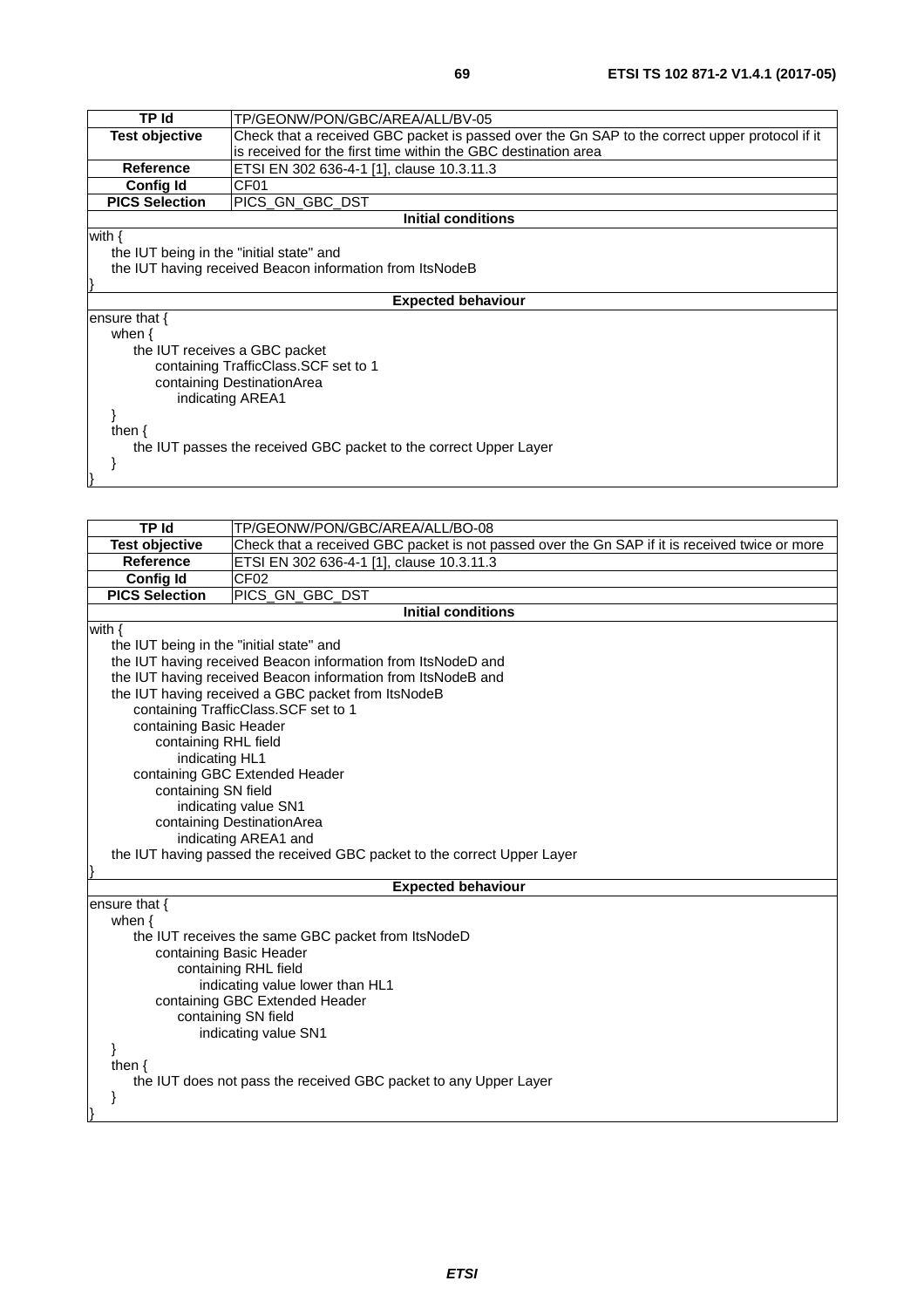| TP Id | TP/GEONW/PON/GBC/AREA/ALL/BV-05 |
|---|---|
| **Test objective** | Check that a received GBC packet is passed over the Gn SAP to the correct upper protocol if it is received for the first time within the GBC destination area |
| **Reference** | ETSI EN 302 636-4-1 [1], clause 10.3.11.3 |
| **Config Id** | CF01 |
| **PICS Selection** | PICS_GN_GBC_DST |
| **Initial conditions** | |
| with {<br>    the IUT being in the "initial state" and<br>    the IUT having received Beacon information from ItsNodeB<br>} | |
| **Expected behaviour** | |
| ensure that {<br>    when {<br>        the IUT receives a GBC packet<br>            containing TrafficClass.SCF set to 1<br>            containing DestinationArea<br>                indicating AREA1<br>    }<br>    then {<br>        the IUT passes the received GBC packet to the correct Upper Layer<br>    }<br>} | |

| TP Id | TP/GEONW/PON/GBC/AREA/ALL/BO-08 |
|---|---|
| **Test objective** | Check that a received GBC packet is not passed over the Gn SAP if it is received twice or more |
| **Reference** | ETSI EN 302 636-4-1 [1], clause 10.3.11.3 |
| **Config Id** | CF02 |
| **PICS Selection** | PICS_GN_GBC_DST |
| **Initial conditions** | |
| with {<br>    the IUT being in the "initial state" and<br>    the IUT having received Beacon information from ItsNodeD and<br>    the IUT having received Beacon information from ItsNodeB and<br>    the IUT having received a GBC packet from ItsNodeB<br>        containing TrafficClass.SCF set to 1<br>        containing Basic Header<br>            containing RHL field<br>                indicating HL1<br>        containing GBC Extended Header<br>            containing SN field<br>                indicating value SN1<br>            containing DestinationArea<br>                indicating AREA1 and<br>    the IUT having passed the received GBC packet to the correct Upper Layer<br>} | |
| **Expected behaviour** | |
| ensure that {<br>    when {<br>        the IUT receives the same GBC packet from ItsNodeD<br>            containing Basic Header<br>                containing RHL field<br>                    indicating value lower than HL1<br>            containing GBC Extended Header<br>                containing SN field<br>                    indicating value SN1<br>    }<br>    then {<br>        the IUT does not pass the received GBC packet to any Upper Layer<br>    }<br>} | |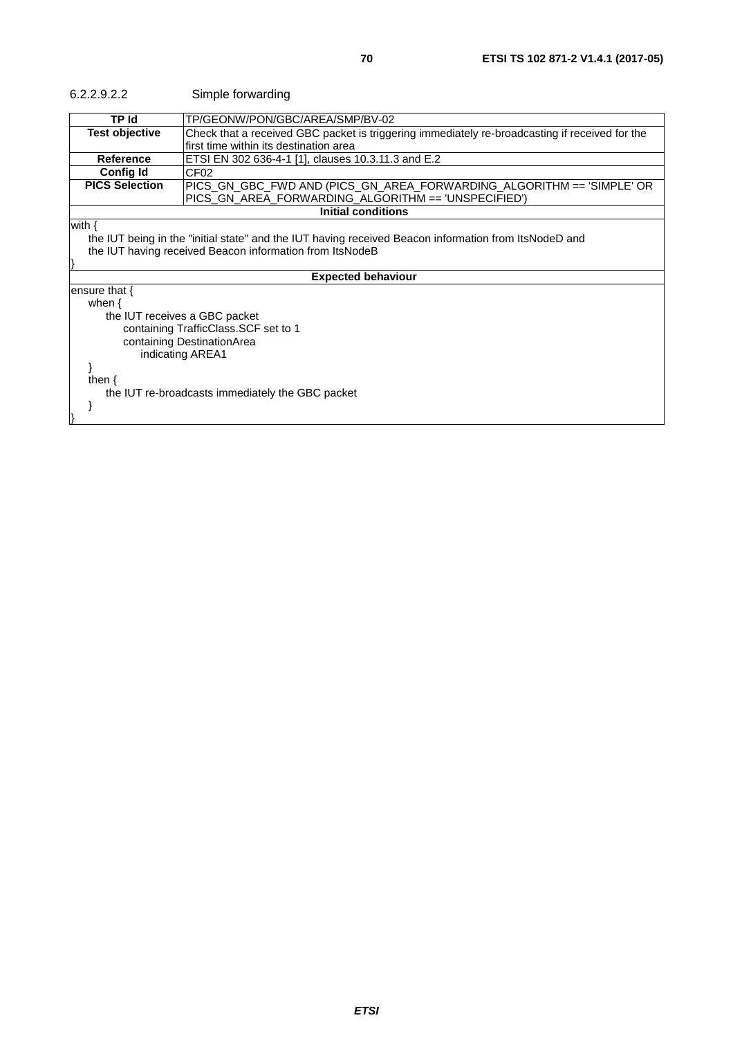#### 6.2.2.9.2.2 Simple forwarding

| **TP Id** | TP/GEONW/PON/GBC/AREA/SMP/BV-02 |
|---|---|
| **Test objective** | Check that a received GBC packet is triggering immediately re-broadcasting if received for the first time within its destination area |
| **Reference** | ETSI EN 302 636-4-1 [1], clauses 10.3.11.3 and E.2 |
| **Config Id** | CF02 |
| **PICS Selection** | PICS_GN_GBC_FWD AND (PICS_GN_AREA_FORWARDING_ALGORITHM == 'SIMPLE' OR PICS_GN_AREA_FORWARDING_ALGORITHM == 'UNSPECIFIED') |
| **Initial conditions** | |
| with {<br>    the IUT being in the "initial state" and the IUT having received Beacon information from ItsNodeD and<br>    the IUT having received Beacon information from ItsNodeB<br>} | |
| **Expected behaviour** | |
| ensure that {<br>    when {<br>        the IUT receives a GBC packet<br>            containing TrafficClass.SCF set to 1<br>            containing DestinationArea<br>                indicating AREA1<br>    }<br>    then {<br>        the IUT re-broadcasts immediately the GBC packet<br>    }<br>} | |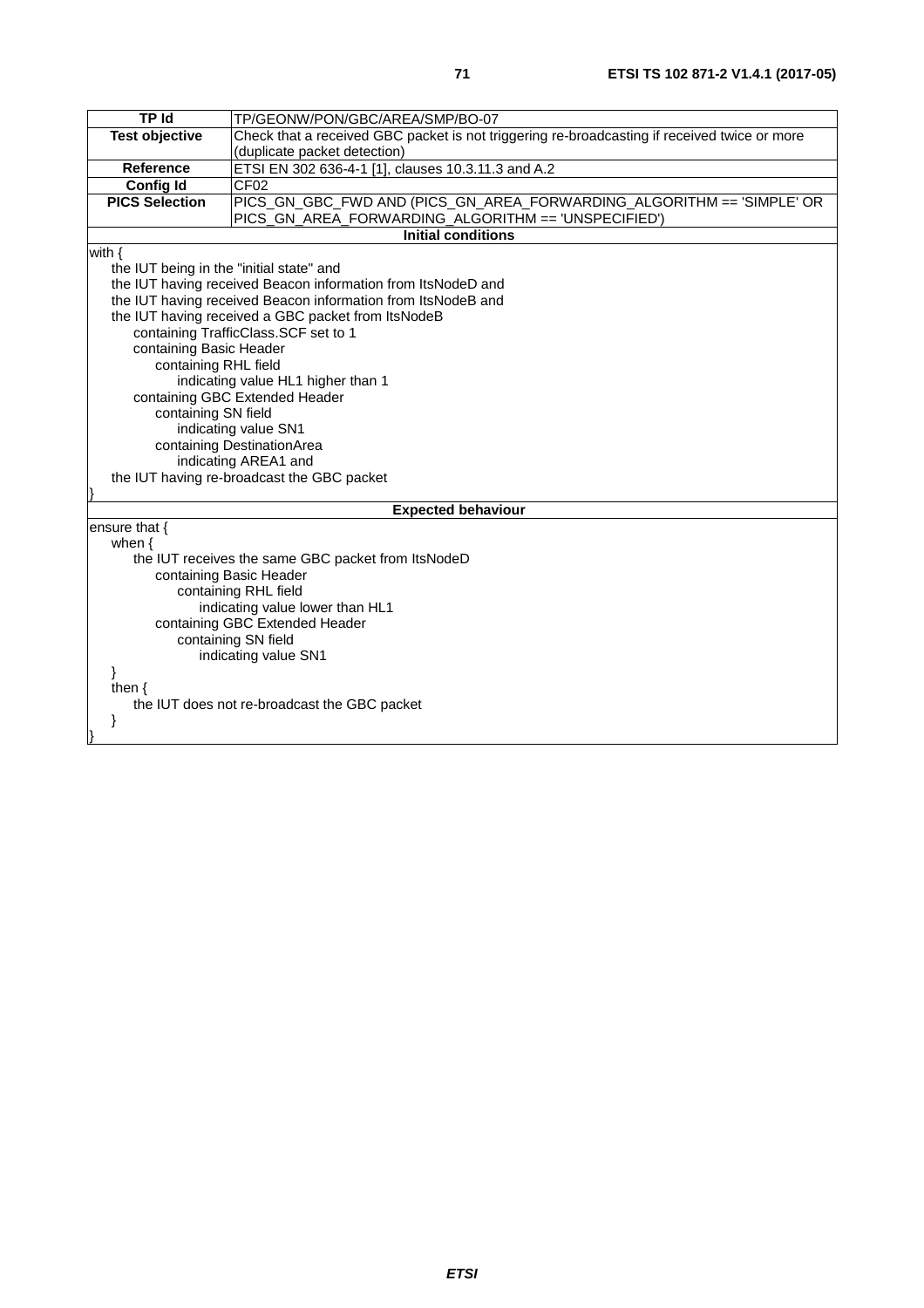| TP Id | TP/GEONW/PON/GBC/AREA/SMP/BO-07 |
|---|---|
| **Test objective** | Check that a received GBC packet is not triggering re-broadcasting if received twice or more (duplicate packet detection) |
| **Reference** | ETSI EN 302 636-4-1 [1], clauses 10.3.11.3 and A.2 |
| **Config Id** | CF02 |
| **PICS Selection** | PICS_GN_GBC_FWD AND (PICS_GN_AREA_FORWARDING_ALGORITHM == 'SIMPLE' OR PICS_GN_AREA_FORWARDING_ALGORITHM == 'UNSPECIFIED') |

**Initial conditions**

```
with {
    the IUT being in the "initial state" and
    the IUT having received Beacon information from ItsNodeD and
    the IUT having received Beacon information from ItsNodeB and
    the IUT having received a GBC packet from ItsNodeB
        containing TrafficClass.SCF set to 1
        containing Basic Header
            containing RHL field
                indicating value HL1 higher than 1
        containing GBC Extended Header
            containing SN field
                indicating value SN1
            containing DestinationArea
                indicating AREA1 and
    the IUT having re-broadcast the GBC packet
}
```

**Expected behaviour**

```
ensure that {
    when {
        the IUT receives the same GBC packet from ItsNodeD
            containing Basic Header
                containing RHL field
                    indicating value lower than HL1
            containing GBC Extended Header
                containing SN field
                    indicating value SN1
    }
    then {
        the IUT does not re-broadcast the GBC packet
    }
}
```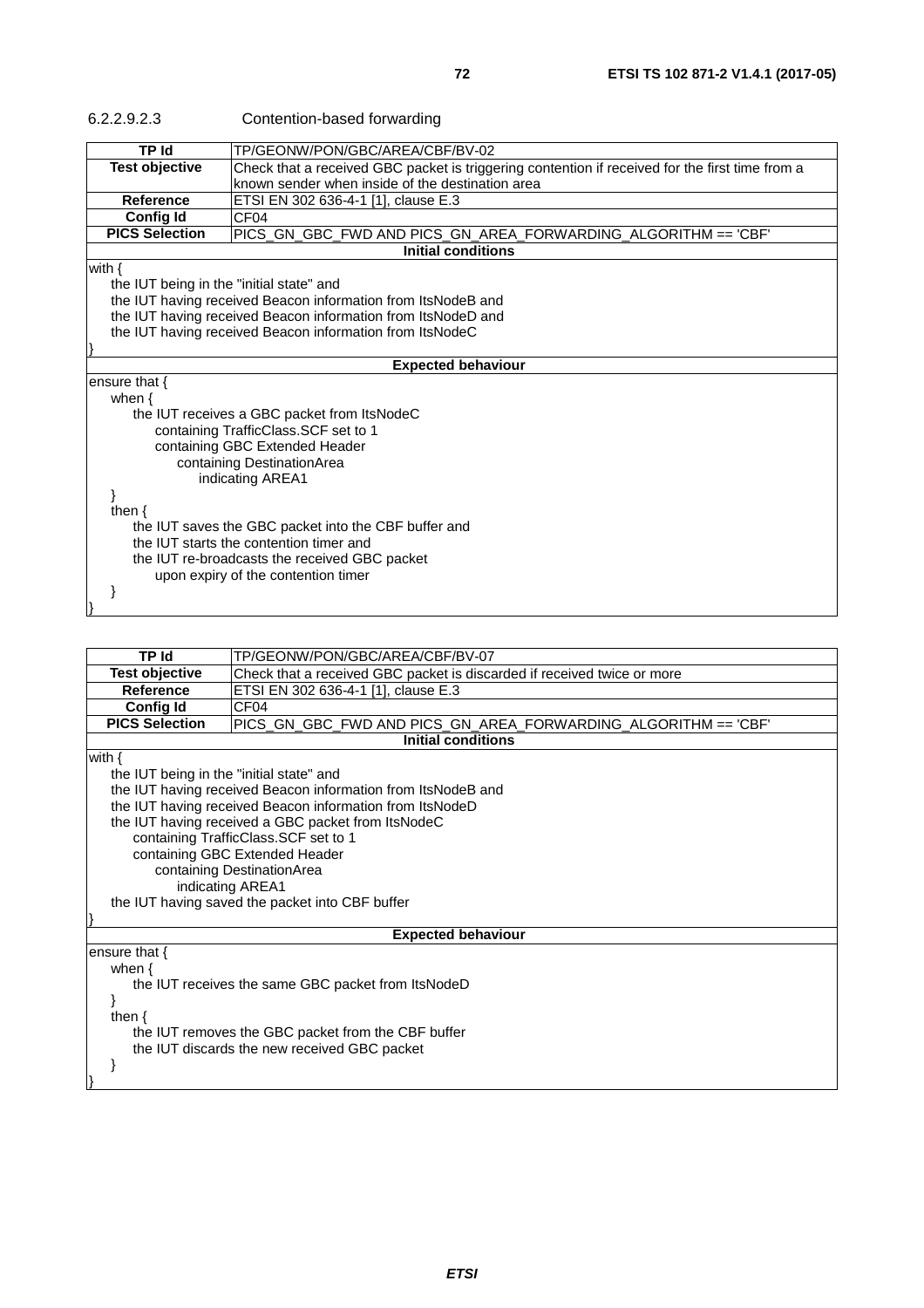#### 6.2.2.9.2.3 Contention-based forwarding

| TP Id | TP/GEONW/PON/GBC/AREA/CBF/BV-02 |
| --- | --- |
| **Test objective** | Check that a received GBC packet is triggering contention if received for the first time from a known sender when inside of the destination area |
| **Reference** | ETSI EN 302 636-4-1 [1], clause E.3 |
| **Config Id** | CF04 |
| **PICS Selection** | PICS_GN_GBC_FWD AND PICS_GN_AREA_FORWARDING_ALGORITHM == 'CBF' |
| **Initial conditions** | |
| with {<br>&nbsp;&nbsp;&nbsp;&nbsp;the IUT being in the "initial state" and<br>&nbsp;&nbsp;&nbsp;&nbsp;the IUT having received Beacon information from ItsNodeB and<br>&nbsp;&nbsp;&nbsp;&nbsp;the IUT having received Beacon information from ItsNodeD and<br>&nbsp;&nbsp;&nbsp;&nbsp;the IUT having received Beacon information from ItsNodeC<br>} | |
| **Expected behaviour** | |
| ensure that {<br>&nbsp;&nbsp;&nbsp;&nbsp;when {<br>&nbsp;&nbsp;&nbsp;&nbsp;&nbsp;&nbsp;&nbsp;&nbsp;the IUT receives a GBC packet from ItsNodeC<br>&nbsp;&nbsp;&nbsp;&nbsp;&nbsp;&nbsp;&nbsp;&nbsp;&nbsp;&nbsp;&nbsp;&nbsp;containing TrafficClass.SCF set to 1<br>&nbsp;&nbsp;&nbsp;&nbsp;&nbsp;&nbsp;&nbsp;&nbsp;&nbsp;&nbsp;&nbsp;&nbsp;containing GBC Extended Header<br>&nbsp;&nbsp;&nbsp;&nbsp;&nbsp;&nbsp;&nbsp;&nbsp;&nbsp;&nbsp;&nbsp;&nbsp;&nbsp;&nbsp;&nbsp;&nbsp;containing DestinationArea<br>&nbsp;&nbsp;&nbsp;&nbsp;&nbsp;&nbsp;&nbsp;&nbsp;&nbsp;&nbsp;&nbsp;&nbsp;&nbsp;&nbsp;&nbsp;&nbsp;&nbsp;&nbsp;&nbsp;&nbsp;indicating AREA1<br>&nbsp;&nbsp;&nbsp;&nbsp;}<br>&nbsp;&nbsp;&nbsp;&nbsp;then {<br>&nbsp;&nbsp;&nbsp;&nbsp;&nbsp;&nbsp;&nbsp;&nbsp;the IUT saves the GBC packet into the CBF buffer and<br>&nbsp;&nbsp;&nbsp;&nbsp;&nbsp;&nbsp;&nbsp;&nbsp;the IUT starts the contention timer and<br>&nbsp;&nbsp;&nbsp;&nbsp;&nbsp;&nbsp;&nbsp;&nbsp;the IUT re-broadcasts the received GBC packet<br>&nbsp;&nbsp;&nbsp;&nbsp;&nbsp;&nbsp;&nbsp;&nbsp;&nbsp;&nbsp;&nbsp;&nbsp;upon expiry of the contention timer<br>&nbsp;&nbsp;&nbsp;&nbsp;}<br>} | |

| TP Id | TP/GEONW/PON/GBC/AREA/CBF/BV-07 |
| --- | --- |
| **Test objective** | Check that a received GBC packet is discarded if received twice or more |
| **Reference** | ETSI EN 302 636-4-1 [1], clause E.3 |
| **Config Id** | CF04 |
| **PICS Selection** | PICS_GN_GBC_FWD AND PICS_GN_AREA_FORWARDING_ALGORITHM == 'CBF' |
| **Initial conditions** | |
| with {<br>&nbsp;&nbsp;&nbsp;&nbsp;the IUT being in the "initial state" and<br>&nbsp;&nbsp;&nbsp;&nbsp;the IUT having received Beacon information from ItsNodeB and<br>&nbsp;&nbsp;&nbsp;&nbsp;the IUT having received Beacon information from ItsNodeD<br>&nbsp;&nbsp;&nbsp;&nbsp;the IUT having received a GBC packet from ItsNodeC<br>&nbsp;&nbsp;&nbsp;&nbsp;&nbsp;&nbsp;&nbsp;&nbsp;containing TrafficClass.SCF set to 1<br>&nbsp;&nbsp;&nbsp;&nbsp;&nbsp;&nbsp;&nbsp;&nbsp;containing GBC Extended Header<br>&nbsp;&nbsp;&nbsp;&nbsp;&nbsp;&nbsp;&nbsp;&nbsp;&nbsp;&nbsp;&nbsp;&nbsp;containing DestinationArea<br>&nbsp;&nbsp;&nbsp;&nbsp;&nbsp;&nbsp;&nbsp;&nbsp;&nbsp;&nbsp;&nbsp;&nbsp;&nbsp;&nbsp;&nbsp;&nbsp;indicating AREA1<br>&nbsp;&nbsp;&nbsp;&nbsp;the IUT having saved the packet into CBF buffer<br>} | |
| **Expected behaviour** | |
| ensure that {<br>&nbsp;&nbsp;&nbsp;&nbsp;when {<br>&nbsp;&nbsp;&nbsp;&nbsp;&nbsp;&nbsp;&nbsp;&nbsp;the IUT receives the same GBC packet from ItsNodeD<br>&nbsp;&nbsp;&nbsp;&nbsp;}<br>&nbsp;&nbsp;&nbsp;&nbsp;then {<br>&nbsp;&nbsp;&nbsp;&nbsp;&nbsp;&nbsp;&nbsp;&nbsp;the IUT removes the GBC packet from the CBF buffer<br>&nbsp;&nbsp;&nbsp;&nbsp;&nbsp;&nbsp;&nbsp;&nbsp;the IUT discards the new received GBC packet<br>&nbsp;&nbsp;&nbsp;&nbsp;}<br>} | |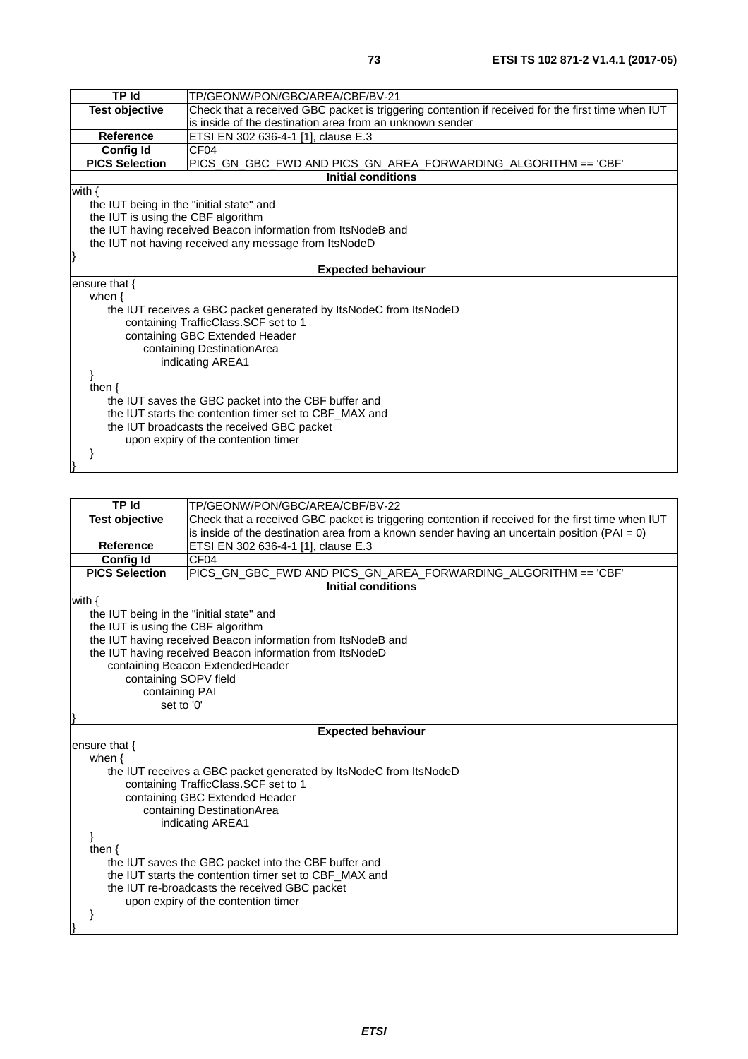| TP Id | TP/GEONW/PON/GBC/AREA/CBF/BV-21 |
|---|---|
| **Test objective** | Check that a received GBC packet is triggering contention if received for the first time when IUT is inside of the destination area from an unknown sender |
| **Reference** | ETSI EN 302 636-4-1 [1], clause E.3 |
| **Config Id** | CF04 |
| **PICS Selection** | PICS_GN_GBC_FWD AND PICS_GN_AREA_FORWARDING_ALGORITHM == 'CBF' |
| **Initial conditions** | |
| with {<br>&nbsp;&nbsp;&nbsp;&nbsp;the IUT being in the "initial state" and<br>&nbsp;&nbsp;&nbsp;&nbsp;the IUT is using the CBF algorithm<br>&nbsp;&nbsp;&nbsp;&nbsp;the IUT having received Beacon information from ItsNodeB and<br>&nbsp;&nbsp;&nbsp;&nbsp;the IUT not having received any message from ItsNodeD<br>} | |
| **Expected behaviour** | |
| ensure that {<br>&nbsp;&nbsp;&nbsp;&nbsp;when {<br>&nbsp;&nbsp;&nbsp;&nbsp;&nbsp;&nbsp;&nbsp;&nbsp;the IUT receives a GBC packet generated by ItsNodeC from ItsNodeD<br>&nbsp;&nbsp;&nbsp;&nbsp;&nbsp;&nbsp;&nbsp;&nbsp;&nbsp;&nbsp;&nbsp;&nbsp;containing TrafficClass.SCF set to 1<br>&nbsp;&nbsp;&nbsp;&nbsp;&nbsp;&nbsp;&nbsp;&nbsp;&nbsp;&nbsp;&nbsp;&nbsp;containing GBC Extended Header<br>&nbsp;&nbsp;&nbsp;&nbsp;&nbsp;&nbsp;&nbsp;&nbsp;&nbsp;&nbsp;&nbsp;&nbsp;&nbsp;&nbsp;&nbsp;&nbsp;containing DestinationArea<br>&nbsp;&nbsp;&nbsp;&nbsp;&nbsp;&nbsp;&nbsp;&nbsp;&nbsp;&nbsp;&nbsp;&nbsp;&nbsp;&nbsp;&nbsp;&nbsp;&nbsp;&nbsp;&nbsp;&nbsp;indicating AREA1<br>&nbsp;&nbsp;&nbsp;&nbsp;}<br>&nbsp;&nbsp;&nbsp;&nbsp;then {<br>&nbsp;&nbsp;&nbsp;&nbsp;&nbsp;&nbsp;&nbsp;&nbsp;the IUT saves the GBC packet into the CBF buffer and<br>&nbsp;&nbsp;&nbsp;&nbsp;&nbsp;&nbsp;&nbsp;&nbsp;the IUT starts the contention timer set to CBF_MAX and<br>&nbsp;&nbsp;&nbsp;&nbsp;&nbsp;&nbsp;&nbsp;&nbsp;the IUT broadcasts the received GBC packet<br>&nbsp;&nbsp;&nbsp;&nbsp;&nbsp;&nbsp;&nbsp;&nbsp;&nbsp;&nbsp;&nbsp;&nbsp;upon expiry of the contention timer<br>&nbsp;&nbsp;&nbsp;&nbsp;}<br>} | |

| TP Id | TP/GEONW/PON/GBC/AREA/CBF/BV-22 |
|---|---|
| **Test objective** | Check that a received GBC packet is triggering contention if received for the first time when IUT is inside of the destination area from a known sender having an uncertain position (PAI = 0) |
| **Reference** | ETSI EN 302 636-4-1 [1], clause E.3 |
| **Config Id** | CF04 |
| **PICS Selection** | PICS_GN_GBC_FWD AND PICS_GN_AREA_FORWARDING_ALGORITHM == 'CBF' |
| **Initial conditions** | |
| with {<br>&nbsp;&nbsp;&nbsp;&nbsp;the IUT being in the "initial state" and<br>&nbsp;&nbsp;&nbsp;&nbsp;the IUT is using the CBF algorithm<br>&nbsp;&nbsp;&nbsp;&nbsp;the IUT having received Beacon information from ItsNodeB and<br>&nbsp;&nbsp;&nbsp;&nbsp;the IUT having received Beacon information from ItsNodeD<br>&nbsp;&nbsp;&nbsp;&nbsp;&nbsp;&nbsp;&nbsp;&nbsp;containing Beacon ExtendedHeader<br>&nbsp;&nbsp;&nbsp;&nbsp;&nbsp;&nbsp;&nbsp;&nbsp;&nbsp;&nbsp;&nbsp;&nbsp;containing SOPV field<br>&nbsp;&nbsp;&nbsp;&nbsp;&nbsp;&nbsp;&nbsp;&nbsp;&nbsp;&nbsp;&nbsp;&nbsp;&nbsp;&nbsp;&nbsp;&nbsp;containing PAI<br>&nbsp;&nbsp;&nbsp;&nbsp;&nbsp;&nbsp;&nbsp;&nbsp;&nbsp;&nbsp;&nbsp;&nbsp;&nbsp;&nbsp;&nbsp;&nbsp;&nbsp;&nbsp;&nbsp;&nbsp;set to '0'<br>} | |
| **Expected behaviour** | |
| ensure that {<br>&nbsp;&nbsp;&nbsp;&nbsp;when {<br>&nbsp;&nbsp;&nbsp;&nbsp;&nbsp;&nbsp;&nbsp;&nbsp;the IUT receives a GBC packet generated by ItsNodeC from ItsNodeD<br>&nbsp;&nbsp;&nbsp;&nbsp;&nbsp;&nbsp;&nbsp;&nbsp;&nbsp;&nbsp;&nbsp;&nbsp;containing TrafficClass.SCF set to 1<br>&nbsp;&nbsp;&nbsp;&nbsp;&nbsp;&nbsp;&nbsp;&nbsp;&nbsp;&nbsp;&nbsp;&nbsp;containing GBC Extended Header<br>&nbsp;&nbsp;&nbsp;&nbsp;&nbsp;&nbsp;&nbsp;&nbsp;&nbsp;&nbsp;&nbsp;&nbsp;&nbsp;&nbsp;&nbsp;&nbsp;containing DestinationArea<br>&nbsp;&nbsp;&nbsp;&nbsp;&nbsp;&nbsp;&nbsp;&nbsp;&nbsp;&nbsp;&nbsp;&nbsp;&nbsp;&nbsp;&nbsp;&nbsp;&nbsp;&nbsp;&nbsp;&nbsp;indicating AREA1<br>&nbsp;&nbsp;&nbsp;&nbsp;}<br>&nbsp;&nbsp;&nbsp;&nbsp;then {<br>&nbsp;&nbsp;&nbsp;&nbsp;&nbsp;&nbsp;&nbsp;&nbsp;the IUT saves the GBC packet into the CBF buffer and<br>&nbsp;&nbsp;&nbsp;&nbsp;&nbsp;&nbsp;&nbsp;&nbsp;the IUT starts the contention timer set to CBF_MAX and<br>&nbsp;&nbsp;&nbsp;&nbsp;&nbsp;&nbsp;&nbsp;&nbsp;the IUT re-broadcasts the received GBC packet<br>&nbsp;&nbsp;&nbsp;&nbsp;&nbsp;&nbsp;&nbsp;&nbsp;&nbsp;&nbsp;&nbsp;&nbsp;upon expiry of the contention timer<br>&nbsp;&nbsp;&nbsp;&nbsp;}<br>} | |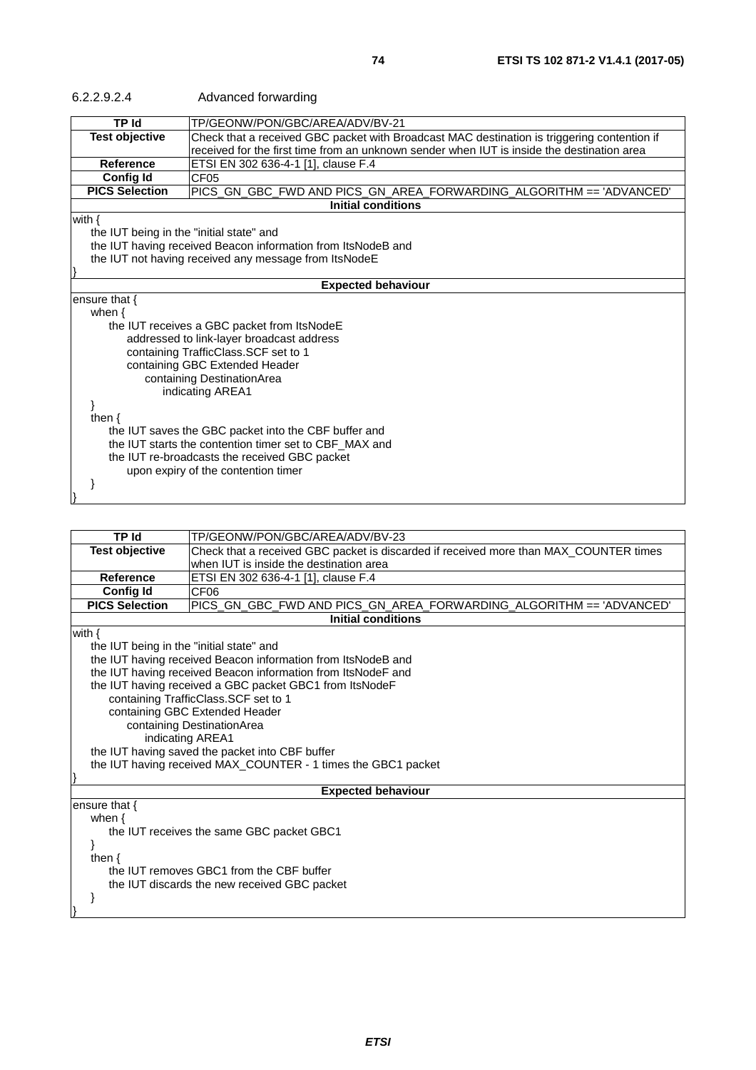#### 6.2.2.9.2.4 Advanced forwarding

| TP Id | TP/GEONW/PON/GBC/AREA/ADV/BV-21 |
|---|---|
| **Test objective** | Check that a received GBC packet with Broadcast MAC destination is triggering contention if received for the first time from an unknown sender when IUT is inside the destination area |
| **Reference** | ETSI EN 302 636-4-1 [1], clause F.4 |
| **Config Id** | CF05 |
| **PICS Selection** | PICS_GN_GBC_FWD AND PICS_GN_AREA_FORWARDING_ALGORITHM == 'ADVANCED' |
| **Initial conditions** | |
| with {<br>    the IUT being in the "initial state" and<br>    the IUT having received Beacon information from ItsNodeB and<br>    the IUT not having received any message from ItsNodeE<br>} | |
| **Expected behaviour** | |
| ensure that {<br>    when {<br>        the IUT receives a GBC packet from ItsNodeE<br>            addressed to link-layer broadcast address<br>            containing TrafficClass.SCF set to 1<br>            containing GBC Extended Header<br>                containing DestinationArea<br>                    indicating AREA1<br>    }<br>    then {<br>        the IUT saves the GBC packet into the CBF buffer and<br>        the IUT starts the contention timer set to CBF_MAX and<br>        the IUT re-broadcasts the received GBC packet<br>            upon expiry of the contention timer<br>    }<br>} | |

| TP Id | TP/GEONW/PON/GBC/AREA/ADV/BV-23 |
|---|---|
| **Test objective** | Check that a received GBC packet is discarded if received more than MAX_COUNTER times when IUT is inside the destination area |
| **Reference** | ETSI EN 302 636-4-1 [1], clause F.4 |
| **Config Id** | CF06 |
| **PICS Selection** | PICS_GN_GBC_FWD AND PICS_GN_AREA_FORWARDING_ALGORITHM == 'ADVANCED' |
| **Initial conditions** | |
| with {<br>    the IUT being in the "initial state" and<br>    the IUT having received Beacon information from ItsNodeB and<br>    the IUT having received Beacon information from ItsNodeF and<br>    the IUT having received a GBC packet GBC1 from ItsNodeF<br>        containing TrafficClass.SCF set to 1<br>        containing GBC Extended Header<br>            containing DestinationArea<br>                indicating AREA1<br>    the IUT having saved the packet into CBF buffer<br>    the IUT having received MAX_COUNTER - 1 times the GBC1 packet<br>} | |
| **Expected behaviour** | |
| ensure that {<br>    when {<br>        the IUT receives the same GBC packet GBC1<br>    }<br>    then {<br>        the IUT removes GBC1 from the CBF buffer<br>        the IUT discards the new received GBC packet<br>    }<br>} | |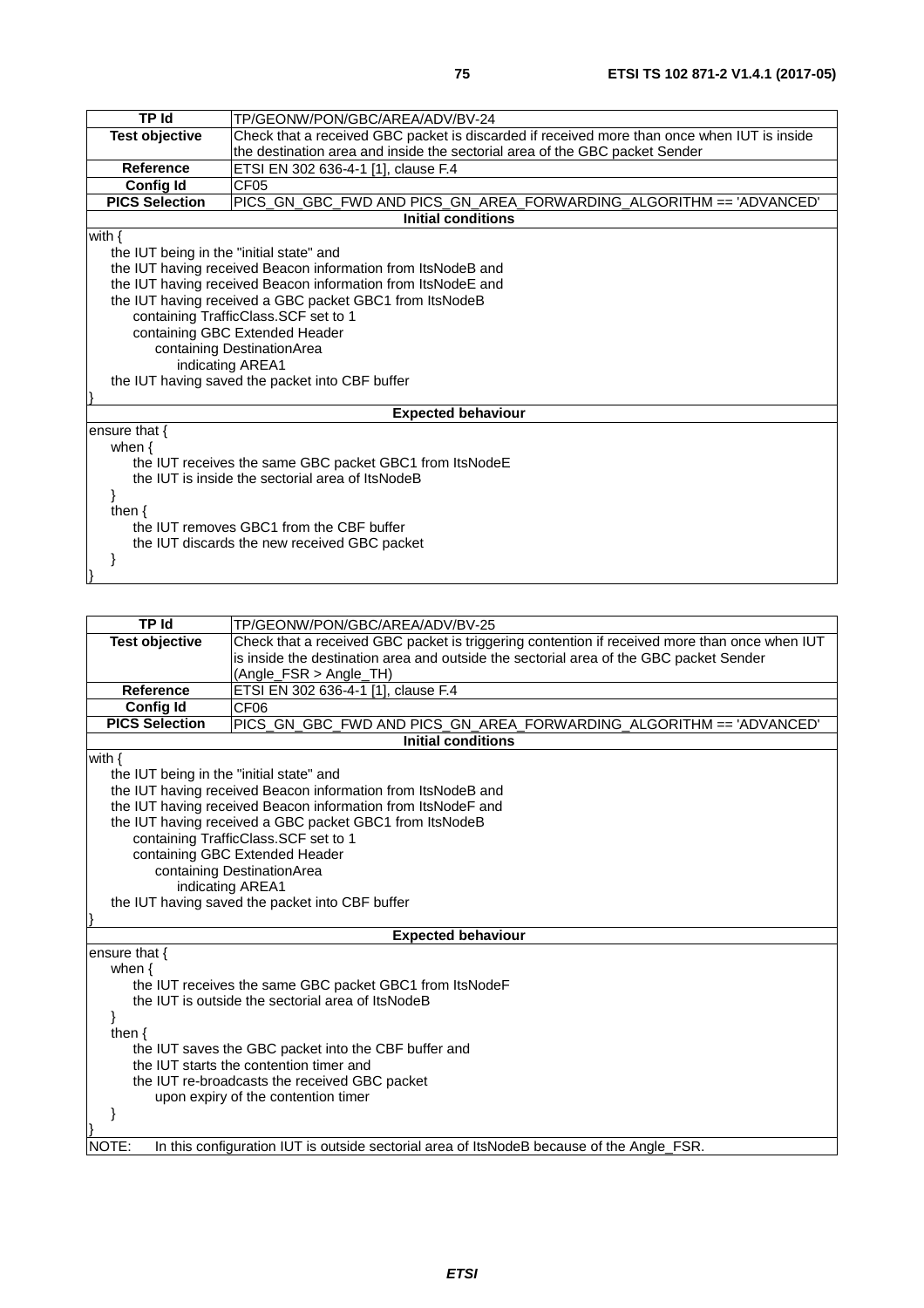| TP Id | TP/GEONW/PON/GBC/AREA/ADV/BV-24 |
|---|---|
| **Test objective** | Check that a received GBC packet is discarded if received more than once when IUT is inside the destination area and inside the sectorial area of the GBC packet Sender |
| **Reference** | ETSI EN 302 636-4-1 [1], clause F.4 |
| **Config Id** | CF05 |
| **PICS Selection** | PICS_GN_GBC_FWD AND PICS_GN_AREA_FORWARDING_ALGORITHM == 'ADVANCED' |

**Initial conditions**

```
with {
    the IUT being in the "initial state" and
    the IUT having received Beacon information from ItsNodeB and
    the IUT having received Beacon information from ItsNodeE and
    the IUT having received a GBC packet GBC1 from ItsNodeB
        containing TrafficClass.SCF set to 1
        containing GBC Extended Header
            containing DestinationArea
                indicating AREA1
    the IUT having saved the packet into CBF buffer
}
```

**Expected behaviour**

```
ensure that {
    when {
        the IUT receives the same GBC packet GBC1 from ItsNodeE
        the IUT is inside the sectorial area of ItsNodeB
    }
    then {
        the IUT removes GBC1 from the CBF buffer
        the IUT discards the new received GBC packet
    }
}
```

| TP Id | TP/GEONW/PON/GBC/AREA/ADV/BV-25 |
|---|---|
| **Test objective** | Check that a received GBC packet is triggering contention if received more than once when IUT is inside the destination area and outside the sectorial area of the GBC packet Sender (Angle_FSR > Angle_TH) |
| **Reference** | ETSI EN 302 636-4-1 [1], clause F.4 |
| **Config Id** | CF06 |
| **PICS Selection** | PICS_GN_GBC_FWD AND PICS_GN_AREA_FORWARDING_ALGORITHM == 'ADVANCED' |

**Initial conditions**

```
with {
    the IUT being in the "initial state" and
    the IUT having received Beacon information from ItsNodeB and
    the IUT having received Beacon information from ItsNodeF and
    the IUT having received a GBC packet GBC1 from ItsNodeB
        containing TrafficClass.SCF set to 1
        containing GBC Extended Header
            containing DestinationArea
                indicating AREA1
    the IUT having saved the packet into CBF buffer
}
```

**Expected behaviour**

```
ensure that {
    when {
        the IUT receives the same GBC packet GBC1 from ItsNodeF
        the IUT is outside the sectorial area of ItsNodeB
    }
    then {
        the IUT saves the GBC packet into the CBF buffer and
        the IUT starts the contention timer and
        the IUT re-broadcasts the received GBC packet
            upon expiry of the contention timer
    }
}
```

NOTE: In this configuration IUT is outside sectorial area of ItsNodeB because of the Angle_FSR.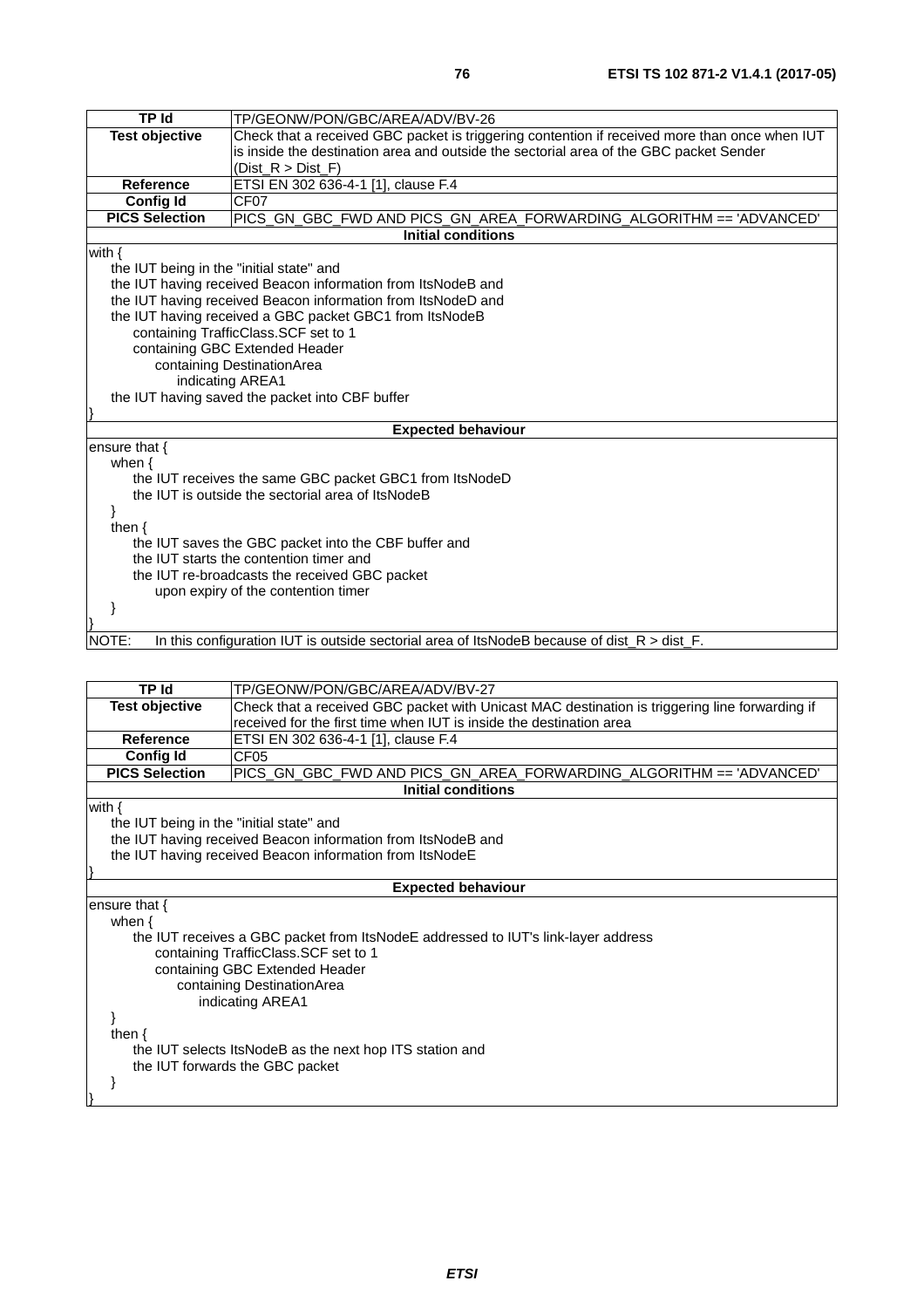| TP Id | TP/GEONW/PON/GBC/AREA/ADV/BV-26 |
|---|---|
| **Test objective** | Check that a received GBC packet is triggering contention if received more than once when IUT is inside the destination area and outside the sectorial area of the GBC packet Sender (Dist_R > Dist_F) |
| **Reference** | ETSI EN 302 636-4-1 [1], clause F.4 |
| **Config Id** | CF07 |
| **PICS Selection** | PICS_GN_GBC_FWD AND PICS_GN_AREA_FORWARDING_ALGORITHM == 'ADVANCED' |

**Initial conditions**

```
with {
    the IUT being in the "initial state" and
    the IUT having received Beacon information from ItsNodeB and
    the IUT having received Beacon information from ItsNodeD and
    the IUT having received a GBC packet GBC1 from ItsNodeB
        containing TrafficClass.SCF set to 1
        containing GBC Extended Header
            containing DestinationArea
                indicating AREA1
    the IUT having saved the packet into CBF buffer
}
```

**Expected behaviour**

```
ensure that {
    when {
        the IUT receives the same GBC packet GBC1 from ItsNodeD
        the IUT is outside the sectorial area of ItsNodeB
    }
    then {
        the IUT saves the GBC packet into the CBF buffer and
        the IUT starts the contention timer and
        the IUT re-broadcasts the received GBC packet
            upon expiry of the contention timer
    }
}
```

NOTE: In this configuration IUT is outside sectorial area of ItsNodeB because of dist_R > dist_F.

| TP Id | TP/GEONW/PON/GBC/AREA/ADV/BV-27 |
|---|---|
| **Test objective** | Check that a received GBC packet with Unicast MAC destination is triggering line forwarding if received for the first time when IUT is inside the destination area |
| **Reference** | ETSI EN 302 636-4-1 [1], clause F.4 |
| **Config Id** | CF05 |
| **PICS Selection** | PICS_GN_GBC_FWD AND PICS_GN_AREA_FORWARDING_ALGORITHM == 'ADVANCED' |

**Initial conditions**

```
with {
    the IUT being in the "initial state" and
    the IUT having received Beacon information from ItsNodeB and
    the IUT having received Beacon information from ItsNodeE
}
```

**Expected behaviour**

```
ensure that {
    when {
        the IUT receives a GBC packet from ItsNodeE addressed to IUT's link-layer address
            containing TrafficClass.SCF set to 1
            containing GBC Extended Header
                containing DestinationArea
                    indicating AREA1
    }
    then {
        the IUT selects ItsNodeB as the next hop ITS station and
        the IUT forwards the GBC packet
    }
}
```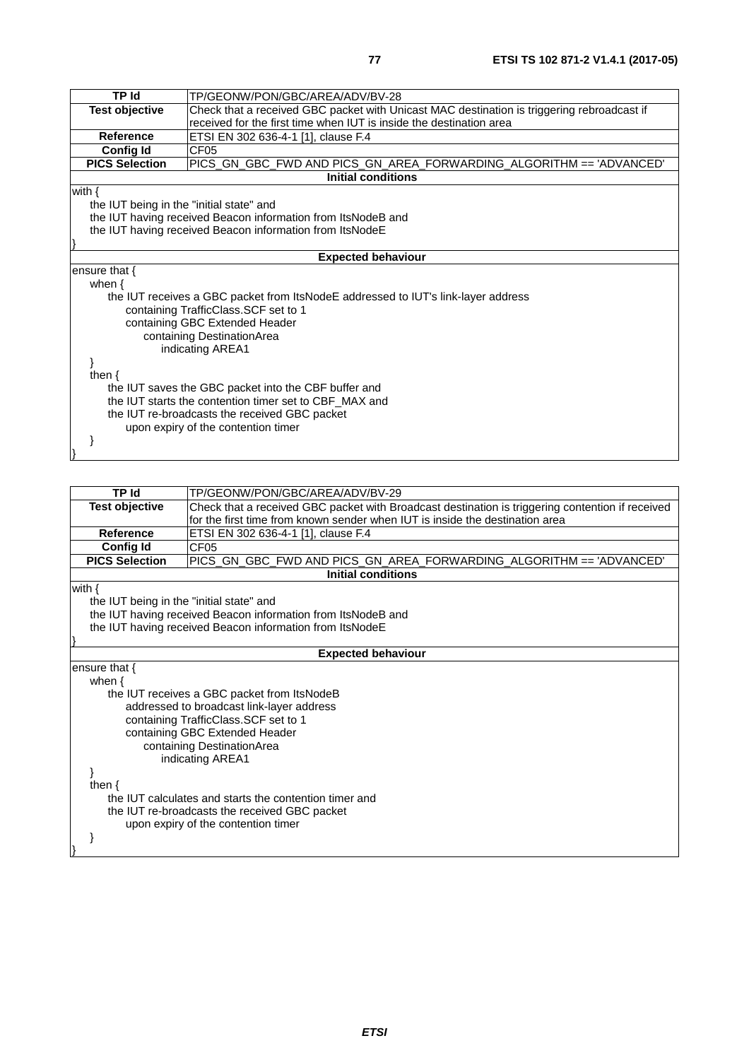| TP Id | TP/GEONW/PON/GBC/AREA/ADV/BV-28 |
|---|---|
| **Test objective** | Check that a received GBC packet with Unicast MAC destination is triggering rebroadcast if received for the first time when IUT is inside the destination area |
| **Reference** | ETSI EN 302 636-4-1 [1], clause F.4 |
| **Config Id** | CF05 |
| **PICS Selection** | PICS_GN_GBC_FWD AND PICS_GN_AREA_FORWARDING_ALGORITHM == 'ADVANCED' |
| **Initial conditions** | |
| with {<br>    the IUT being in the "initial state" and<br>    the IUT having received Beacon information from ItsNodeB and<br>    the IUT having received Beacon information from ItsNodeE<br>} | |
| **Expected behaviour** | |
| ensure that {<br>    when {<br>        the IUT receives a GBC packet from ItsNodeE addressed to IUT's link-layer address<br>            containing TrafficClass.SCF set to 1<br>            containing GBC Extended Header<br>                containing DestinationArea<br>                    indicating AREA1<br>    }<br>    then {<br>        the IUT saves the GBC packet into the CBF buffer and<br>        the IUT starts the contention timer set to CBF_MAX and<br>        the IUT re-broadcasts the received GBC packet<br>            upon expiry of the contention timer<br>    }<br>} | |

| TP Id | TP/GEONW/PON/GBC/AREA/ADV/BV-29 |
|---|---|
| **Test objective** | Check that a received GBC packet with Broadcast destination is triggering contention if received for the first time from known sender when IUT is inside the destination area |
| **Reference** | ETSI EN 302 636-4-1 [1], clause F.4 |
| **Config Id** | CF05 |
| **PICS Selection** | PICS_GN_GBC_FWD AND PICS_GN_AREA_FORWARDING_ALGORITHM == 'ADVANCED' |
| **Initial conditions** | |
| with {<br>    the IUT being in the "initial state" and<br>    the IUT having received Beacon information from ItsNodeB and<br>    the IUT having received Beacon information from ItsNodeE<br>} | |
| **Expected behaviour** | |
| ensure that {<br>    when {<br>        the IUT receives a GBC packet from ItsNodeB<br>            addressed to broadcast link-layer address<br>            containing TrafficClass.SCF set to 1<br>            containing GBC Extended Header<br>                containing DestinationArea<br>                    indicating AREA1<br>    }<br>    then {<br>        the IUT calculates and starts the contention timer and<br>        the IUT re-broadcasts the received GBC packet<br>            upon expiry of the contention timer<br>    }<br>} | |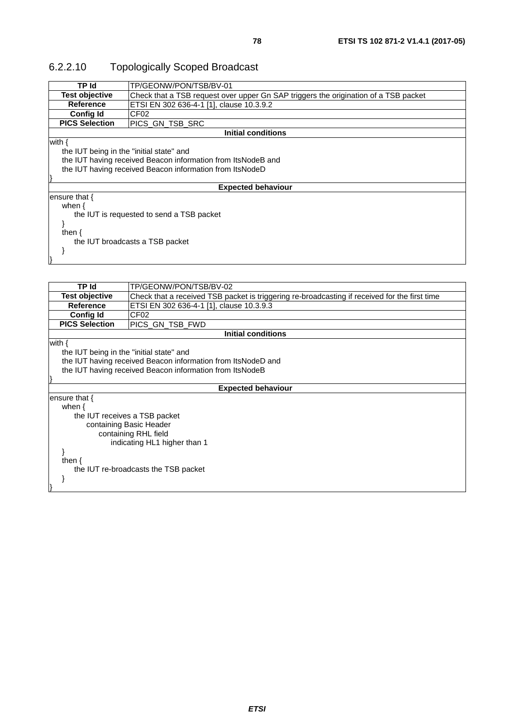### 6.2.2.10 Topologically Scoped Broadcast

| TP Id | TP/GEONW/PON/TSB/BV-01 |
|---|---|
| **Test objective** | Check that a TSB request over upper Gn SAP triggers the origination of a TSB packet |
| **Reference** | ETSI EN 302 636-4-1 [1], clause 10.3.9.2 |
| **Config Id** | CF02 |
| **PICS Selection** | PICS_GN_TSB_SRC |
| **Initial conditions** | |
| with {<br>    the IUT being in the "initial state" and<br>    the IUT having received Beacon information from ItsNodeB and<br>    the IUT having received Beacon information from ItsNodeD<br>} | |
| **Expected behaviour** | |
| ensure that {<br>    when {<br>        the IUT is requested to send a TSB packet<br>    }<br>    then {<br>        the IUT broadcasts a TSB packet<br>    }<br>} | |

| TP Id | TP/GEONW/PON/TSB/BV-02 |
|---|---|
| **Test objective** | Check that a received TSB packet is triggering re-broadcasting if received for the first time |
| **Reference** | ETSI EN 302 636-4-1 [1], clause 10.3.9.3 |
| **Config Id** | CF02 |
| **PICS Selection** | PICS_GN_TSB_FWD |
| **Initial conditions** | |
| with {<br>    the IUT being in the "initial state" and<br>    the IUT having received Beacon information from ItsNodeD and<br>    the IUT having received Beacon information from ItsNodeB<br>} | |
| **Expected behaviour** | |
| ensure that {<br>    when {<br>        the IUT receives a TSB packet<br>            containing Basic Header<br>                containing RHL field<br>                    indicating HL1 higher than 1<br>    }<br>    then {<br>        the IUT re-broadcasts the TSB packet<br>    }<br>} | |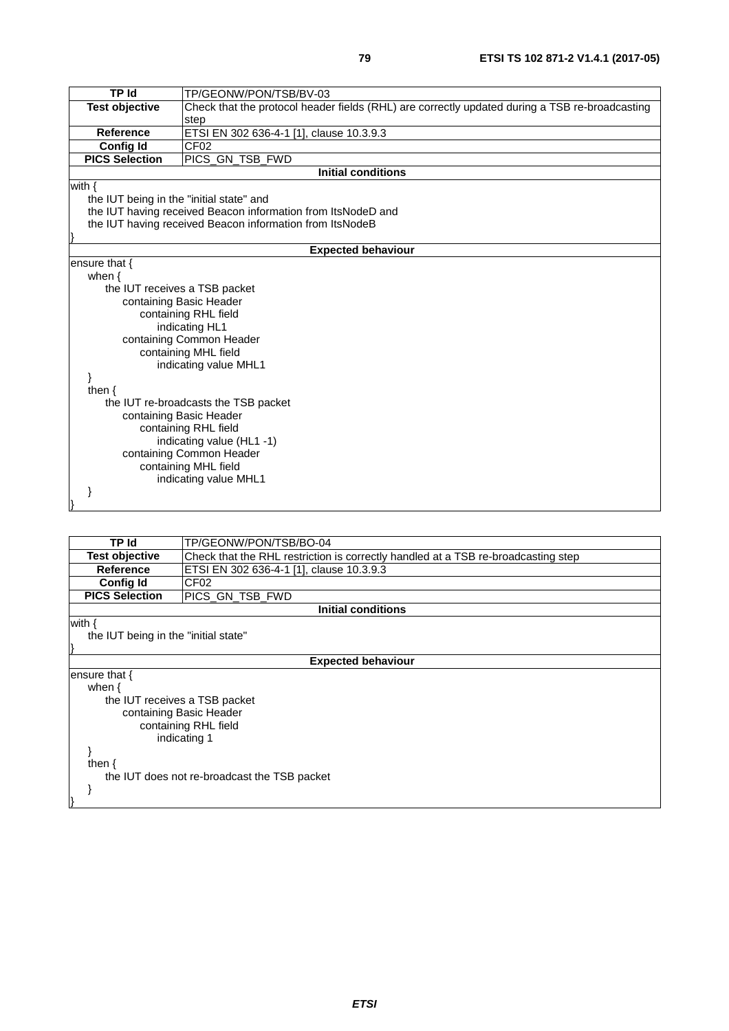| TP Id | TP/GEONW/PON/TSB/BV-03 |
|---|---|
| **Test objective** | Check that the protocol header fields (RHL) are correctly updated during a TSB re-broadcasting step |
| **Reference** | ETSI EN 302 636-4-1 [1], clause 10.3.9.3 |
| **Config Id** | CF02 |
| **PICS Selection** | PICS_GN_TSB_FWD |
| **Initial conditions** | |
| with {<br>    the IUT being in the "initial state" and<br>    the IUT having received Beacon information from ItsNodeD and<br>    the IUT having received Beacon information from ItsNodeB<br>} | |
| **Expected behaviour** | |
| ensure that {<br>    when {<br>        the IUT receives a TSB packet<br>            containing Basic Header<br>                containing RHL field<br>                    indicating HL1<br>            containing Common Header<br>                containing MHL field<br>                    indicating value MHL1<br>    }<br>    then {<br>        the IUT re-broadcasts the TSB packet<br>            containing Basic Header<br>                containing RHL field<br>                    indicating value (HL1 -1)<br>            containing Common Header<br>                containing MHL field<br>                    indicating value MHL1<br>    }<br>} | |

| TP Id | TP/GEONW/PON/TSB/BO-04 |
|---|---|
| **Test objective** | Check that the RHL restriction is correctly handled at a TSB re-broadcasting step |
| **Reference** | ETSI EN 302 636-4-1 [1], clause 10.3.9.3 |
| **Config Id** | CF02 |
| **PICS Selection** | PICS_GN_TSB_FWD |
| **Initial conditions** | |
| with {<br>    the IUT being in the "initial state"<br>} | |
| **Expected behaviour** | |
| ensure that {<br>    when {<br>        the IUT receives a TSB packet<br>            containing Basic Header<br>                containing RHL field<br>                    indicating 1<br>    }<br>    then {<br>        the IUT does not re-broadcast the TSB packet<br>    }<br>} | |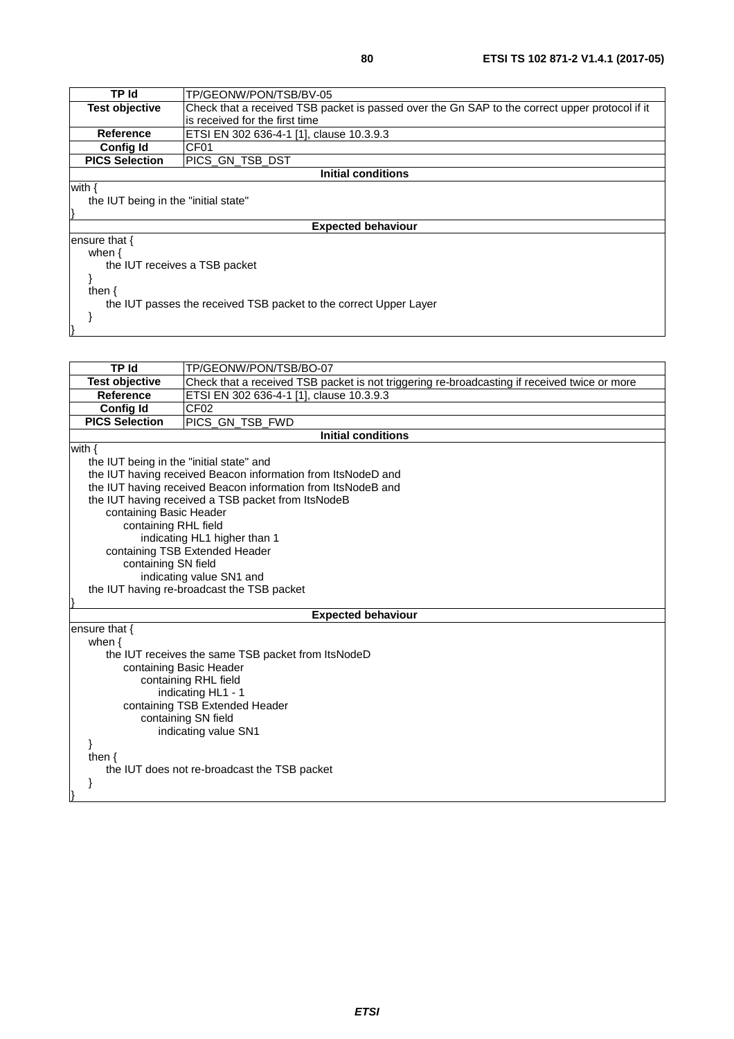| TP Id | TP/GEONW/PON/TSB/BV-05 |
| --- | --- |
| **Test objective** | Check that a received TSB packet is passed over the Gn SAP to the correct upper protocol if it is received for the first time |
| **Reference** | ETSI EN 302 636-4-1 [1], clause 10.3.9.3 |
| **Config Id** | CF01 |
| **PICS Selection** | PICS_GN_TSB_DST |
| **Initial conditions** | |
| with {<br>  the IUT being in the "initial state"<br>} | |
| **Expected behaviour** | |
| ensure that {<br>  when {<br>    the IUT receives a TSB packet<br>  }<br>  then {<br>    the IUT passes the received TSB packet to the correct Upper Layer<br>  }<br>} | |

| TP Id | TP/GEONW/PON/TSB/BO-07 |
| --- | --- |
| **Test objective** | Check that a received TSB packet is not triggering re-broadcasting if received twice or more |
| **Reference** | ETSI EN 302 636-4-1 [1], clause 10.3.9.3 |
| **Config Id** | CF02 |
| **PICS Selection** | PICS_GN_TSB_FWD |
| **Initial conditions** | |
| with {<br>  the IUT being in the "initial state" and<br>  the IUT having received Beacon information from ItsNodeD and<br>  the IUT having received Beacon information from ItsNodeB and<br>  the IUT having received a TSB packet from ItsNodeB<br>    containing Basic Header<br>      containing RHL field<br>        indicating HL1 higher than 1<br>    containing TSB Extended Header<br>      containing SN field<br>        indicating value SN1 and<br>  the IUT having re-broadcast the TSB packet<br>} | |
| **Expected behaviour** | |
| ensure that {<br>  when {<br>    the IUT receives the same TSB packet from ItsNodeD<br>      containing Basic Header<br>        containing RHL field<br>          indicating HL1 - 1<br>      containing TSB Extended Header<br>        containing SN field<br>          indicating value SN1<br>  }<br>  then {<br>    the IUT does not re-broadcast the TSB packet<br>  }<br>} | |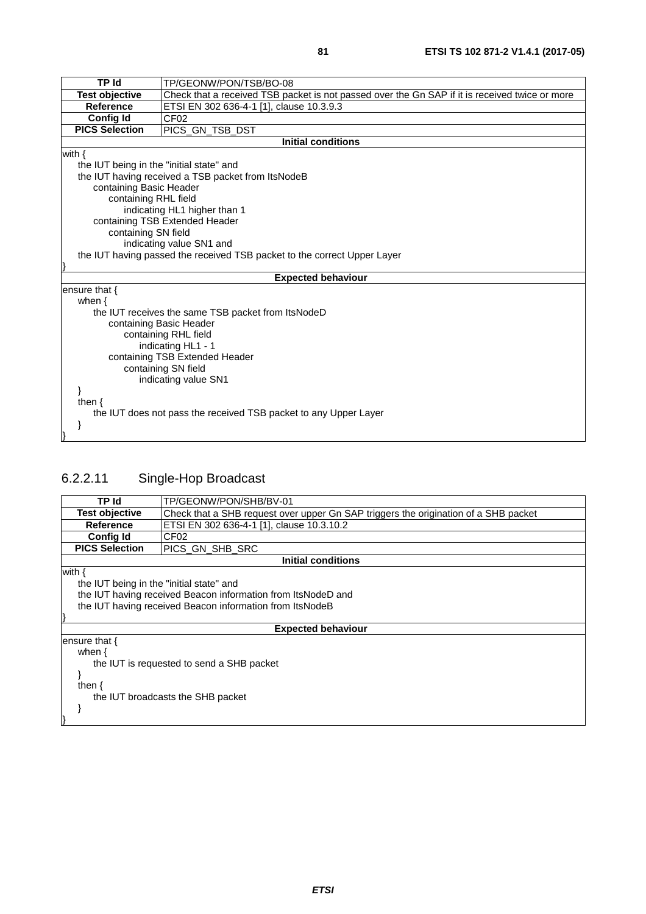| TP Id | TP/GEONW/PON/TSB/BO-08 |
|---|---|
| **Test objective** | Check that a received TSB packet is not passed over the Gn SAP if it is received twice or more |
| **Reference** | ETSI EN 302 636-4-1 [1], clause 10.3.9.3 |
| **Config Id** | CF02 |
| **PICS Selection** | PICS_GN_TSB_DST |
| **Initial conditions** | |
| with {<br>    the IUT being in the "initial state" and<br>    the IUT having received a TSB packet from ItsNodeB<br>        containing Basic Header<br>            containing RHL field<br>                indicating HL1 higher than 1<br>        containing TSB Extended Header<br>            containing SN field<br>                indicating value SN1 and<br>    the IUT having passed the received TSB packet to the correct Upper Layer<br>} | |
| **Expected behaviour** | |
| ensure that {<br>    when {<br>        the IUT receives the same TSB packet from ItsNodeD<br>            containing Basic Header<br>                containing RHL field<br>                    indicating HL1 - 1<br>            containing TSB Extended Header<br>                containing SN field<br>                    indicating value SN1<br>    }<br>    then {<br>        the IUT does not pass the received TSB packet to any Upper Layer<br>    }<br>} | |

### 6.2.2.11 Single-Hop Broadcast

| TP Id | TP/GEONW/PON/SHB/BV-01 |
|---|---|
| **Test objective** | Check that a SHB request over upper Gn SAP triggers the origination of a SHB packet |
| **Reference** | ETSI EN 302 636-4-1 [1], clause 10.3.10.2 |
| **Config Id** | CF02 |
| **PICS Selection** | PICS_GN_SHB_SRC |
| **Initial conditions** | |
| with {<br>    the IUT being in the "initial state" and<br>    the IUT having received Beacon information from ItsNodeD and<br>    the IUT having received Beacon information from ItsNodeB<br>} | |
| **Expected behaviour** | |
| ensure that {<br>    when {<br>        the IUT is requested to send a SHB packet<br>    }<br>    then {<br>        the IUT broadcasts the SHB packet<br>    }<br>} | |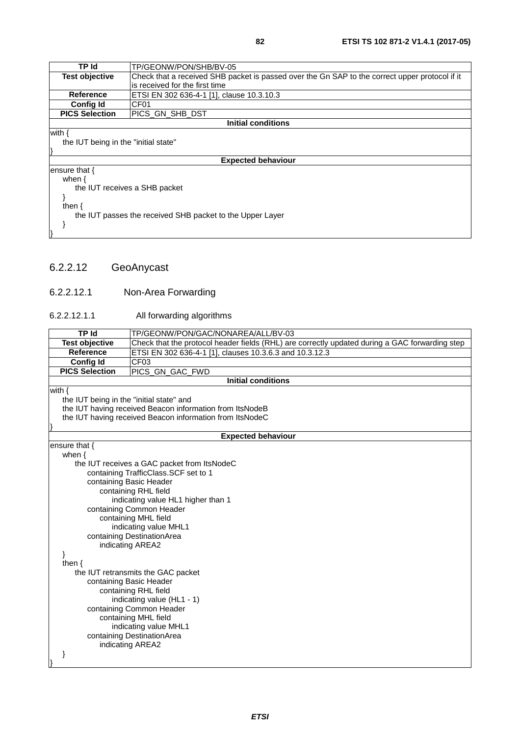| TP Id | TP/GEONW/PON/SHB/BV-05 |
|---|---|
| Test objective | Check that a received SHB packet is passed over the Gn SAP to the correct upper protocol if it is received for the first time |
| Reference | ETSI EN 302 636-4-1 [1], clause 10.3.10.3 |
| Config Id | CF01 |
| PICS Selection | PICS_GN_SHB_DST |
| **Initial conditions** | |
| with {<br>    the IUT being in the "initial state"<br>} | |
| **Expected behaviour** | |
| ensure that {<br>    when {<br>        the IUT receives a SHB packet<br>    }<br>    then {<br>        the IUT passes the received SHB packet to the Upper Layer<br>    }<br>} | |

## 6.2.2.12 GeoAnycast

### 6.2.2.12.1 Non-Area Forwarding

#### 6.2.2.12.1.1 All forwarding algorithms

| TP Id | TP/GEONW/PON/GAC/NONAREA/ALL/BV-03 |
|---|---|
| Test objective | Check that the protocol header fields (RHL) are correctly updated during a GAC forwarding step |
| Reference | ETSI EN 302 636-4-1 [1], clauses 10.3.6.3 and 10.3.12.3 |
| Config Id | CF03 |
| PICS Selection | PICS_GN_GAC_FWD |
| **Initial conditions** | |
| with {<br>    the IUT being in the "initial state" and<br>    the IUT having received Beacon information from ItsNodeB<br>    the IUT having received Beacon information from ItsNodeC<br>} | |
| **Expected behaviour** | |
| ensure that {<br>    when {<br>        the IUT receives a GAC packet from ItsNodeC<br>            containing TrafficClass.SCF set to 1<br>            containing Basic Header<br>                containing RHL field<br>                    indicating value HL1 higher than 1<br>            containing Common Header<br>                containing MHL field<br>                    indicating value MHL1<br>            containing DestinationArea<br>                indicating AREA2<br>    }<br>    then {<br>        the IUT retransmits the GAC packet<br>            containing Basic Header<br>                containing RHL field<br>                    indicating value (HL1 - 1)<br>            containing Common Header<br>                containing MHL field<br>                    indicating value MHL1<br>            containing DestinationArea<br>                indicating AREA2<br>    }<br>} | |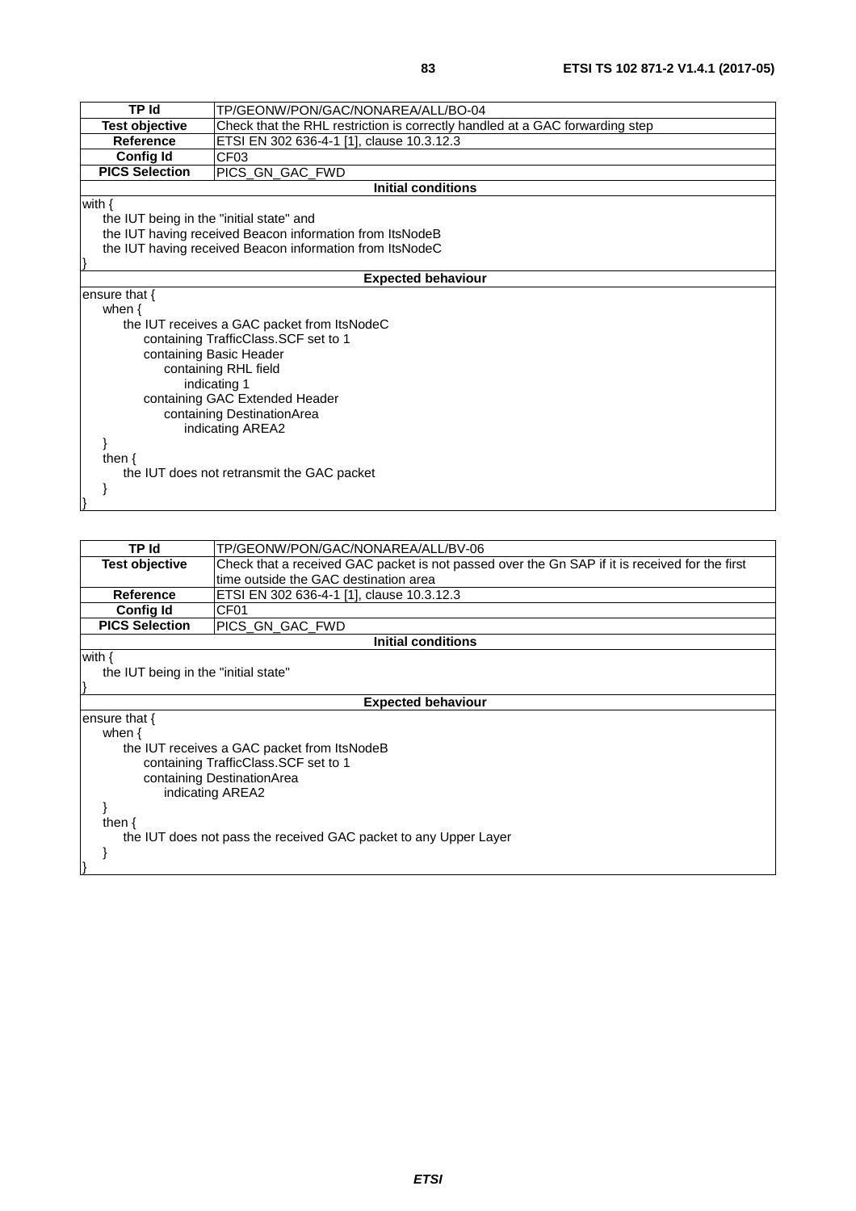| TP Id | TP/GEONW/PON/GAC/NONAREA/ALL/BO-04 |
|---|---|
| **Test objective** | Check that the RHL restriction is correctly handled at a GAC forwarding step |
| **Reference** | ETSI EN 302 636-4-1 [1], clause 10.3.12.3 |
| **Config Id** | CF03 |
| **PICS Selection** | PICS_GN_GAC_FWD |
| **Initial conditions** | |
| with {<br>    the IUT being in the "initial state" and<br>    the IUT having received Beacon information from ItsNodeB<br>    the IUT having received Beacon information from ItsNodeC<br>} | |
| **Expected behaviour** | |
| ensure that {<br>    when {<br>        the IUT receives a GAC packet from ItsNodeC<br>            containing TrafficClass.SCF set to 1<br>            containing Basic Header<br>                containing RHL field<br>                    indicating 1<br>            containing GAC Extended Header<br>                containing DestinationArea<br>                    indicating AREA2<br>    }<br>    then {<br>        the IUT does not retransmit the GAC packet<br>    }<br>} | |

| TP Id | TP/GEONW/PON/GAC/NONAREA/ALL/BV-06 |
|---|---|
| **Test objective** | Check that a received GAC packet is not passed over the Gn SAP if it is received for the first time outside the GAC destination area |
| **Reference** | ETSI EN 302 636-4-1 [1], clause 10.3.12.3 |
| **Config Id** | CF01 |
| **PICS Selection** | PICS_GN_GAC_FWD |
| **Initial conditions** | |
| with {<br>    the IUT being in the "initial state"<br>} | |
| **Expected behaviour** | |
| ensure that {<br>    when {<br>        the IUT receives a GAC packet from ItsNodeB<br>            containing TrafficClass.SCF set to 1<br>            containing DestinationArea<br>                indicating AREA2<br>    }<br>    then {<br>        the IUT does not pass the received GAC packet to any Upper Layer<br>    }<br>} | |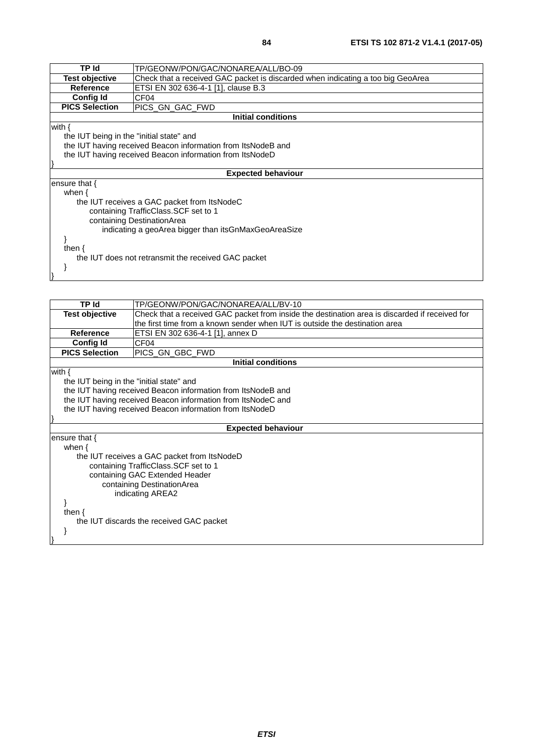| TP Id | TP/GEONW/PON/GAC/NONAREA/ALL/BO-09 |
|---|---|
| **Test objective** | Check that a received GAC packet is discarded when indicating a too big GeoArea |
| **Reference** | ETSI EN 302 636-4-1 [1], clause B.3 |
| **Config Id** | CF04 |
| **PICS Selection** | PICS_GN_GAC_FWD |
| **Initial conditions** | |
| with {<br>    the IUT being in the "initial state" and<br>    the IUT having received Beacon information from ItsNodeB and<br>    the IUT having received Beacon information from ItsNodeD<br>} | |
| **Expected behaviour** | |
| ensure that {<br>    when {<br>        the IUT receives a GAC packet from ItsNodeC<br>            containing TrafficClass.SCF set to 1<br>            containing DestinationArea<br>                indicating a geoArea bigger than itsGnMaxGeoAreaSize<br>    }<br>    then {<br>        the IUT does not retransmit the received GAC packet<br>    }<br>} | |

| TP Id | TP/GEONW/PON/GAC/NONAREA/ALL/BV-10 |
|---|---|
| **Test objective** | Check that a received GAC packet from inside the destination area is discarded if received for the first time from a known sender when IUT is outside the destination area |
| **Reference** | ETSI EN 302 636-4-1 [1], annex D |
| **Config Id** | CF04 |
| **PICS Selection** | PICS_GN_GBC_FWD |
| **Initial conditions** | |
| with {<br>    the IUT being in the "initial state" and<br>    the IUT having received Beacon information from ItsNodeB and<br>    the IUT having received Beacon information from ItsNodeC and<br>    the IUT having received Beacon information from ItsNodeD<br>} | |
| **Expected behaviour** | |
| ensure that {<br>    when {<br>        the IUT receives a GAC packet from ItsNodeD<br>            containing TrafficClass.SCF set to 1<br>            containing GAC Extended Header<br>                containing DestinationArea<br>                    indicating AREA2<br>    }<br>    then {<br>        the IUT discards the received GAC packet<br>    }<br>} | |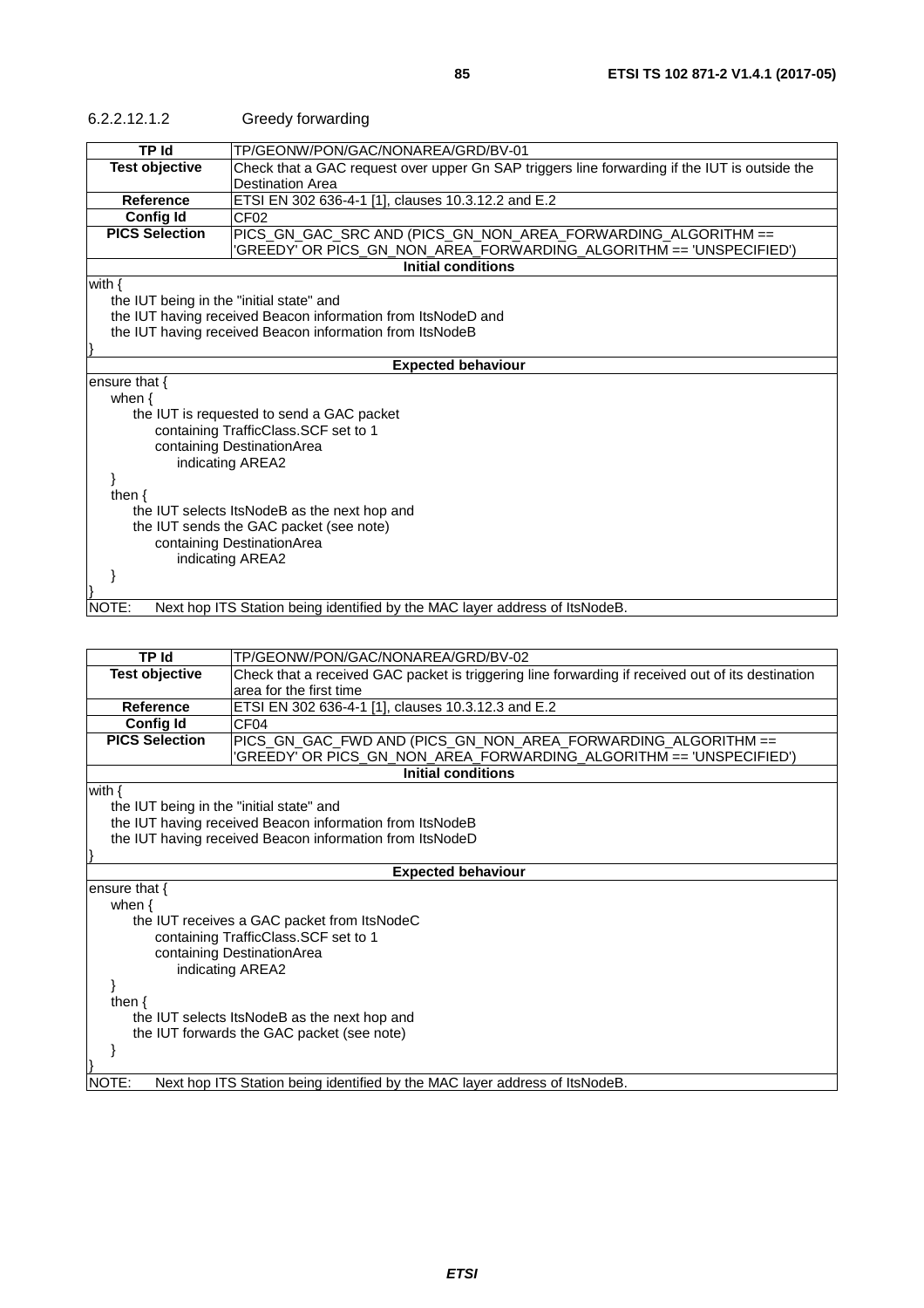#### 6.2.2.12.1.2 Greedy forwarding

| TP Id | TP/GEONW/PON/GAC/NONAREA/GRD/BV-01 |
|---|---|
| **Test objective** | Check that a GAC request over upper Gn SAP triggers line forwarding if the IUT is outside the Destination Area |
| **Reference** | ETSI EN 302 636-4-1 [1], clauses 10.3.12.2 and E.2 |
| **Config Id** | CF02 |
| **PICS Selection** | PICS_GN_GAC_SRC AND (PICS_GN_NON_AREA_FORWARDING_ALGORITHM == 'GREEDY' OR PICS_GN_NON_AREA_FORWARDING_ALGORITHM == 'UNSPECIFIED') |
| **Initial conditions** | |
| with {<br>    the IUT being in the "initial state" and<br>    the IUT having received Beacon information from ItsNodeD and<br>    the IUT having received Beacon information from ItsNodeB<br>} | |
| **Expected behaviour** | |
| ensure that {<br>    when {<br>        the IUT is requested to send a GAC packet<br>            containing TrafficClass.SCF set to 1<br>            containing DestinationArea<br>                indicating AREA2<br>    }<br>    then {<br>        the IUT selects ItsNodeB as the next hop and<br>        the IUT sends the GAC packet (see note)<br>            containing DestinationArea<br>                indicating AREA2<br>    }<br>} | |
| NOTE: Next hop ITS Station being identified by the MAC layer address of ItsNodeB. | |

| TP Id | TP/GEONW/PON/GAC/NONAREA/GRD/BV-02 |
|---|---|
| **Test objective** | Check that a received GAC packet is triggering line forwarding if received out of its destination area for the first time |
| **Reference** | ETSI EN 302 636-4-1 [1], clauses 10.3.12.3 and E.2 |
| **Config Id** | CF04 |
| **PICS Selection** | PICS_GN_GAC_FWD AND (PICS_GN_NON_AREA_FORWARDING_ALGORITHM == 'GREEDY' OR PICS_GN_NON_AREA_FORWARDING_ALGORITHM == 'UNSPECIFIED') |
| **Initial conditions** | |
| with {<br>    the IUT being in the "initial state" and<br>    the IUT having received Beacon information from ItsNodeB<br>    the IUT having received Beacon information from ItsNodeD<br>} | |
| **Expected behaviour** | |
| ensure that {<br>    when {<br>        the IUT receives a GAC packet from ItsNodeC<br>            containing TrafficClass.SCF set to 1<br>            containing DestinationArea<br>                indicating AREA2<br>    }<br>    then {<br>        the IUT selects ItsNodeB as the next hop and<br>        the IUT forwards the GAC packet (see note)<br>    }<br>} | |
| NOTE: Next hop ITS Station being identified by the MAC layer address of ItsNodeB. | |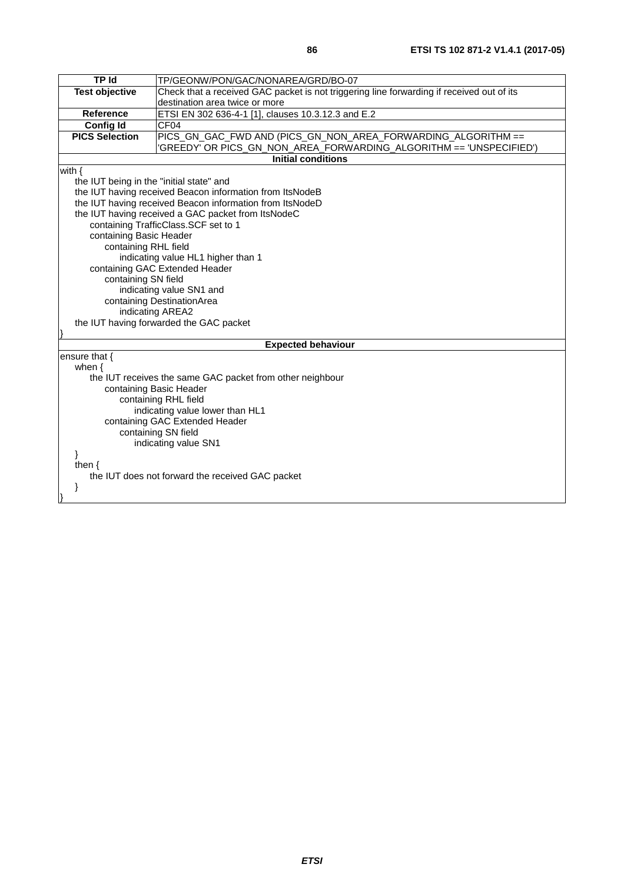| TP Id | TP/GEONW/PON/GAC/NONAREA/GRD/BO-07 |
|---|---|
| Test objective | Check that a received GAC packet is not triggering line forwarding if received out of its destination area twice or more |
| Reference | ETSI EN 302 636-4-1 [1], clauses 10.3.12.3 and E.2 |
| Config Id | CF04 |
| PICS Selection | PICS_GN_GAC_FWD AND (PICS_GN_NON_AREA_FORWARDING_ALGORITHM == 'GREEDY' OR PICS_GN_NON_AREA_FORWARDING_ALGORITHM == 'UNSPECIFIED') |

**Initial conditions**

```
with {
    the IUT being in the "initial state" and
    the IUT having received Beacon information from ItsNodeB
    the IUT having received Beacon information from ItsNodeD
    the IUT having received a GAC packet from ItsNodeC
        containing TrafficClass.SCF set to 1
        containing Basic Header
            containing RHL field
                indicating value HL1 higher than 1
        containing GAC Extended Header
            containing SN field
                indicating value SN1 and
            containing DestinationArea
                indicating AREA2
    the IUT having forwarded the GAC packet
}
```

**Expected behaviour**

```
ensure that {
    when {
        the IUT receives the same GAC packet from other neighbour
            containing Basic Header
                containing RHL field
                    indicating value lower than HL1
            containing GAC Extended Header
                containing SN field
                    indicating value SN1
    }
    then {
        the IUT does not forward the received GAC packet
    }
}
```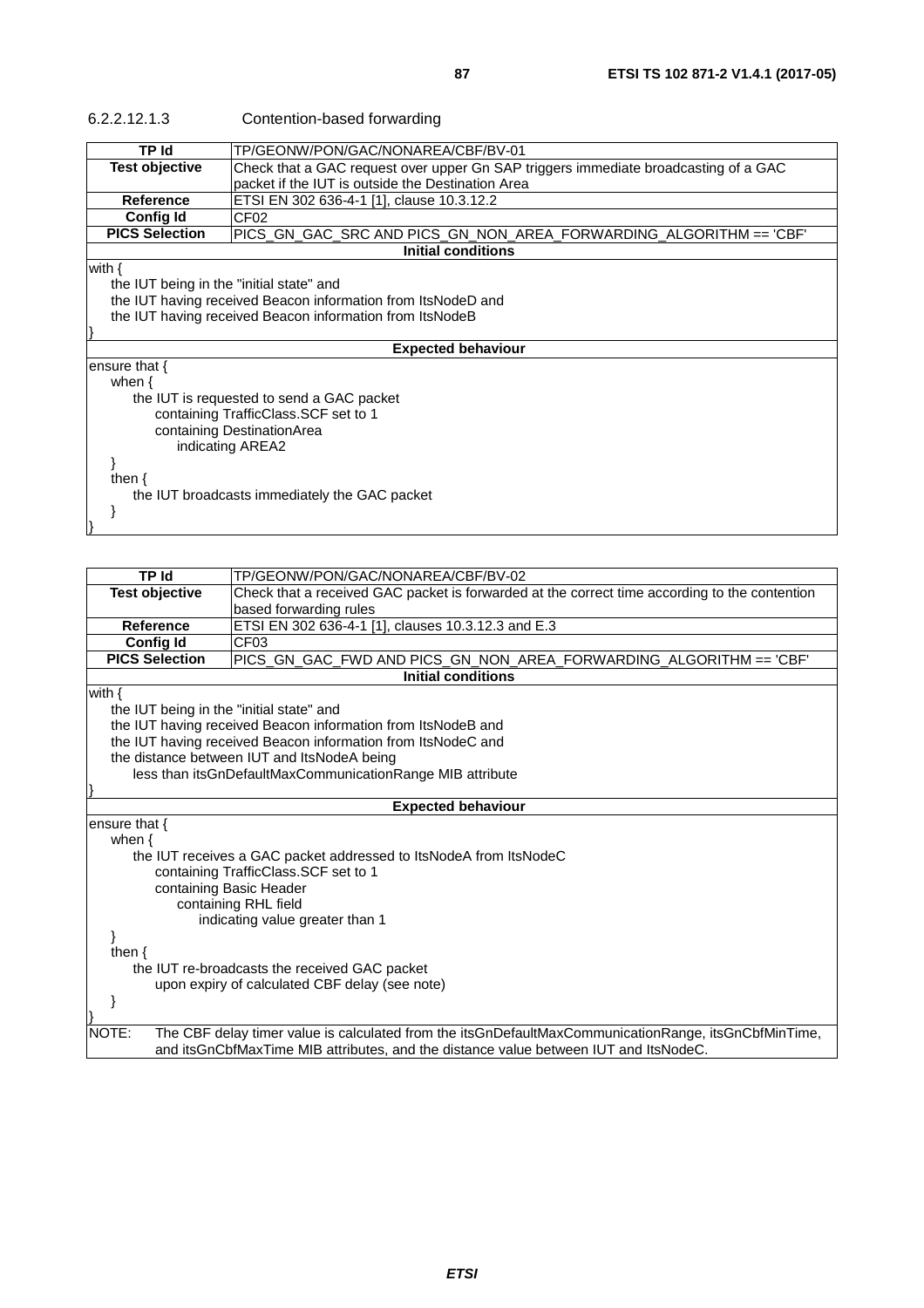#### 6.2.2.12.1.3 Contention-based forwarding

| TP Id | TP/GEONW/PON/GAC/NONAREA/CBF/BV-01 |
|---|---|
| **Test objective** | Check that a GAC request over upper Gn SAP triggers immediate broadcasting of a GAC packet if the IUT is outside the Destination Area |
| **Reference** | ETSI EN 302 636-4-1 [1], clause 10.3.12.2 |
| **Config Id** | CF02 |
| **PICS Selection** | PICS_GN_GAC_SRC AND PICS_GN_NON_AREA_FORWARDING_ALGORITHM == 'CBF' |
| **Initial conditions** | |
| with {<br>&nbsp;&nbsp;&nbsp;&nbsp;the IUT being in the "initial state" and<br>&nbsp;&nbsp;&nbsp;&nbsp;the IUT having received Beacon information from ItsNodeD and<br>&nbsp;&nbsp;&nbsp;&nbsp;the IUT having received Beacon information from ItsNodeB<br>} | |
| **Expected behaviour** | |
| ensure that {<br>&nbsp;&nbsp;&nbsp;&nbsp;when {<br>&nbsp;&nbsp;&nbsp;&nbsp;&nbsp;&nbsp;&nbsp;&nbsp;the IUT is requested to send a GAC packet<br>&nbsp;&nbsp;&nbsp;&nbsp;&nbsp;&nbsp;&nbsp;&nbsp;&nbsp;&nbsp;&nbsp;&nbsp;containing TrafficClass.SCF set to 1<br>&nbsp;&nbsp;&nbsp;&nbsp;&nbsp;&nbsp;&nbsp;&nbsp;&nbsp;&nbsp;&nbsp;&nbsp;containing DestinationArea<br>&nbsp;&nbsp;&nbsp;&nbsp;&nbsp;&nbsp;&nbsp;&nbsp;&nbsp;&nbsp;&nbsp;&nbsp;&nbsp;&nbsp;&nbsp;&nbsp;indicating AREA2<br>&nbsp;&nbsp;&nbsp;&nbsp;}<br>&nbsp;&nbsp;&nbsp;&nbsp;then {<br>&nbsp;&nbsp;&nbsp;&nbsp;&nbsp;&nbsp;&nbsp;&nbsp;the IUT broadcasts immediately the GAC packet<br>&nbsp;&nbsp;&nbsp;&nbsp;}<br>} | |

| TP Id | TP/GEONW/PON/GAC/NONAREA/CBF/BV-02 |
|---|---|
| **Test objective** | Check that a received GAC packet is forwarded at the correct time according to the contention based forwarding rules |
| **Reference** | ETSI EN 302 636-4-1 [1], clauses 10.3.12.3 and E.3 |
| **Config Id** | CF03 |
| **PICS Selection** | PICS_GN_GAC_FWD AND PICS_GN_NON_AREA_FORWARDING_ALGORITHM == 'CBF' |
| **Initial conditions** | |
| with {<br>&nbsp;&nbsp;&nbsp;&nbsp;the IUT being in the "initial state" and<br>&nbsp;&nbsp;&nbsp;&nbsp;the IUT having received Beacon information from ItsNodeB and<br>&nbsp;&nbsp;&nbsp;&nbsp;the IUT having received Beacon information from ItsNodeC and<br>&nbsp;&nbsp;&nbsp;&nbsp;the distance between IUT and ItsNodeA being<br>&nbsp;&nbsp;&nbsp;&nbsp;&nbsp;&nbsp;&nbsp;&nbsp;less than itsGnDefaultMaxCommunicationRange MIB attribute<br>} | |
| **Expected behaviour** | |
| ensure that {<br>&nbsp;&nbsp;&nbsp;&nbsp;when {<br>&nbsp;&nbsp;&nbsp;&nbsp;&nbsp;&nbsp;&nbsp;&nbsp;the IUT receives a GAC packet addressed to ItsNodeA from ItsNodeC<br>&nbsp;&nbsp;&nbsp;&nbsp;&nbsp;&nbsp;&nbsp;&nbsp;&nbsp;&nbsp;&nbsp;&nbsp;containing TrafficClass.SCF set to 1<br>&nbsp;&nbsp;&nbsp;&nbsp;&nbsp;&nbsp;&nbsp;&nbsp;&nbsp;&nbsp;&nbsp;&nbsp;containing Basic Header<br>&nbsp;&nbsp;&nbsp;&nbsp;&nbsp;&nbsp;&nbsp;&nbsp;&nbsp;&nbsp;&nbsp;&nbsp;&nbsp;&nbsp;&nbsp;&nbsp;containing RHL field<br>&nbsp;&nbsp;&nbsp;&nbsp;&nbsp;&nbsp;&nbsp;&nbsp;&nbsp;&nbsp;&nbsp;&nbsp;&nbsp;&nbsp;&nbsp;&nbsp;&nbsp;&nbsp;&nbsp;&nbsp;indicating value greater than 1<br>&nbsp;&nbsp;&nbsp;&nbsp;}<br>&nbsp;&nbsp;&nbsp;&nbsp;then {<br>&nbsp;&nbsp;&nbsp;&nbsp;&nbsp;&nbsp;&nbsp;&nbsp;the IUT re-broadcasts the received GAC packet<br>&nbsp;&nbsp;&nbsp;&nbsp;&nbsp;&nbsp;&nbsp;&nbsp;&nbsp;&nbsp;&nbsp;&nbsp;upon expiry of calculated CBF delay (see note)<br>&nbsp;&nbsp;&nbsp;&nbsp;}<br>} | |
| NOTE: The CBF delay timer value is calculated from the itsGnDefaultMaxCommunicationRange, itsGnCbfMinTime, and itsGnCbfMaxTime MIB attributes, and the distance value between IUT and ItsNodeC. | |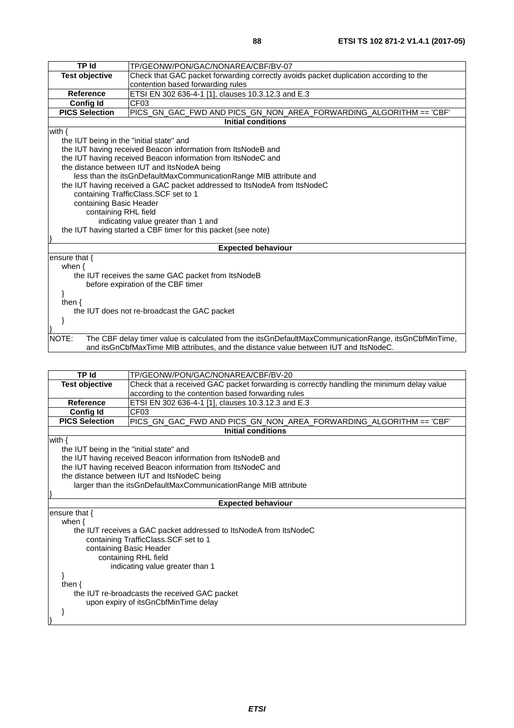| TP Id | TP/GEONW/PON/GAC/NONAREA/CBF/BV-07 |
|---|---|
| **Test objective** | Check that GAC packet forwarding correctly avoids packet duplication according to the contention based forwarding rules |
| **Reference** | ETSI EN 302 636-4-1 [1], clauses 10.3.12.3 and E.3 |
| **Config Id** | CF03 |
| **PICS Selection** | PICS_GN_GAC_FWD AND PICS_GN_NON_AREA_FORWARDING_ALGORITHM == 'CBF' |

**Initial conditions**

```
with {
    the IUT being in the "initial state" and
    the IUT having received Beacon information from ItsNodeB and
    the IUT having received Beacon information from ItsNodeC and
    the distance between IUT and ItsNodeA being
        less than the itsGnDefaultMaxCommunicationRange MIB attribute and
    the IUT having received a GAC packet addressed to ItsNodeA from ItsNodeC
        containing TrafficClass.SCF set to 1
        containing Basic Header
            containing RHL field
                indicating value greater than 1 and
    the IUT having started a CBF timer for this packet (see note)
}
```

**Expected behaviour**

```
ensure that {
    when {
        the IUT receives the same GAC packet from ItsNodeB
            before expiration of the CBF timer
    }
    then {
        the IUT does not re-broadcast the GAC packet
    }
}
```

NOTE: The CBF delay timer value is calculated from the itsGnDefaultMaxCommunicationRange, itsGnCbfMinTime, and itsGnCbfMaxTime MIB attributes, and the distance value between IUT and ItsNodeC.

| TP Id | TP/GEONW/PON/GAC/NONAREA/CBF/BV-20 |
|---|---|
| **Test objective** | Check that a received GAC packet forwarding is correctly handling the minimum delay value according to the contention based forwarding rules |
| **Reference** | ETSI EN 302 636-4-1 [1], clauses 10.3.12.3 and E.3 |
| **Config Id** | CF03 |
| **PICS Selection** | PICS_GN_GAC_FWD AND PICS_GN_NON_AREA_FORWARDING_ALGORITHM == 'CBF' |

**Initial conditions**

```
with {
    the IUT being in the "initial state" and
    the IUT having received Beacon information from ItsNodeB and
    the IUT having received Beacon information from ItsNodeC and
    the distance between IUT and ItsNodeC being
        larger than the itsGnDefaultMaxCommunicationRange MIB attribute
}
```

**Expected behaviour**

```
ensure that {
    when {
        the IUT receives a GAC packet addressed to ItsNodeA from ItsNodeC
            containing TrafficClass.SCF set to 1
            containing Basic Header
                containing RHL field
                    indicating value greater than 1
    }
    then {
        the IUT re-broadcasts the received GAC packet
            upon expiry of itsGnCbfMinTime delay
    }
}
```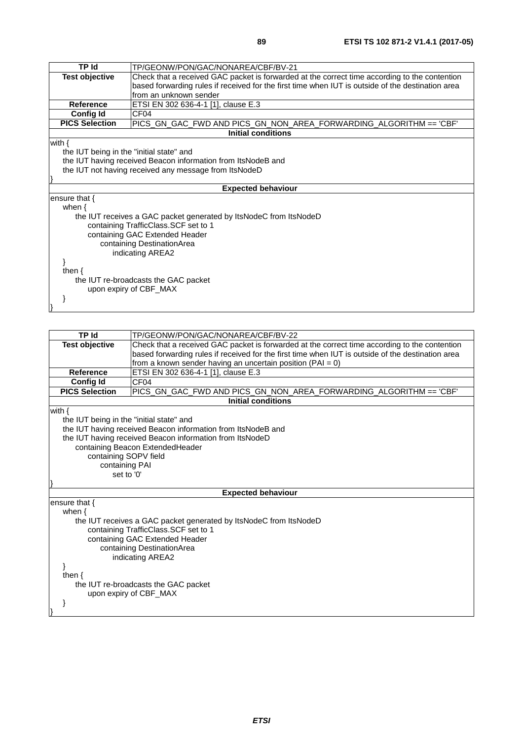| TP Id | TP/GEONW/PON/GAC/NONAREA/CBF/BV-21 |
|---|---|
| **Test objective** | Check that a received GAC packet is forwarded at the correct time according to the contention based forwarding rules if received for the first time when IUT is outside of the destination area from an unknown sender |
| **Reference** | ETSI EN 302 636-4-1 [1], clause E.3 |
| **Config Id** | CF04 |
| **PICS Selection** | PICS_GN_GAC_FWD AND PICS_GN_NON_AREA_FORWARDING_ALGORITHM == 'CBF' |
| **Initial conditions** | |
| with {<br>&nbsp;&nbsp;&nbsp;&nbsp;the IUT being in the "initial state" and<br>&nbsp;&nbsp;&nbsp;&nbsp;the IUT having received Beacon information from ItsNodeB and<br>&nbsp;&nbsp;&nbsp;&nbsp;the IUT not having received any message from ItsNodeD<br>} | |
| **Expected behaviour** | |
| ensure that {<br>&nbsp;&nbsp;&nbsp;&nbsp;when {<br>&nbsp;&nbsp;&nbsp;&nbsp;&nbsp;&nbsp;&nbsp;&nbsp;the IUT receives a GAC packet generated by ItsNodeC from ItsNodeD<br>&nbsp;&nbsp;&nbsp;&nbsp;&nbsp;&nbsp;&nbsp;&nbsp;&nbsp;&nbsp;&nbsp;&nbsp;containing TrafficClass.SCF set to 1<br>&nbsp;&nbsp;&nbsp;&nbsp;&nbsp;&nbsp;&nbsp;&nbsp;&nbsp;&nbsp;&nbsp;&nbsp;containing GAC Extended Header<br>&nbsp;&nbsp;&nbsp;&nbsp;&nbsp;&nbsp;&nbsp;&nbsp;&nbsp;&nbsp;&nbsp;&nbsp;&nbsp;&nbsp;&nbsp;&nbsp;containing DestinationArea<br>&nbsp;&nbsp;&nbsp;&nbsp;&nbsp;&nbsp;&nbsp;&nbsp;&nbsp;&nbsp;&nbsp;&nbsp;&nbsp;&nbsp;&nbsp;&nbsp;&nbsp;&nbsp;&nbsp;&nbsp;indicating AREA2<br>&nbsp;&nbsp;&nbsp;&nbsp;}<br>&nbsp;&nbsp;&nbsp;&nbsp;then {<br>&nbsp;&nbsp;&nbsp;&nbsp;&nbsp;&nbsp;&nbsp;&nbsp;the IUT re-broadcasts the GAC packet<br>&nbsp;&nbsp;&nbsp;&nbsp;&nbsp;&nbsp;&nbsp;&nbsp;&nbsp;&nbsp;&nbsp;&nbsp;upon expiry of CBF_MAX<br>&nbsp;&nbsp;&nbsp;&nbsp;}<br>} | |

| TP Id | TP/GEONW/PON/GAC/NONAREA/CBF/BV-22 |
|---|---|
| **Test objective** | Check that a received GAC packet is forwarded at the correct time according to the contention based forwarding rules if received for the first time when IUT is outside of the destination area from a known sender having an uncertain position (PAI = 0) |
| **Reference** | ETSI EN 302 636-4-1 [1], clause E.3 |
| **Config Id** | CF04 |
| **PICS Selection** | PICS_GN_GAC_FWD AND PICS_GN_NON_AREA_FORWARDING_ALGORITHM == 'CBF' |
| **Initial conditions** | |
| with {<br>&nbsp;&nbsp;&nbsp;&nbsp;the IUT being in the "initial state" and<br>&nbsp;&nbsp;&nbsp;&nbsp;the IUT having received Beacon information from ItsNodeB and<br>&nbsp;&nbsp;&nbsp;&nbsp;the IUT having received Beacon information from ItsNodeD<br>&nbsp;&nbsp;&nbsp;&nbsp;&nbsp;&nbsp;&nbsp;&nbsp;containing Beacon ExtendedHeader<br>&nbsp;&nbsp;&nbsp;&nbsp;&nbsp;&nbsp;&nbsp;&nbsp;&nbsp;&nbsp;&nbsp;&nbsp;containing SOPV field<br>&nbsp;&nbsp;&nbsp;&nbsp;&nbsp;&nbsp;&nbsp;&nbsp;&nbsp;&nbsp;&nbsp;&nbsp;&nbsp;&nbsp;&nbsp;&nbsp;containing PAI<br>&nbsp;&nbsp;&nbsp;&nbsp;&nbsp;&nbsp;&nbsp;&nbsp;&nbsp;&nbsp;&nbsp;&nbsp;&nbsp;&nbsp;&nbsp;&nbsp;&nbsp;&nbsp;&nbsp;&nbsp;set to '0'<br>} | |
| **Expected behaviour** | |
| ensure that {<br>&nbsp;&nbsp;&nbsp;&nbsp;when {<br>&nbsp;&nbsp;&nbsp;&nbsp;&nbsp;&nbsp;&nbsp;&nbsp;the IUT receives a GAC packet generated by ItsNodeC from ItsNodeD<br>&nbsp;&nbsp;&nbsp;&nbsp;&nbsp;&nbsp;&nbsp;&nbsp;&nbsp;&nbsp;&nbsp;&nbsp;containing TrafficClass.SCF set to 1<br>&nbsp;&nbsp;&nbsp;&nbsp;&nbsp;&nbsp;&nbsp;&nbsp;&nbsp;&nbsp;&nbsp;&nbsp;containing GAC Extended Header<br>&nbsp;&nbsp;&nbsp;&nbsp;&nbsp;&nbsp;&nbsp;&nbsp;&nbsp;&nbsp;&nbsp;&nbsp;&nbsp;&nbsp;&nbsp;&nbsp;containing DestinationArea<br>&nbsp;&nbsp;&nbsp;&nbsp;&nbsp;&nbsp;&nbsp;&nbsp;&nbsp;&nbsp;&nbsp;&nbsp;&nbsp;&nbsp;&nbsp;&nbsp;&nbsp;&nbsp;&nbsp;&nbsp;indicating AREA2<br>&nbsp;&nbsp;&nbsp;&nbsp;}<br>&nbsp;&nbsp;&nbsp;&nbsp;then {<br>&nbsp;&nbsp;&nbsp;&nbsp;&nbsp;&nbsp;&nbsp;&nbsp;the IUT re-broadcasts the GAC packet<br>&nbsp;&nbsp;&nbsp;&nbsp;&nbsp;&nbsp;&nbsp;&nbsp;&nbsp;&nbsp;&nbsp;&nbsp;upon expiry of CBF_MAX<br>&nbsp;&nbsp;&nbsp;&nbsp;}<br>} | |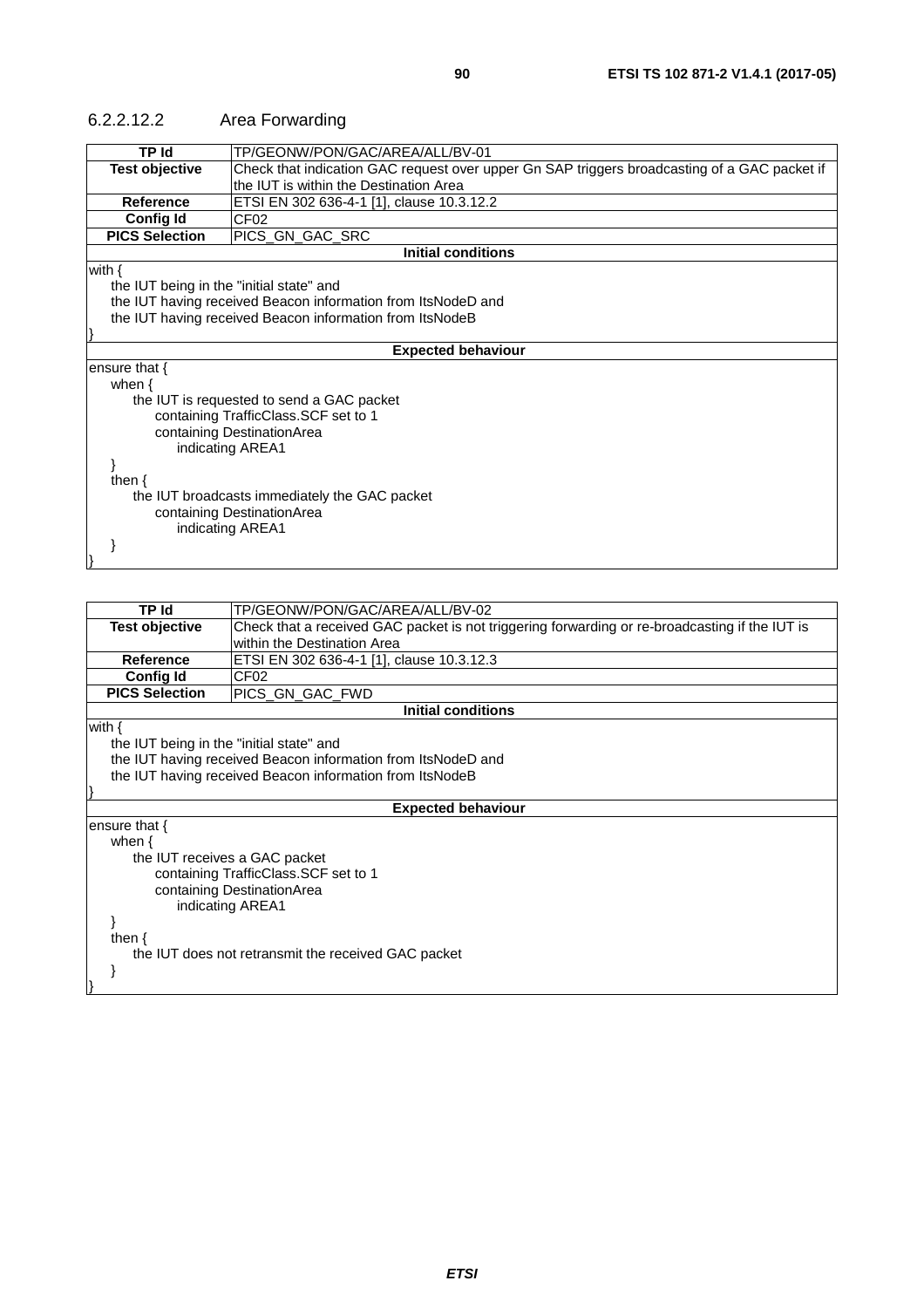### 6.2.2.12.2 Area Forwarding

| TP Id | TP/GEONW/PON/GAC/AREA/ALL/BV-01 |
|---|---|
| **Test objective** | Check that indication GAC request over upper Gn SAP triggers broadcasting of a GAC packet if the IUT is within the Destination Area |
| **Reference** | ETSI EN 302 636-4-1 [1], clause 10.3.12.2 |
| **Config Id** | CF02 |
| **PICS Selection** | PICS_GN_GAC_SRC |
| **Initial conditions** | |
| with {<br>&nbsp;&nbsp;&nbsp;&nbsp;the IUT being in the "initial state" and<br>&nbsp;&nbsp;&nbsp;&nbsp;the IUT having received Beacon information from ItsNodeD and<br>&nbsp;&nbsp;&nbsp;&nbsp;the IUT having received Beacon information from ItsNodeB<br>} | |
| **Expected behaviour** | |
| ensure that {<br>&nbsp;&nbsp;&nbsp;&nbsp;when {<br>&nbsp;&nbsp;&nbsp;&nbsp;&nbsp;&nbsp;&nbsp;&nbsp;the IUT is requested to send a GAC packet<br>&nbsp;&nbsp;&nbsp;&nbsp;&nbsp;&nbsp;&nbsp;&nbsp;&nbsp;&nbsp;&nbsp;&nbsp;containing TrafficClass.SCF set to 1<br>&nbsp;&nbsp;&nbsp;&nbsp;&nbsp;&nbsp;&nbsp;&nbsp;&nbsp;&nbsp;&nbsp;&nbsp;containing DestinationArea<br>&nbsp;&nbsp;&nbsp;&nbsp;&nbsp;&nbsp;&nbsp;&nbsp;&nbsp;&nbsp;&nbsp;&nbsp;&nbsp;&nbsp;&nbsp;&nbsp;indicating AREA1<br>&nbsp;&nbsp;&nbsp;&nbsp;}<br>&nbsp;&nbsp;&nbsp;&nbsp;then {<br>&nbsp;&nbsp;&nbsp;&nbsp;&nbsp;&nbsp;&nbsp;&nbsp;the IUT broadcasts immediately the GAC packet<br>&nbsp;&nbsp;&nbsp;&nbsp;&nbsp;&nbsp;&nbsp;&nbsp;&nbsp;&nbsp;&nbsp;&nbsp;containing DestinationArea<br>&nbsp;&nbsp;&nbsp;&nbsp;&nbsp;&nbsp;&nbsp;&nbsp;&nbsp;&nbsp;&nbsp;&nbsp;&nbsp;&nbsp;&nbsp;&nbsp;indicating AREA1<br>&nbsp;&nbsp;&nbsp;&nbsp;}<br>} | |

| TP Id | TP/GEONW/PON/GAC/AREA/ALL/BV-02 |
|---|---|
| **Test objective** | Check that a received GAC packet is not triggering forwarding or re-broadcasting if the IUT is within the Destination Area |
| **Reference** | ETSI EN 302 636-4-1 [1], clause 10.3.12.3 |
| **Config Id** | CF02 |
| **PICS Selection** | PICS_GN_GAC_FWD |
| **Initial conditions** | |
| with {<br>&nbsp;&nbsp;&nbsp;&nbsp;the IUT being in the "initial state" and<br>&nbsp;&nbsp;&nbsp;&nbsp;the IUT having received Beacon information from ItsNodeD and<br>&nbsp;&nbsp;&nbsp;&nbsp;the IUT having received Beacon information from ItsNodeB<br>} | |
| **Expected behaviour** | |
| ensure that {<br>&nbsp;&nbsp;&nbsp;&nbsp;when {<br>&nbsp;&nbsp;&nbsp;&nbsp;&nbsp;&nbsp;&nbsp;&nbsp;the IUT receives a GAC packet<br>&nbsp;&nbsp;&nbsp;&nbsp;&nbsp;&nbsp;&nbsp;&nbsp;&nbsp;&nbsp;&nbsp;&nbsp;containing TrafficClass.SCF set to 1<br>&nbsp;&nbsp;&nbsp;&nbsp;&nbsp;&nbsp;&nbsp;&nbsp;&nbsp;&nbsp;&nbsp;&nbsp;containing DestinationArea<br>&nbsp;&nbsp;&nbsp;&nbsp;&nbsp;&nbsp;&nbsp;&nbsp;&nbsp;&nbsp;&nbsp;&nbsp;&nbsp;&nbsp;&nbsp;&nbsp;indicating AREA1<br>&nbsp;&nbsp;&nbsp;&nbsp;}<br>&nbsp;&nbsp;&nbsp;&nbsp;then {<br>&nbsp;&nbsp;&nbsp;&nbsp;&nbsp;&nbsp;&nbsp;&nbsp;the IUT does not retransmit the received GAC packet<br>&nbsp;&nbsp;&nbsp;&nbsp;}<br>} | |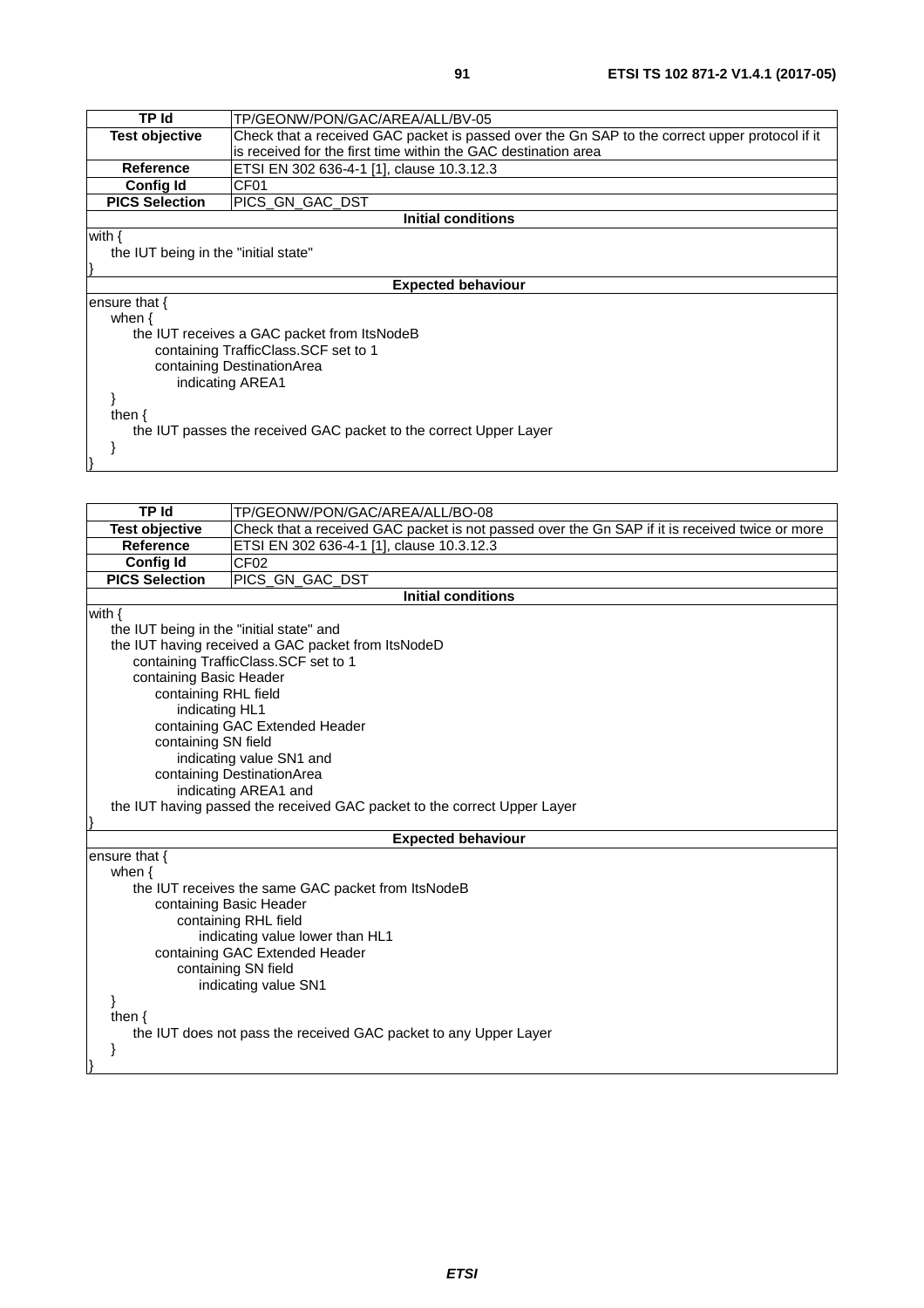| TP Id | TP/GEONW/PON/GAC/AREA/ALL/BV-05 |
|---|---|
| **Test objective** | Check that a received GAC packet is passed over the Gn SAP to the correct upper protocol if it is received for the first time within the GAC destination area |
| **Reference** | ETSI EN 302 636-4-1 [1], clause 10.3.12.3 |
| **Config Id** | CF01 |
| **PICS Selection** | PICS_GN_GAC_DST |

**Initial conditions**

```
with {
    the IUT being in the "initial state"
}
```

**Expected behaviour**

```
ensure that {
    when {
        the IUT receives a GAC packet from ItsNodeB
            containing TrafficClass.SCF set to 1
            containing DestinationArea
                indicating AREA1
    }
    then {
        the IUT passes the received GAC packet to the correct Upper Layer
    }
}
```

| TP Id | TP/GEONW/PON/GAC/AREA/ALL/BO-08 |
|---|---|
| **Test objective** | Check that a received GAC packet is not passed over the Gn SAP if it is received twice or more |
| **Reference** | ETSI EN 302 636-4-1 [1], clause 10.3.12.3 |
| **Config Id** | CF02 |
| **PICS Selection** | PICS_GN_GAC_DST |

**Initial conditions**

```
with {
    the IUT being in the "initial state" and
    the IUT having received a GAC packet from ItsNodeD
        containing TrafficClass.SCF set to 1
        containing Basic Header
            containing RHL field
                indicating HL1
            containing GAC Extended Header
            containing SN field
                indicating value SN1 and
            containing DestinationArea
                indicating AREA1 and
    the IUT having passed the received GAC packet to the correct Upper Layer
}
```

**Expected behaviour**

```
ensure that {
    when {
        the IUT receives the same GAC packet from ItsNodeB
            containing Basic Header
                containing RHL field
                    indicating value lower than HL1
            containing GAC Extended Header
                containing SN field
                    indicating value SN1
    }
    then {
        the IUT does not pass the received GAC packet to any Upper Layer
    }
}
```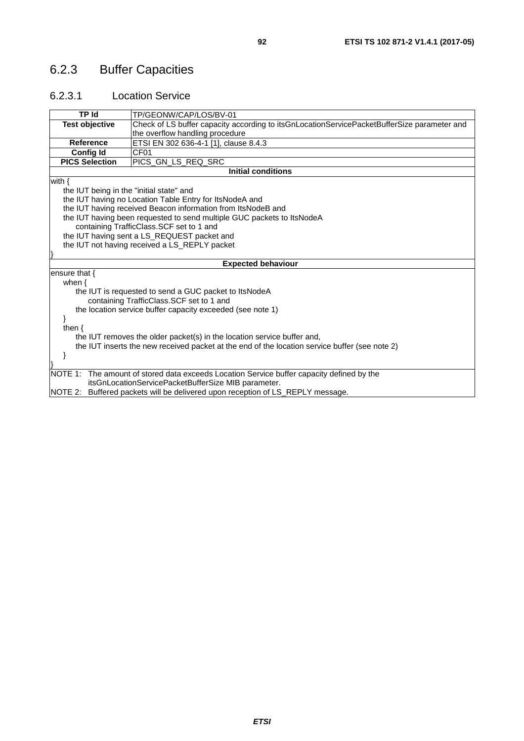## 6.2.3 Buffer Capacities

### 6.2.3.1 Location Service

| **TP Id** | TP/GEONW/CAP/LOS/BV-01 |
|---|---|
| **Test objective** | Check of LS buffer capacity according to itsGnLocationServicePacketBufferSize parameter and the overflow handling procedure |
| **Reference** | ETSI EN 302 636-4-1 [1], clause 8.4.3 |
| **Config Id** | CF01 |
| **PICS Selection** | PICS_GN_LS_REQ_SRC |
| **Initial conditions** | |
| with {<br>    the IUT being in the "initial state" and<br>    the IUT having no Location Table Entry for ItsNodeA and<br>    the IUT having received Beacon information from ItsNodeB and<br>    the IUT having been requested to send multiple GUC packets to ItsNodeA<br>        containing TrafficClass.SCF set to 1 and<br>    the IUT having sent a LS_REQUEST packet and<br>    the IUT not having received a LS_REPLY packet<br>} | |
| **Expected behaviour** | |
| ensure that {<br>    when {<br>        the IUT is requested to send a GUC packet to ItsNodeA<br>            containing TrafficClass.SCF set to 1 and<br>        the location service buffer capacity exceeded (see note 1)<br>    }<br>    then {<br>        the IUT removes the older packet(s) in the location service buffer and,<br>        the IUT inserts the new received packet at the end of the location service buffer (see note 2)<br>    }<br>} | |
| NOTE 1: The amount of stored data exceeds Location Service buffer capacity defined by the itsGnLocationServicePacketBufferSize MIB parameter.<br>NOTE 2: Buffered packets will be delivered upon reception of LS_REPLY message. | |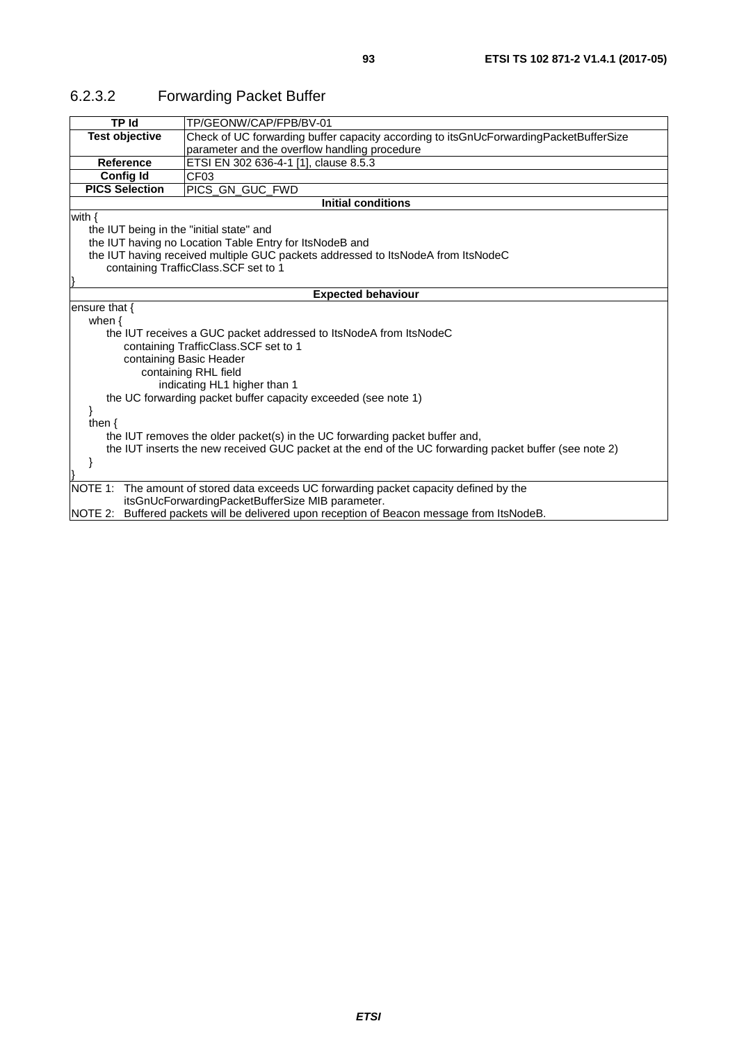### 6.2.3.2 Forwarding Packet Buffer

| TP Id | TP/GEONW/CAP/FPB/BV-01 |
|---|---|
| **Test objective** | Check of UC forwarding buffer capacity according to itsGnUcForwardingPacketBufferSize parameter and the overflow handling procedure |
| **Reference** | ETSI EN 302 636-4-1 [1], clause 8.5.3 |
| **Config Id** | CF03 |
| **PICS Selection** | PICS_GN_GUC_FWD |
| **Initial conditions** | |
| with {<br>&nbsp;&nbsp;&nbsp;&nbsp;the IUT being in the "initial state" and<br>&nbsp;&nbsp;&nbsp;&nbsp;the IUT having no Location Table Entry for ItsNodeB and<br>&nbsp;&nbsp;&nbsp;&nbsp;the IUT having received multiple GUC packets addressed to ItsNodeA from ItsNodeC<br>&nbsp;&nbsp;&nbsp;&nbsp;&nbsp;&nbsp;&nbsp;&nbsp;containing TrafficClass.SCF set to 1<br>} | |
| **Expected behaviour** | |
| ensure that {<br>&nbsp;&nbsp;&nbsp;&nbsp;when {<br>&nbsp;&nbsp;&nbsp;&nbsp;&nbsp;&nbsp;&nbsp;&nbsp;the IUT receives a GUC packet addressed to ItsNodeA from ItsNodeC<br>&nbsp;&nbsp;&nbsp;&nbsp;&nbsp;&nbsp;&nbsp;&nbsp;&nbsp;&nbsp;&nbsp;&nbsp;containing TrafficClass.SCF set to 1<br>&nbsp;&nbsp;&nbsp;&nbsp;&nbsp;&nbsp;&nbsp;&nbsp;&nbsp;&nbsp;&nbsp;&nbsp;containing Basic Header<br>&nbsp;&nbsp;&nbsp;&nbsp;&nbsp;&nbsp;&nbsp;&nbsp;&nbsp;&nbsp;&nbsp;&nbsp;&nbsp;&nbsp;&nbsp;&nbsp;containing RHL field<br>&nbsp;&nbsp;&nbsp;&nbsp;&nbsp;&nbsp;&nbsp;&nbsp;&nbsp;&nbsp;&nbsp;&nbsp;&nbsp;&nbsp;&nbsp;&nbsp;&nbsp;&nbsp;&nbsp;&nbsp;indicating HL1 higher than 1<br>&nbsp;&nbsp;&nbsp;&nbsp;&nbsp;&nbsp;&nbsp;&nbsp;the UC forwarding packet buffer capacity exceeded (see note 1)<br>&nbsp;&nbsp;&nbsp;&nbsp;}<br>&nbsp;&nbsp;&nbsp;&nbsp;then {<br>&nbsp;&nbsp;&nbsp;&nbsp;&nbsp;&nbsp;&nbsp;&nbsp;the IUT removes the older packet(s) in the UC forwarding packet buffer and,<br>&nbsp;&nbsp;&nbsp;&nbsp;&nbsp;&nbsp;&nbsp;&nbsp;the IUT inserts the new received GUC packet at the end of the UC forwarding packet buffer (see note 2)<br>&nbsp;&nbsp;&nbsp;&nbsp;}<br>} | |
| NOTE 1: The amount of stored data exceeds UC forwarding packet capacity defined by the itsGnUcForwardingPacketBufferSize MIB parameter.<br>NOTE 2: Buffered packets will be delivered upon reception of Beacon message from ItsNodeB. | |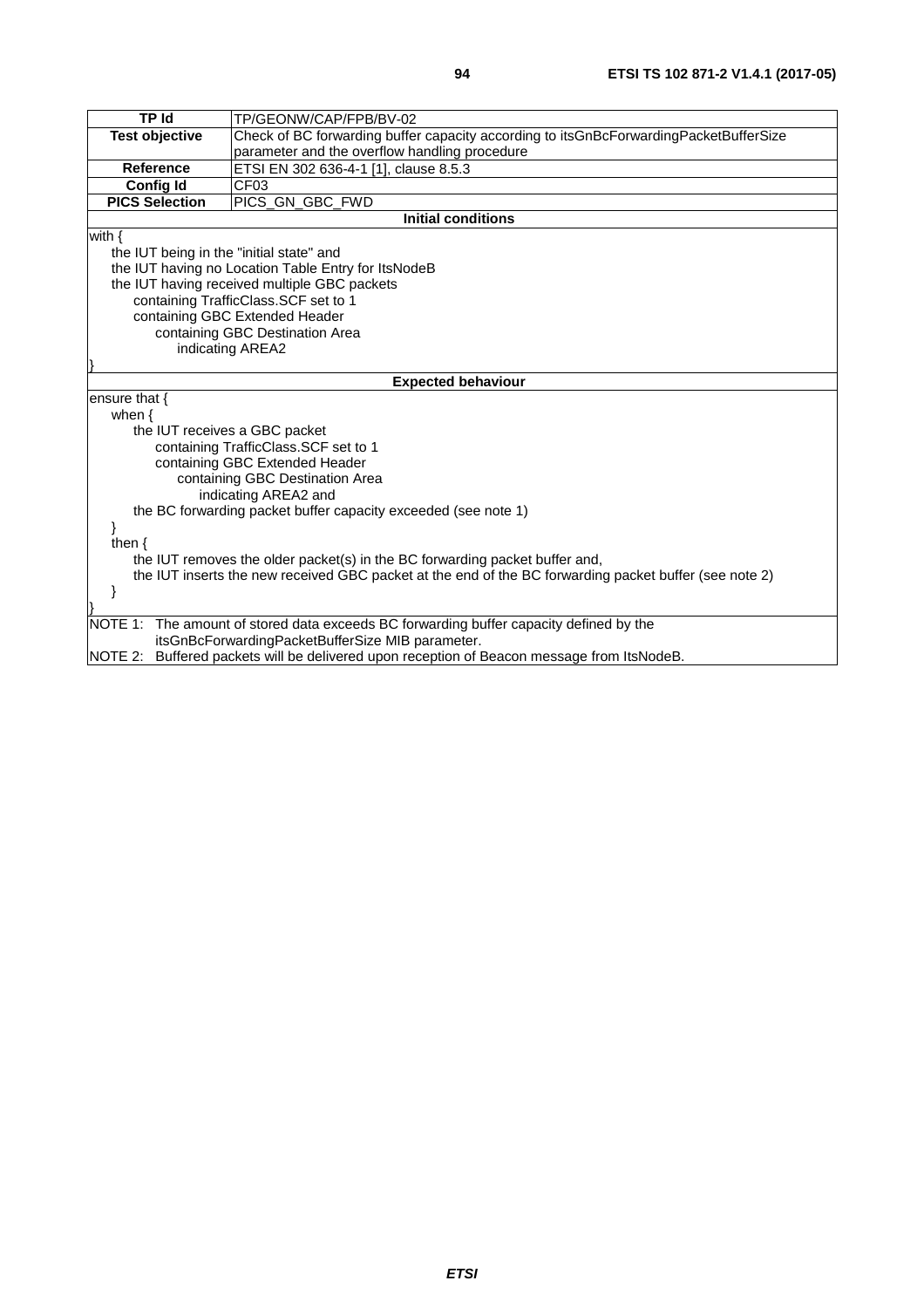| TP Id | TP/GEONW/CAP/FPB/BV-02 |
|---|---|
| Test objective | Check of BC forwarding buffer capacity according to itsGnBcForwardingPacketBufferSize parameter and the overflow handling procedure |
| Reference | ETSI EN 302 636-4-1 [1], clause 8.5.3 |
| Config Id | CF03 |
| PICS Selection | PICS_GN_GBC_FWD |
| **Initial conditions** | |
| with {<br>&nbsp;&nbsp;&nbsp;&nbsp;the IUT being in the "initial state" and<br>&nbsp;&nbsp;&nbsp;&nbsp;the IUT having no Location Table Entry for ItsNodeB<br>&nbsp;&nbsp;&nbsp;&nbsp;the IUT having received multiple GBC packets<br>&nbsp;&nbsp;&nbsp;&nbsp;&nbsp;&nbsp;&nbsp;&nbsp;containing TrafficClass.SCF set to 1<br>&nbsp;&nbsp;&nbsp;&nbsp;&nbsp;&nbsp;&nbsp;&nbsp;containing GBC Extended Header<br>&nbsp;&nbsp;&nbsp;&nbsp;&nbsp;&nbsp;&nbsp;&nbsp;&nbsp;&nbsp;&nbsp;&nbsp;containing GBC Destination Area<br>&nbsp;&nbsp;&nbsp;&nbsp;&nbsp;&nbsp;&nbsp;&nbsp;&nbsp;&nbsp;&nbsp;&nbsp;&nbsp;&nbsp;&nbsp;&nbsp;indicating AREA2<br>} | |
| **Expected behaviour** | |
| ensure that {<br>&nbsp;&nbsp;&nbsp;&nbsp;when {<br>&nbsp;&nbsp;&nbsp;&nbsp;&nbsp;&nbsp;&nbsp;&nbsp;the IUT receives a GBC packet<br>&nbsp;&nbsp;&nbsp;&nbsp;&nbsp;&nbsp;&nbsp;&nbsp;&nbsp;&nbsp;&nbsp;&nbsp;containing TrafficClass.SCF set to 1<br>&nbsp;&nbsp;&nbsp;&nbsp;&nbsp;&nbsp;&nbsp;&nbsp;&nbsp;&nbsp;&nbsp;&nbsp;containing GBC Extended Header<br>&nbsp;&nbsp;&nbsp;&nbsp;&nbsp;&nbsp;&nbsp;&nbsp;&nbsp;&nbsp;&nbsp;&nbsp;&nbsp;&nbsp;&nbsp;&nbsp;containing GBC Destination Area<br>&nbsp;&nbsp;&nbsp;&nbsp;&nbsp;&nbsp;&nbsp;&nbsp;&nbsp;&nbsp;&nbsp;&nbsp;&nbsp;&nbsp;&nbsp;&nbsp;&nbsp;&nbsp;&nbsp;&nbsp;indicating AREA2 and<br>&nbsp;&nbsp;&nbsp;&nbsp;&nbsp;&nbsp;&nbsp;&nbsp;the BC forwarding packet buffer capacity exceeded (see note 1)<br>&nbsp;&nbsp;&nbsp;&nbsp;}<br>&nbsp;&nbsp;&nbsp;&nbsp;then {<br>&nbsp;&nbsp;&nbsp;&nbsp;&nbsp;&nbsp;&nbsp;&nbsp;the IUT removes the older packet(s) in the BC forwarding packet buffer and,<br>&nbsp;&nbsp;&nbsp;&nbsp;&nbsp;&nbsp;&nbsp;&nbsp;the IUT inserts the new received GBC packet at the end of the BC forwarding packet buffer (see note 2)<br>&nbsp;&nbsp;&nbsp;&nbsp;}<br>} | |
| NOTE 1: The amount of stored data exceeds BC forwarding buffer capacity defined by the itsGnBcForwardingPacketBufferSize MIB parameter.<br>NOTE 2: Buffered packets will be delivered upon reception of Beacon message from ItsNodeB. | |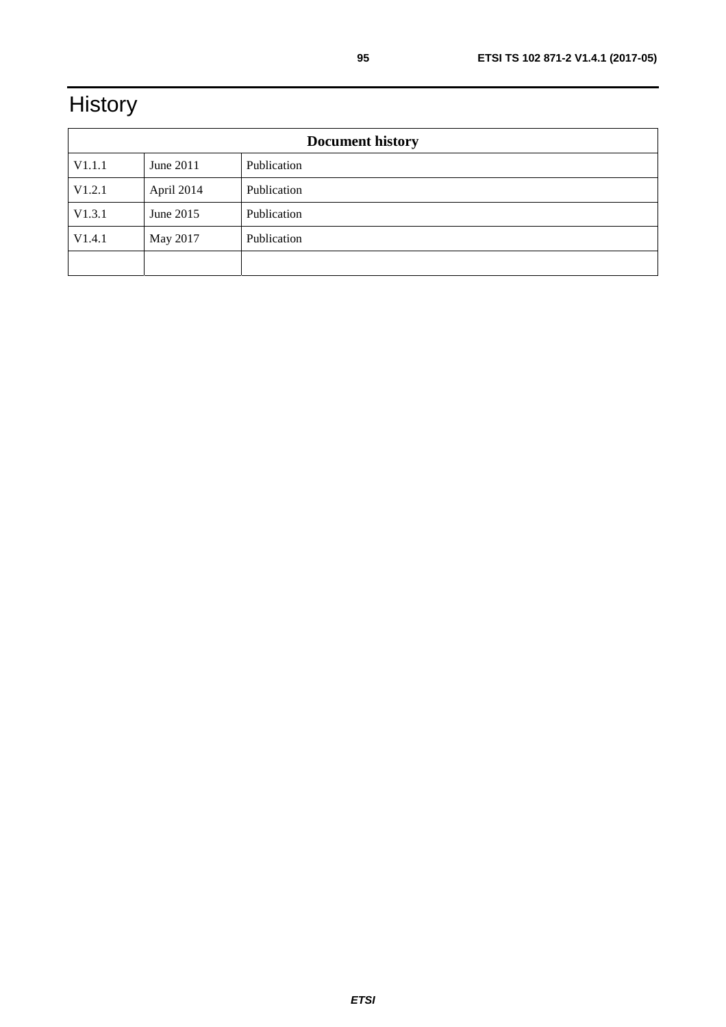# History

| Document history | | |
|---|---|---|
| V1.1.1 | June 2011 | Publication |
| V1.2.1 | April 2014 | Publication |
| V1.3.1 | June 2015 | Publication |
| V1.4.1 | May 2017 | Publication |
| | | |